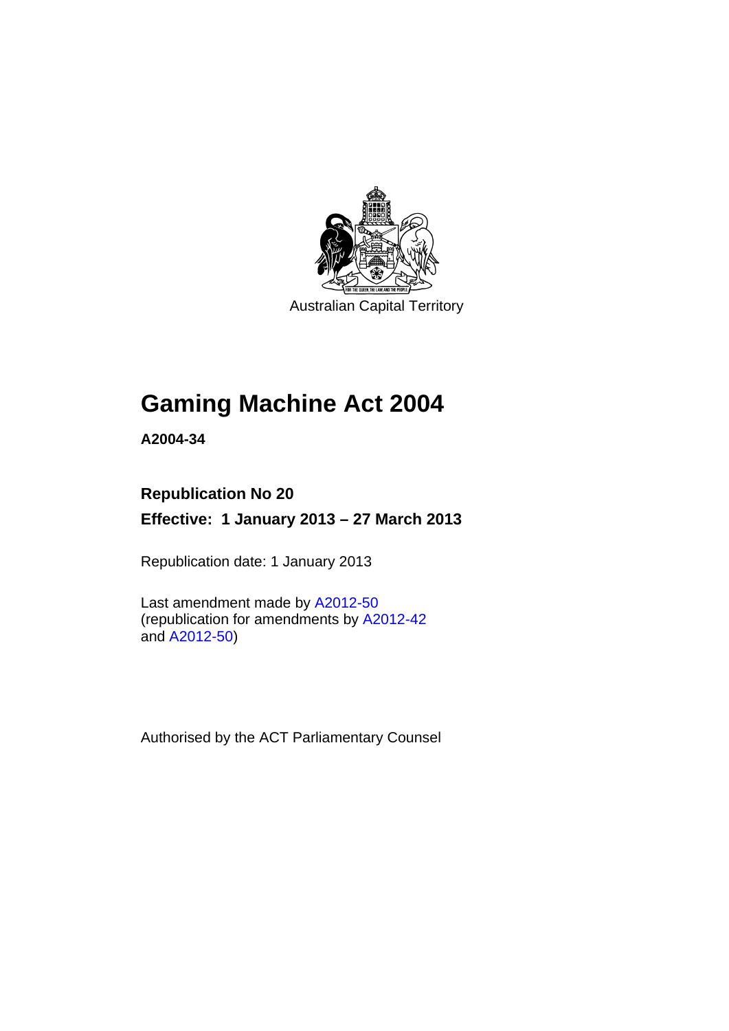Australian Capital Territory

# Gaming Machine Act 2004

**A2004-34**

## Republication No 20

## Effective: 1 January 2013 – 27 March 2013

Republication date: 1 January 2013

Last amendment made by A2012-50
(republication for amendments by A2012-42 and A2012-50)

Authorised by the ACT Parliamentary Counsel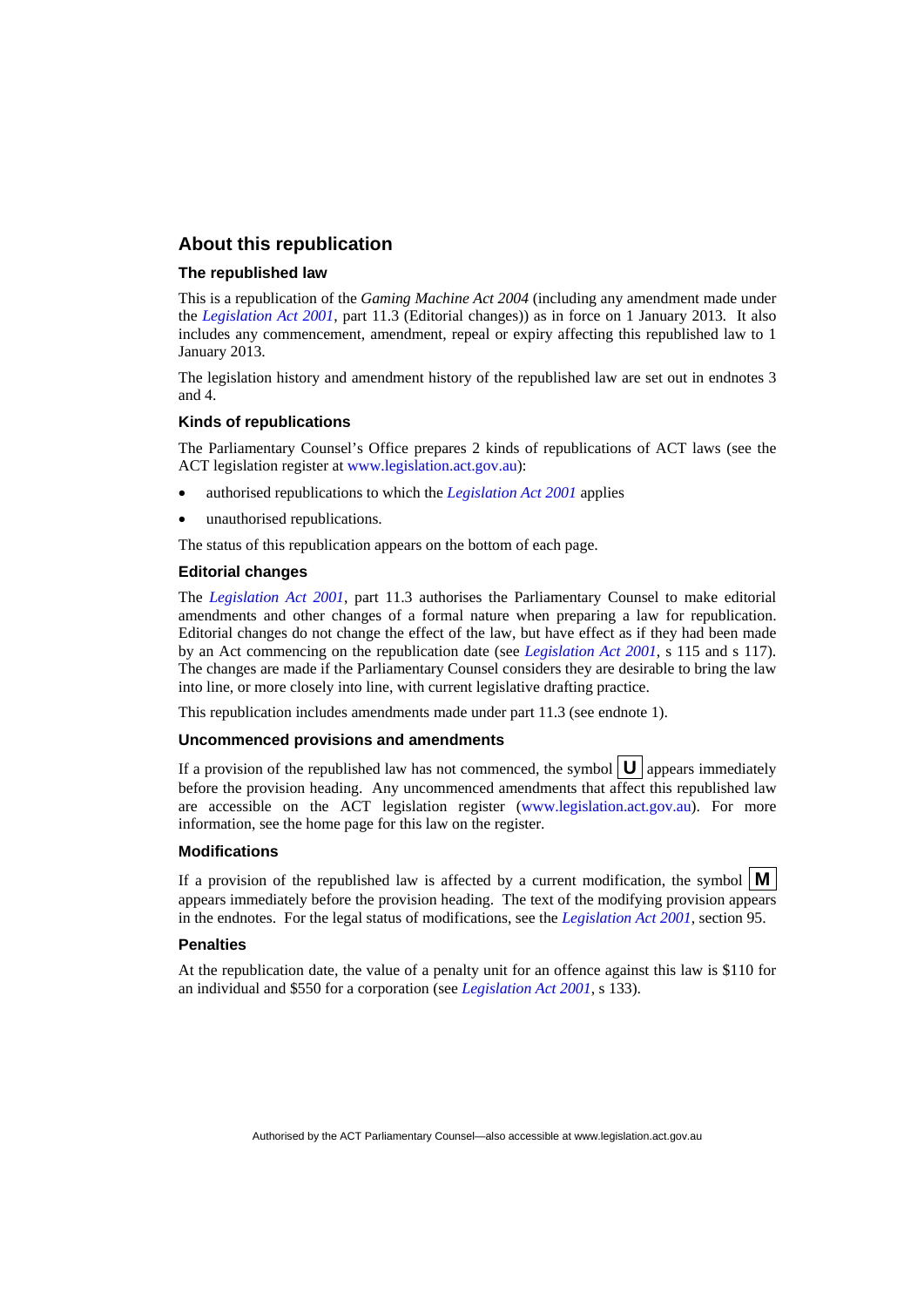## About this republication

### The republished law

This is a republication of the *Gaming Machine Act 2004* (including any amendment made under the *Legislation Act 2001*, part 11.3 (Editorial changes)) as in force on 1 January 2013. It also includes any commencement, amendment, repeal or expiry affecting this republished law to 1 January 2013.

The legislation history and amendment history of the republished law are set out in endnotes 3 and 4.

### Kinds of republications

The Parliamentary Counsel's Office prepares 2 kinds of republications of ACT laws (see the ACT legislation register at www.legislation.act.gov.au):

- authorised republications to which the *Legislation Act 2001* applies
- unauthorised republications.

The status of this republication appears on the bottom of each page.

### Editorial changes

The *Legislation Act 2001*, part 11.3 authorises the Parliamentary Counsel to make editorial amendments and other changes of a formal nature when preparing a law for republication. Editorial changes do not change the effect of the law, but have effect as if they had been made by an Act commencing on the republication date (see *Legislation Act 2001*, s 115 and s 117). The changes are made if the Parliamentary Counsel considers they are desirable to bring the law into line, or more closely into line, with current legislative drafting practice.

This republication includes amendments made under part 11.3 (see endnote 1).

### Uncommenced provisions and amendments

If a provision of the republished law has not commenced, the symbol **U** appears immediately before the provision heading. Any uncommenced amendments that affect this republished law are accessible on the ACT legislation register (www.legislation.act.gov.au). For more information, see the home page for this law on the register.

### Modifications

If a provision of the republished law is affected by a current modification, the symbol **M** appears immediately before the provision heading. The text of the modifying provision appears in the endnotes. For the legal status of modifications, see the *Legislation Act 2001*, section 95.

### Penalties

At the republication date, the value of a penalty unit for an offence against this law is $110 for an individual and $550 for a corporation (see *Legislation Act 2001*, s 133).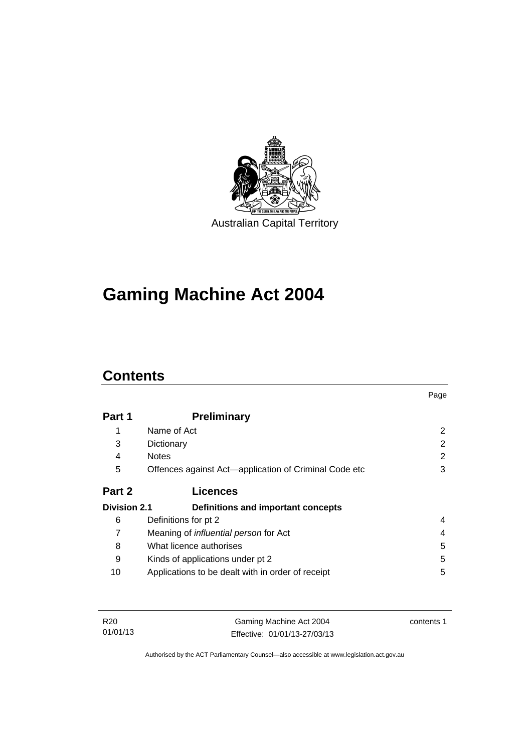Australian Capital Territory

# Gaming Machine Act 2004

## Contents

| | | Page |
|---|---|---|
| **Part 1** | **Preliminary** | |
| 1 | Name of Act | 2 |
| 3 | Dictionary | 2 |
| 4 | Notes | 2 |
| 5 | Offences against Act—application of Criminal Code etc | 3 |
| **Part 2** | **Licences** | |
| **Division 2.1** | **Definitions and important concepts** | |
| 6 | Definitions for pt 2 | 4 |
| 7 | Meaning of *influential person* for Act | 4 |
| 8 | What licence authorises | 5 |
| 9 | Kinds of applications under pt 2 | 5 |
| 10 | Applications to be dealt with in order of receipt | 5 |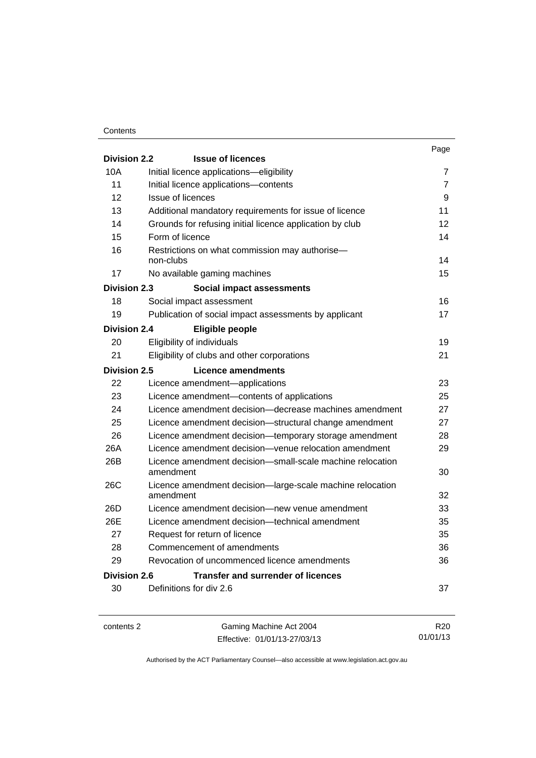| | | Page |
|---|---|---|
| **Division 2.2** | **Issue of licences** | |
| 10A | Initial licence applications—eligibility | 7 |
| 11 | Initial licence applications—contents | 7 |
| 12 | Issue of licences | 9 |
| 13 | Additional mandatory requirements for issue of licence | 11 |
| 14 | Grounds for refusing initial licence application by club | 12 |
| 15 | Form of licence | 14 |
| 16 | Restrictions on what commission may authorise—non-clubs | 14 |
| 17 | No available gaming machines | 15 |
| **Division 2.3** | **Social impact assessments** | |
| 18 | Social impact assessment | 16 |
| 19 | Publication of social impact assessments by applicant | 17 |
| **Division 2.4** | **Eligible people** | |
| 20 | Eligibility of individuals | 19 |
| 21 | Eligibility of clubs and other corporations | 21 |
| **Division 2.5** | **Licence amendments** | |
| 22 | Licence amendment—applications | 23 |
| 23 | Licence amendment—contents of applications | 25 |
| 24 | Licence amendment decision—decrease machines amendment | 27 |
| 25 | Licence amendment decision—structural change amendment | 27 |
| 26 | Licence amendment decision—temporary storage amendment | 28 |
| 26A | Licence amendment decision—venue relocation amendment | 29 |
| 26B | Licence amendment decision—small-scale machine relocation amendment | 30 |
| 26C | Licence amendment decision—large-scale machine relocation amendment | 32 |
| 26D | Licence amendment decision—new venue amendment | 33 |
| 26E | Licence amendment decision—technical amendment | 35 |
| 27 | Request for return of licence | 35 |
| 28 | Commencement of amendments | 36 |
| 29 | Revocation of uncommenced licence amendments | 36 |
| **Division 2.6** | **Transfer and surrender of licences** | |
| 30 | Definitions for div 2.6 | 37 |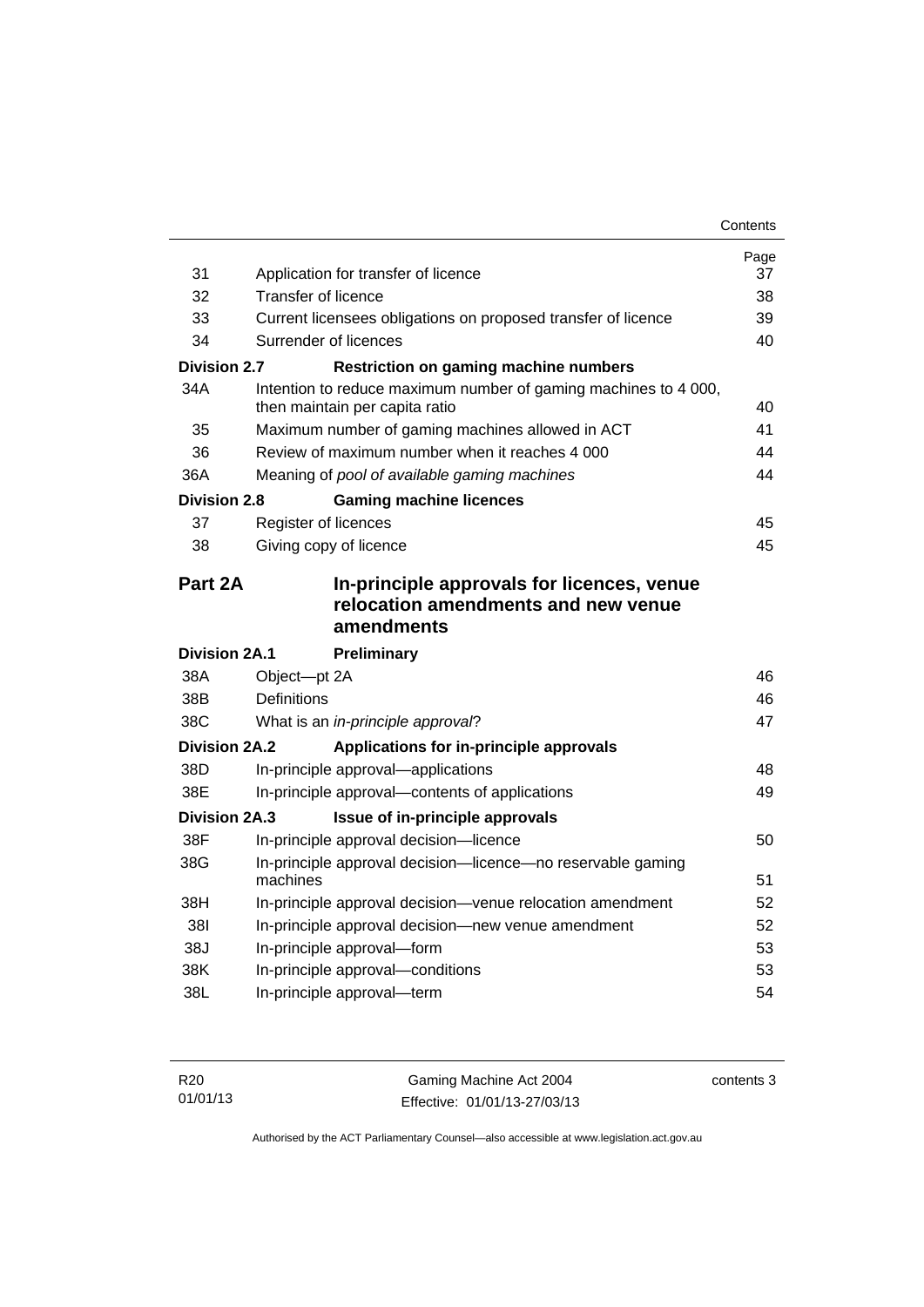| | | Page |
|---|---|---|
| 31 | Application for transfer of licence | 37 |
| 32 | Transfer of licence | 38 |
| 33 | Current licensees obligations on proposed transfer of licence | 39 |
| 34 | Surrender of licences | 40 |
| **Division 2.7** | **Restriction on gaming machine numbers** | |
| 34A | Intention to reduce maximum number of gaming machines to 4 000, then maintain per capita ratio | 40 |
| 35 | Maximum number of gaming machines allowed in ACT | 41 |
| 36 | Review of maximum number when it reaches 4 000 | 44 |
| 36A | Meaning of *pool of available gaming machines* | 44 |
| **Division 2.8** | **Gaming machine licences** | |
| 37 | Register of licences | 45 |
| 38 | Giving copy of licence | 45 |

## Part 2A In-principle approvals for licences, venue relocation amendments and new venue amendments

| | | |
|---|---|---|
| **Division 2A.1** | **Preliminary** | |
| 38A | Object—pt 2A | 46 |
| 38B | Definitions | 46 |
| 38C | What is an *in-principle approval*? | 47 |
| **Division 2A.2** | **Applications for in-principle approvals** | |
| 38D | In-principle approval—applications | 48 |
| 38E | In-principle approval—contents of applications | 49 |
| **Division 2A.3** | **Issue of in-principle approvals** | |
| 38F | In-principle approval decision—licence | 50 |
| 38G | In-principle approval decision—licence—no reservable gaming machines | 51 |
| 38H | In-principle approval decision—venue relocation amendment | 52 |
| 38I | In-principle approval decision—new venue amendment | 52 |
| 38J | In-principle approval—form | 53 |
| 38K | In-principle approval—conditions | 53 |
| 38L | In-principle approval—term | 54 |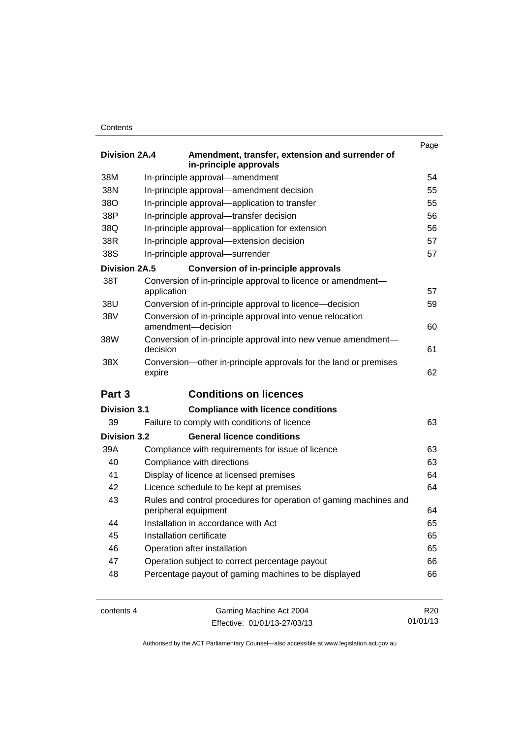| | | Page |
|---|---|---|
| **Division 2A.4** | **Amendment, transfer, extension and surrender of in-principle approvals** | |
| 38M | In-principle approval—amendment | 54 |
| 38N | In-principle approval—amendment decision | 55 |
| 38O | In-principle approval—application to transfer | 55 |
| 38P | In-principle approval—transfer decision | 56 |
| 38Q | In-principle approval—application for extension | 56 |
| 38R | In-principle approval—extension decision | 57 |
| 38S | In-principle approval—surrender | 57 |
| **Division 2A.5** | **Conversion of in-principle approvals** | |
| 38T | Conversion of in-principle approval to licence or amendment—application | 57 |
| 38U | Conversion of in-principle approval to licence—decision | 59 |
| 38V | Conversion of in-principle approval into venue relocation amendment—decision | 60 |
| 38W | Conversion of in-principle approval into new venue amendment—decision | 61 |
| 38X | Conversion—other in-principle approvals for the land or premises expire | 62 |

## Part 3 Conditions on licences

| | | |
|---|---|---|
| **Division 3.1** | **Compliance with licence conditions** | |
| 39 | Failure to comply with conditions of licence | 63 |
| **Division 3.2** | **General licence conditions** | |
| 39A | Compliance with requirements for issue of licence | 63 |
| 40 | Compliance with directions | 63 |
| 41 | Display of licence at licensed premises | 64 |
| 42 | Licence schedule to be kept at premises | 64 |
| 43 | Rules and control procedures for operation of gaming machines and peripheral equipment | 64 |
| 44 | Installation in accordance with Act | 65 |
| 45 | Installation certificate | 65 |
| 46 | Operation after installation | 65 |
| 47 | Operation subject to correct percentage payout | 66 |
| 48 | Percentage payout of gaming machines to be displayed | 66 |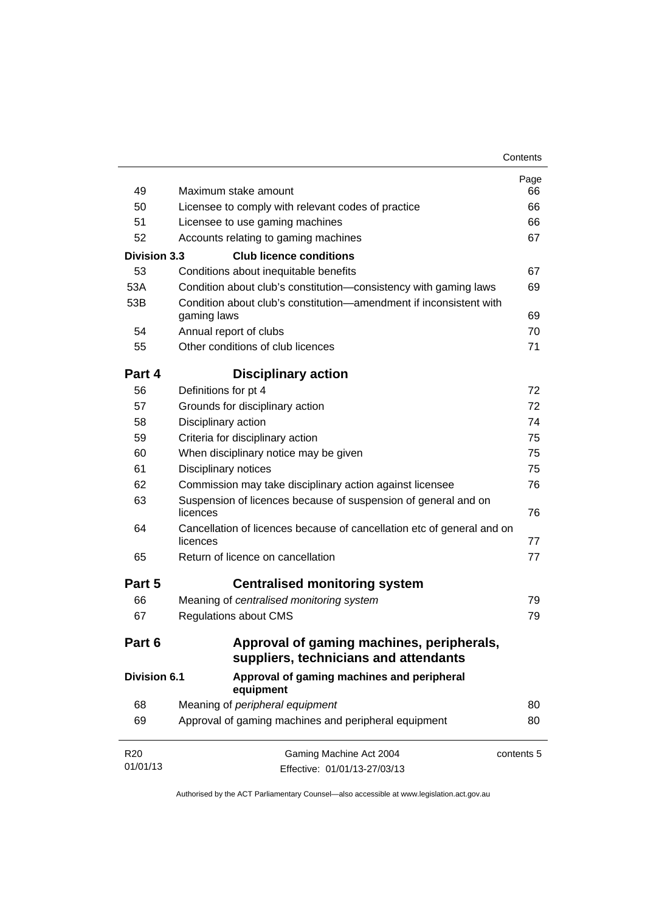| | | Page |
|---|---|---|
| 49 | Maximum stake amount | 66 |
| 50 | Licensee to comply with relevant codes of practice | 66 |
| 51 | Licensee to use gaming machines | 66 |
| 52 | Accounts relating to gaming machines | 67 |
| **Division 3.3** | **Club licence conditions** | |
| 53 | Conditions about inequitable benefits | 67 |
| 53A | Condition about club's constitution—consistency with gaming laws | 69 |
| 53B | Condition about club's constitution—amendment if inconsistent with gaming laws | 69 |
| 54 | Annual report of clubs | 70 |
| 55 | Other conditions of club licences | 71 |
| **Part 4** | **Disciplinary action** | |
| 56 | Definitions for pt 4 | 72 |
| 57 | Grounds for disciplinary action | 72 |
| 58 | Disciplinary action | 74 |
| 59 | Criteria for disciplinary action | 75 |
| 60 | When disciplinary notice may be given | 75 |
| 61 | Disciplinary notices | 75 |
| 62 | Commission may take disciplinary action against licensee | 76 |
| 63 | Suspension of licences because of suspension of general and on licences | 76 |
| 64 | Cancellation of licences because of cancellation etc of general and on licences | 77 |
| 65 | Return of licence on cancellation | 77 |
| **Part 5** | **Centralised monitoring system** | |
| 66 | Meaning of *centralised monitoring system* | 79 |
| 67 | Regulations about CMS | 79 |
| **Part 6** | **Approval of gaming machines, peripherals, suppliers, technicians and attendants** | |
| **Division 6.1** | **Approval of gaming machines and peripheral equipment** | |
| 68 | Meaning of *peripheral equipment* | 80 |
| 69 | Approval of gaming machines and peripheral equipment | 80 |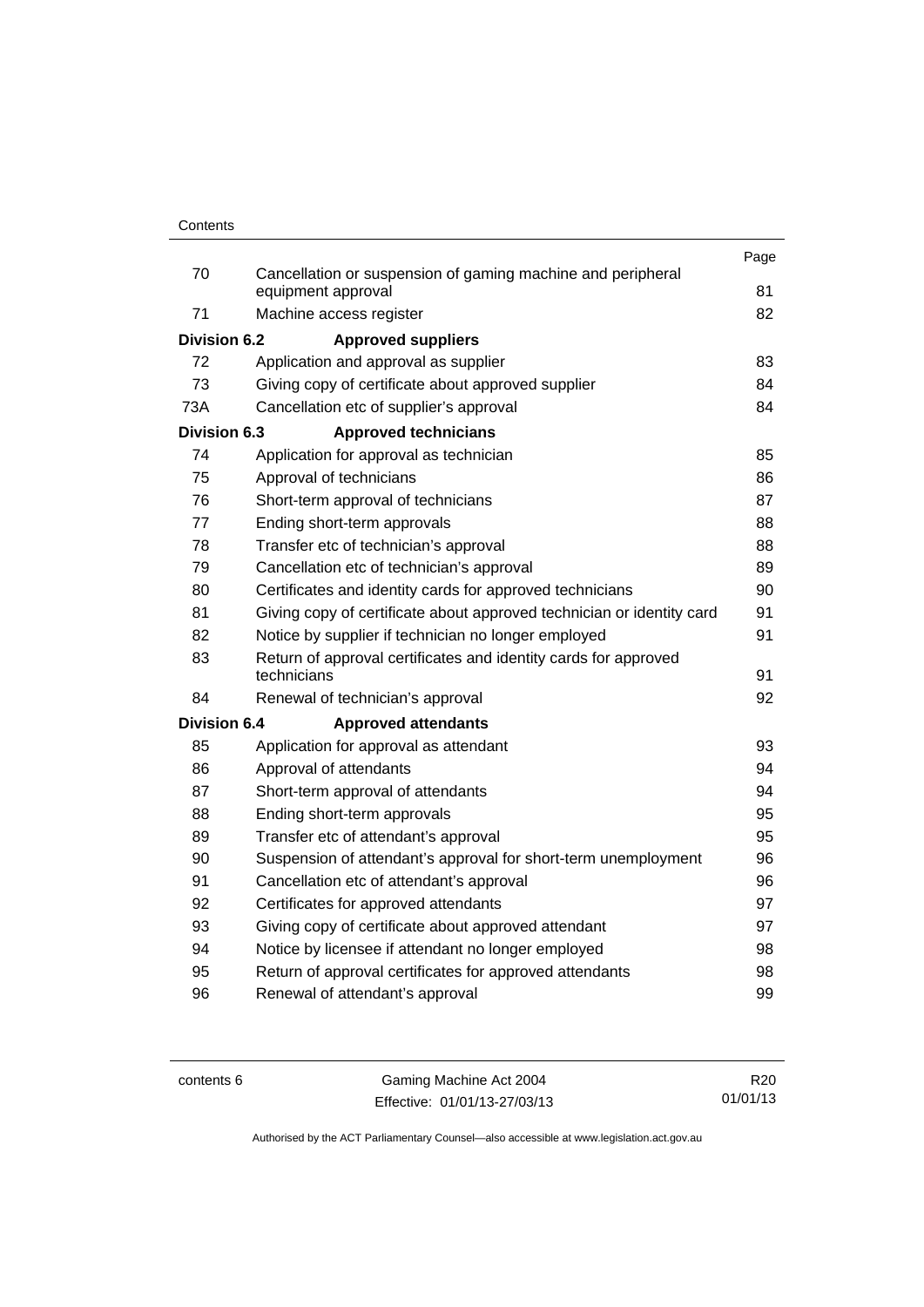| | | Page |
|---|---|---|
| 70 | Cancellation or suspension of gaming machine and peripheral equipment approval | 81 |
| 71 | Machine access register | 82 |
| **Division 6.2** | **Approved suppliers** | |
| 72 | Application and approval as supplier | 83 |
| 73 | Giving copy of certificate about approved supplier | 84 |
| 73A | Cancellation etc of supplier's approval | 84 |
| **Division 6.3** | **Approved technicians** | |
| 74 | Application for approval as technician | 85 |
| 75 | Approval of technicians | 86 |
| 76 | Short-term approval of technicians | 87 |
| 77 | Ending short-term approvals | 88 |
| 78 | Transfer etc of technician's approval | 88 |
| 79 | Cancellation etc of technician's approval | 89 |
| 80 | Certificates and identity cards for approved technicians | 90 |
| 81 | Giving copy of certificate about approved technician or identity card | 91 |
| 82 | Notice by supplier if technician no longer employed | 91 |
| 83 | Return of approval certificates and identity cards for approved technicians | 91 |
| 84 | Renewal of technician's approval | 92 |
| **Division 6.4** | **Approved attendants** | |
| 85 | Application for approval as attendant | 93 |
| 86 | Approval of attendants | 94 |
| 87 | Short-term approval of attendants | 94 |
| 88 | Ending short-term approvals | 95 |
| 89 | Transfer etc of attendant's approval | 95 |
| 90 | Suspension of attendant's approval for short-term unemployment | 96 |
| 91 | Cancellation etc of attendant's approval | 96 |
| 92 | Certificates for approved attendants | 97 |
| 93 | Giving copy of certificate about approved attendant | 97 |
| 94 | Notice by licensee if attendant no longer employed | 98 |
| 95 | Return of approval certificates for approved attendants | 98 |
| 96 | Renewal of attendant's approval | 99 |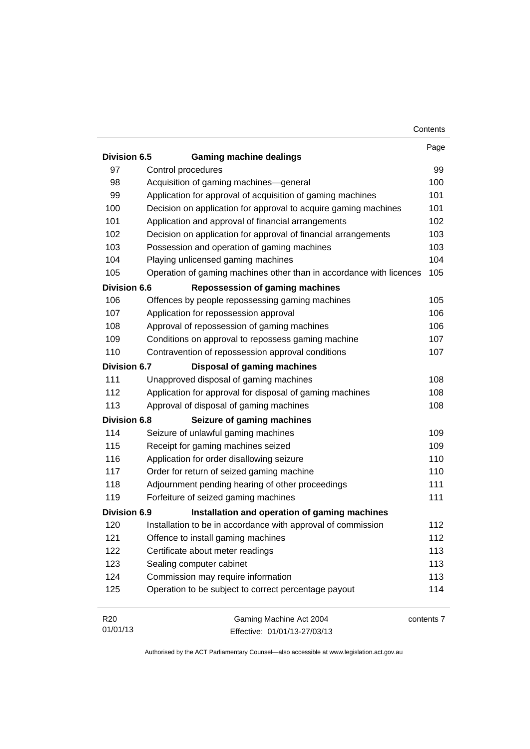| | | Page |
|---|---|---|
| **Division 6.5** | **Gaming machine dealings** | |
| 97 | Control procedures | 99 |
| 98 | Acquisition of gaming machines—general | 100 |
| 99 | Application for approval of acquisition of gaming machines | 101 |
| 100 | Decision on application for approval to acquire gaming machines | 101 |
| 101 | Application and approval of financial arrangements | 102 |
| 102 | Decision on application for approval of financial arrangements | 103 |
| 103 | Possession and operation of gaming machines | 103 |
| 104 | Playing unlicensed gaming machines | 104 |
| 105 | Operation of gaming machines other than in accordance with licences | 105 |
| **Division 6.6** | **Repossession of gaming machines** | |
| 106 | Offences by people repossessing gaming machines | 105 |
| 107 | Application for repossession approval | 106 |
| 108 | Approval of repossession of gaming machines | 106 |
| 109 | Conditions on approval to repossess gaming machine | 107 |
| 110 | Contravention of repossession approval conditions | 107 |
| **Division 6.7** | **Disposal of gaming machines** | |
| 111 | Unapproved disposal of gaming machines | 108 |
| 112 | Application for approval for disposal of gaming machines | 108 |
| 113 | Approval of disposal of gaming machines | 108 |
| **Division 6.8** | **Seizure of gaming machines** | |
| 114 | Seizure of unlawful gaming machines | 109 |
| 115 | Receipt for gaming machines seized | 109 |
| 116 | Application for order disallowing seizure | 110 |
| 117 | Order for return of seized gaming machine | 110 |
| 118 | Adjournment pending hearing of other proceedings | 111 |
| 119 | Forfeiture of seized gaming machines | 111 |
| **Division 6.9** | **Installation and operation of gaming machines** | |
| 120 | Installation to be in accordance with approval of commission | 112 |
| 121 | Offence to install gaming machines | 112 |
| 122 | Certificate about meter readings | 113 |
| 123 | Sealing computer cabinet | 113 |
| 124 | Commission may require information | 113 |
| 125 | Operation to be subject to correct percentage payout | 114 |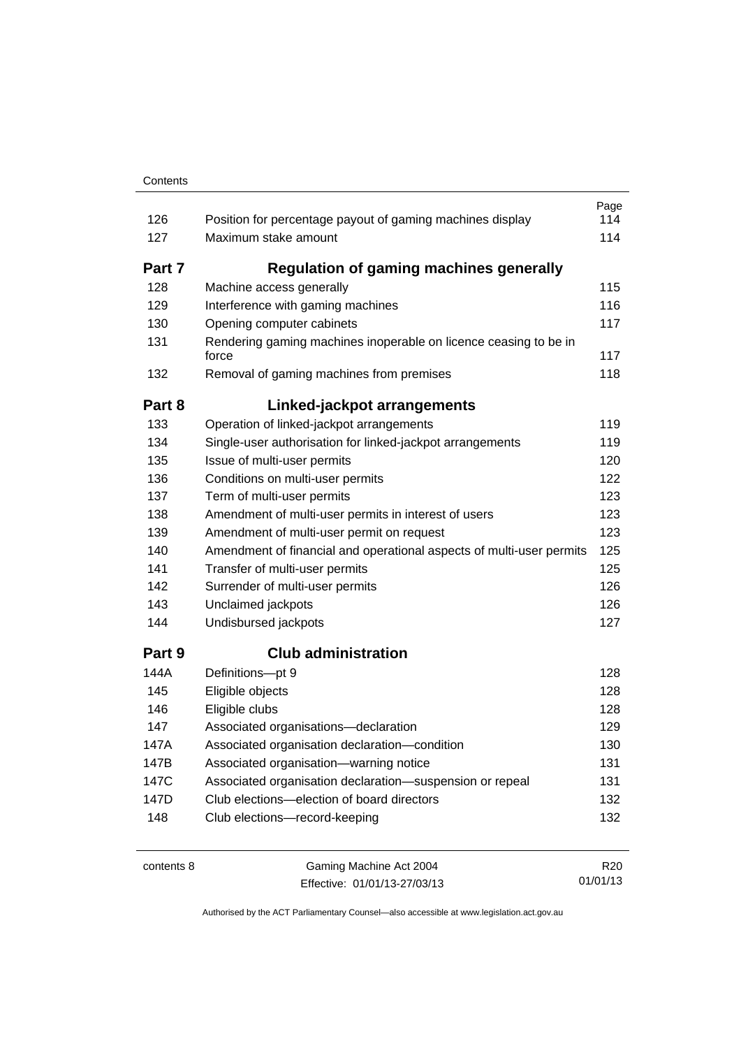| | | Page |
|---|---|---|
| 126 | Position for percentage payout of gaming machines display | 114 |
| 127 | Maximum stake amount | 114 |
| **Part 7** | **Regulation of gaming machines generally** | |
| 128 | Machine access generally | 115 |
| 129 | Interference with gaming machines | 116 |
| 130 | Opening computer cabinets | 117 |
| 131 | Rendering gaming machines inoperable on licence ceasing to be in force | 117 |
| 132 | Removal of gaming machines from premises | 118 |
| **Part 8** | **Linked-jackpot arrangements** | |
| 133 | Operation of linked-jackpot arrangements | 119 |
| 134 | Single-user authorisation for linked-jackpot arrangements | 119 |
| 135 | Issue of multi-user permits | 120 |
| 136 | Conditions on multi-user permits | 122 |
| 137 | Term of multi-user permits | 123 |
| 138 | Amendment of multi-user permits in interest of users | 123 |
| 139 | Amendment of multi-user permit on request | 123 |
| 140 | Amendment of financial and operational aspects of multi-user permits | 125 |
| 141 | Transfer of multi-user permits | 125 |
| 142 | Surrender of multi-user permits | 126 |
| 143 | Unclaimed jackpots | 126 |
| 144 | Undisbursed jackpots | 127 |
| **Part 9** | **Club administration** | |
| 144A | Definitions—pt 9 | 128 |
| 145 | Eligible objects | 128 |
| 146 | Eligible clubs | 128 |
| 147 | Associated organisations—declaration | 129 |
| 147A | Associated organisation declaration—condition | 130 |
| 147B | Associated organisation—warning notice | 131 |
| 147C | Associated organisation declaration—suspension or repeal | 131 |
| 147D | Club elections—election of board directors | 132 |
| 148 | Club elections—record-keeping | 132 |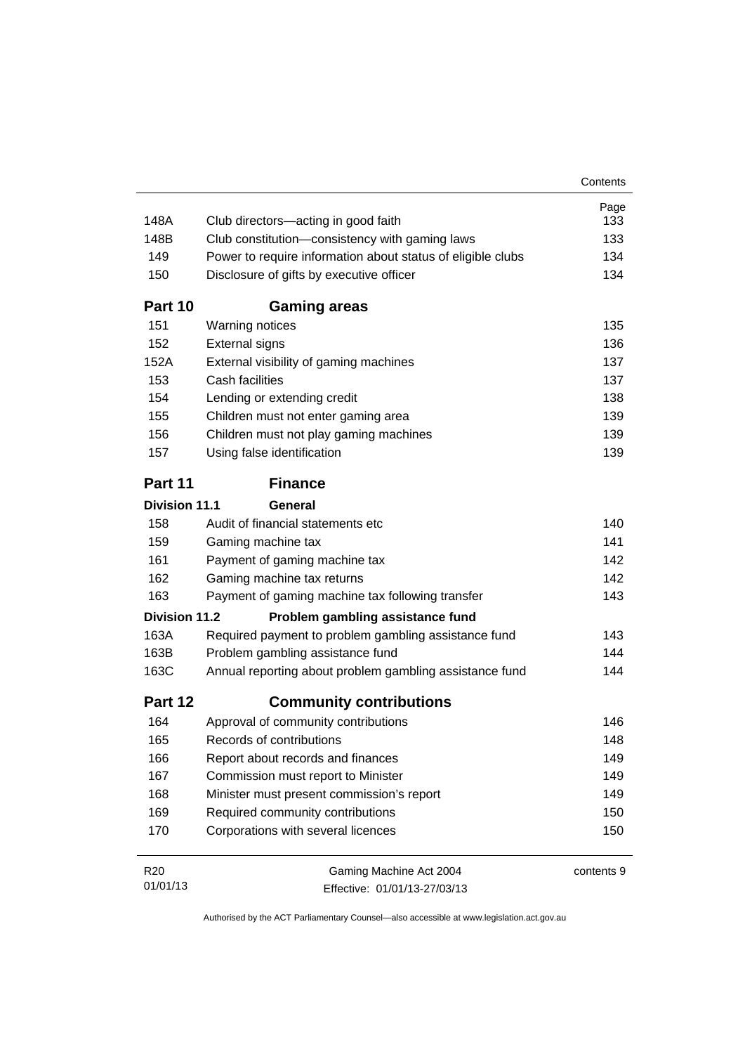| | | Page |
|---|---|---|
| 148A | Club directors—acting in good faith | 133 |
| 148B | Club constitution—consistency with gaming laws | 133 |
| 149 | Power to require information about status of eligible clubs | 134 |
| 150 | Disclosure of gifts by executive officer | 134 |

**Part 10 Gaming areas**

| | | |
|---|---|---|
| 151 | Warning notices | 135 |
| 152 | External signs | 136 |
| 152A | External visibility of gaming machines | 137 |
| 153 | Cash facilities | 137 |
| 154 | Lending or extending credit | 138 |
| 155 | Children must not enter gaming area | 139 |
| 156 | Children must not play gaming machines | 139 |
| 157 | Using false identification | 139 |

**Part 11 Finance**

**Division 11.1 General**

| | | |
|---|---|---|
| 158 | Audit of financial statements etc | 140 |
| 159 | Gaming machine tax | 141 |
| 161 | Payment of gaming machine tax | 142 |
| 162 | Gaming machine tax returns | 142 |
| 163 | Payment of gaming machine tax following transfer | 143 |

**Division 11.2 Problem gambling assistance fund**

| | | |
|---|---|---|
| 163A | Required payment to problem gambling assistance fund | 143 |
| 163B | Problem gambling assistance fund | 144 |
| 163C | Annual reporting about problem gambling assistance fund | 144 |

**Part 12 Community contributions**

| | | |
|---|---|---|
| 164 | Approval of community contributions | 146 |
| 165 | Records of contributions | 148 |
| 166 | Report about records and finances | 149 |
| 167 | Commission must report to Minister | 149 |
| 168 | Minister must present commission's report | 149 |
| 169 | Required community contributions | 150 |
| 170 | Corporations with several licences | 150 |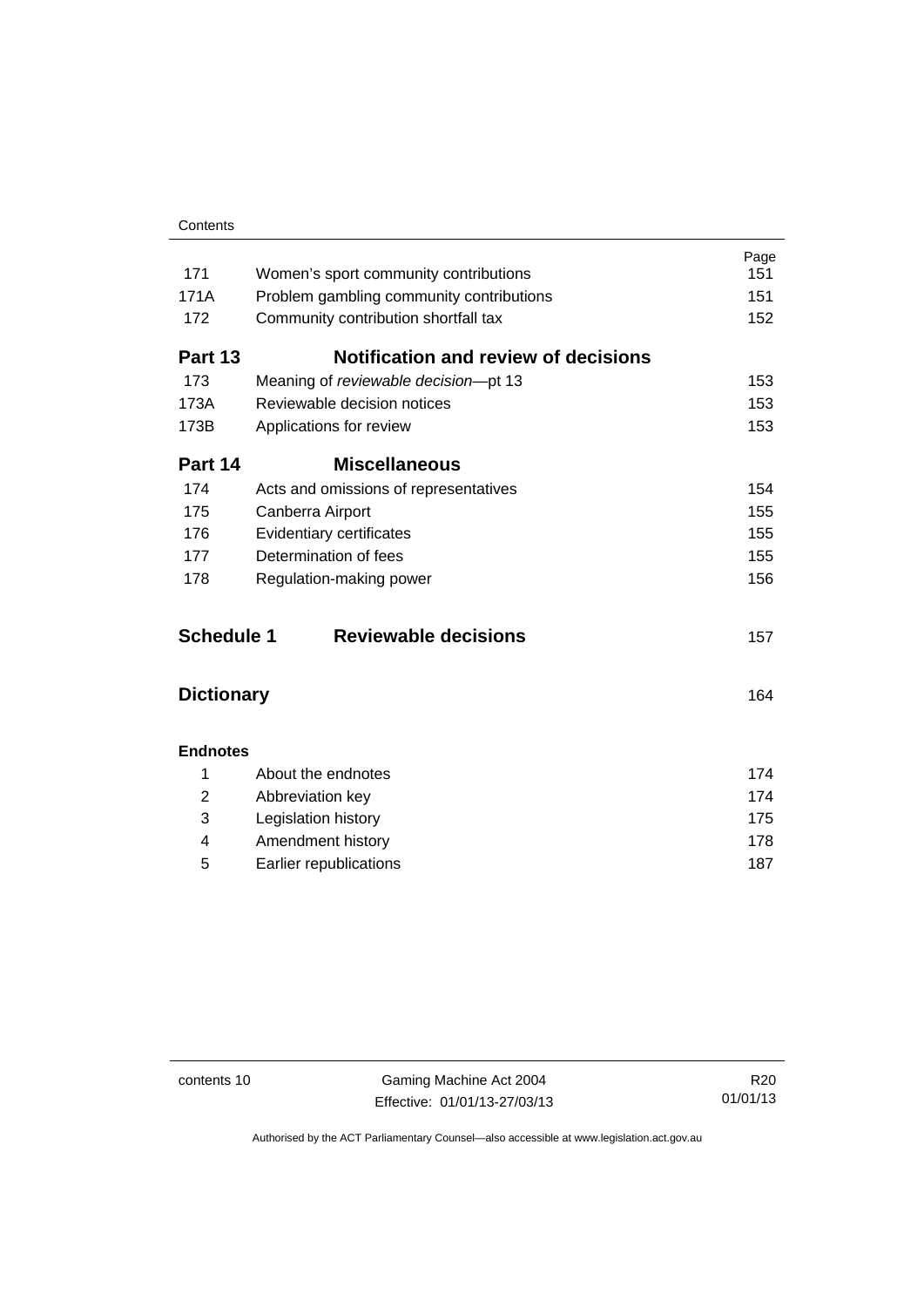| | | Page |
|---|---|---|
| 171 | Women's sport community contributions | 151 |
| 171A | Problem gambling community contributions | 151 |
| 172 | Community contribution shortfall tax | 152 |
| **Part 13** | **Notification and review of decisions** | |
| 173 | Meaning of *reviewable decision*—pt 13 | 153 |
| 173A | Reviewable decision notices | 153 |
| 173B | Applications for review | 153 |
| **Part 14** | **Miscellaneous** | |
| 174 | Acts and omissions of representatives | 154 |
| 175 | Canberra Airport | 155 |
| 176 | Evidentiary certificates | 155 |
| 177 | Determination of fees | 155 |
| 178 | Regulation-making power | 156 |
| **Schedule 1** | **Reviewable decisions** | 157 |
| **Dictionary** | | 164 |
| **Endnotes** | | |
| 1 | About the endnotes | 174 |
| 2 | Abbreviation key | 174 |
| 3 | Legislation history | 175 |
| 4 | Amendment history | 178 |
| 5 | Earlier republications | 187 |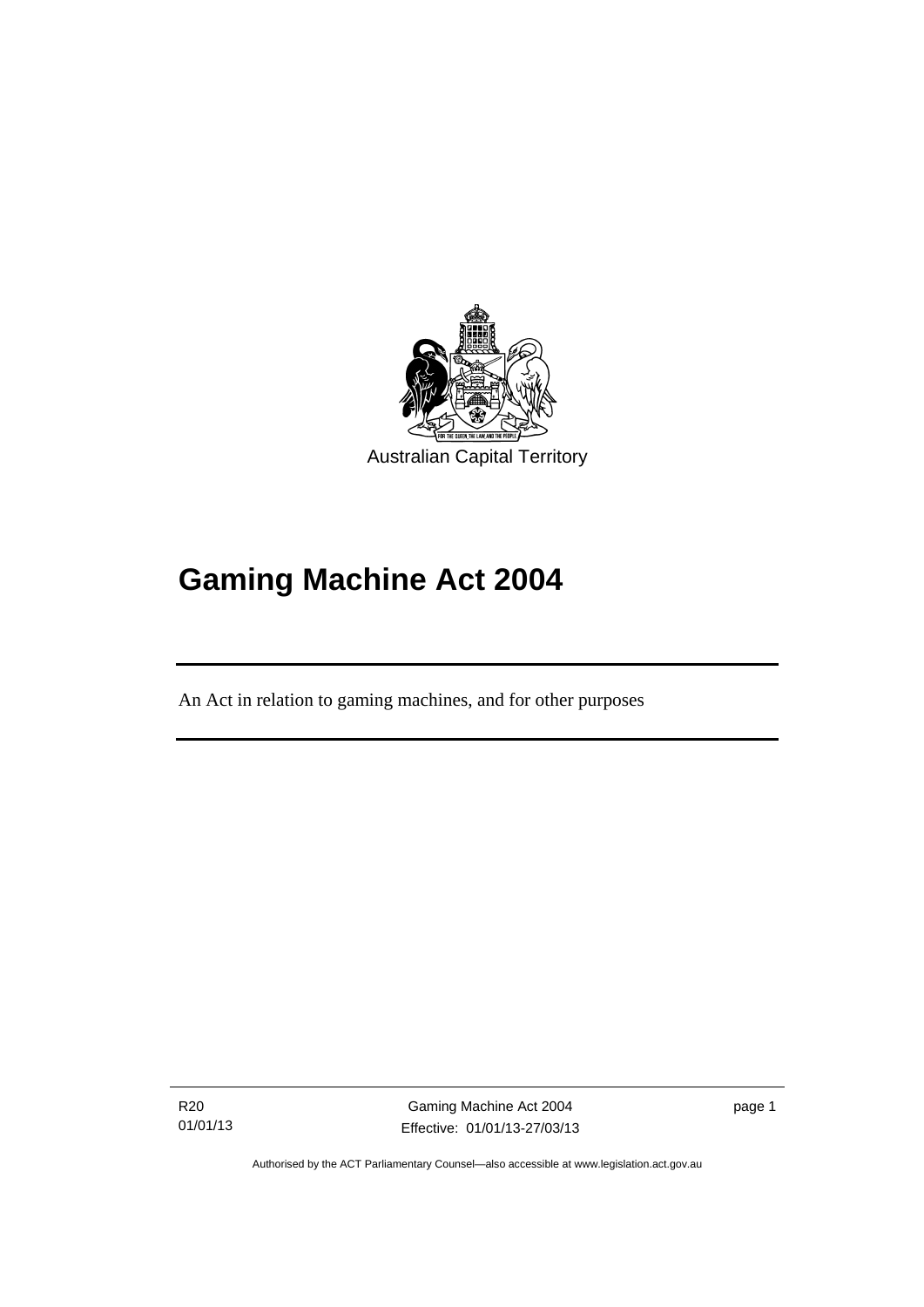Australian Capital Territory

# Gaming Machine Act 2004

An Act in relation to gaming machines, and for other purposes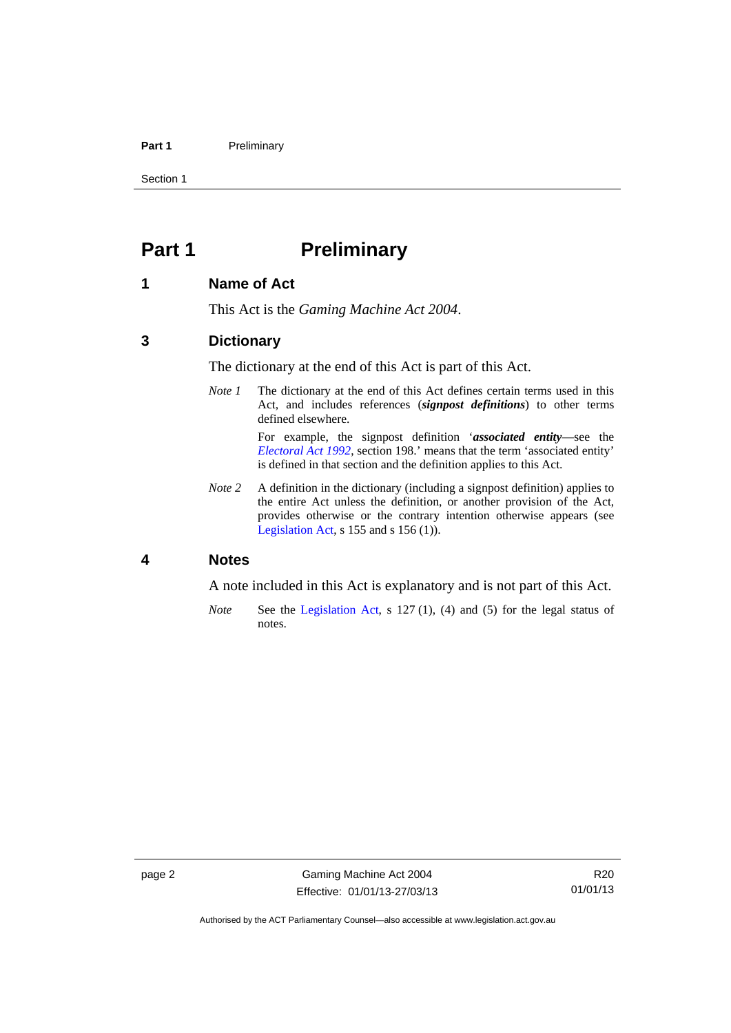# Part 1 Preliminary

## 1 Name of Act

This Act is the *Gaming Machine Act 2004*.

## 3 Dictionary

The dictionary at the end of this Act is part of this Act.

*Note 1* The dictionary at the end of this Act defines certain terms used in this Act, and includes references (***signpost definitions***) to other terms defined elsewhere.

For example, the signpost definition '***associated entity***—see the *Electoral Act 1992*, section 198.' means that the term 'associated entity' is defined in that section and the definition applies to this Act.

*Note 2* A definition in the dictionary (including a signpost definition) applies to the entire Act unless the definition, or another provision of the Act, provides otherwise or the contrary intention otherwise appears (see Legislation Act, s 155 and s 156 (1)).

## 4 Notes

A note included in this Act is explanatory and is not part of this Act.

*Note* See the Legislation Act, s 127 (1), (4) and (5) for the legal status of notes.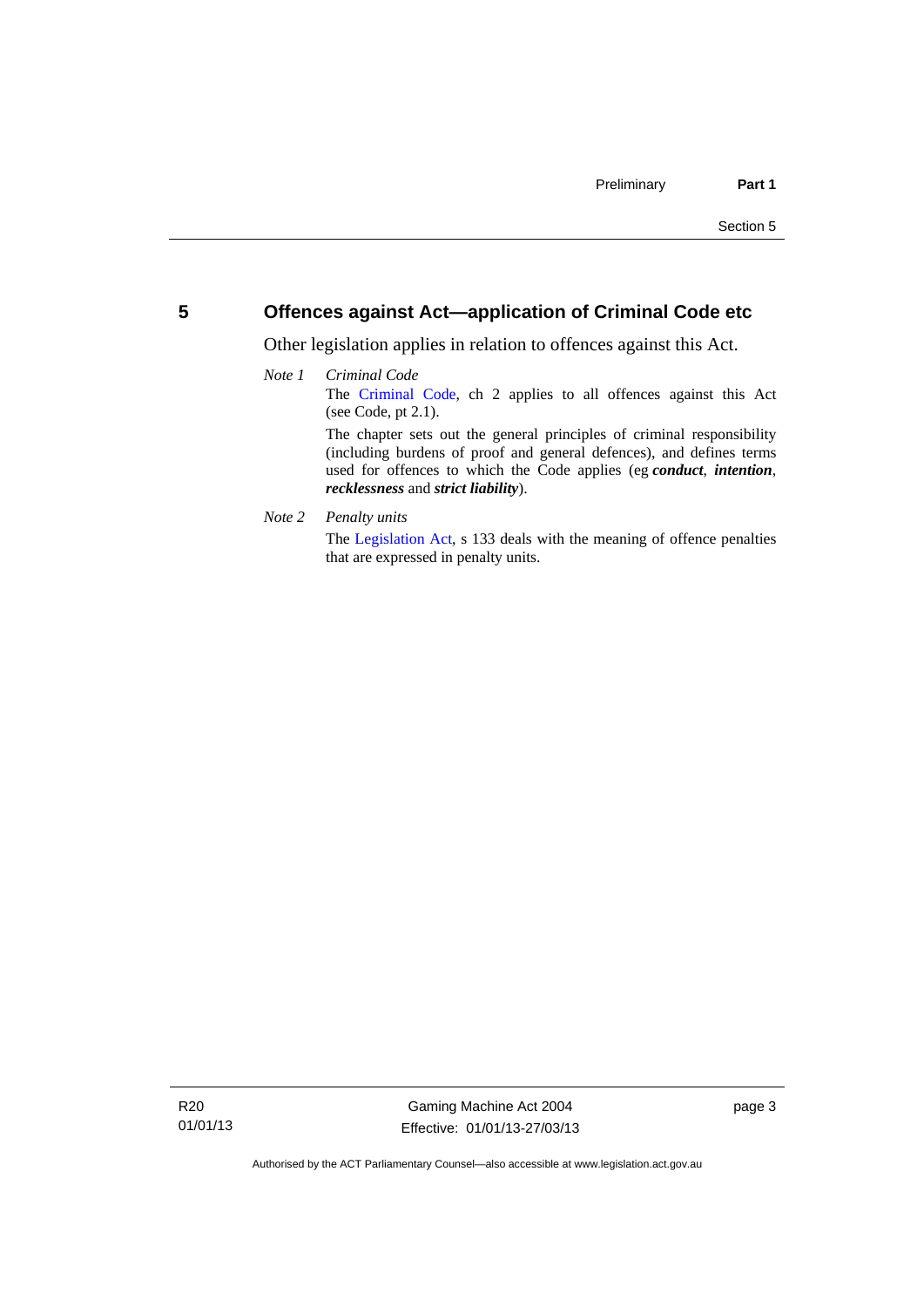## 5 Offences against Act—application of Criminal Code etc

Other legislation applies in relation to offences against this Act.

*Note 1* *Criminal Code*

The Criminal Code, ch 2 applies to all offences against this Act (see Code, pt 2.1).

The chapter sets out the general principles of criminal responsibility (including burdens of proof and general defences), and defines terms used for offences to which the Code applies (eg ***conduct***, ***intention***, ***recklessness*** and ***strict liability***).

*Note 2* *Penalty units*

The Legislation Act, s 133 deals with the meaning of offence penalties that are expressed in penalty units.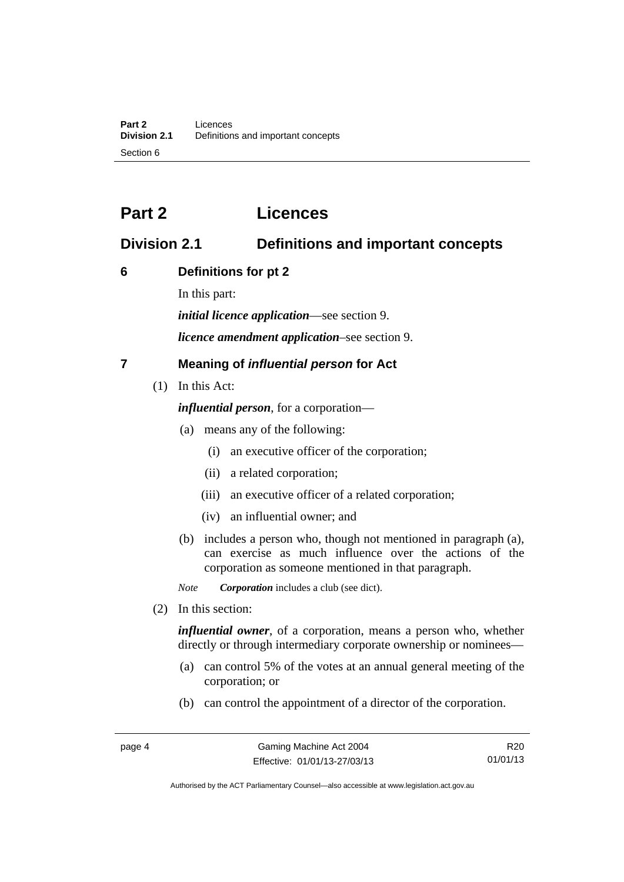# Part 2 Licences

## Division 2.1 Definitions and important concepts

### 6 Definitions for pt 2

In this part:

***initial licence application***—see section 9.

***licence amendment application***–see section 9.

### 7 Meaning of *influential person* for Act

(1) In this Act:

***influential person***, for a corporation—

(a) means any of the following:

(i) an executive officer of the corporation;

(ii) a related corporation;

(iii) an executive officer of a related corporation;

(iv) an influential owner; and

(b) includes a person who, though not mentioned in paragraph (a), can exercise as much influence over the actions of the corporation as someone mentioned in that paragraph.

*Note* ***Corporation*** includes a club (see dict).

(2) In this section:

***influential owner***, of a corporation, means a person who, whether directly or through intermediary corporate ownership or nominees—

(a) can control 5% of the votes at an annual general meeting of the corporation; or

(b) can control the appointment of a director of the corporation.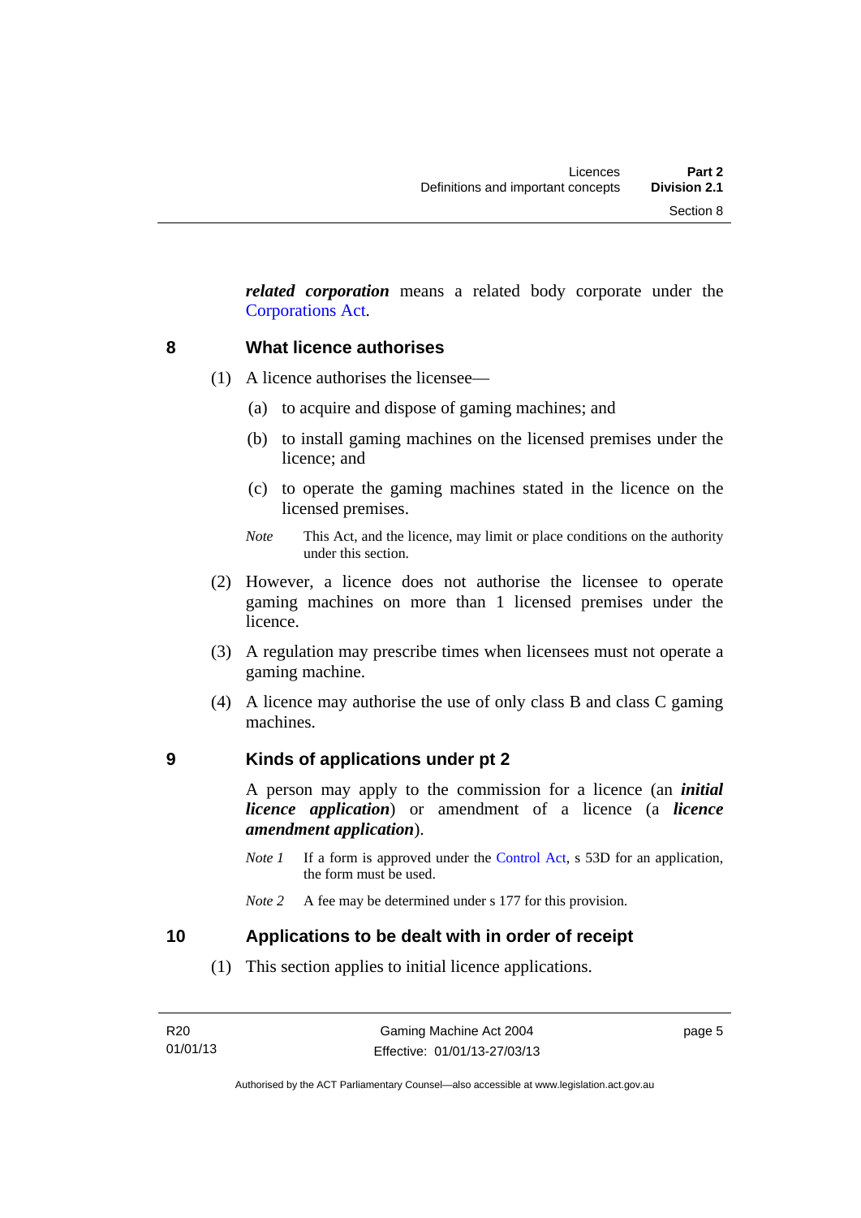***related corporation*** means a related body corporate under the Corporations Act.

## 8 What licence authorises

(1) A licence authorises the licensee—

(a) to acquire and dispose of gaming machines; and

(b) to install gaming machines on the licensed premises under the licence; and

(c) to operate the gaming machines stated in the licence on the licensed premises.

*Note* This Act, and the licence, may limit or place conditions on the authority under this section.

(2) However, a licence does not authorise the licensee to operate gaming machines on more than 1 licensed premises under the licence.

(3) A regulation may prescribe times when licensees must not operate a gaming machine.

(4) A licence may authorise the use of only class B and class C gaming machines.

## 9 Kinds of applications under pt 2

A person may apply to the commission for a licence (an ***initial licence application***) or amendment of a licence (a ***licence amendment application***).

*Note 1* If a form is approved under the Control Act, s 53D for an application, the form must be used.

*Note 2* A fee may be determined under s 177 for this provision.

## 10 Applications to be dealt with in order of receipt

(1) This section applies to initial licence applications.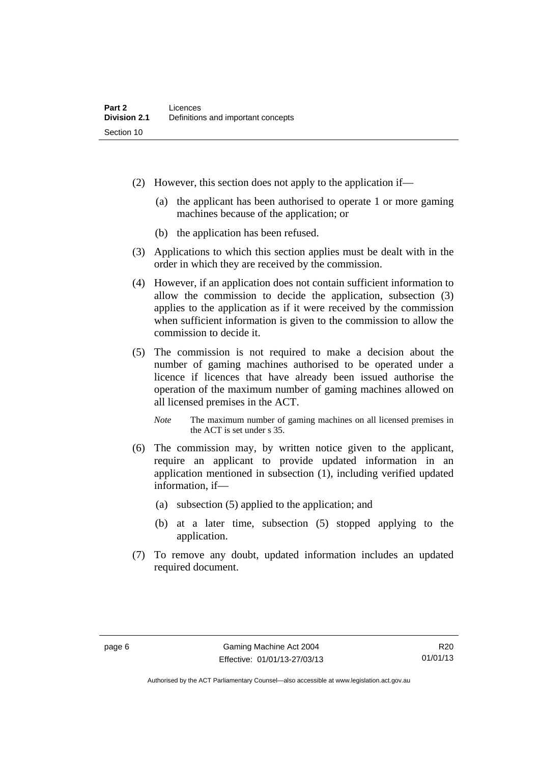(2) However, this section does not apply to the application if—

(a) the applicant has been authorised to operate 1 or more gaming machines because of the application; or

(b) the application has been refused.

(3) Applications to which this section applies must be dealt with in the order in which they are received by the commission.

(4) However, if an application does not contain sufficient information to allow the commission to decide the application, subsection (3) applies to the application as if it were received by the commission when sufficient information is given to the commission to allow the commission to decide it.

(5) The commission is not required to make a decision about the number of gaming machines authorised to be operated under a licence if licences that have already been issued authorise the operation of the maximum number of gaming machines allowed on all licensed premises in the ACT.

*Note* The maximum number of gaming machines on all licensed premises in the ACT is set under s 35.

(6) The commission may, by written notice given to the applicant, require an applicant to provide updated information in an application mentioned in subsection (1), including verified updated information, if—

(a) subsection (5) applied to the application; and

(b) at a later time, subsection (5) stopped applying to the application.

(7) To remove any doubt, updated information includes an updated required document.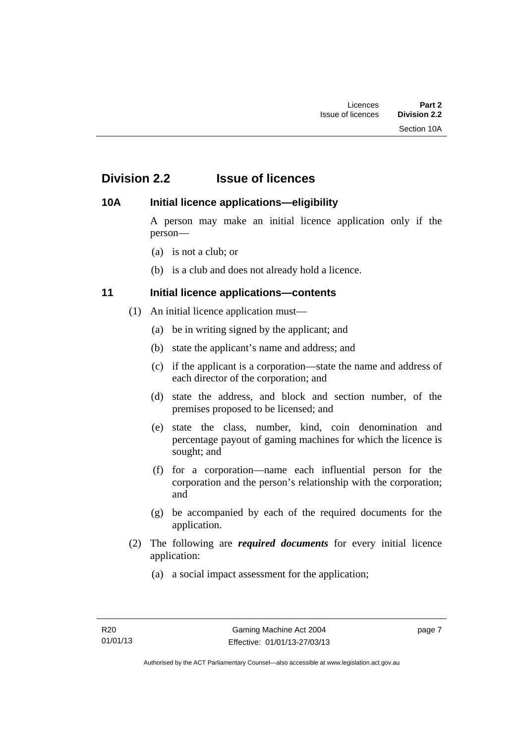## Division 2.2 Issue of licences

### 10A Initial licence applications—eligibility

A person may make an initial licence application only if the person—

(a) is not a club; or

(b) is a club and does not already hold a licence.

### 11 Initial licence applications—contents

(1) An initial licence application must—

(a) be in writing signed by the applicant; and

(b) state the applicant's name and address; and

(c) if the applicant is a corporation—state the name and address of each director of the corporation; and

(d) state the address, and block and section number, of the premises proposed to be licensed; and

(e) state the class, number, kind, coin denomination and percentage payout of gaming machines for which the licence is sought; and

(f) for a corporation—name each influential person for the corporation and the person's relationship with the corporation; and

(g) be accompanied by each of the required documents for the application.

(2) The following are ***required documents*** for every initial licence application:

(a) a social impact assessment for the application;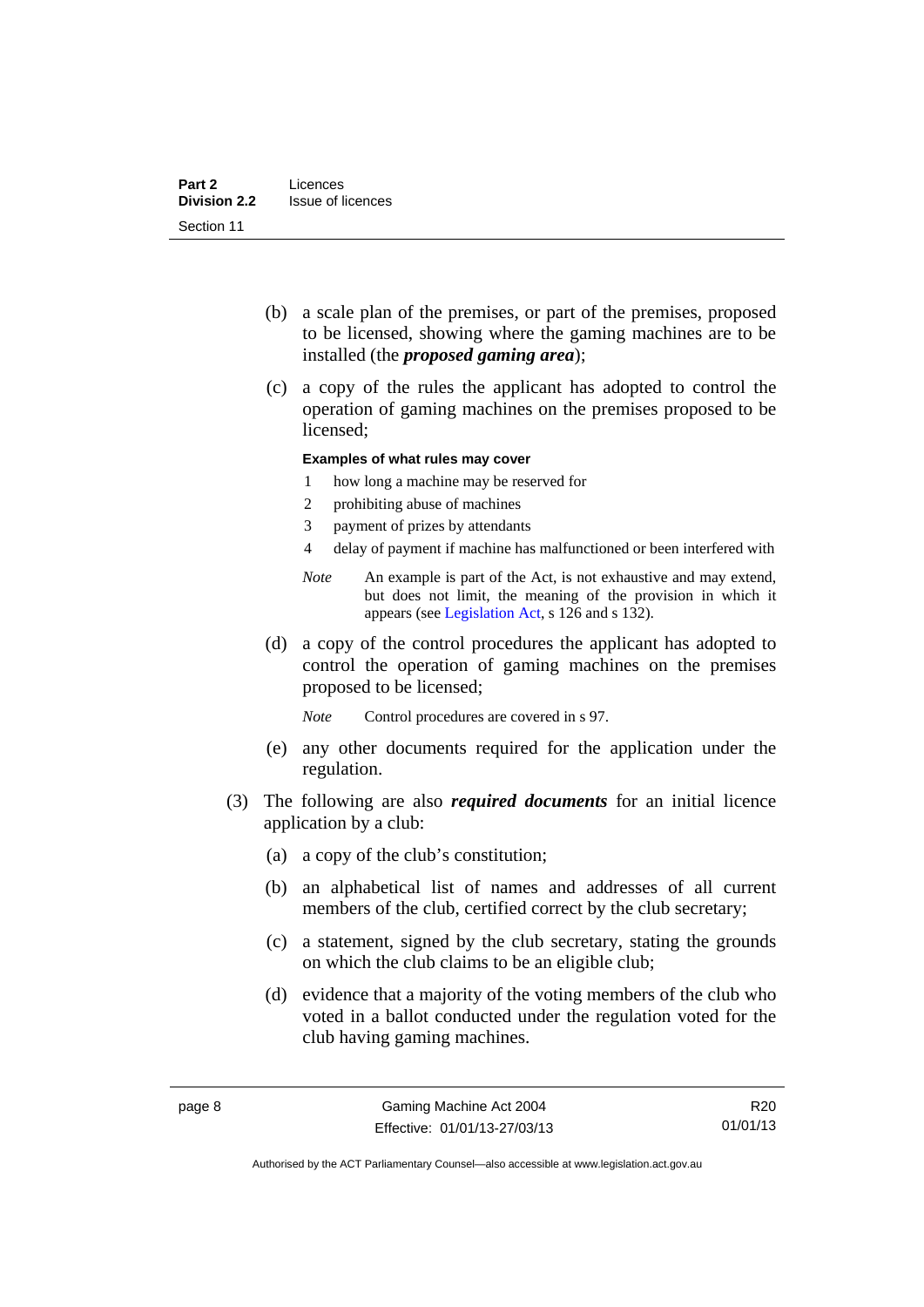(b) a scale plan of the premises, or part of the premises, proposed to be licensed, showing where the gaming machines are to be installed (the ***proposed gaming area***);

(c) a copy of the rules the applicant has adopted to control the operation of gaming machines on the premises proposed to be licensed;

**Examples of what rules may cover**

1 how long a machine may be reserved for

2 prohibiting abuse of machines

3 payment of prizes by attendants

4 delay of payment if machine has malfunctioned or been interfered with

*Note* An example is part of the Act, is not exhaustive and may extend, but does not limit, the meaning of the provision in which it appears (see Legislation Act, s 126 and s 132).

(d) a copy of the control procedures the applicant has adopted to control the operation of gaming machines on the premises proposed to be licensed;

*Note* Control procedures are covered in s 97.

(e) any other documents required for the application under the regulation.

(3) The following are also ***required documents*** for an initial licence application by a club:

(a) a copy of the club's constitution;

(b) an alphabetical list of names and addresses of all current members of the club, certified correct by the club secretary;

(c) a statement, signed by the club secretary, stating the grounds on which the club claims to be an eligible club;

(d) evidence that a majority of the voting members of the club who voted in a ballot conducted under the regulation voted for the club having gaming machines.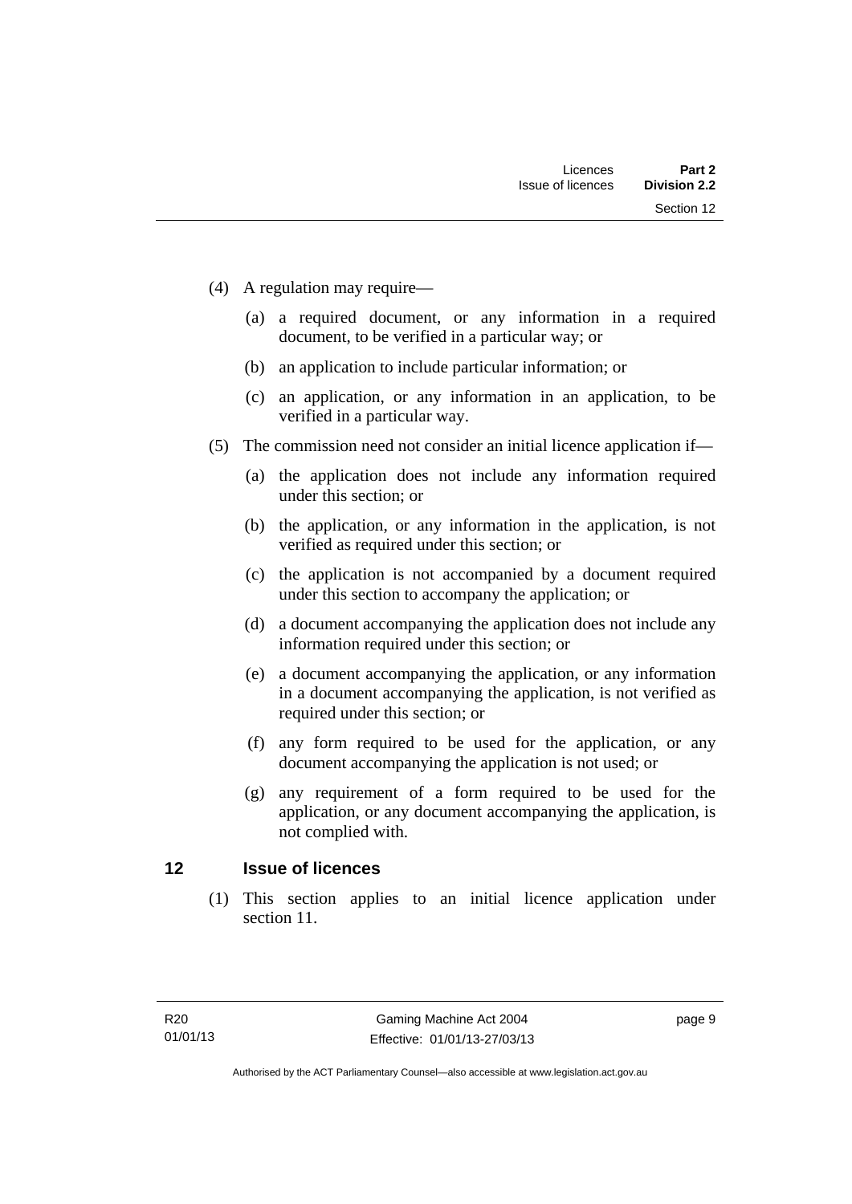(4) A regulation may require—

(a) a required document, or any information in a required document, to be verified in a particular way; or

(b) an application to include particular information; or

(c) an application, or any information in an application, to be verified in a particular way.

(5) The commission need not consider an initial licence application if—

(a) the application does not include any information required under this section; or

(b) the application, or any information in the application, is not verified as required under this section; or

(c) the application is not accompanied by a document required under this section to accompany the application; or

(d) a document accompanying the application does not include any information required under this section; or

(e) a document accompanying the application, or any information in a document accompanying the application, is not verified as required under this section; or

(f) any form required to be used for the application, or any document accompanying the application is not used; or

(g) any requirement of a form required to be used for the application, or any document accompanying the application, is not complied with.

## 12 Issue of licences

(1) This section applies to an initial licence application under section 11.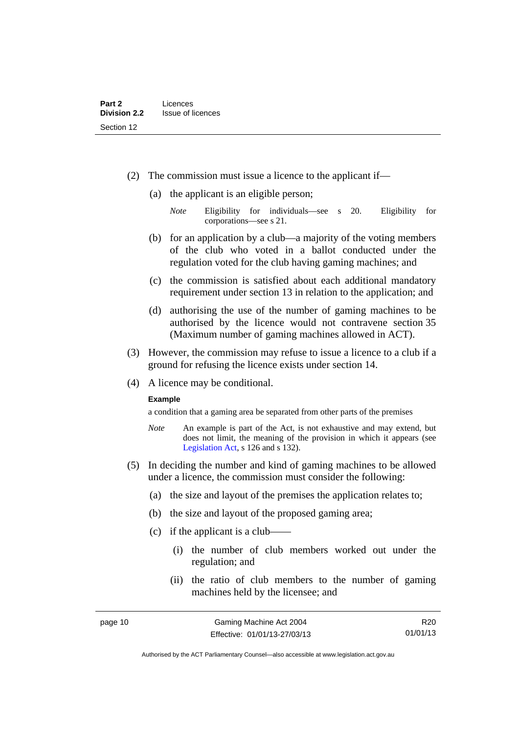(2) The commission must issue a licence to the applicant if—

(a) the applicant is an eligible person;

*Note* Eligibility for individuals—see s 20. Eligibility for corporations—see s 21.

(b) for an application by a club—a majority of the voting members of the club who voted in a ballot conducted under the regulation voted for the club having gaming machines; and

(c) the commission is satisfied about each additional mandatory requirement under section 13 in relation to the application; and

(d) authorising the use of the number of gaming machines to be authorised by the licence would not contravene section 35 (Maximum number of gaming machines allowed in ACT).

(3) However, the commission may refuse to issue a licence to a club if a ground for refusing the licence exists under section 14.

(4) A licence may be conditional.

**Example**

a condition that a gaming area be separated from other parts of the premises

*Note* An example is part of the Act, is not exhaustive and may extend, but does not limit, the meaning of the provision in which it appears (see Legislation Act, s 126 and s 132).

(5) In deciding the number and kind of gaming machines to be allowed under a licence, the commission must consider the following:

(a) the size and layout of the premises the application relates to;

(b) the size and layout of the proposed gaming area;

(c) if the applicant is a club——

(i) the number of club members worked out under the regulation; and

(ii) the ratio of club members to the number of gaming machines held by the licensee; and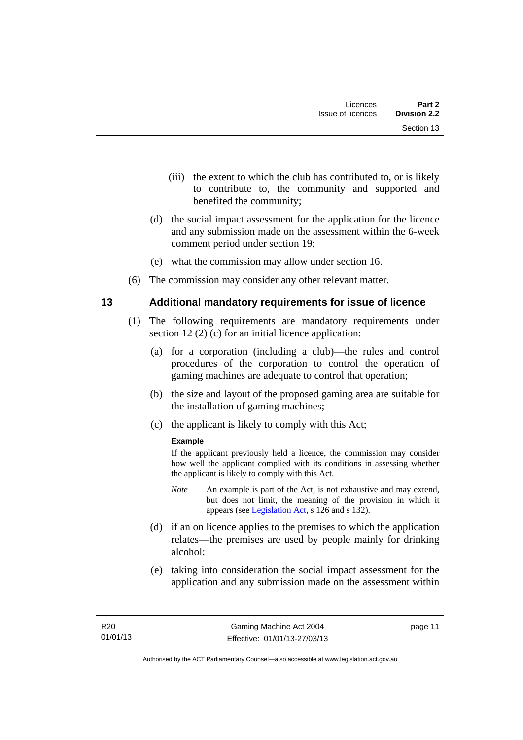(iii) the extent to which the club has contributed to, or is likely to contribute to, the community and supported and benefited the community;

(d) the social impact assessment for the application for the licence and any submission made on the assessment within the 6-week comment period under section 19;

(e) what the commission may allow under section 16.

(6) The commission may consider any other relevant matter.

## 13 Additional mandatory requirements for issue of licence

(1) The following requirements are mandatory requirements under section 12 (2) (c) for an initial licence application:

(a) for a corporation (including a club)—the rules and control procedures of the corporation to control the operation of gaming machines are adequate to control that operation;

(b) the size and layout of the proposed gaming area are suitable for the installation of gaming machines;

(c) the applicant is likely to comply with this Act;

**Example**

If the applicant previously held a licence, the commission may consider how well the applicant complied with its conditions in assessing whether the applicant is likely to comply with this Act.

*Note* An example is part of the Act, is not exhaustive and may extend, but does not limit, the meaning of the provision in which it appears (see Legislation Act, s 126 and s 132).

(d) if an on licence applies to the premises to which the application relates—the premises are used by people mainly for drinking alcohol;

(e) taking into consideration the social impact assessment for the application and any submission made on the assessment within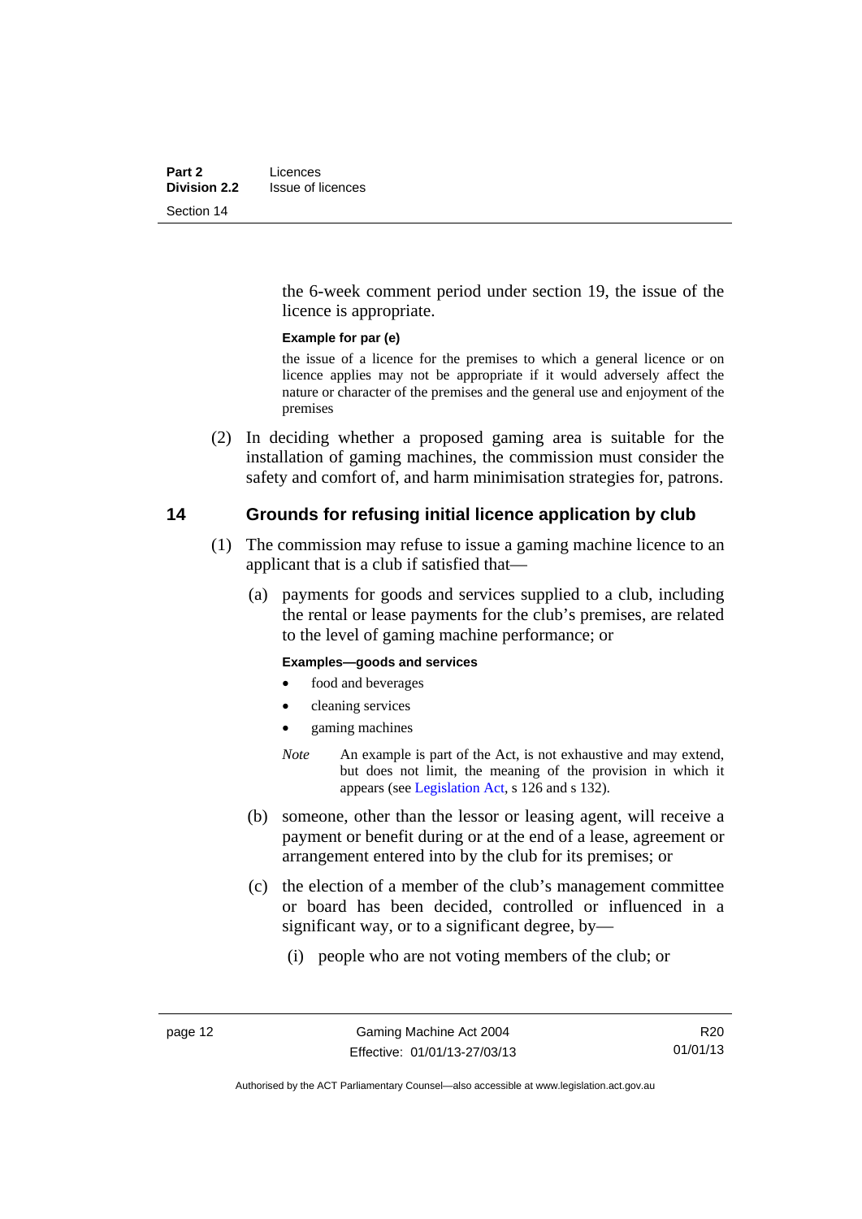the 6-week comment period under section 19, the issue of the licence is appropriate.

**Example for par (e)**

the issue of a licence for the premises to which a general licence or on licence applies may not be appropriate if it would adversely affect the nature or character of the premises and the general use and enjoyment of the premises

(2) In deciding whether a proposed gaming area is suitable for the installation of gaming machines, the commission must consider the safety and comfort of, and harm minimisation strategies for, patrons.

## 14 Grounds for refusing initial licence application by club

(1) The commission may refuse to issue a gaming machine licence to an applicant that is a club if satisfied that—

(a) payments for goods and services supplied to a club, including the rental or lease payments for the club's premises, are related to the level of gaming machine performance; or

**Examples—goods and services**

- food and beverages
- cleaning services
- gaming machines

*Note* An example is part of the Act, is not exhaustive and may extend, but does not limit, the meaning of the provision in which it appears (see Legislation Act, s 126 and s 132).

(b) someone, other than the lessor or leasing agent, will receive a payment or benefit during or at the end of a lease, agreement or arrangement entered into by the club for its premises; or

(c) the election of a member of the club's management committee or board has been decided, controlled or influenced in a significant way, or to a significant degree, by—

(i) people who are not voting members of the club; or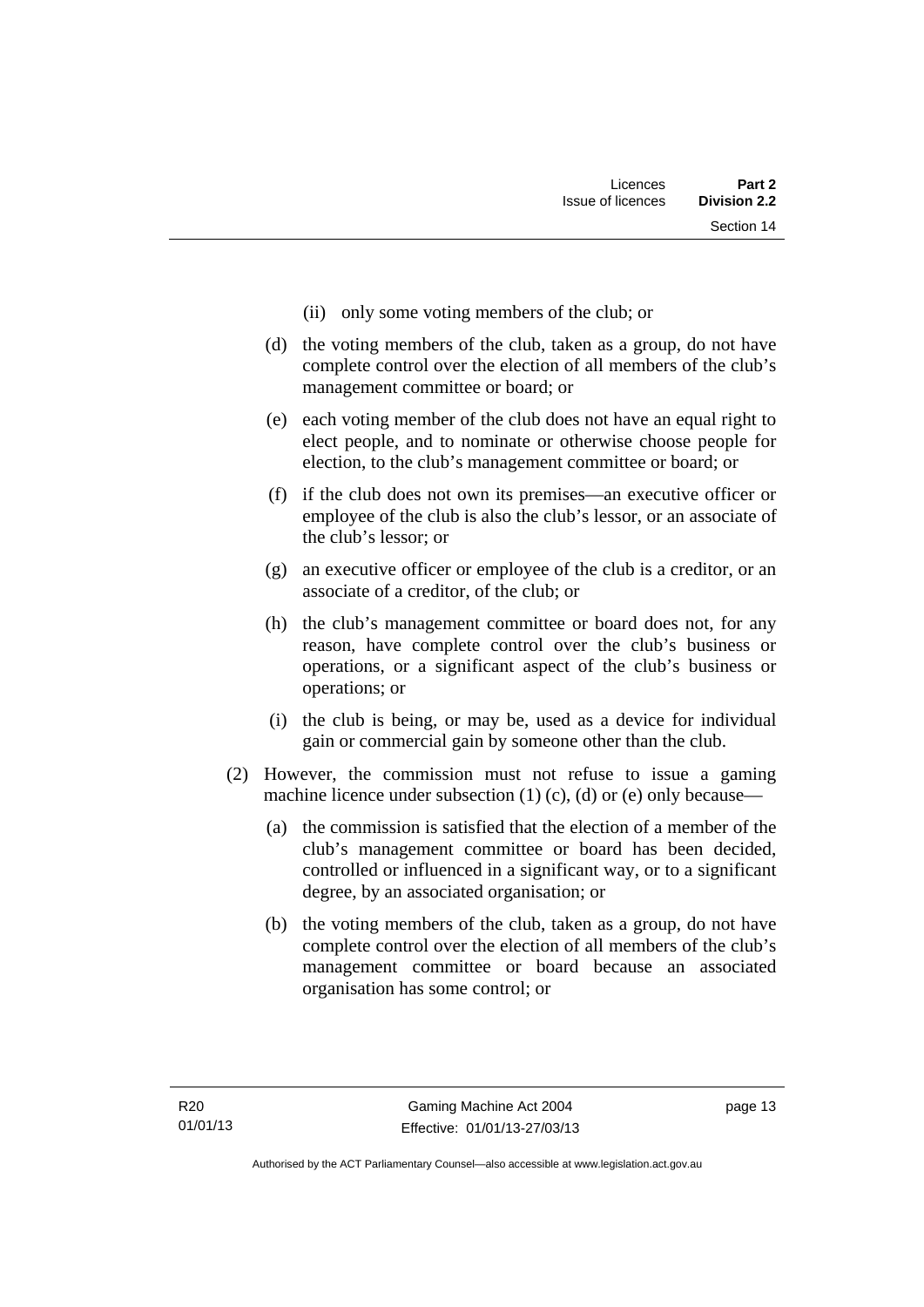(ii) only some voting members of the club; or

(d) the voting members of the club, taken as a group, do not have complete control over the election of all members of the club's management committee or board; or

(e) each voting member of the club does not have an equal right to elect people, and to nominate or otherwise choose people for election, to the club's management committee or board; or

(f) if the club does not own its premises—an executive officer or employee of the club is also the club's lessor, or an associate of the club's lessor; or

(g) an executive officer or employee of the club is a creditor, or an associate of a creditor, of the club; or

(h) the club's management committee or board does not, for any reason, have complete control over the club's business or operations, or a significant aspect of the club's business or operations; or

(i) the club is being, or may be, used as a device for individual gain or commercial gain by someone other than the club.

(2) However, the commission must not refuse to issue a gaming machine licence under subsection (1) (c), (d) or (e) only because—

(a) the commission is satisfied that the election of a member of the club's management committee or board has been decided, controlled or influenced in a significant way, or to a significant degree, by an associated organisation; or

(b) the voting members of the club, taken as a group, do not have complete control over the election of all members of the club's management committee or board because an associated organisation has some control; or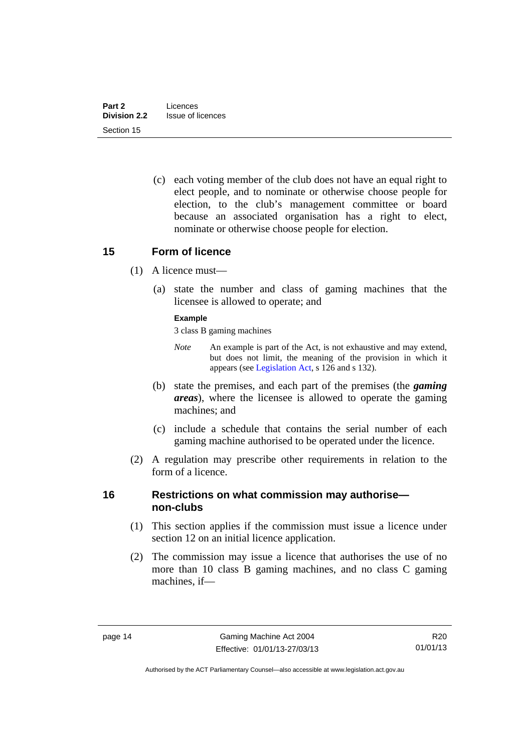(c) each voting member of the club does not have an equal right to elect people, and to nominate or otherwise choose people for election, to the club's management committee or board because an associated organisation has a right to elect, nominate or otherwise choose people for election.

## 15 Form of licence

(1) A licence must—

(a) state the number and class of gaming machines that the licensee is allowed to operate; and

**Example**

3 class B gaming machines

*Note* An example is part of the Act, is not exhaustive and may extend, but does not limit, the meaning of the provision in which it appears (see Legislation Act, s 126 and s 132).

(b) state the premises, and each part of the premises (the ***gaming areas***), where the licensee is allowed to operate the gaming machines; and

(c) include a schedule that contains the serial number of each gaming machine authorised to be operated under the licence.

(2) A regulation may prescribe other requirements in relation to the form of a licence.

## 16 Restrictions on what commission may authorise—non-clubs

(1) This section applies if the commission must issue a licence under section 12 on an initial licence application.

(2) The commission may issue a licence that authorises the use of no more than 10 class B gaming machines, and no class C gaming machines, if—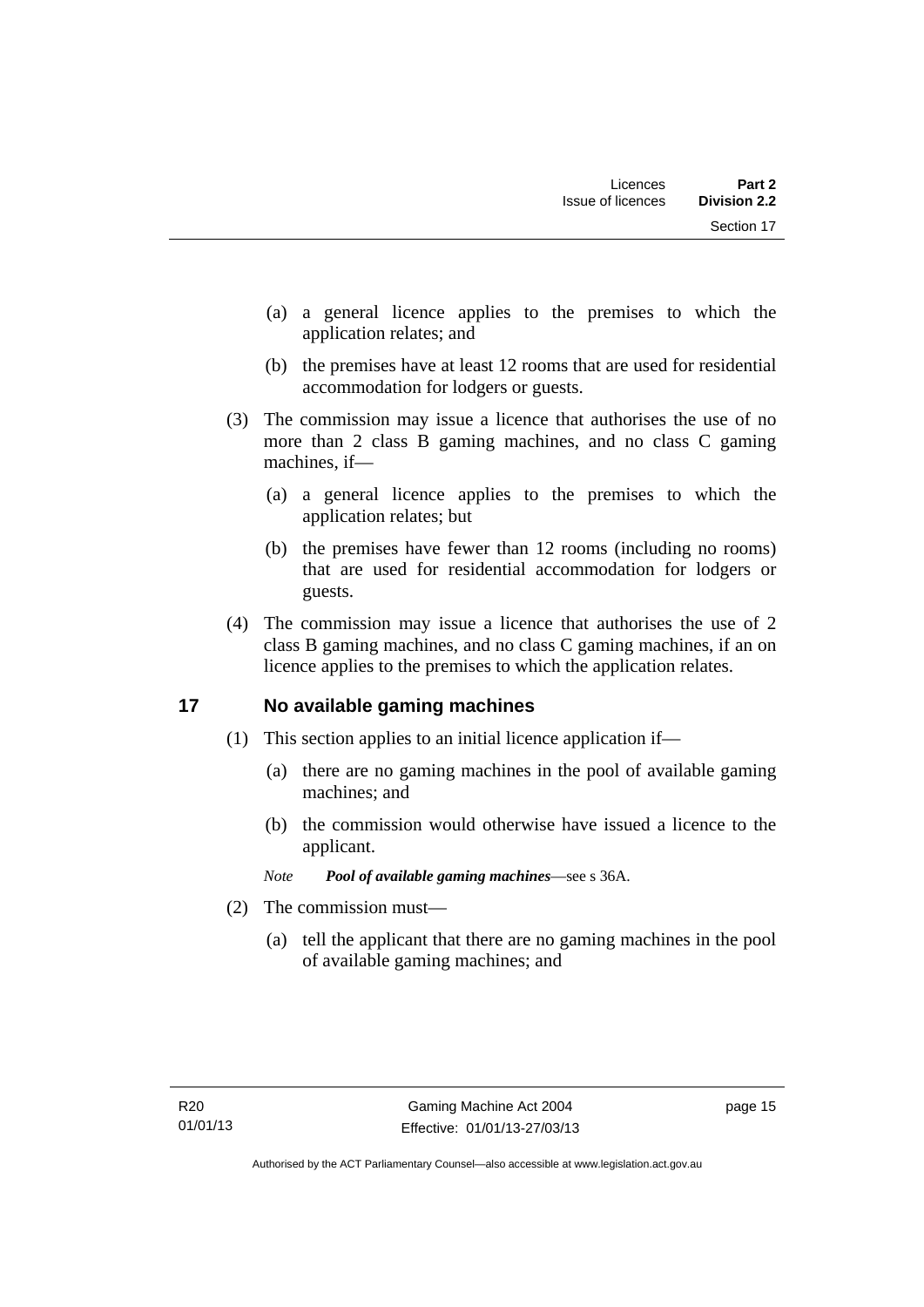(a) a general licence applies to the premises to which the application relates; and

(b) the premises have at least 12 rooms that are used for residential accommodation for lodgers or guests.

(3) The commission may issue a licence that authorises the use of no more than 2 class B gaming machines, and no class C gaming machines, if—

(a) a general licence applies to the premises to which the application relates; but

(b) the premises have fewer than 12 rooms (including no rooms) that are used for residential accommodation for lodgers or guests.

(4) The commission may issue a licence that authorises the use of 2 class B gaming machines, and no class C gaming machines, if an on licence applies to the premises to which the application relates.

## 17 No available gaming machines

(1) This section applies to an initial licence application if—

(a) there are no gaming machines in the pool of available gaming machines; and

(b) the commission would otherwise have issued a licence to the applicant.

*Note* ***Pool of available gaming machines***—see s 36A.

(2) The commission must—

(a) tell the applicant that there are no gaming machines in the pool of available gaming machines; and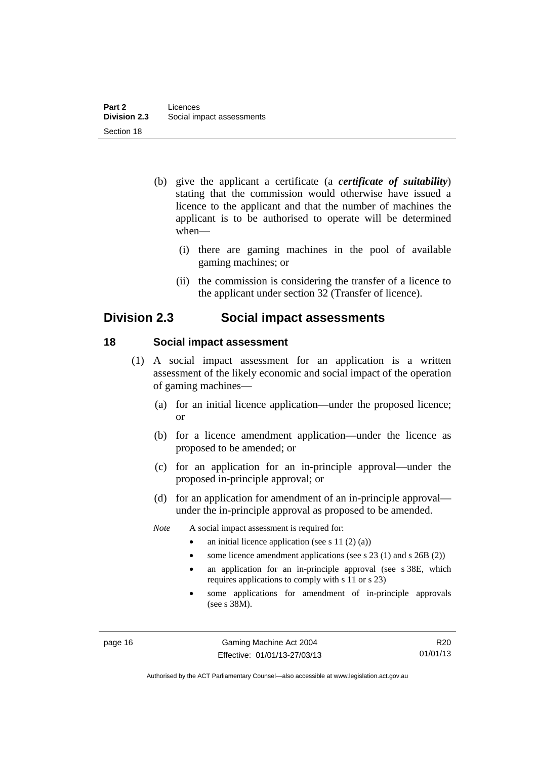(b) give the applicant a certificate (a ***certificate of suitability***) stating that the commission would otherwise have issued a licence to the applicant and that the number of machines the applicant is to be authorised to operate will be determined when—

   (i) there are gaming machines in the pool of available gaming machines; or

   (ii) the commission is considering the transfer of a licence to the applicant under section 32 (Transfer of licence).

## Division 2.3 Social impact assessments

### 18 Social impact assessment

(1) A social impact assessment for an application is a written assessment of the likely economic and social impact of the operation of gaming machines—

   (a) for an initial licence application—under the proposed licence; or

   (b) for a licence amendment application—under the licence as proposed to be amended; or

   (c) for an application for an in-principle approval—under the proposed in-principle approval; or

   (d) for an application for amendment of an in-principle approval—under the in-principle approval as proposed to be amended.

*Note* A social impact assessment is required for:

- an initial licence application (see s 11 (2) (a))
- some licence amendment applications (see s 23 (1) and s 26B (2))
- an application for an in-principle approval (see s 38E, which requires applications to comply with s 11 or s 23)
- some applications for amendment of in-principle approvals (see s 38M).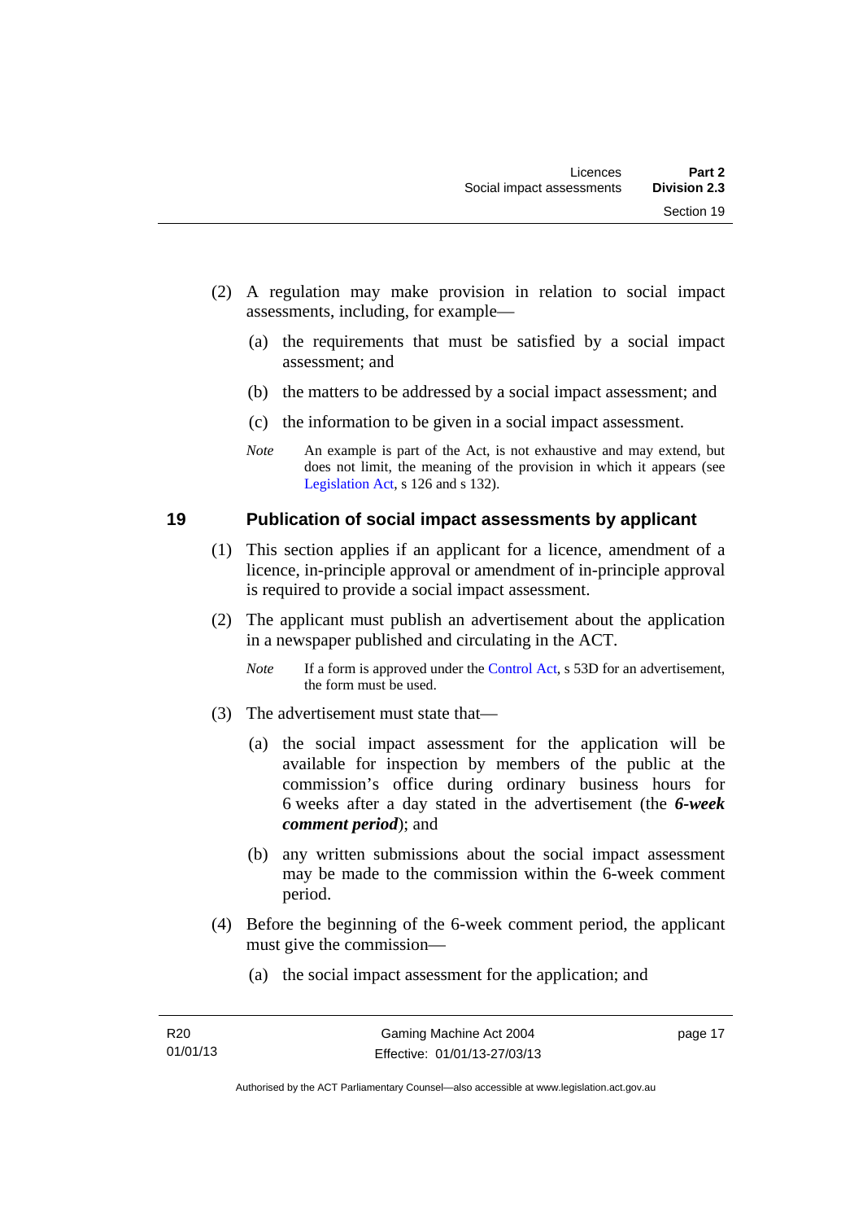(2) A regulation may make provision in relation to social impact assessments, including, for example—

(a) the requirements that must be satisfied by a social impact assessment; and

(b) the matters to be addressed by a social impact assessment; and

(c) the information to be given in a social impact assessment.

*Note* An example is part of the Act, is not exhaustive and may extend, but does not limit, the meaning of the provision in which it appears (see Legislation Act, s 126 and s 132).

## 19 Publication of social impact assessments by applicant

(1) This section applies if an applicant for a licence, amendment of a licence, in-principle approval or amendment of in-principle approval is required to provide a social impact assessment.

(2) The applicant must publish an advertisement about the application in a newspaper published and circulating in the ACT.

*Note* If a form is approved under the Control Act, s 53D for an advertisement, the form must be used.

(3) The advertisement must state that—

(a) the social impact assessment for the application will be available for inspection by members of the public at the commission's office during ordinary business hours for 6 weeks after a day stated in the advertisement (the ***6-week comment period***); and

(b) any written submissions about the social impact assessment may be made to the commission within the 6-week comment period.

(4) Before the beginning of the 6-week comment period, the applicant must give the commission—

(a) the social impact assessment for the application; and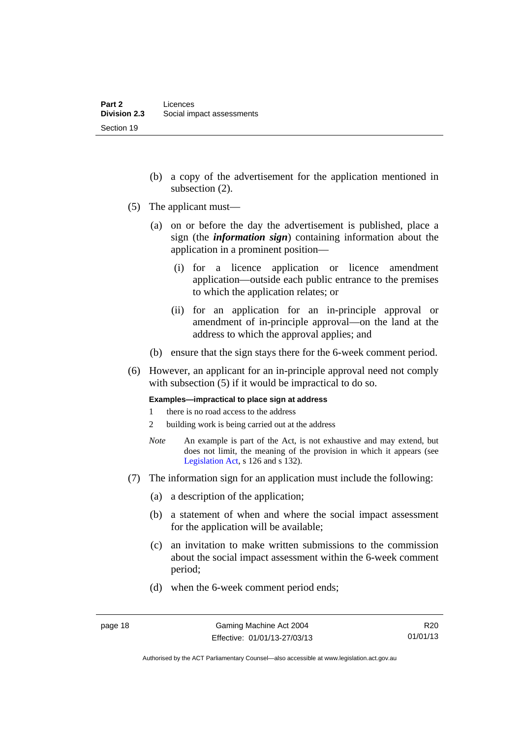(b) a copy of the advertisement for the application mentioned in subsection (2).

(5) The applicant must—

(a) on or before the day the advertisement is published, place a sign (the ***information sign***) containing information about the application in a prominent position—

(i) for a licence application or licence amendment application—outside each public entrance to the premises to which the application relates; or

(ii) for an application for an in-principle approval or amendment of in-principle approval—on the land at the address to which the approval applies; and

(b) ensure that the sign stays there for the 6-week comment period.

(6) However, an applicant for an in-principle approval need not comply with subsection (5) if it would be impractical to do so.

**Examples—impractical to place sign at address**

1 there is no road access to the address

2 building work is being carried out at the address

*Note* An example is part of the Act, is not exhaustive and may extend, but does not limit, the meaning of the provision in which it appears (see Legislation Act, s 126 and s 132).

(7) The information sign for an application must include the following:

(a) a description of the application;

(b) a statement of when and where the social impact assessment for the application will be available;

(c) an invitation to make written submissions to the commission about the social impact assessment within the 6-week comment period;

(d) when the 6-week comment period ends;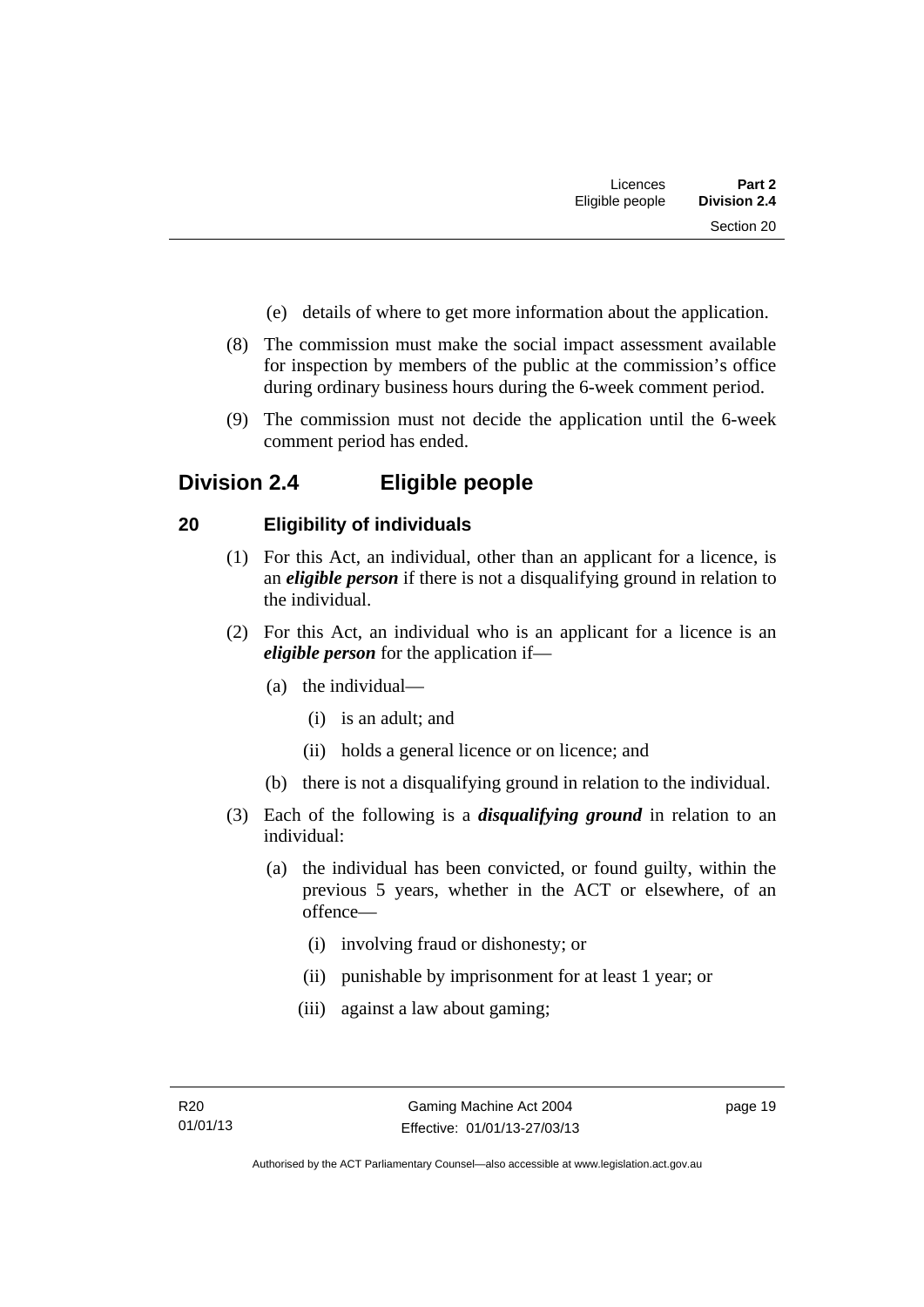(e) details of where to get more information about the application.

(8) The commission must make the social impact assessment available for inspection by members of the public at the commission's office during ordinary business hours during the 6-week comment period.

(9) The commission must not decide the application until the 6-week comment period has ended.

## Division 2.4 Eligible people

### 20 Eligibility of individuals

(1) For this Act, an individual, other than an applicant for a licence, is an ***eligible person*** if there is not a disqualifying ground in relation to the individual.

(2) For this Act, an individual who is an applicant for a licence is an ***eligible person*** for the application if—

(a) the individual—

(i) is an adult; and

(ii) holds a general licence or on licence; and

(b) there is not a disqualifying ground in relation to the individual.

(3) Each of the following is a ***disqualifying ground*** in relation to an individual:

(a) the individual has been convicted, or found guilty, within the previous 5 years, whether in the ACT or elsewhere, of an offence—

(i) involving fraud or dishonesty; or

(ii) punishable by imprisonment for at least 1 year; or

(iii) against a law about gaming;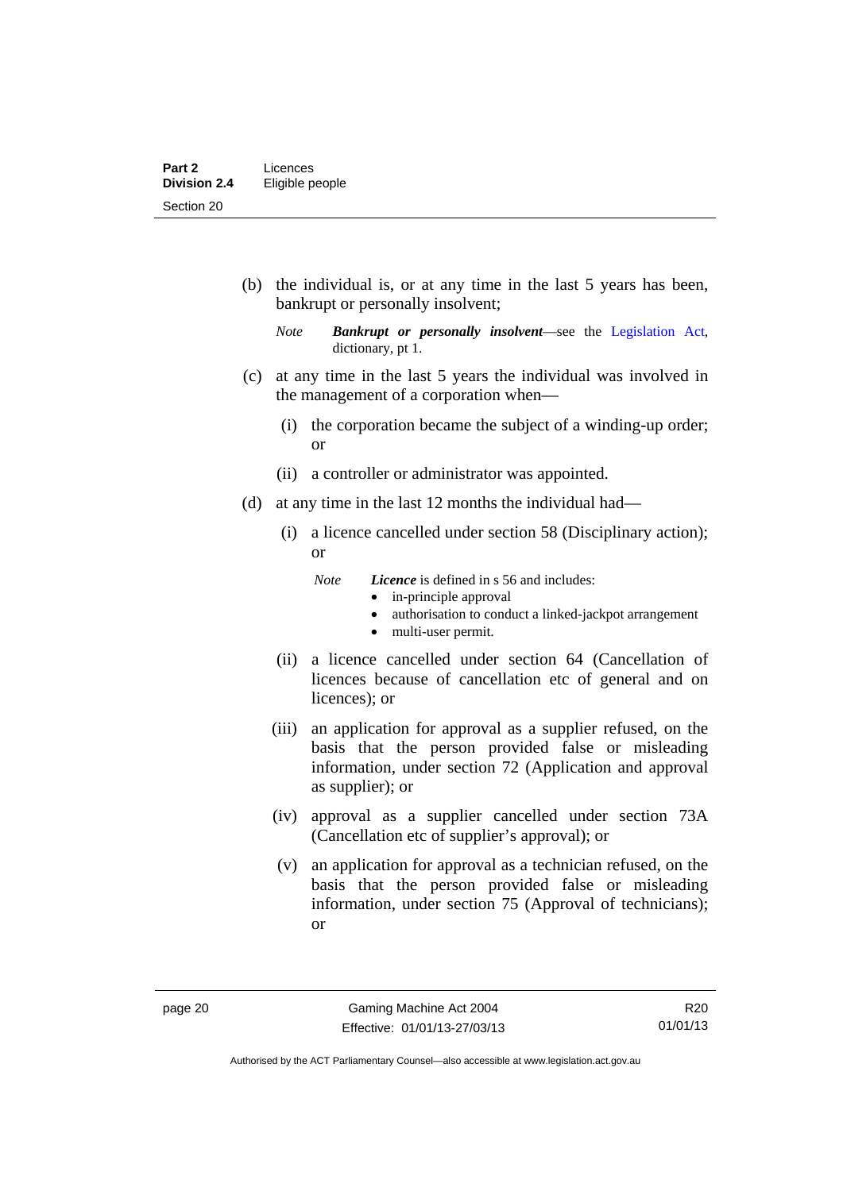(b) the individual is, or at any time in the last 5 years has been, bankrupt or personally insolvent;

*Note* ***Bankrupt or personally insolvent***—see the Legislation Act, dictionary, pt 1.

(c) at any time in the last 5 years the individual was involved in the management of a corporation when—

(i) the corporation became the subject of a winding-up order; or

(ii) a controller or administrator was appointed.

(d) at any time in the last 12 months the individual had—

(i) a licence cancelled under section 58 (Disciplinary action); or

*Note* ***Licence*** is defined in s 56 and includes:
- in-principle approval
- authorisation to conduct a linked-jackpot arrangement
- multi-user permit.

(ii) a licence cancelled under section 64 (Cancellation of licences because of cancellation etc of general and on licences); or

(iii) an application for approval as a supplier refused, on the basis that the person provided false or misleading information, under section 72 (Application and approval as supplier); or

(iv) approval as a supplier cancelled under section 73A (Cancellation etc of supplier's approval); or

(v) an application for approval as a technician refused, on the basis that the person provided false or misleading information, under section 75 (Approval of technicians); or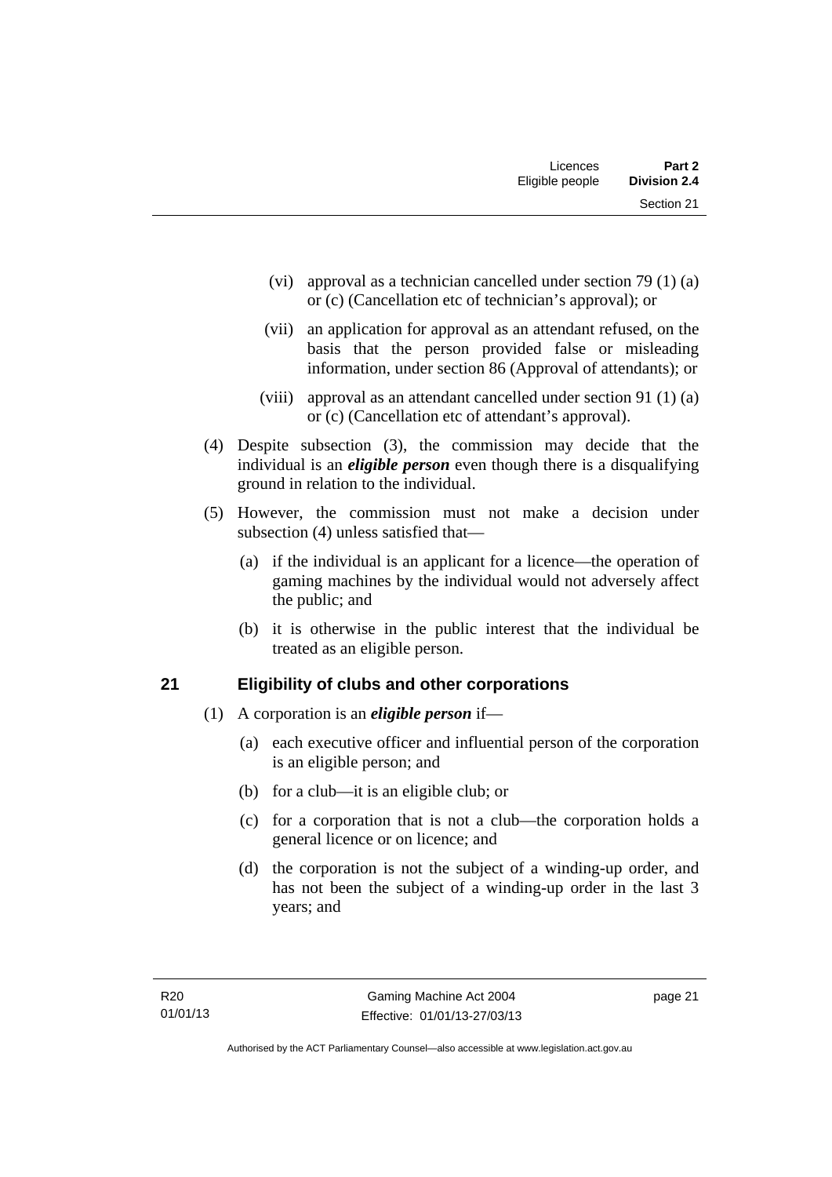(vi) approval as a technician cancelled under section 79 (1) (a) or (c) (Cancellation etc of technician's approval); or

(vii) an application for approval as an attendant refused, on the basis that the person provided false or misleading information, under section 86 (Approval of attendants); or

(viii) approval as an attendant cancelled under section 91 (1) (a) or (c) (Cancellation etc of attendant's approval).

(4) Despite subsection (3), the commission may decide that the individual is an ***eligible person*** even though there is a disqualifying ground in relation to the individual.

(5) However, the commission must not make a decision under subsection (4) unless satisfied that—

(a) if the individual is an applicant for a licence—the operation of gaming machines by the individual would not adversely affect the public; and

(b) it is otherwise in the public interest that the individual be treated as an eligible person.

## 21 Eligibility of clubs and other corporations

(1) A corporation is an ***eligible person*** if—

(a) each executive officer and influential person of the corporation is an eligible person; and

(b) for a club—it is an eligible club; or

(c) for a corporation that is not a club—the corporation holds a general licence or on licence; and

(d) the corporation is not the subject of a winding-up order, and has not been the subject of a winding-up order in the last 3 years; and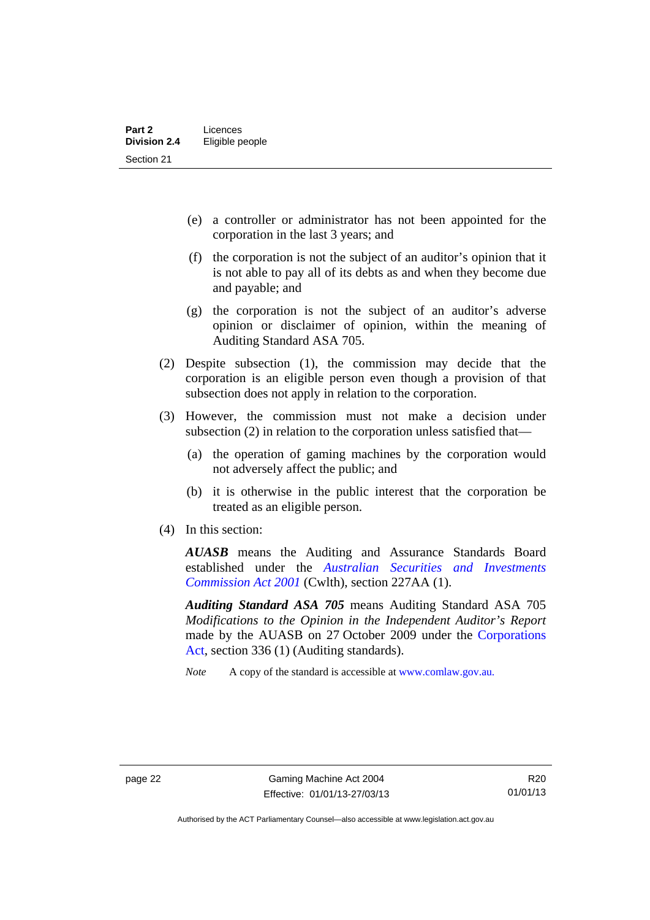(e) a controller or administrator has not been appointed for the corporation in the last 3 years; and

(f) the corporation is not the subject of an auditor's opinion that it is not able to pay all of its debts as and when they become due and payable; and

(g) the corporation is not the subject of an auditor's adverse opinion or disclaimer of opinion, within the meaning of Auditing Standard ASA 705.

(2) Despite subsection (1), the commission may decide that the corporation is an eligible person even though a provision of that subsection does not apply in relation to the corporation.

(3) However, the commission must not make a decision under subsection (2) in relation to the corporation unless satisfied that—

(a) the operation of gaming machines by the corporation would not adversely affect the public; and

(b) it is otherwise in the public interest that the corporation be treated as an eligible person.

(4) In this section:

***AUASB*** means the Auditing and Assurance Standards Board established under the *Australian Securities and Investments Commission Act 2001* (Cwlth), section 227AA (1).

***Auditing Standard ASA 705*** means Auditing Standard ASA 705 *Modifications to the Opinion in the Independent Auditor's Report* made by the AUASB on 27 October 2009 under the Corporations Act, section 336 (1) (Auditing standards).

*Note* A copy of the standard is accessible at www.comlaw.gov.au.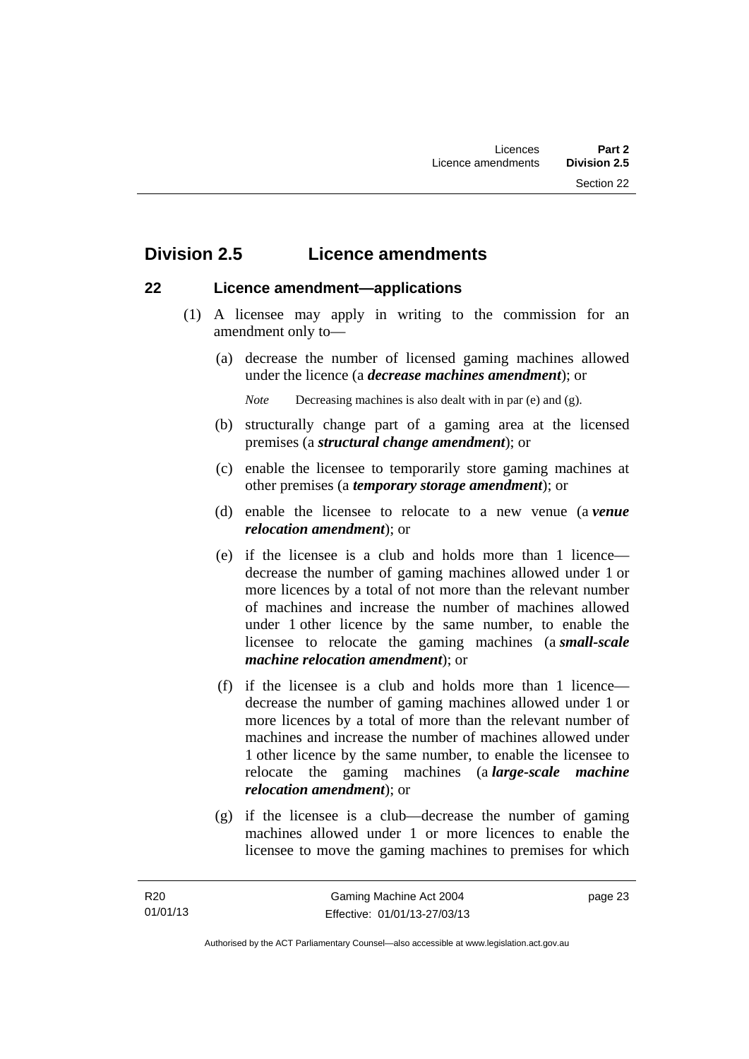## Division 2.5 Licence amendments

### 22 Licence amendment—applications

(1) A licensee may apply in writing to the commission for an amendment only to—

(a) decrease the number of licensed gaming machines allowed under the licence (a ***decrease machines amendment***); or

*Note* Decreasing machines is also dealt with in par (e) and (g).

(b) structurally change part of a gaming area at the licensed premises (a ***structural change amendment***); or

(c) enable the licensee to temporarily store gaming machines at other premises (a ***temporary storage amendment***); or

(d) enable the licensee to relocate to a new venue (a ***venue relocation amendment***); or

(e) if the licensee is a club and holds more than 1 licence—decrease the number of gaming machines allowed under 1 or more licences by a total of not more than the relevant number of machines and increase the number of machines allowed under 1 other licence by the same number, to enable the licensee to relocate the gaming machines (a ***small-scale machine relocation amendment***); or

(f) if the licensee is a club and holds more than 1 licence—decrease the number of gaming machines allowed under 1 or more licences by a total of more than the relevant number of machines and increase the number of machines allowed under 1 other licence by the same number, to enable the licensee to relocate the gaming machines (a ***large-scale machine relocation amendment***); or

(g) if the licensee is a club—decrease the number of gaming machines allowed under 1 or more licences to enable the licensee to move the gaming machines to premises for which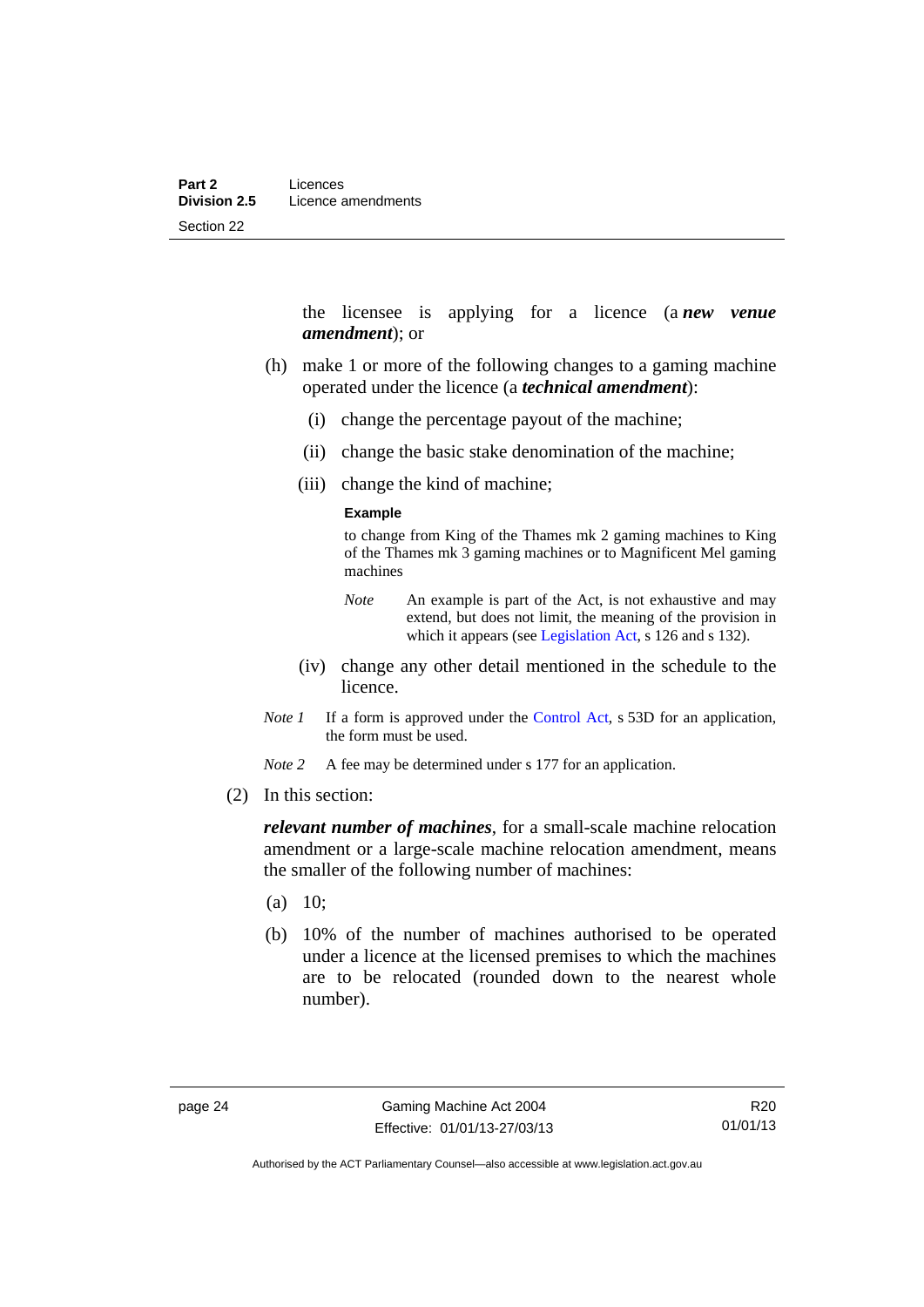the licensee is applying for a licence (a ***new venue amendment***); or

(h) make 1 or more of the following changes to a gaming machine operated under the licence (a ***technical amendment***):

(i) change the percentage payout of the machine;

(ii) change the basic stake denomination of the machine;

(iii) change the kind of machine;

**Example**

to change from King of the Thames mk 2 gaming machines to King of the Thames mk 3 gaming machines or to Magnificent Mel gaming machines

*Note* An example is part of the Act, is not exhaustive and may extend, but does not limit, the meaning of the provision in which it appears (see Legislation Act, s 126 and s 132).

(iv) change any other detail mentioned in the schedule to the licence.

*Note 1* If a form is approved under the Control Act, s 53D for an application, the form must be used.

*Note 2* A fee may be determined under s 177 for an application.

(2) In this section:

***relevant number of machines***, for a small-scale machine relocation amendment or a large-scale machine relocation amendment, means the smaller of the following number of machines:

(a) 10;

(b) 10% of the number of machines authorised to be operated under a licence at the licensed premises to which the machines are to be relocated (rounded down to the nearest whole number).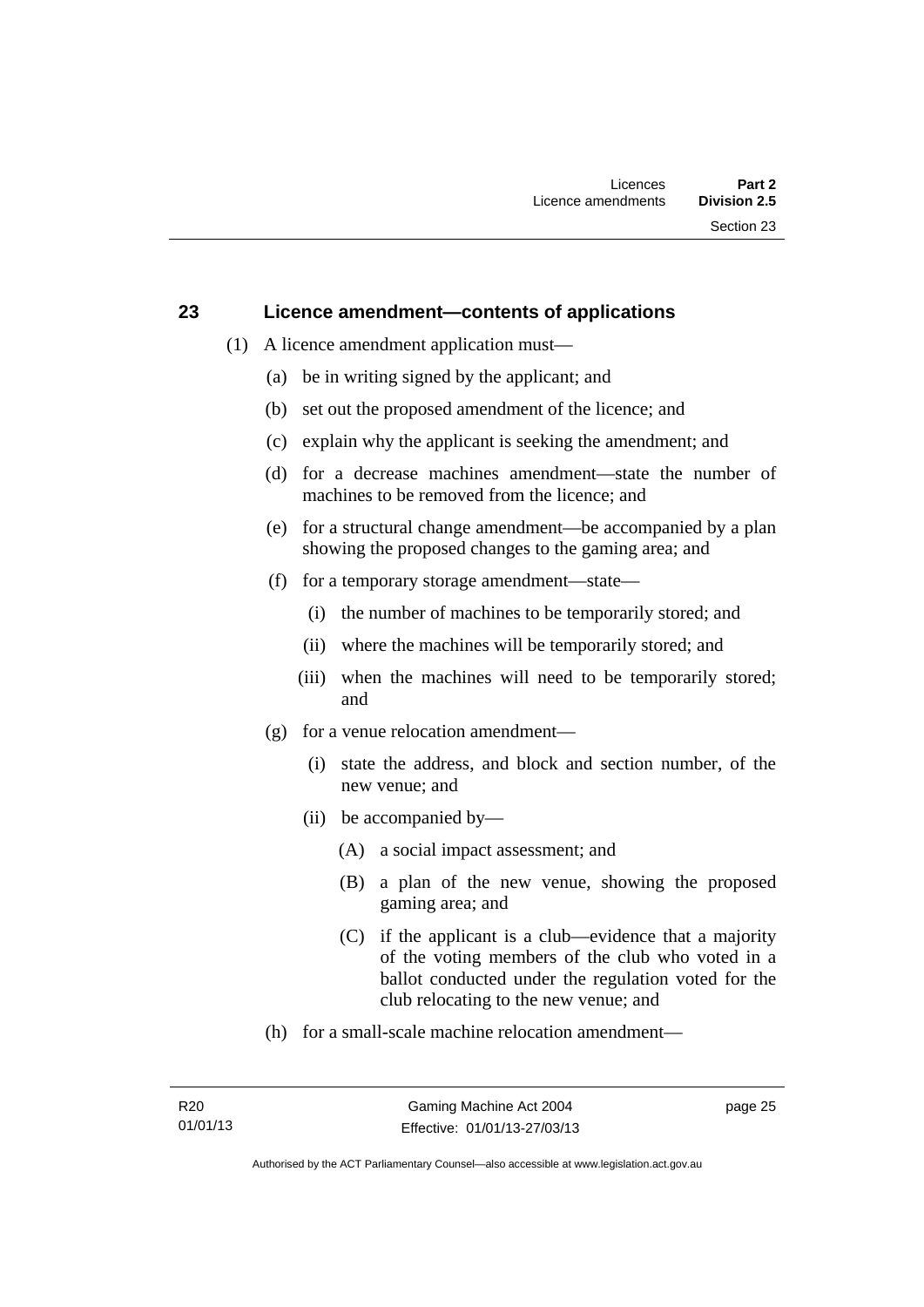## 23 Licence amendment—contents of applications

(1) A licence amendment application must—

(a) be in writing signed by the applicant; and

(b) set out the proposed amendment of the licence; and

(c) explain why the applicant is seeking the amendment; and

(d) for a decrease machines amendment—state the number of machines to be removed from the licence; and

(e) for a structural change amendment—be accompanied by a plan showing the proposed changes to the gaming area; and

(f) for a temporary storage amendment—state—

(i) the number of machines to be temporarily stored; and

(ii) where the machines will be temporarily stored; and

(iii) when the machines will need to be temporarily stored; and

(g) for a venue relocation amendment—

(i) state the address, and block and section number, of the new venue; and

(ii) be accompanied by—

(A) a social impact assessment; and

(B) a plan of the new venue, showing the proposed gaming area; and

(C) if the applicant is a club—evidence that a majority of the voting members of the club who voted in a ballot conducted under the regulation voted for the club relocating to the new venue; and

(h) for a small-scale machine relocation amendment—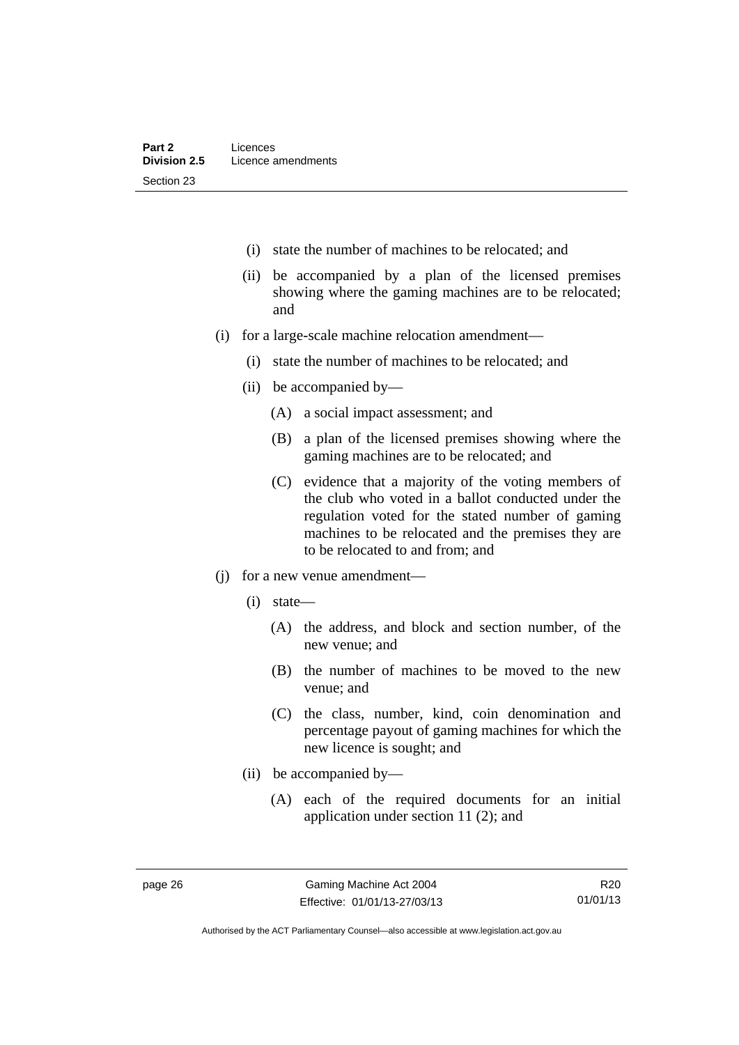(i) state the number of machines to be relocated; and

(ii) be accompanied by a plan of the licensed premises showing where the gaming machines are to be relocated; and

(i) for a large-scale machine relocation amendment—

(i) state the number of machines to be relocated; and

(ii) be accompanied by—

(A) a social impact assessment; and

(B) a plan of the licensed premises showing where the gaming machines are to be relocated; and

(C) evidence that a majority of the voting members of the club who voted in a ballot conducted under the regulation voted for the stated number of gaming machines to be relocated and the premises they are to be relocated to and from; and

(j) for a new venue amendment—

(i) state—

(A) the address, and block and section number, of the new venue; and

(B) the number of machines to be moved to the new venue; and

(C) the class, number, kind, coin denomination and percentage payout of gaming machines for which the new licence is sought; and

(ii) be accompanied by—

(A) each of the required documents for an initial application under section 11 (2); and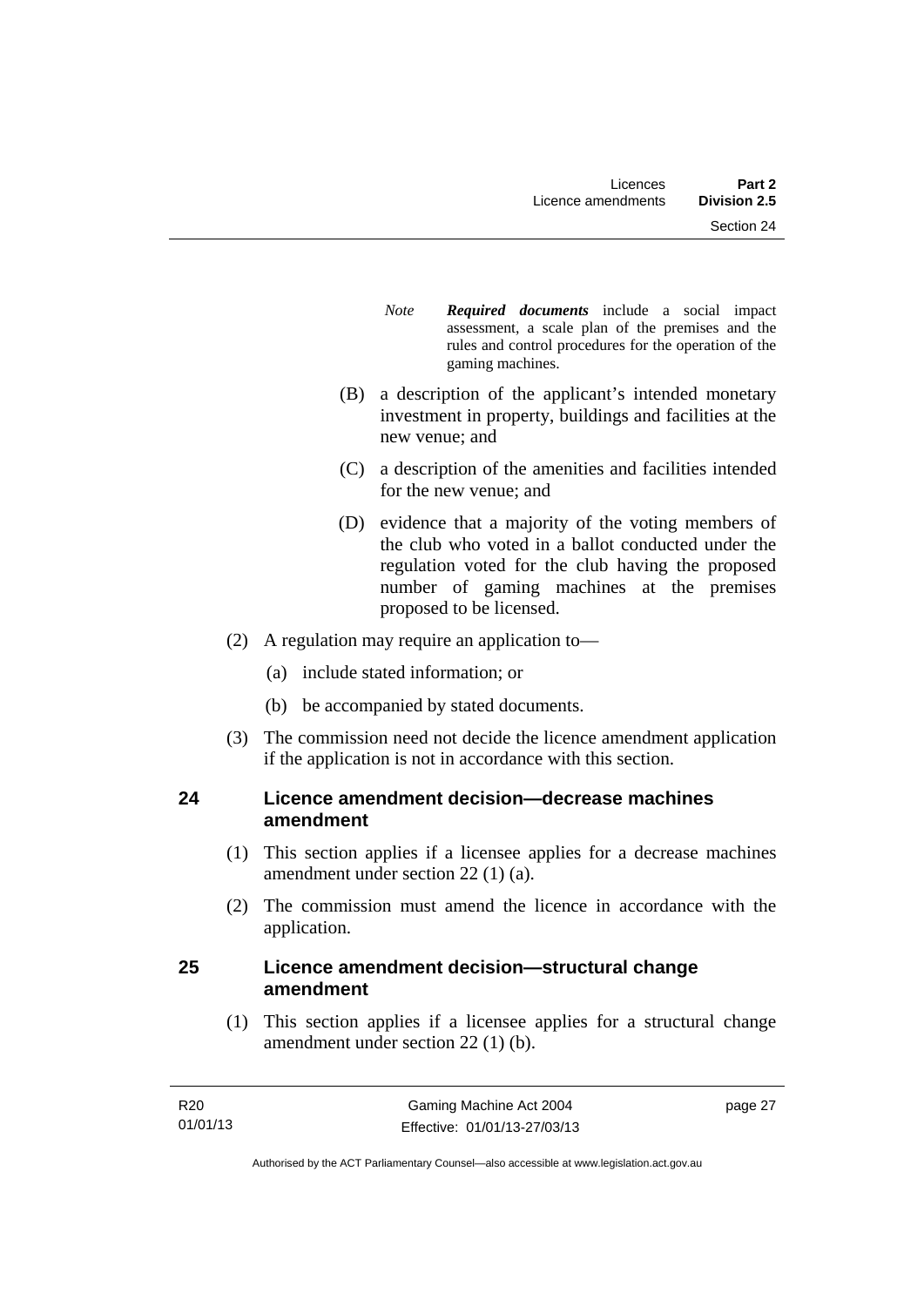*Note* ***Required documents*** include a social impact assessment, a scale plan of the premises and the rules and control procedures for the operation of the gaming machines.

(B) a description of the applicant's intended monetary investment in property, buildings and facilities at the new venue; and

(C) a description of the amenities and facilities intended for the new venue; and

(D) evidence that a majority of the voting members of the club who voted in a ballot conducted under the regulation voted for the club having the proposed number of gaming machines at the premises proposed to be licensed.

(2) A regulation may require an application to—

(a) include stated information; or

(b) be accompanied by stated documents.

(3) The commission need not decide the licence amendment application if the application is not in accordance with this section.

## 24 Licence amendment decision—decrease machines amendment

(1) This section applies if a licensee applies for a decrease machines amendment under section 22 (1) (a).

(2) The commission must amend the licence in accordance with the application.

## 25 Licence amendment decision—structural change amendment

(1) This section applies if a licensee applies for a structural change amendment under section 22 (1) (b).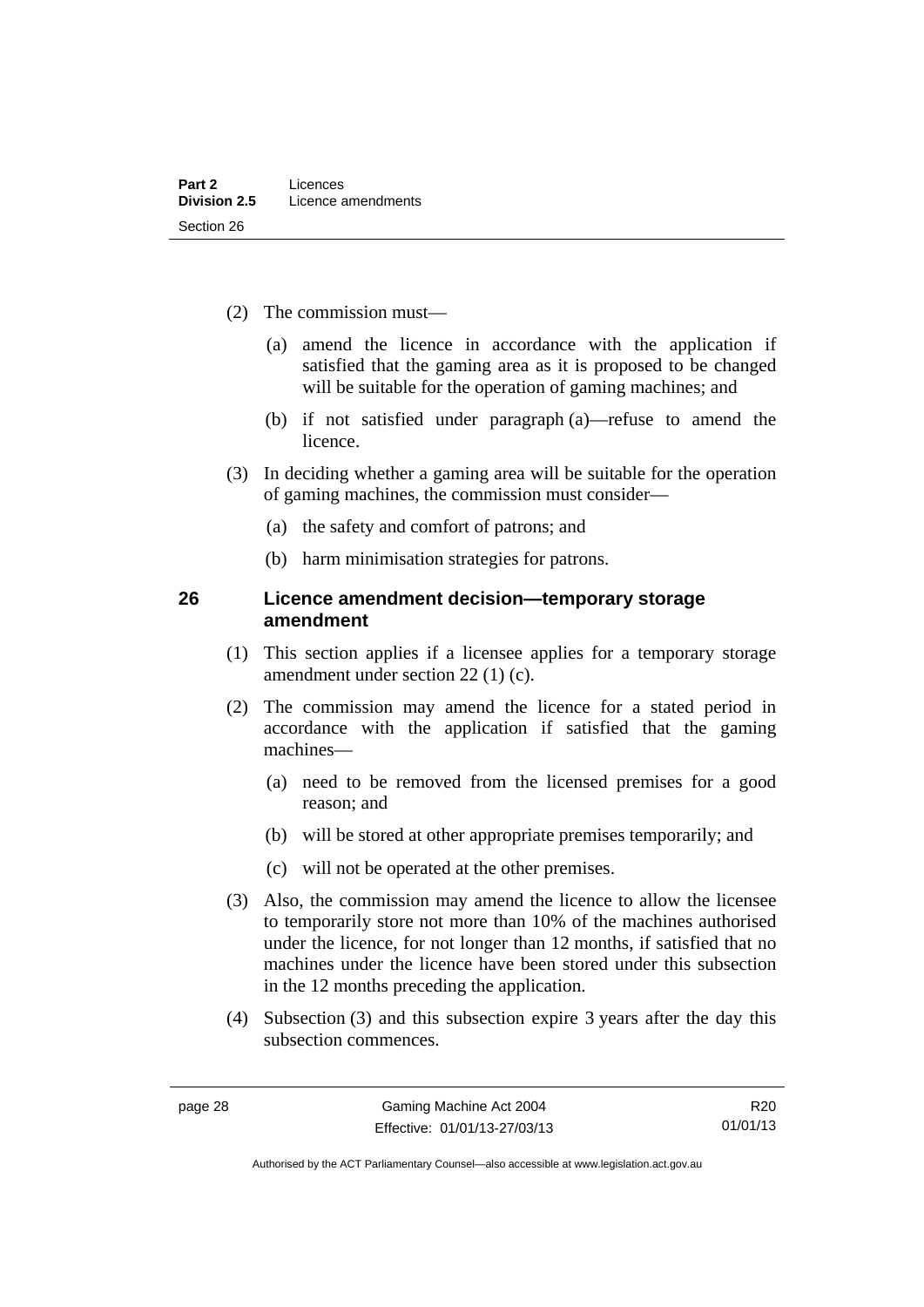(2) The commission must—

(a) amend the licence in accordance with the application if satisfied that the gaming area as it is proposed to be changed will be suitable for the operation of gaming machines; and

(b) if not satisfied under paragraph (a)—refuse to amend the licence.

(3) In deciding whether a gaming area will be suitable for the operation of gaming machines, the commission must consider—

(a) the safety and comfort of patrons; and

(b) harm minimisation strategies for patrons.

## 26 Licence amendment decision—temporary storage amendment

(1) This section applies if a licensee applies for a temporary storage amendment under section 22 (1) (c).

(2) The commission may amend the licence for a stated period in accordance with the application if satisfied that the gaming machines—

(a) need to be removed from the licensed premises for a good reason; and

(b) will be stored at other appropriate premises temporarily; and

(c) will not be operated at the other premises.

(3) Also, the commission may amend the licence to allow the licensee to temporarily store not more than 10% of the machines authorised under the licence, for not longer than 12 months, if satisfied that no machines under the licence have been stored under this subsection in the 12 months preceding the application.

(4) Subsection (3) and this subsection expire 3 years after the day this subsection commences.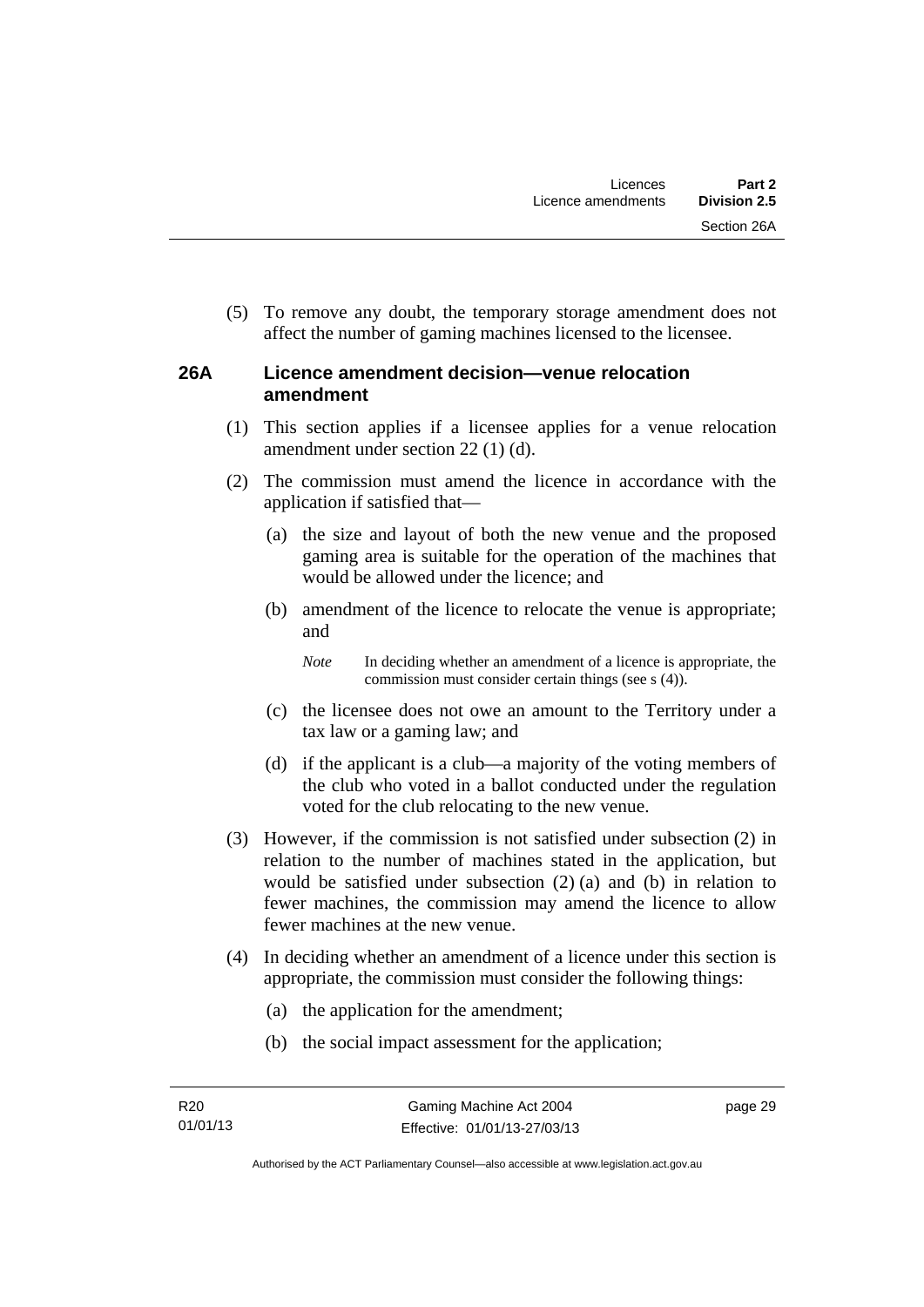(5) To remove any doubt, the temporary storage amendment does not affect the number of gaming machines licensed to the licensee.

### 26A Licence amendment decision—venue relocation amendment

(1) This section applies if a licensee applies for a venue relocation amendment under section 22 (1) (d).

(2) The commission must amend the licence in accordance with the application if satisfied that—

(a) the size and layout of both the new venue and the proposed gaming area is suitable for the operation of the machines that would be allowed under the licence; and

(b) amendment of the licence to relocate the venue is appropriate; and

*Note* In deciding whether an amendment of a licence is appropriate, the commission must consider certain things (see s (4)).

(c) the licensee does not owe an amount to the Territory under a tax law or a gaming law; and

(d) if the applicant is a club—a majority of the voting members of the club who voted in a ballot conducted under the regulation voted for the club relocating to the new venue.

(3) However, if the commission is not satisfied under subsection (2) in relation to the number of machines stated in the application, but would be satisfied under subsection (2) (a) and (b) in relation to fewer machines, the commission may amend the licence to allow fewer machines at the new venue.

(4) In deciding whether an amendment of a licence under this section is appropriate, the commission must consider the following things:

(a) the application for the amendment;

(b) the social impact assessment for the application;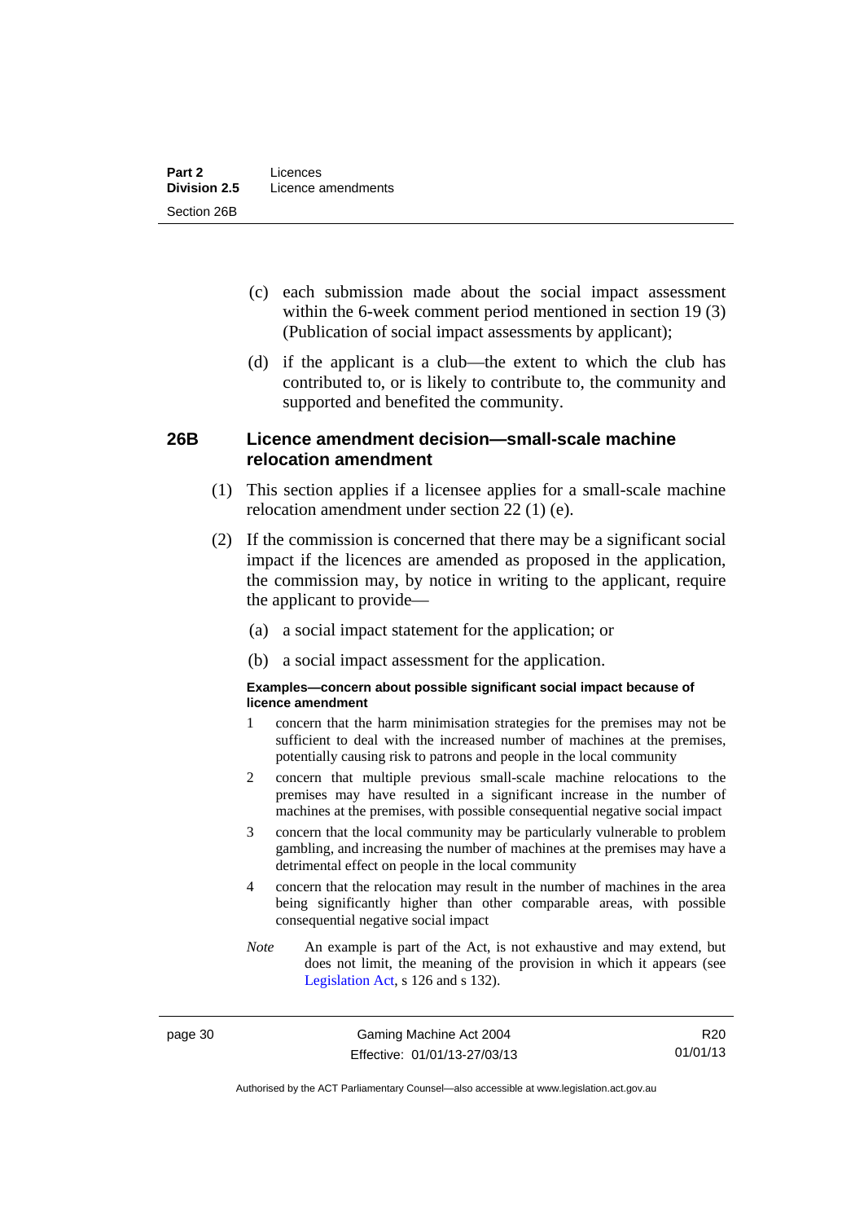(c) each submission made about the social impact assessment within the 6-week comment period mentioned in section 19 (3) (Publication of social impact assessments by applicant);

(d) if the applicant is a club—the extent to which the club has contributed to, or is likely to contribute to, the community and supported and benefited the community.

## 26B Licence amendment decision—small-scale machine relocation amendment

(1) This section applies if a licensee applies for a small-scale machine relocation amendment under section 22 (1) (e).

(2) If the commission is concerned that there may be a significant social impact if the licences are amended as proposed in the application, the commission may, by notice in writing to the applicant, require the applicant to provide—

(a) a social impact statement for the application; or

(b) a social impact assessment for the application.

**Examples—concern about possible significant social impact because of licence amendment**

1 concern that the harm minimisation strategies for the premises may not be sufficient to deal with the increased number of machines at the premises, potentially causing risk to patrons and people in the local community

2 concern that multiple previous small-scale machine relocations to the premises may have resulted in a significant increase in the number of machines at the premises, with possible consequential negative social impact

3 concern that the local community may be particularly vulnerable to problem gambling, and increasing the number of machines at the premises may have a detrimental effect on people in the local community

4 concern that the relocation may result in the number of machines in the area being significantly higher than other comparable areas, with possible consequential negative social impact

*Note* An example is part of the Act, is not exhaustive and may extend, but does not limit, the meaning of the provision in which it appears (see Legislation Act, s 126 and s 132).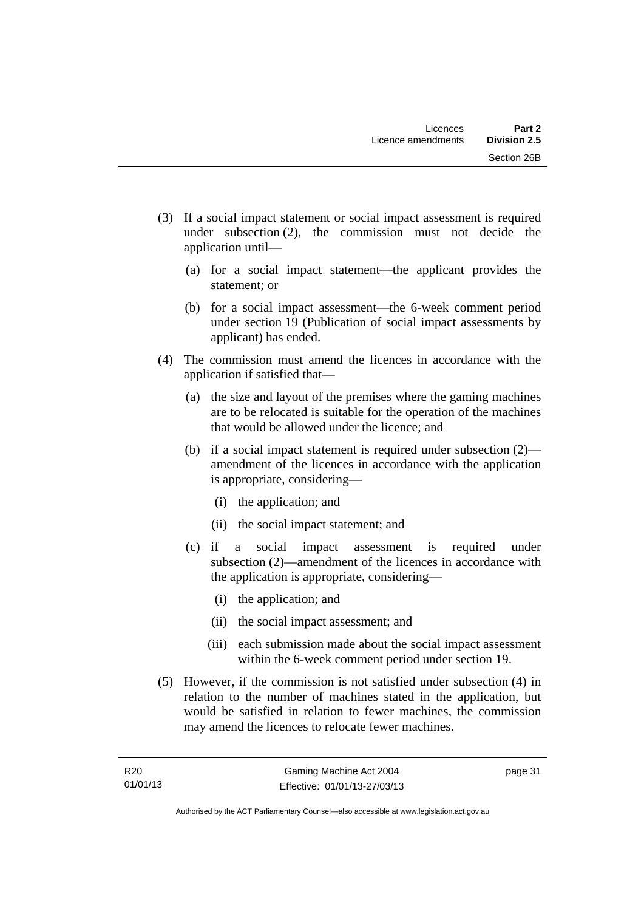(3) If a social impact statement or social impact assessment is required under subsection (2), the commission must not decide the application until—

  (a) for a social impact statement—the applicant provides the statement; or

  (b) for a social impact assessment—the 6-week comment period under section 19 (Publication of social impact assessments by applicant) has ended.

(4) The commission must amend the licences in accordance with the application if satisfied that—

  (a) the size and layout of the premises where the gaming machines are to be relocated is suitable for the operation of the machines that would be allowed under the licence; and

  (b) if a social impact statement is required under subsection (2)—amendment of the licences in accordance with the application is appropriate, considering—

    (i) the application; and

    (ii) the social impact statement; and

  (c) if a social impact assessment is required under subsection (2)—amendment of the licences in accordance with the application is appropriate, considering—

    (i) the application; and

    (ii) the social impact assessment; and

    (iii) each submission made about the social impact assessment within the 6-week comment period under section 19.

(5) However, if the commission is not satisfied under subsection (4) in relation to the number of machines stated in the application, but would be satisfied in relation to fewer machines, the commission may amend the licences to relocate fewer machines.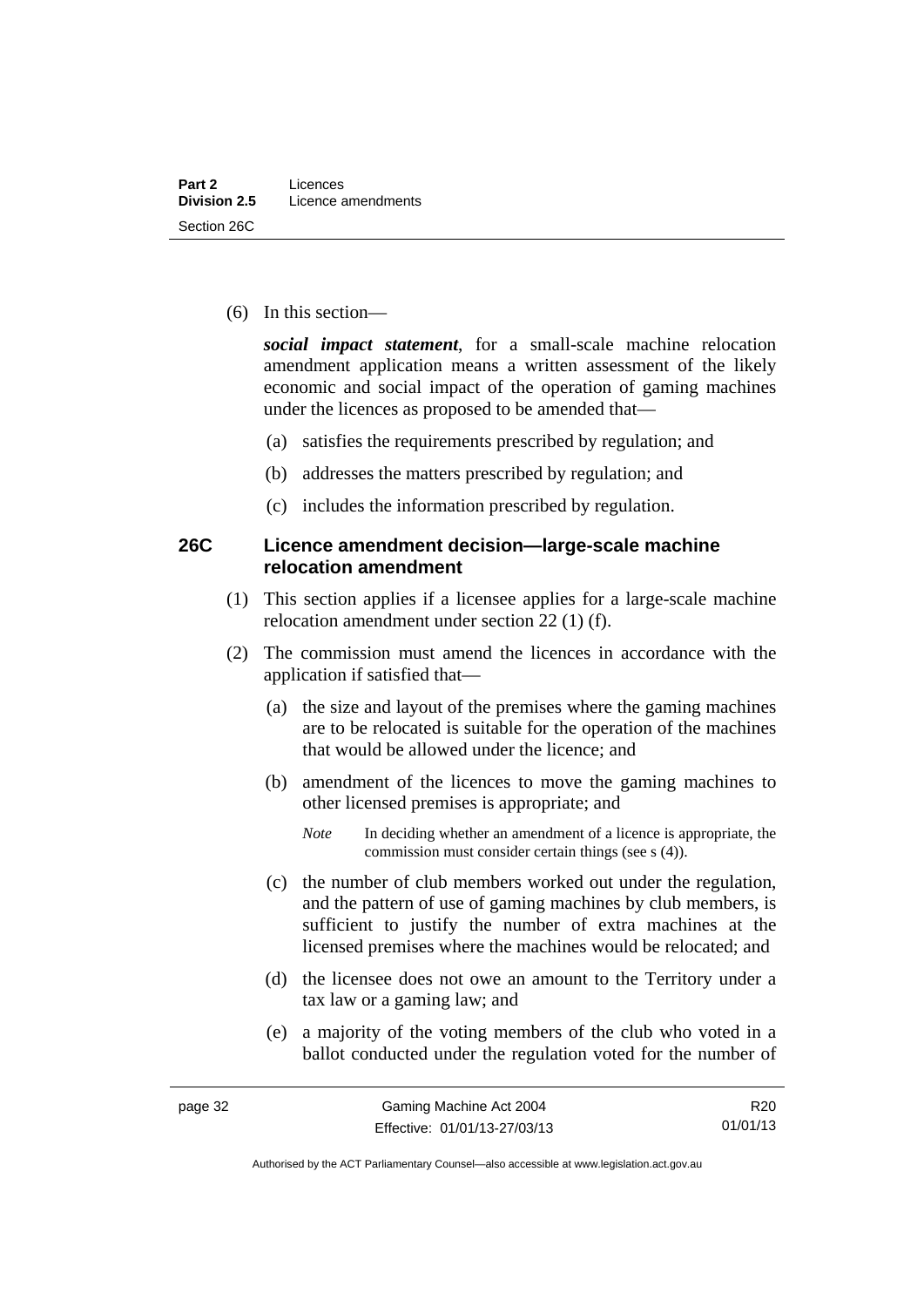(6) In this section—

***social impact statement***, for a small-scale machine relocation amendment application means a written assessment of the likely economic and social impact of the operation of gaming machines under the licences as proposed to be amended that—

(a) satisfies the requirements prescribed by regulation; and

(b) addresses the matters prescribed by regulation; and

(c) includes the information prescribed by regulation.

### 26C Licence amendment decision—large-scale machine relocation amendment

(1) This section applies if a licensee applies for a large-scale machine relocation amendment under section 22 (1) (f).

(2) The commission must amend the licences in accordance with the application if satisfied that—

(a) the size and layout of the premises where the gaming machines are to be relocated is suitable for the operation of the machines that would be allowed under the licence; and

(b) amendment of the licences to move the gaming machines to other licensed premises is appropriate; and

*Note* In deciding whether an amendment of a licence is appropriate, the commission must consider certain things (see s (4)).

(c) the number of club members worked out under the regulation, and the pattern of use of gaming machines by club members, is sufficient to justify the number of extra machines at the licensed premises where the machines would be relocated; and

(d) the licensee does not owe an amount to the Territory under a tax law or a gaming law; and

(e) a majority of the voting members of the club who voted in a ballot conducted under the regulation voted for the number of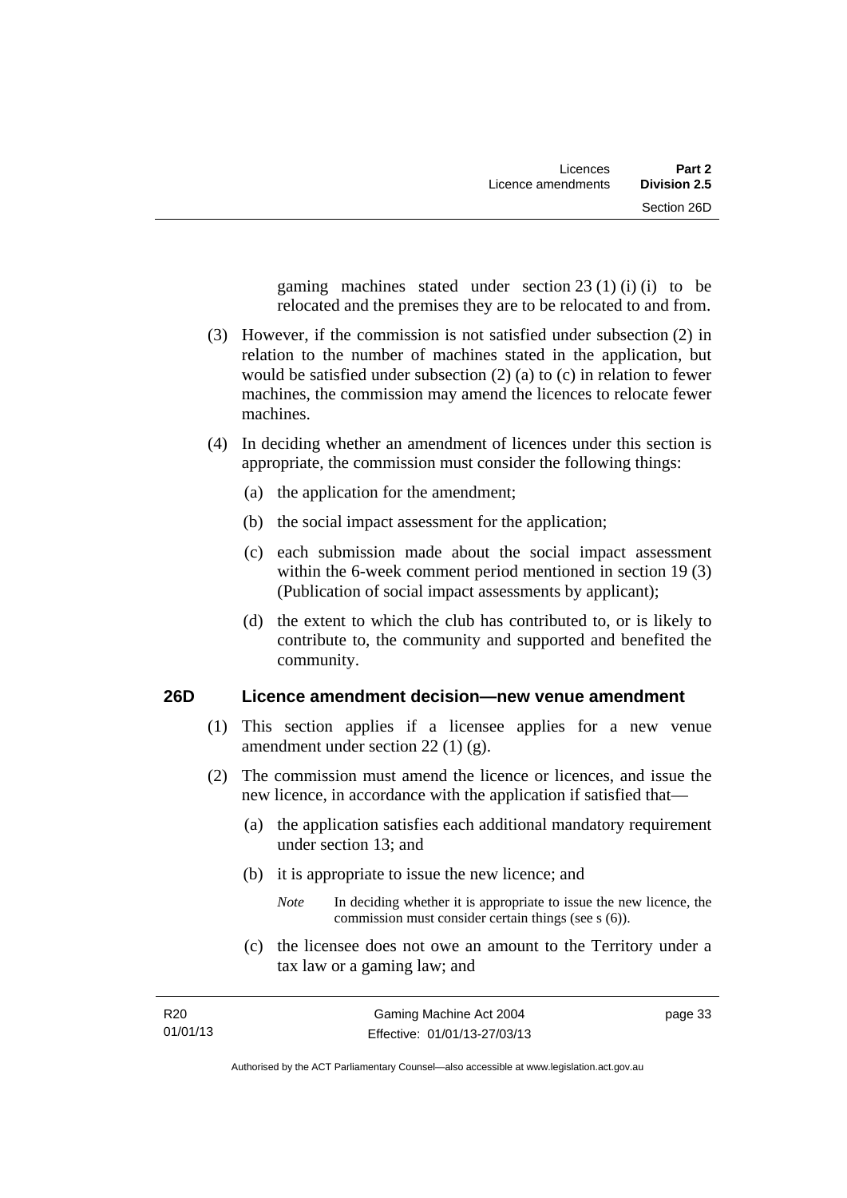gaming machines stated under section 23 (1) (i) (i) to be relocated and the premises they are to be relocated to and from.

(3) However, if the commission is not satisfied under subsection (2) in relation to the number of machines stated in the application, but would be satisfied under subsection (2) (a) to (c) in relation to fewer machines, the commission may amend the licences to relocate fewer machines.

(4) In deciding whether an amendment of licences under this section is appropriate, the commission must consider the following things:

(a) the application for the amendment;

(b) the social impact assessment for the application;

(c) each submission made about the social impact assessment within the 6-week comment period mentioned in section 19 (3) (Publication of social impact assessments by applicant);

(d) the extent to which the club has contributed to, or is likely to contribute to, the community and supported and benefited the community.

### 26D Licence amendment decision—new venue amendment

(1) This section applies if a licensee applies for a new venue amendment under section 22 (1) (g).

(2) The commission must amend the licence or licences, and issue the new licence, in accordance with the application if satisfied that—

(a) the application satisfies each additional mandatory requirement under section 13; and

(b) it is appropriate to issue the new licence; and

*Note* In deciding whether it is appropriate to issue the new licence, the commission must consider certain things (see s (6)).

(c) the licensee does not owe an amount to the Territory under a tax law or a gaming law; and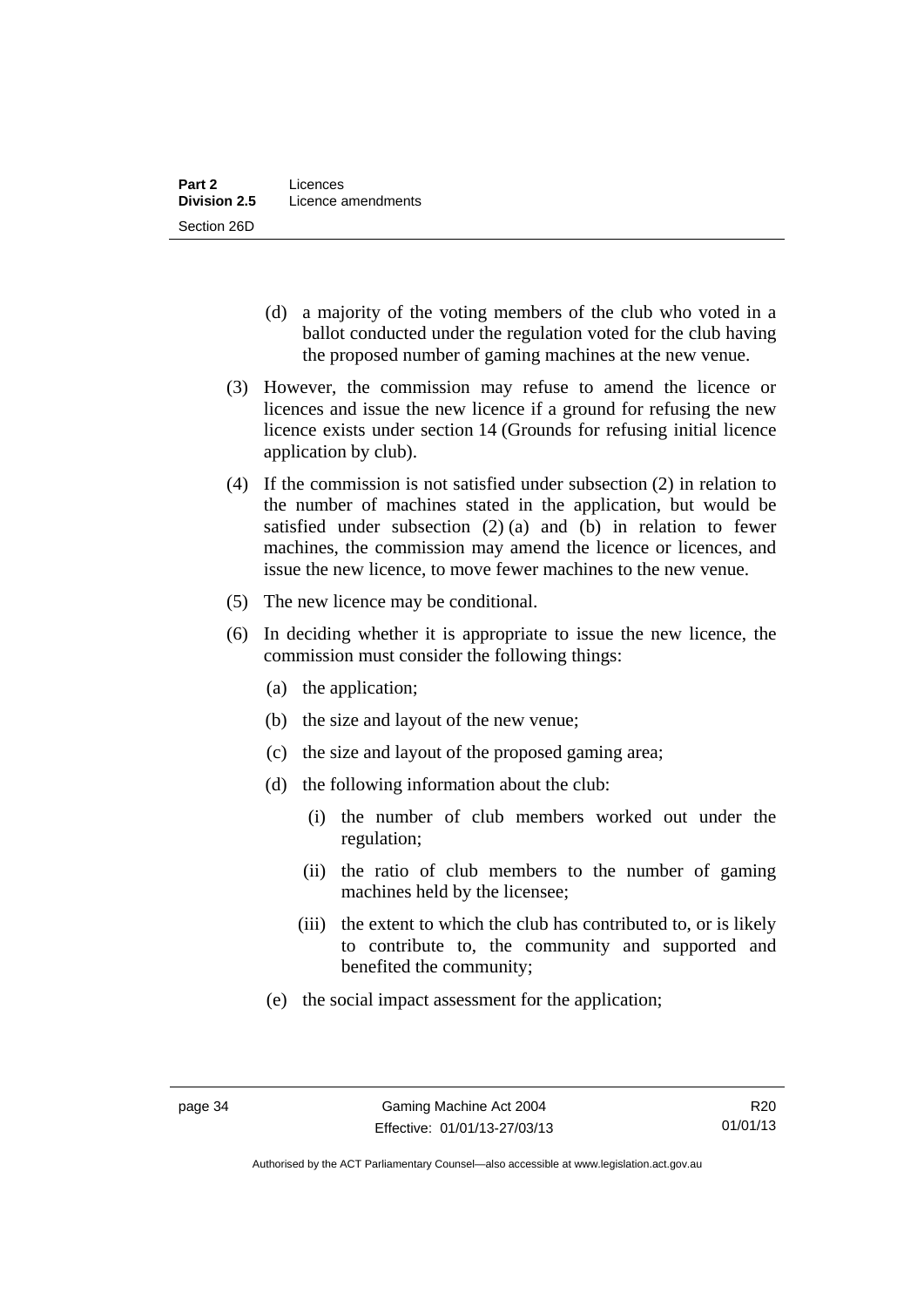(d) a majority of the voting members of the club who voted in a ballot conducted under the regulation voted for the club having the proposed number of gaming machines at the new venue.

(3) However, the commission may refuse to amend the licence or licences and issue the new licence if a ground for refusing the new licence exists under section 14 (Grounds for refusing initial licence application by club).

(4) If the commission is not satisfied under subsection (2) in relation to the number of machines stated in the application, but would be satisfied under subsection (2) (a) and (b) in relation to fewer machines, the commission may amend the licence or licences, and issue the new licence, to move fewer machines to the new venue.

(5) The new licence may be conditional.

(6) In deciding whether it is appropriate to issue the new licence, the commission must consider the following things:

(a) the application;

(b) the size and layout of the new venue;

(c) the size and layout of the proposed gaming area;

(d) the following information about the club:

(i) the number of club members worked out under the regulation;

(ii) the ratio of club members to the number of gaming machines held by the licensee;

(iii) the extent to which the club has contributed to, or is likely to contribute to, the community and supported and benefited the community;

(e) the social impact assessment for the application;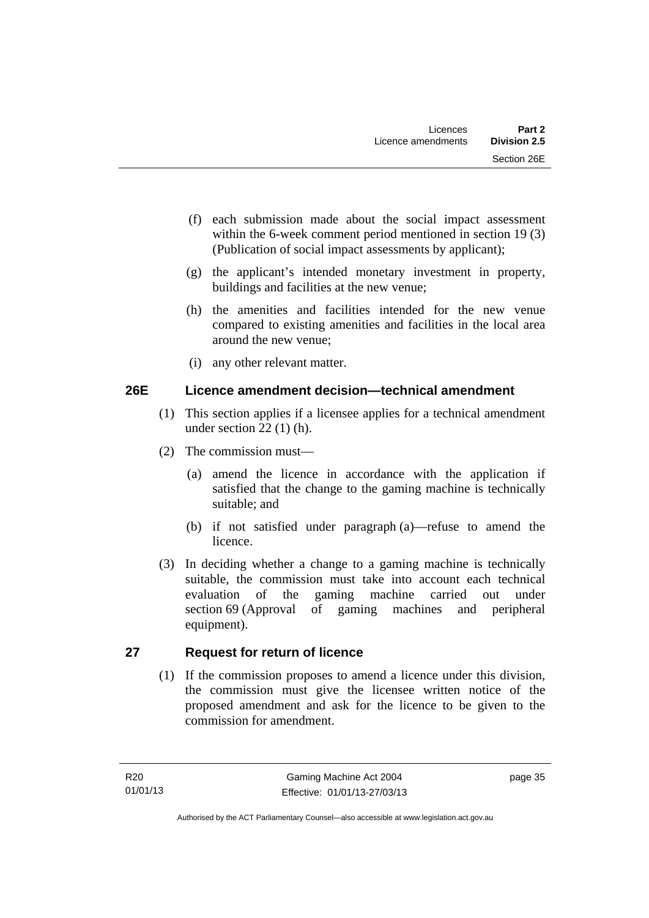(f) each submission made about the social impact assessment within the 6-week comment period mentioned in section 19 (3) (Publication of social impact assessments by applicant);

(g) the applicant's intended monetary investment in property, buildings and facilities at the new venue;

(h) the amenities and facilities intended for the new venue compared to existing amenities and facilities in the local area around the new venue;

(i) any other relevant matter.

### 26E Licence amendment decision—technical amendment

(1) This section applies if a licensee applies for a technical amendment under section 22 (1) (h).

(2) The commission must—

(a) amend the licence in accordance with the application if satisfied that the change to the gaming machine is technically suitable; and

(b) if not satisfied under paragraph (a)—refuse to amend the licence.

(3) In deciding whether a change to a gaming machine is technically suitable, the commission must take into account each technical evaluation of the gaming machine carried out under section 69 (Approval of gaming machines and peripheral equipment).

### 27 Request for return of licence

(1) If the commission proposes to amend a licence under this division, the commission must give the licensee written notice of the proposed amendment and ask for the licence to be given to the commission for amendment.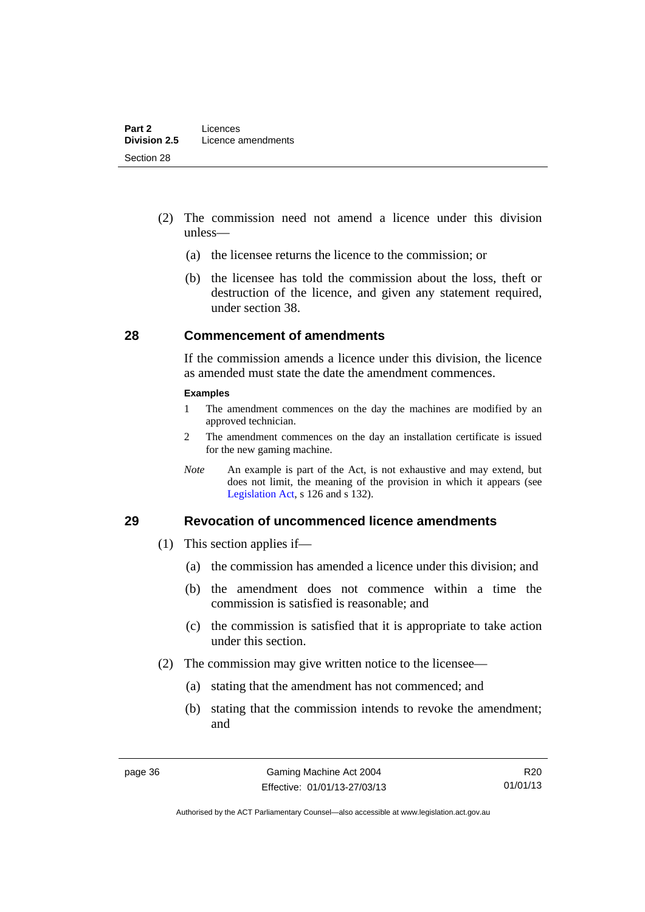(2) The commission need not amend a licence under this division unless—

(a) the licensee returns the licence to the commission; or

(b) the licensee has told the commission about the loss, theft or destruction of the licence, and given any statement required, under section 38.

## 28 Commencement of amendments

If the commission amends a licence under this division, the licence as amended must state the date the amendment commences.

**Examples**

1 The amendment commences on the day the machines are modified by an approved technician.

2 The amendment commences on the day an installation certificate is issued for the new gaming machine.

*Note* An example is part of the Act, is not exhaustive and may extend, but does not limit, the meaning of the provision in which it appears (see Legislation Act, s 126 and s 132).

## 29 Revocation of uncommenced licence amendments

(1) This section applies if—

(a) the commission has amended a licence under this division; and

(b) the amendment does not commence within a time the commission is satisfied is reasonable; and

(c) the commission is satisfied that it is appropriate to take action under this section.

(2) The commission may give written notice to the licensee—

(a) stating that the amendment has not commenced; and

(b) stating that the commission intends to revoke the amendment; and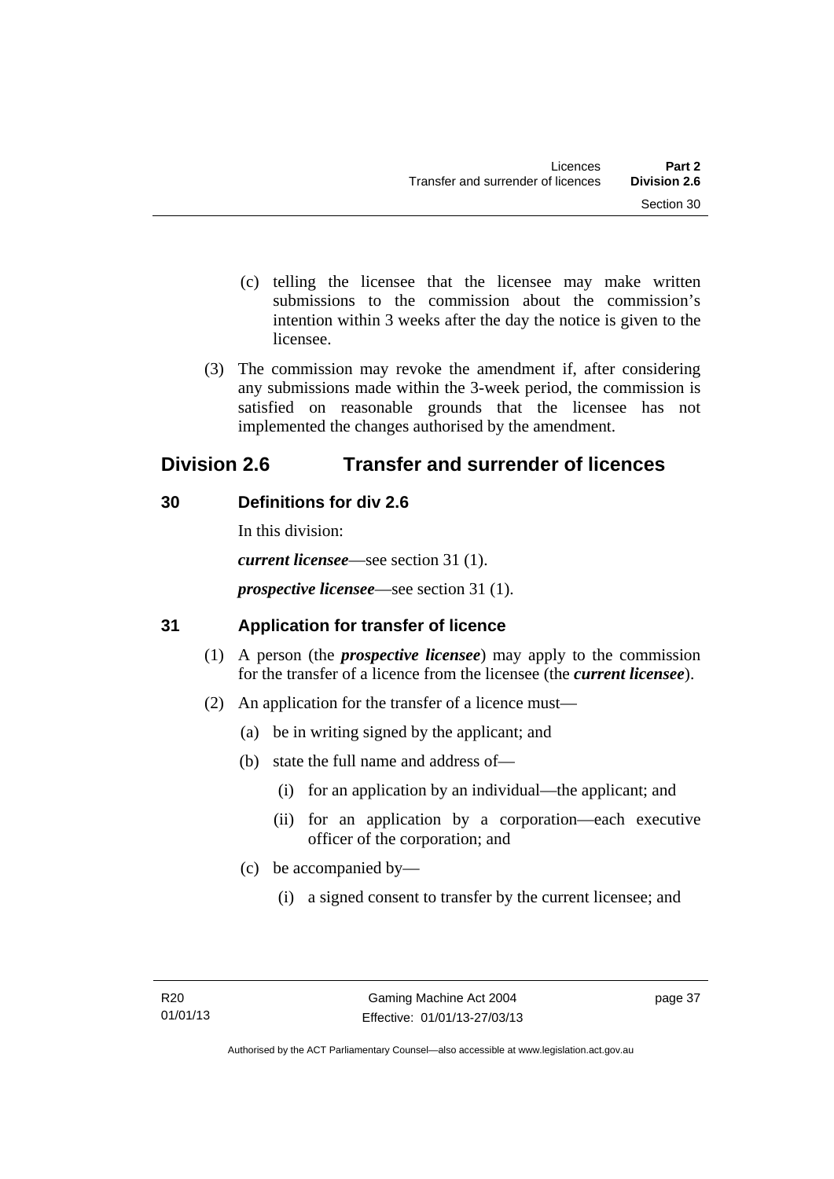(c) telling the licensee that the licensee may make written submissions to the commission about the commission's intention within 3 weeks after the day the notice is given to the licensee.

(3) The commission may revoke the amendment if, after considering any submissions made within the 3-week period, the commission is satisfied on reasonable grounds that the licensee has not implemented the changes authorised by the amendment.

## Division 2.6 Transfer and surrender of licences

### 30 Definitions for div 2.6

In this division:

***current licensee***—see section 31 (1).

***prospective licensee***—see section 31 (1).

### 31 Application for transfer of licence

(1) A person (the ***prospective licensee***) may apply to the commission for the transfer of a licence from the licensee (the ***current licensee***).

(2) An application for the transfer of a licence must—

(a) be in writing signed by the applicant; and

(b) state the full name and address of—

(i) for an application by an individual—the applicant; and

(ii) for an application by a corporation—each executive officer of the corporation; and

(c) be accompanied by—

(i) a signed consent to transfer by the current licensee; and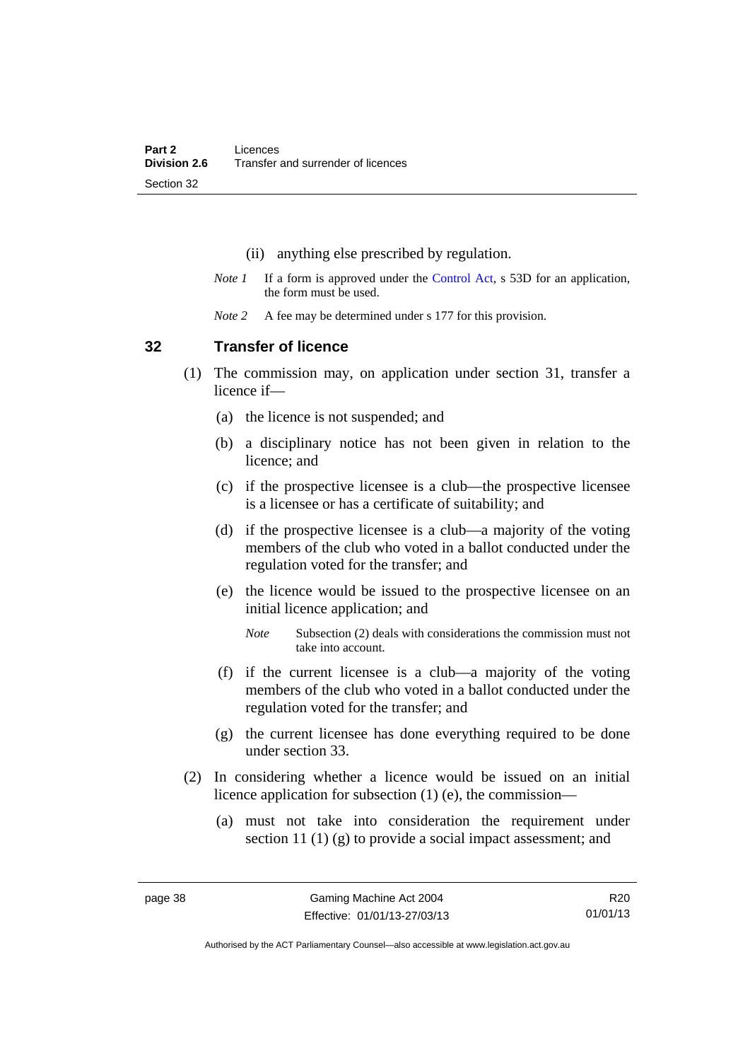(ii) anything else prescribed by regulation.

*Note 1* If a form is approved under the Control Act, s 53D for an application, the form must be used.

*Note 2* A fee may be determined under s 177 for this provision.

## 32 Transfer of licence

(1) The commission may, on application under section 31, transfer a licence if—

(a) the licence is not suspended; and

(b) a disciplinary notice has not been given in relation to the licence; and

(c) if the prospective licensee is a club—the prospective licensee is a licensee or has a certificate of suitability; and

(d) if the prospective licensee is a club—a majority of the voting members of the club who voted in a ballot conducted under the regulation voted for the transfer; and

(e) the licence would be issued to the prospective licensee on an initial licence application; and

*Note* Subsection (2) deals with considerations the commission must not take into account.

(f) if the current licensee is a club—a majority of the voting members of the club who voted in a ballot conducted under the regulation voted for the transfer; and

(g) the current licensee has done everything required to be done under section 33.

(2) In considering whether a licence would be issued on an initial licence application for subsection (1) (e), the commission—

(a) must not take into consideration the requirement under section 11 (1) (g) to provide a social impact assessment; and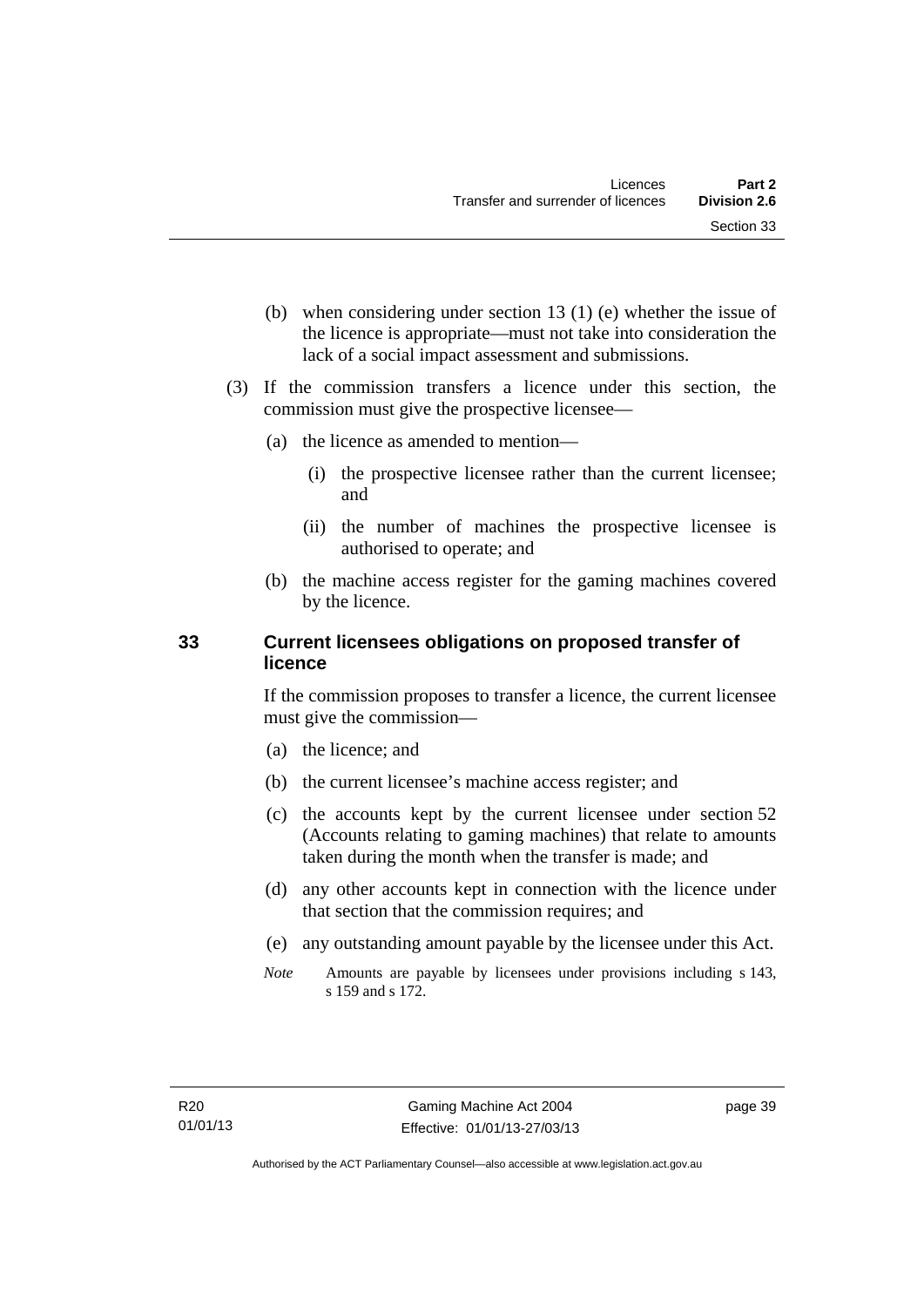(b) when considering under section 13 (1) (e) whether the issue of the licence is appropriate—must not take into consideration the lack of a social impact assessment and submissions.

(3) If the commission transfers a licence under this section, the commission must give the prospective licensee—

(a) the licence as amended to mention—

(i) the prospective licensee rather than the current licensee; and

(ii) the number of machines the prospective licensee is authorised to operate; and

(b) the machine access register for the gaming machines covered by the licence.

### 33 Current licensees obligations on proposed transfer of licence

If the commission proposes to transfer a licence, the current licensee must give the commission—

(a) the licence; and

(b) the current licensee's machine access register; and

(c) the accounts kept by the current licensee under section 52 (Accounts relating to gaming machines) that relate to amounts taken during the month when the transfer is made; and

(d) any other accounts kept in connection with the licence under that section that the commission requires; and

(e) any outstanding amount payable by the licensee under this Act.

*Note* Amounts are payable by licensees under provisions including s 143, s 159 and s 172.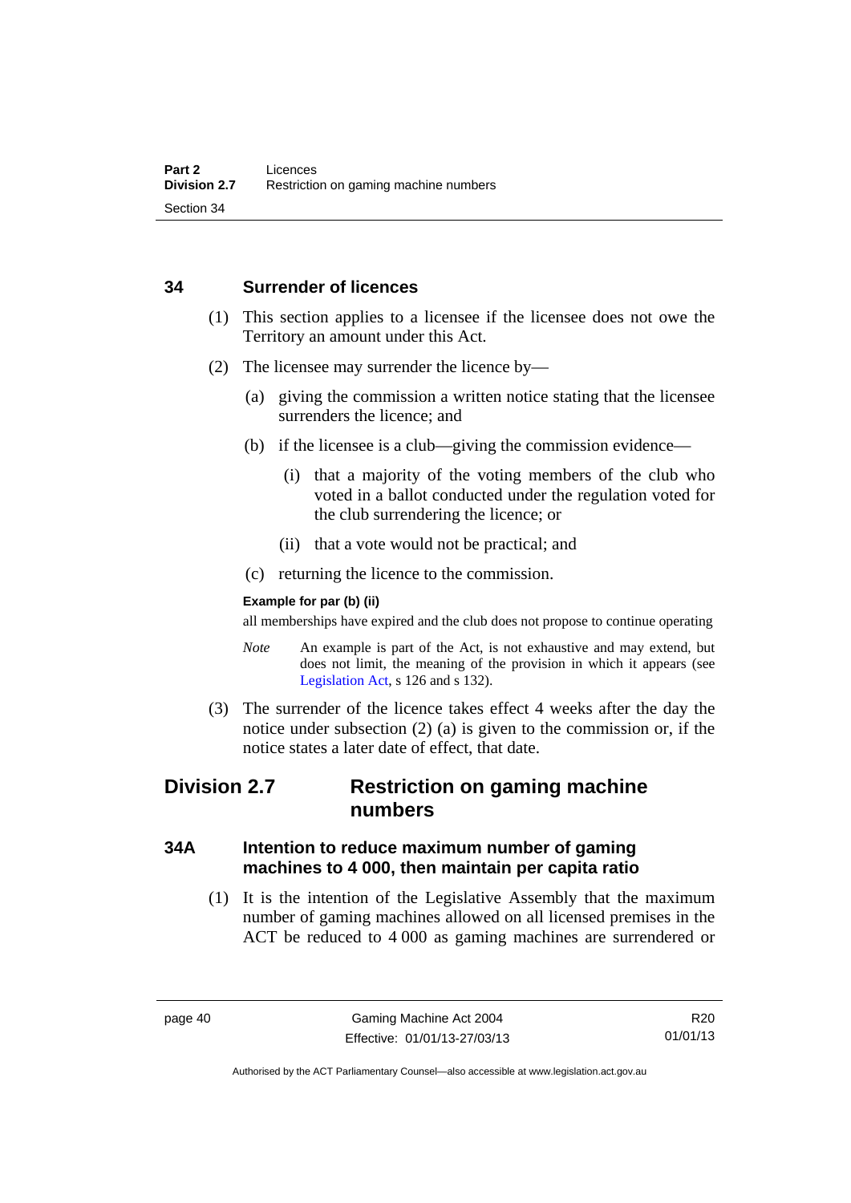### 34 Surrender of licences

(1) This section applies to a licensee if the licensee does not owe the Territory an amount under this Act.

(2) The licensee may surrender the licence by—

(a) giving the commission a written notice stating that the licensee surrenders the licence; and

(b) if the licensee is a club—giving the commission evidence—

(i) that a majority of the voting members of the club who voted in a ballot conducted under the regulation voted for the club surrendering the licence; or

(ii) that a vote would not be practical; and

(c) returning the licence to the commission.

**Example for par (b) (ii)**

all memberships have expired and the club does not propose to continue operating

*Note* An example is part of the Act, is not exhaustive and may extend, but does not limit, the meaning of the provision in which it appears (see Legislation Act, s 126 and s 132).

(3) The surrender of the licence takes effect 4 weeks after the day the notice under subsection (2) (a) is given to the commission or, if the notice states a later date of effect, that date.

## Division 2.7 Restriction on gaming machine numbers

### 34A Intention to reduce maximum number of gaming machines to 4 000, then maintain per capita ratio

(1) It is the intention of the Legislative Assembly that the maximum number of gaming machines allowed on all licensed premises in the ACT be reduced to 4 000 as gaming machines are surrendered or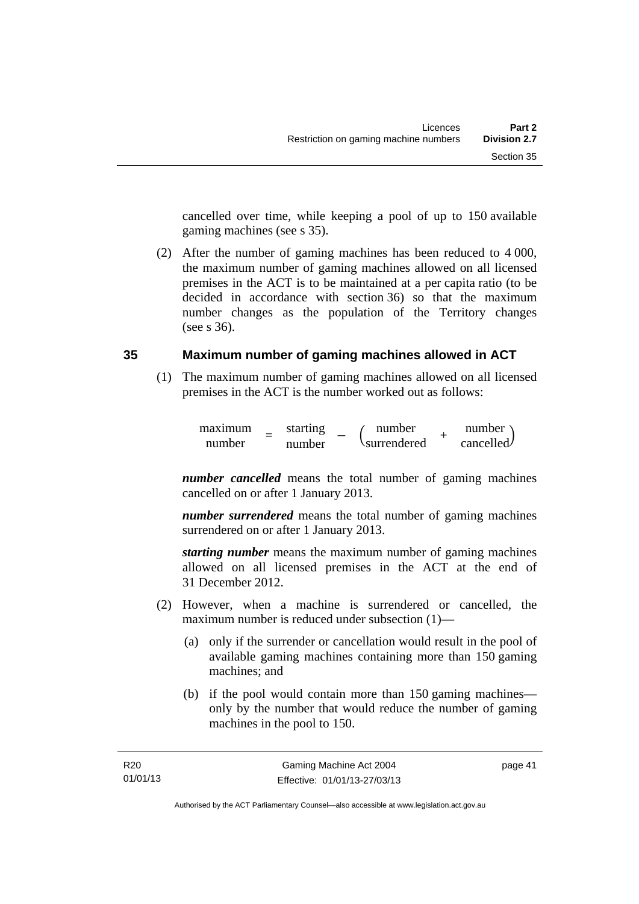cancelled over time, while keeping a pool of up to 150 available gaming machines (see s 35).

(2) After the number of gaming machines has been reduced to 4 000, the maximum number of gaming machines allowed on all licensed premises in the ACT is to be maintained at a per capita ratio (to be decided in accordance with section 36) so that the maximum number changes as the population of the Territory changes (see s 36).

## 35 Maximum number of gaming machines allowed in ACT

(1) The maximum number of gaming machines allowed on all licensed premises in the ACT is the number worked out as follows:

$$\text{maximum number} = \text{starting number} - \left(\text{number surrendered} + \text{number cancelled}\right)$$

***number cancelled*** means the total number of gaming machines cancelled on or after 1 January 2013.

***number surrendered*** means the total number of gaming machines surrendered on or after 1 January 2013.

***starting number*** means the maximum number of gaming machines allowed on all licensed premises in the ACT at the end of 31 December 2012.

(2) However, when a machine is surrendered or cancelled, the maximum number is reduced under subsection (1)—

(a) only if the surrender or cancellation would result in the pool of available gaming machines containing more than 150 gaming machines; and

(b) if the pool would contain more than 150 gaming machines—only by the number that would reduce the number of gaming machines in the pool to 150.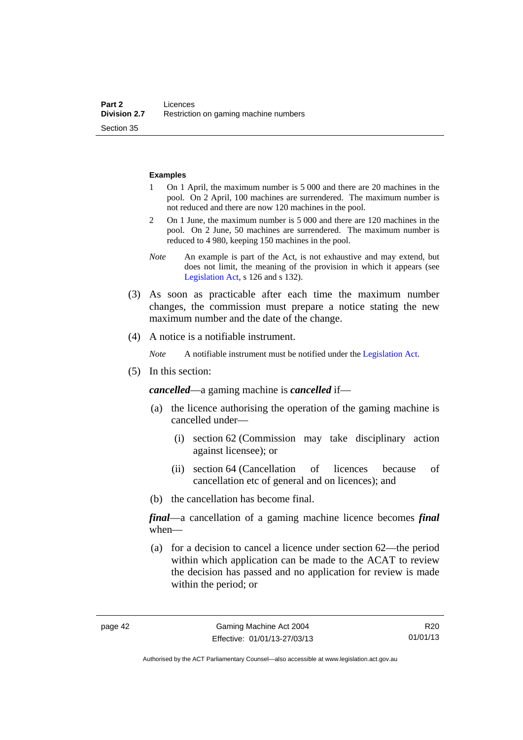**Examples**

1 On 1 April, the maximum number is 5 000 and there are 20 machines in the pool. On 2 April, 100 machines are surrendered. The maximum number is not reduced and there are now 120 machines in the pool.

2 On 1 June, the maximum number is 5 000 and there are 120 machines in the pool. On 2 June, 50 machines are surrendered. The maximum number is reduced to 4 980, keeping 150 machines in the pool.

*Note* An example is part of the Act, is not exhaustive and may extend, but does not limit, the meaning of the provision in which it appears (see Legislation Act, s 126 and s 132).

(3) As soon as practicable after each time the maximum number changes, the commission must prepare a notice stating the new maximum number and the date of the change.

(4) A notice is a notifiable instrument.

*Note* A notifiable instrument must be notified under the Legislation Act.

(5) In this section:

***cancelled***—a gaming machine is ***cancelled*** if—

(a) the licence authorising the operation of the gaming machine is cancelled under—

(i) section 62 (Commission may take disciplinary action against licensee); or

(ii) section 64 (Cancellation of licences because of cancellation etc of general and on licences); and

(b) the cancellation has become final.

***final***—a cancellation of a gaming machine licence becomes ***final*** when—

(a) for a decision to cancel a licence under section 62—the period within which application can be made to the ACAT to review the decision has passed and no application for review is made within the period; or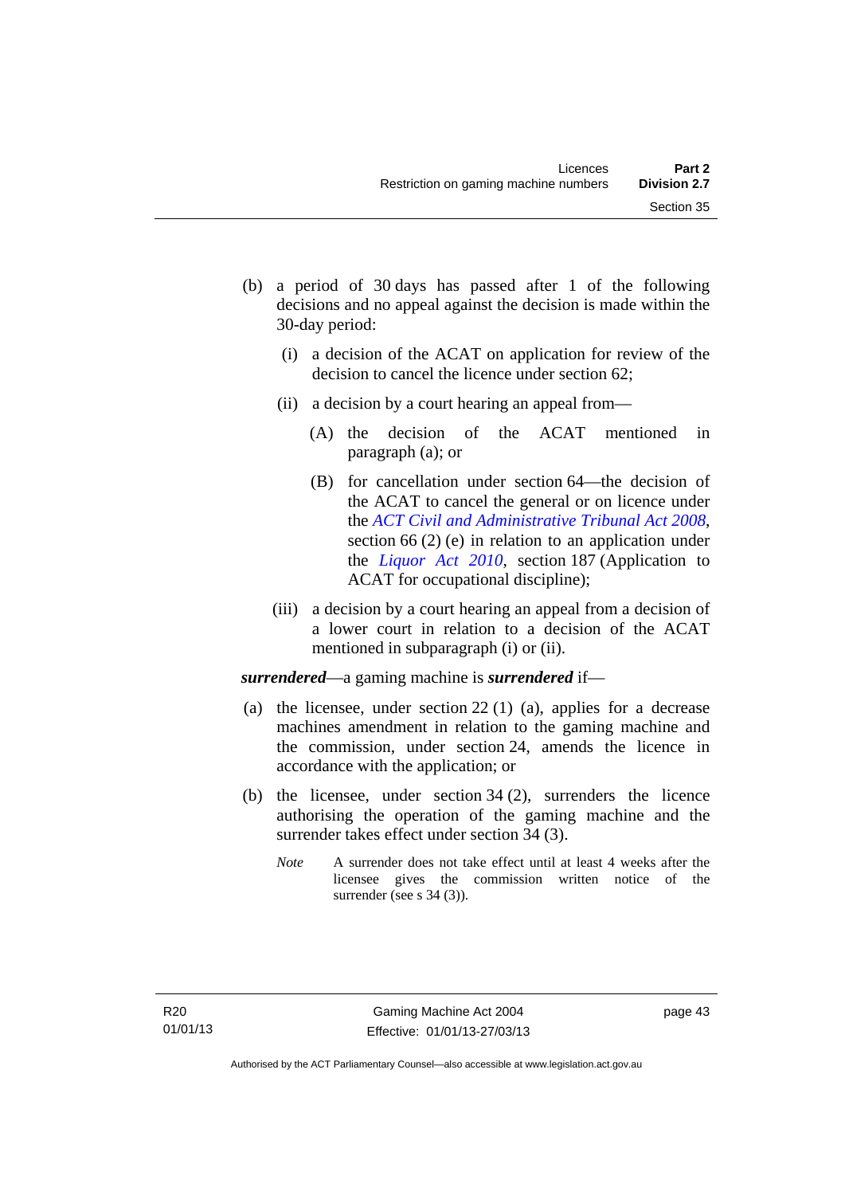(b) a period of 30 days has passed after 1 of the following decisions and no appeal against the decision is made within the 30-day period:

(i) a decision of the ACAT on application for review of the decision to cancel the licence under section 62;

(ii) a decision by a court hearing an appeal from—

(A) the decision of the ACAT mentioned in paragraph (a); or

(B) for cancellation under section 64—the decision of the ACAT to cancel the general or on licence under the *ACT Civil and Administrative Tribunal Act 2008*, section 66 (2) (e) in relation to an application under the *Liquor Act 2010*, section 187 (Application to ACAT for occupational discipline);

(iii) a decision by a court hearing an appeal from a decision of a lower court in relation to a decision of the ACAT mentioned in subparagraph (i) or (ii).

***surrendered***—a gaming machine is ***surrendered*** if—

(a) the licensee, under section 22 (1) (a), applies for a decrease machines amendment in relation to the gaming machine and the commission, under section 24, amends the licence in accordance with the application; or

(b) the licensee, under section 34 (2), surrenders the licence authorising the operation of the gaming machine and the surrender takes effect under section 34 (3).

*Note* A surrender does not take effect until at least 4 weeks after the licensee gives the commission written notice of the surrender (see s 34 (3)).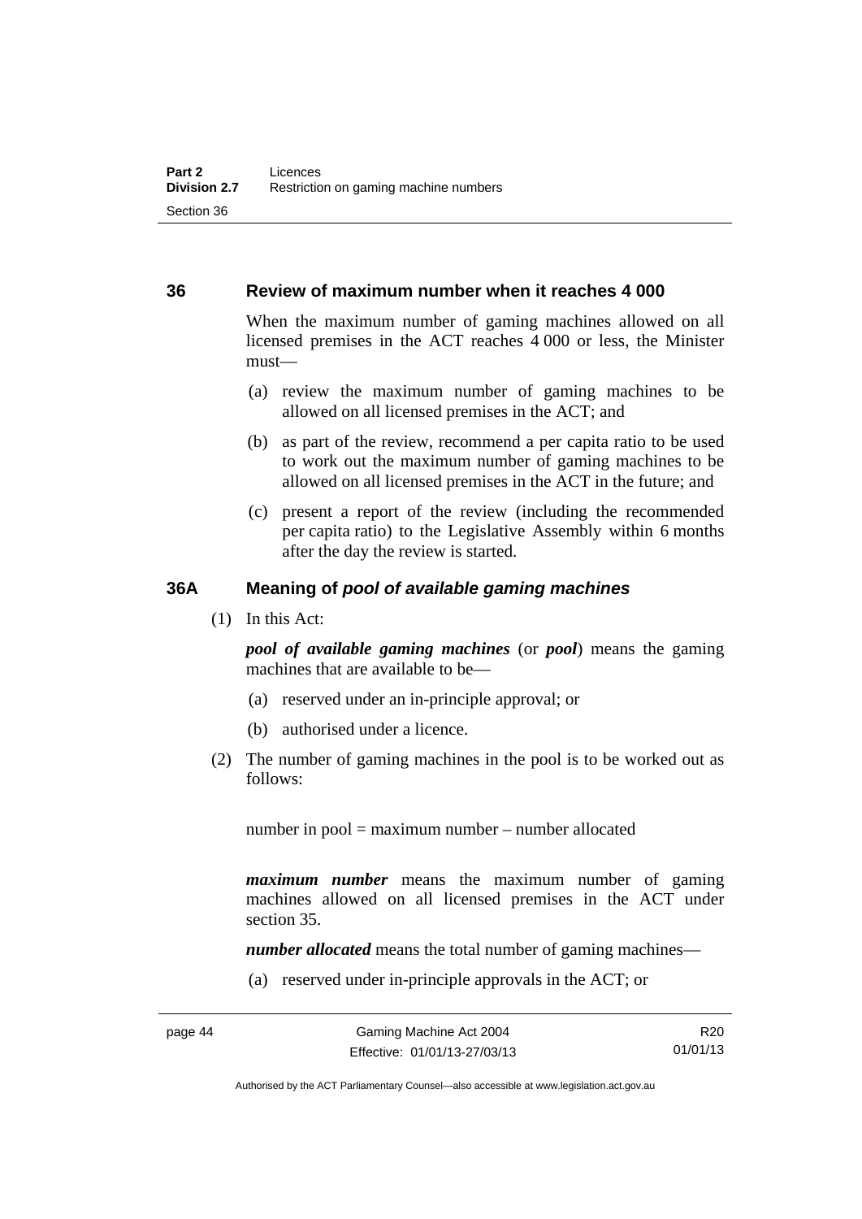## 36 Review of maximum number when it reaches 4 000

When the maximum number of gaming machines allowed on all licensed premises in the ACT reaches 4 000 or less, the Minister must—

(a) review the maximum number of gaming machines to be allowed on all licensed premises in the ACT; and

(b) as part of the review, recommend a per capita ratio to be used to work out the maximum number of gaming machines to be allowed on all licensed premises in the ACT in the future; and

(c) present a report of the review (including the recommended per capita ratio) to the Legislative Assembly within 6 months after the day the review is started.

## 36A Meaning of *pool of available gaming machines*

(1) In this Act:

***pool of available gaming machines*** (or ***pool***) means the gaming machines that are available to be—

(a) reserved under an in-principle approval; or

(b) authorised under a licence.

(2) The number of gaming machines in the pool is to be worked out as follows:

number in pool = maximum number – number allocated

***maximum number*** means the maximum number of gaming machines allowed on all licensed premises in the ACT under section 35.

***number allocated*** means the total number of gaming machines—

(a) reserved under in-principle approvals in the ACT; or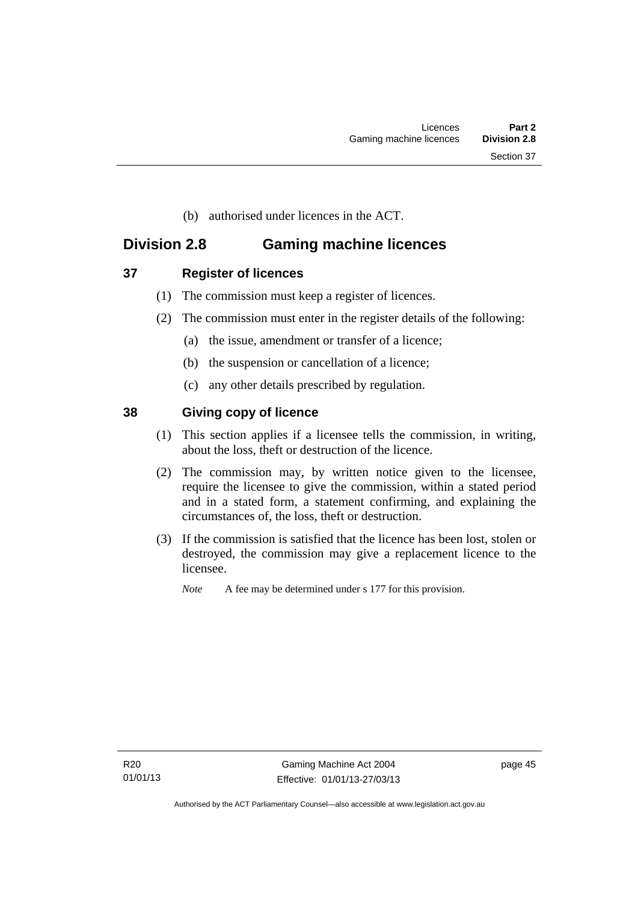(b) authorised under licences in the ACT.

## Division 2.8 Gaming machine licences

### 37 Register of licences

(1) The commission must keep a register of licences.

(2) The commission must enter in the register details of the following:

(a) the issue, amendment or transfer of a licence;

(b) the suspension or cancellation of a licence;

(c) any other details prescribed by regulation.

### 38 Giving copy of licence

(1) This section applies if a licensee tells the commission, in writing, about the loss, theft or destruction of the licence.

(2) The commission may, by written notice given to the licensee, require the licensee to give the commission, within a stated period and in a stated form, a statement confirming, and explaining the circumstances of, the loss, theft or destruction.

(3) If the commission is satisfied that the licence has been lost, stolen or destroyed, the commission may give a replacement licence to the licensee.

*Note* A fee may be determined under s 177 for this provision.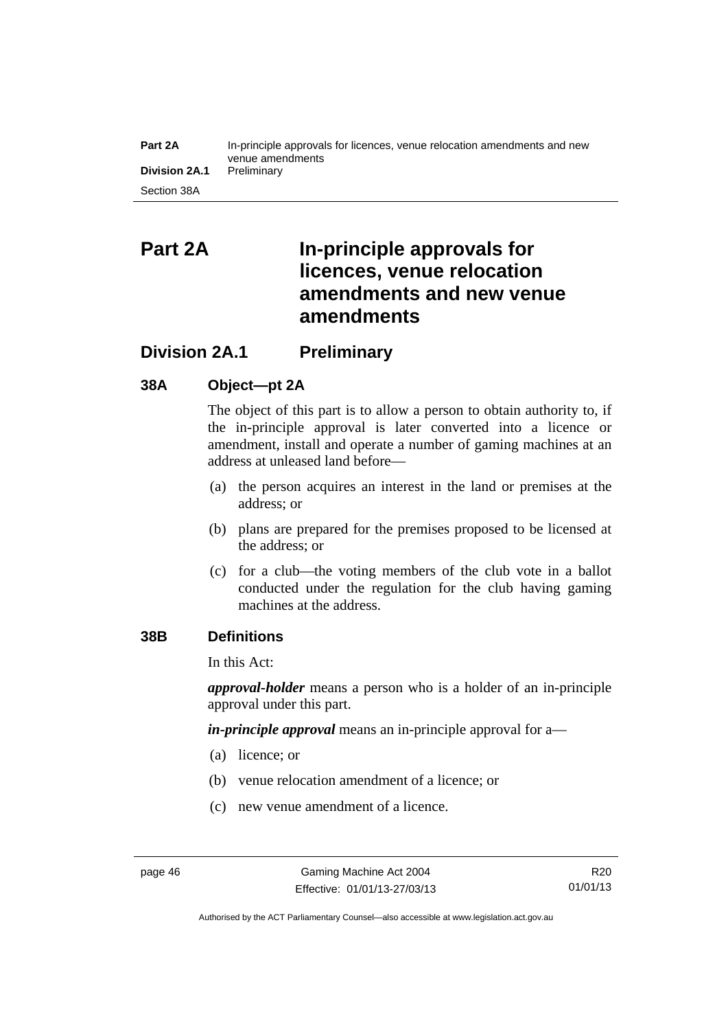# Part 2A In-principle approvals for licences, venue relocation amendments and new venue amendments

## Division 2A.1 Preliminary

### 38A Object—pt 2A

The object of this part is to allow a person to obtain authority to, if the in-principle approval is later converted into a licence or amendment, install and operate a number of gaming machines at an address at unleased land before—

(a) the person acquires an interest in the land or premises at the address; or

(b) plans are prepared for the premises proposed to be licensed at the address; or

(c) for a club—the voting members of the club vote in a ballot conducted under the regulation for the club having gaming machines at the address.

### 38B Definitions

In this Act:

***approval-holder*** means a person who is a holder of an in-principle approval under this part.

***in-principle approval*** means an in-principle approval for a—

(a) licence; or

(b) venue relocation amendment of a licence; or

(c) new venue amendment of a licence.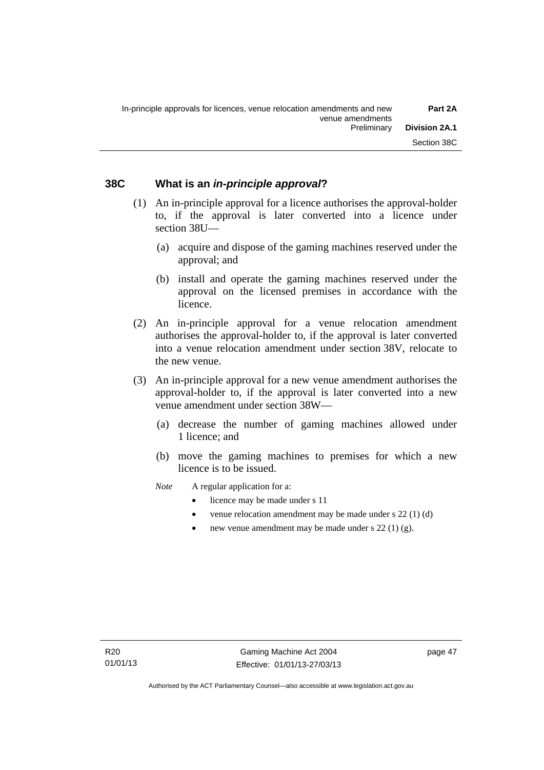## 38C What is an *in-principle approval*?

(1) An in-principle approval for a licence authorises the approval-holder to, if the approval is later converted into a licence under section 38U—

(a) acquire and dispose of the gaming machines reserved under the approval; and

(b) install and operate the gaming machines reserved under the approval on the licensed premises in accordance with the licence.

(2) An in-principle approval for a venue relocation amendment authorises the approval-holder to, if the approval is later converted into a venue relocation amendment under section 38V, relocate to the new venue.

(3) An in-principle approval for a new venue amendment authorises the approval-holder to, if the approval is later converted into a new venue amendment under section 38W—

(a) decrease the number of gaming machines allowed under 1 licence; and

(b) move the gaming machines to premises for which a new licence is to be issued.

*Note* A regular application for a:

- licence may be made under s 11
- venue relocation amendment may be made under s 22 (1) (d)
- new venue amendment may be made under s 22 (1) (g).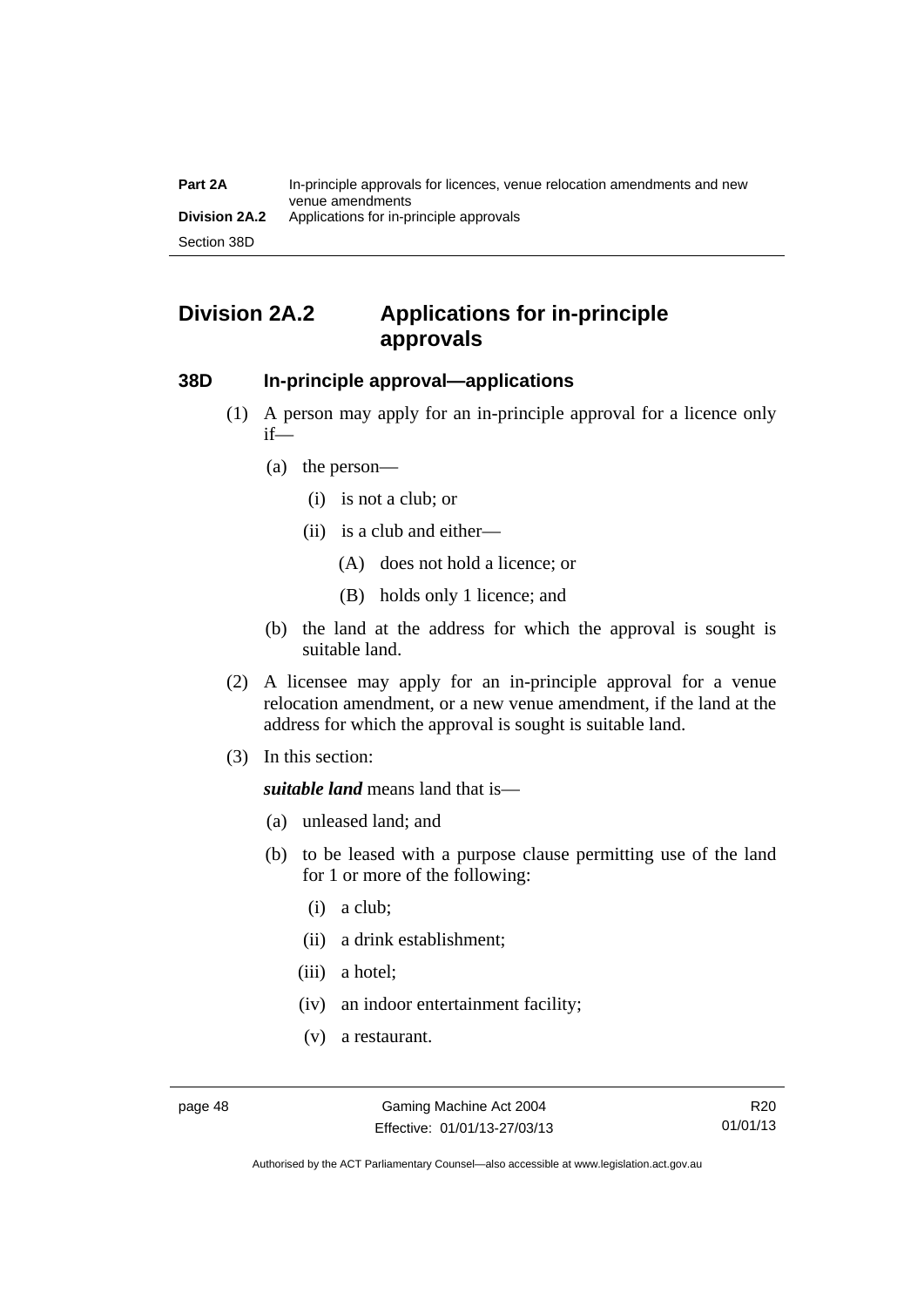## Division 2A.2 Applications for in-principle approvals

### 38D In-principle approval—applications

(1) A person may apply for an in-principle approval for a licence only if—

(a) the person—

(i) is not a club; or

(ii) is a club and either—

(A) does not hold a licence; or

(B) holds only 1 licence; and

(b) the land at the address for which the approval is sought is suitable land.

(2) A licensee may apply for an in-principle approval for a venue relocation amendment, or a new venue amendment, if the land at the address for which the approval is sought is suitable land.

(3) In this section:

***suitable land*** means land that is—

(a) unleased land; and

(b) to be leased with a purpose clause permitting use of the land for 1 or more of the following:

(i) a club;

(ii) a drink establishment;

(iii) a hotel;

(iv) an indoor entertainment facility;

(v) a restaurant.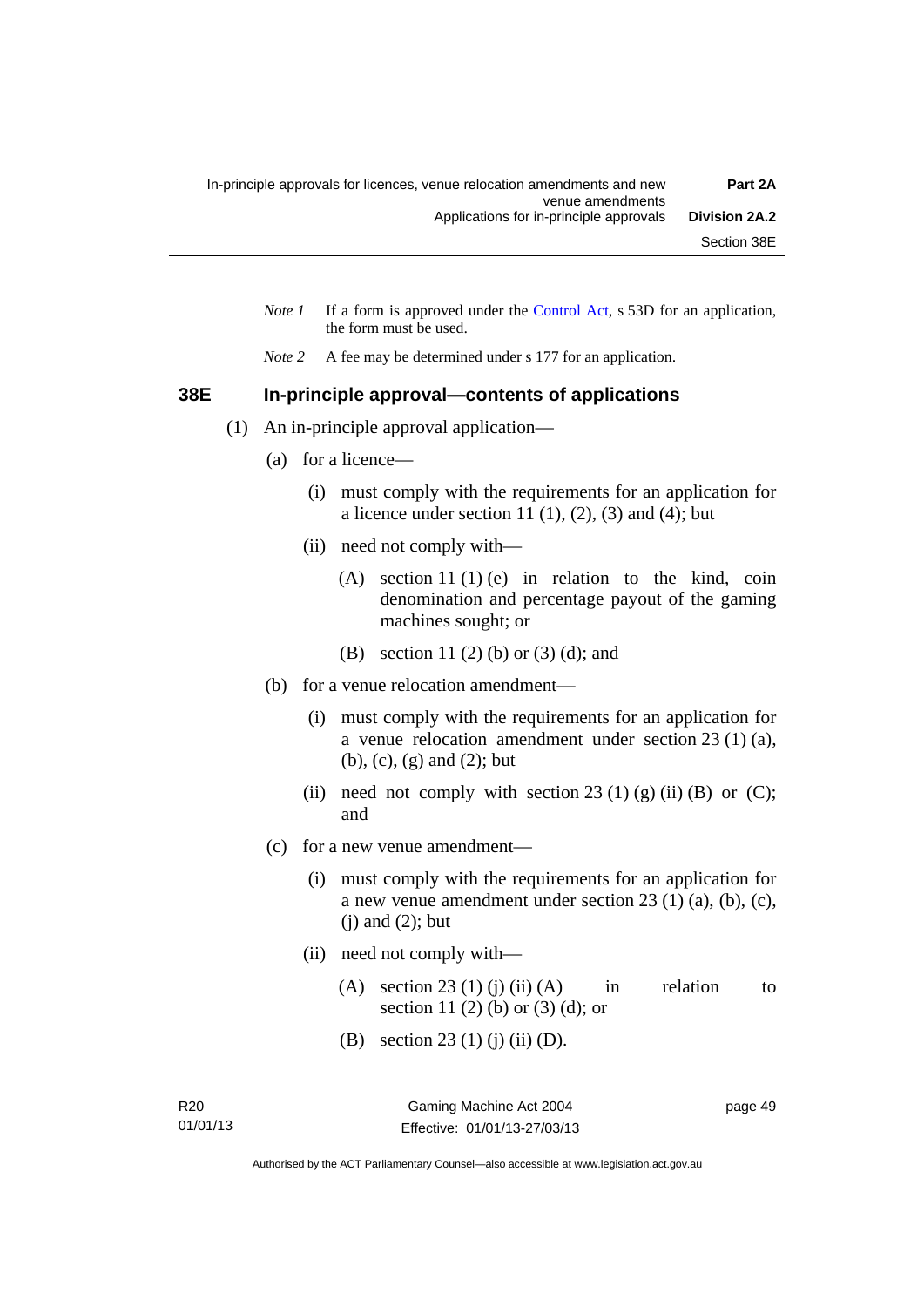*Note 1* If a form is approved under the Control Act, s 53D for an application, the form must be used.

*Note 2* A fee may be determined under s 177 for an application.

### 38E In-principle approval—contents of applications

(1) An in-principle approval application—

(a) for a licence—

(i) must comply with the requirements for an application for a licence under section 11 (1), (2), (3) and (4); but

(ii) need not comply with—

(A) section 11 (1) (e) in relation to the kind, coin denomination and percentage payout of the gaming machines sought; or

(B) section 11 (2) (b) or (3) (d); and

(b) for a venue relocation amendment—

(i) must comply with the requirements for an application for a venue relocation amendment under section 23 (1) (a), (b), (c), (g) and (2); but

(ii) need not comply with section 23 (1) (g) (ii) (B) or (C); and

(c) for a new venue amendment—

(i) must comply with the requirements for an application for a new venue amendment under section 23 (1) (a), (b), (c), (j) and (2); but

(ii) need not comply with—

(A) section 23 (1) (j) (ii) (A) in relation to section 11 (2) (b) or (3) (d); or

(B) section 23 (1) (j) (ii) (D).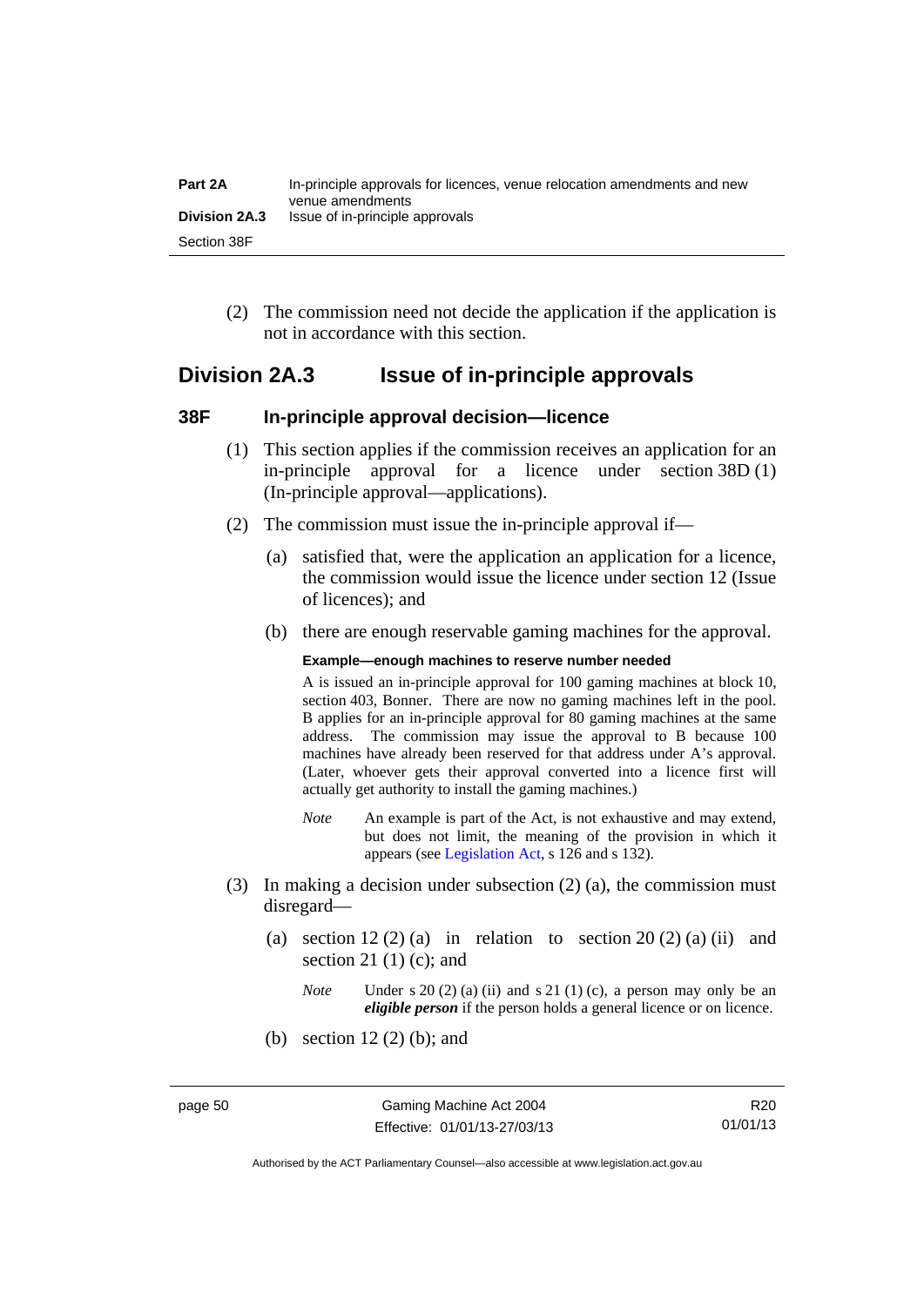(2) The commission need not decide the application if the application is not in accordance with this section.

## Division 2A.3 Issue of in-principle approvals

### 38F In-principle approval decision—licence

(1) This section applies if the commission receives an application for an in-principle approval for a licence under section 38D (1) (In-principle approval—applications).

(2) The commission must issue the in-principle approval if—

(a) satisfied that, were the application an application for a licence, the commission would issue the licence under section 12 (Issue of licences); and

(b) there are enough reservable gaming machines for the approval.

**Example—enough machines to reserve number needed**

A is issued an in-principle approval for 100 gaming machines at block 10, section 403, Bonner. There are now no gaming machines left in the pool. B applies for an in-principle approval for 80 gaming machines at the same address. The commission may issue the approval to B because 100 machines have already been reserved for that address under A's approval. (Later, whoever gets their approval converted into a licence first will actually get authority to install the gaming machines.)

*Note* An example is part of the Act, is not exhaustive and may extend, but does not limit, the meaning of the provision in which it appears (see Legislation Act, s 126 and s 132).

(3) In making a decision under subsection (2) (a), the commission must disregard—

(a) section 12 (2) (a) in relation to section 20 (2) (a) (ii) and section 21 (1) (c); and

*Note* Under s 20 (2) (a) (ii) and s 21 (1) (c), a person may only be an ***eligible person*** if the person holds a general licence or on licence.

(b) section 12 (2) (b); and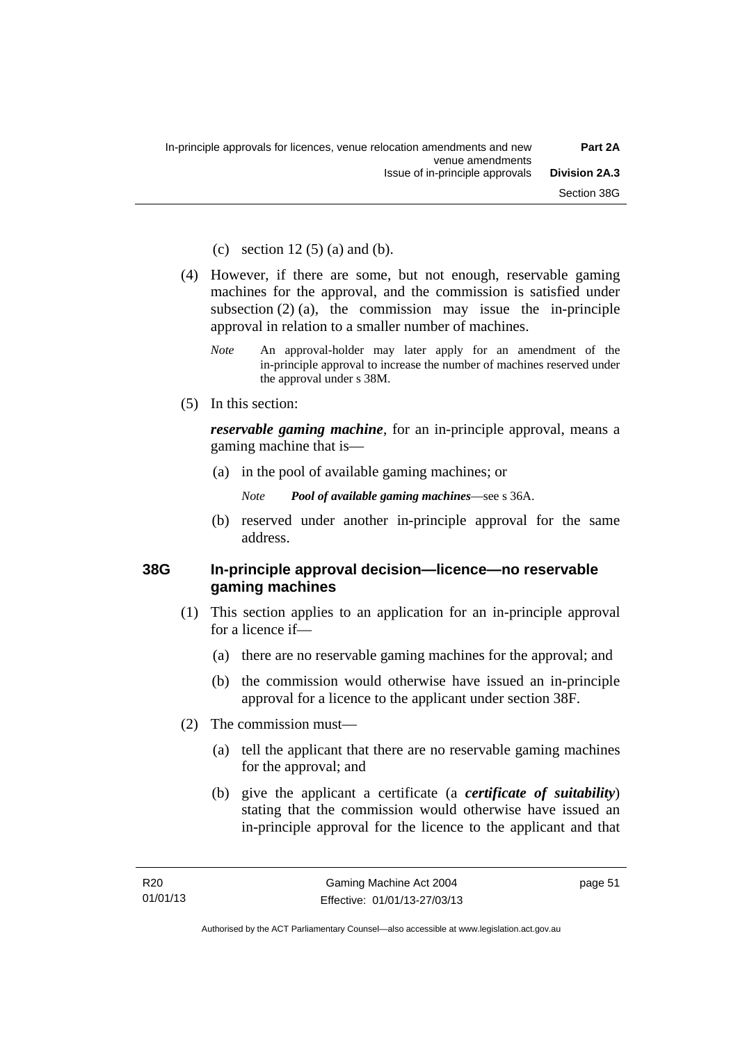(c) section 12 (5) (a) and (b).

(4) However, if there are some, but not enough, reservable gaming machines for the approval, and the commission is satisfied under subsection (2) (a), the commission may issue the in-principle approval in relation to a smaller number of machines.

*Note* An approval-holder may later apply for an amendment of the in-principle approval to increase the number of machines reserved under the approval under s 38M.

(5) In this section:

***reservable gaming machine***, for an in-principle approval, means a gaming machine that is—

(a) in the pool of available gaming machines; or

*Note* ***Pool of available gaming machines***—see s 36A.

(b) reserved under another in-principle approval for the same address.

### 38G In-principle approval decision—licence—no reservable gaming machines

(1) This section applies to an application for an in-principle approval for a licence if—

(a) there are no reservable gaming machines for the approval; and

(b) the commission would otherwise have issued an in-principle approval for a licence to the applicant under section 38F.

(2) The commission must—

(a) tell the applicant that there are no reservable gaming machines for the approval; and

(b) give the applicant a certificate (a ***certificate of suitability***) stating that the commission would otherwise have issued an in-principle approval for the licence to the applicant and that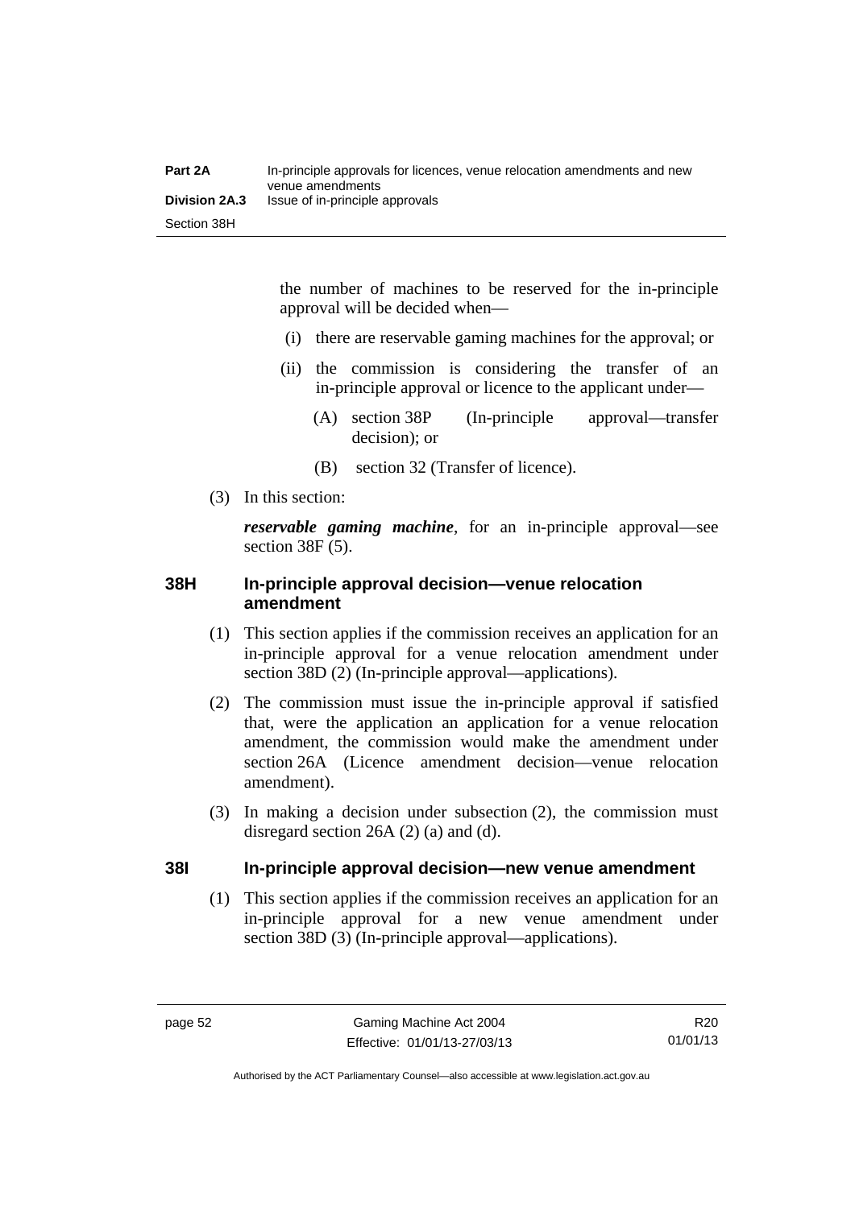the number of machines to be reserved for the in-principle approval will be decided when—

(i) there are reservable gaming machines for the approval; or

(ii) the commission is considering the transfer of an in-principle approval or licence to the applicant under—

(A) section 38P (In-principle approval—transfer decision); or

(B) section 32 (Transfer of licence).

(3) In this section:

***reservable gaming machine***, for an in-principle approval—see section 38F (5).

### 38H In-principle approval decision—venue relocation amendment

(1) This section applies if the commission receives an application for an in-principle approval for a venue relocation amendment under section 38D (2) (In-principle approval—applications).

(2) The commission must issue the in-principle approval if satisfied that, were the application an application for a venue relocation amendment, the commission would make the amendment under section 26A (Licence amendment decision—venue relocation amendment).

(3) In making a decision under subsection (2), the commission must disregard section 26A (2) (a) and (d).

### 38I In-principle approval decision—new venue amendment

(1) This section applies if the commission receives an application for an in-principle approval for a new venue amendment under section 38D (3) (In-principle approval—applications).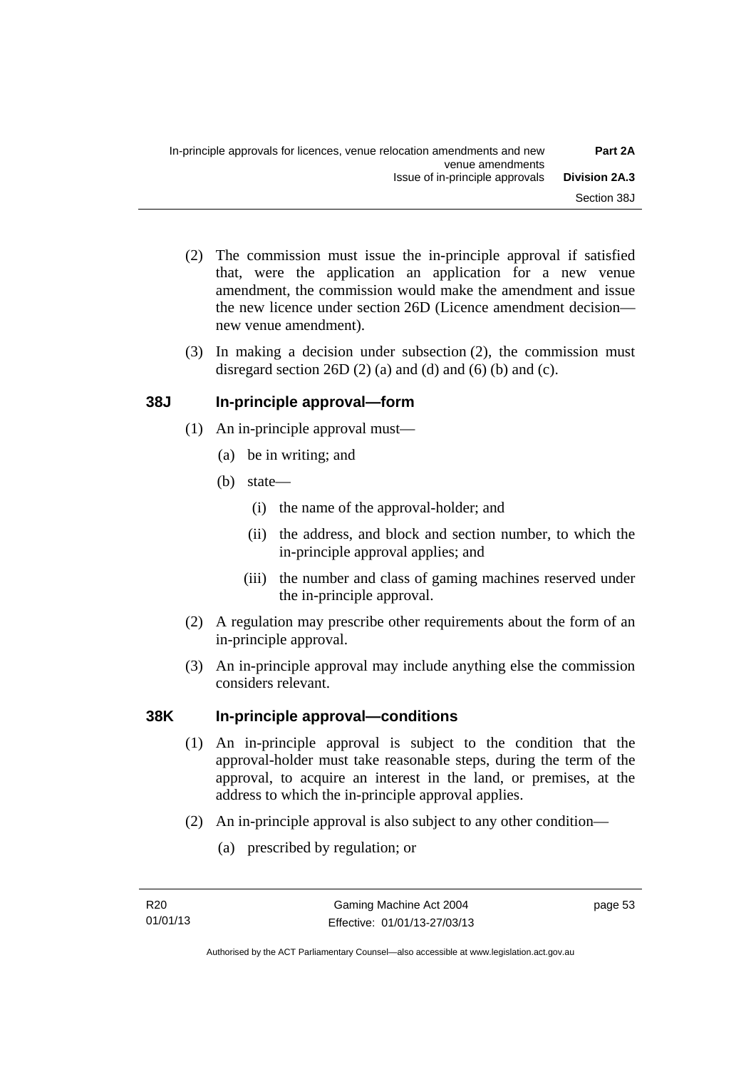(2) The commission must issue the in-principle approval if satisfied that, were the application an application for a new venue amendment, the commission would make the amendment and issue the new licence under section 26D (Licence amendment decision—new venue amendment).

(3) In making a decision under subsection (2), the commission must disregard section 26D (2) (a) and (d) and (6) (b) and (c).

## 38J In-principle approval—form

(1) An in-principle approval must—

- (a) be in writing; and
- (b) state—
  - (i) the name of the approval-holder; and
  - (ii) the address, and block and section number, to which the in-principle approval applies; and
  - (iii) the number and class of gaming machines reserved under the in-principle approval.

(2) A regulation may prescribe other requirements about the form of an in-principle approval.

(3) An in-principle approval may include anything else the commission considers relevant.

## 38K In-principle approval—conditions

(1) An in-principle approval is subject to the condition that the approval-holder must take reasonable steps, during the term of the approval, to acquire an interest in the land, or premises, at the address to which the in-principle approval applies.

(2) An in-principle approval is also subject to any other condition—

- (a) prescribed by regulation; or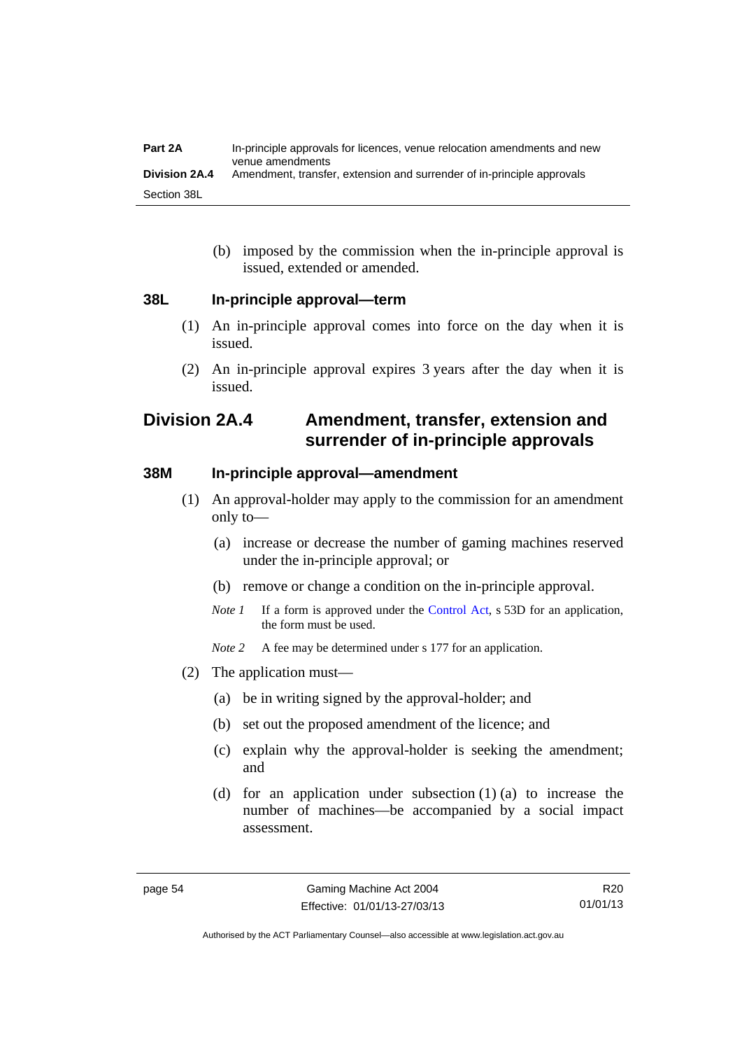(b) imposed by the commission when the in-principle approval is issued, extended or amended.

### 38L In-principle approval—term

(1) An in-principle approval comes into force on the day when it is issued.

(2) An in-principle approval expires 3 years after the day when it is issued.

## Division 2A.4 Amendment, transfer, extension and surrender of in-principle approvals

### 38M In-principle approval—amendment

(1) An approval-holder may apply to the commission for an amendment only to—

(a) increase or decrease the number of gaming machines reserved under the in-principle approval; or

(b) remove or change a condition on the in-principle approval.

*Note 1* If a form is approved under the Control Act, s 53D for an application, the form must be used.

*Note 2* A fee may be determined under s 177 for an application.

(2) The application must—

(a) be in writing signed by the approval-holder; and

(b) set out the proposed amendment of the licence; and

(c) explain why the approval-holder is seeking the amendment; and

(d) for an application under subsection (1) (a) to increase the number of machines—be accompanied by a social impact assessment.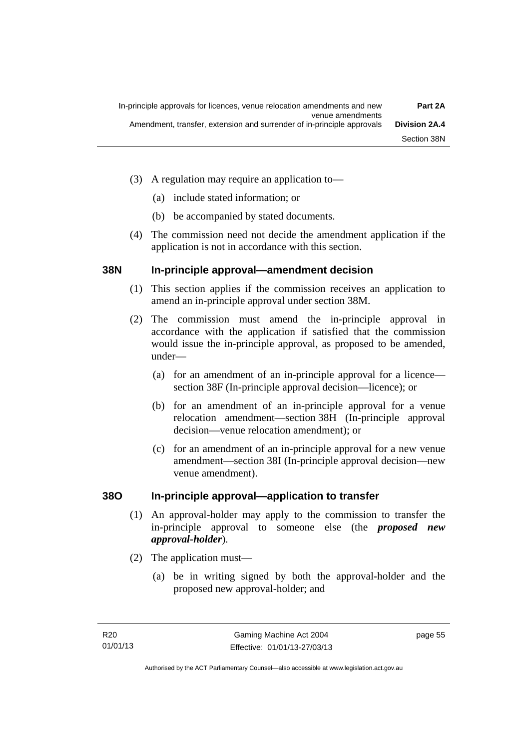(3) A regulation may require an application to—

(a) include stated information; or

(b) be accompanied by stated documents.

(4) The commission need not decide the amendment application if the application is not in accordance with this section.

## 38N In-principle approval—amendment decision

(1) This section applies if the commission receives an application to amend an in-principle approval under section 38M.

(2) The commission must amend the in-principle approval in accordance with the application if satisfied that the commission would issue the in-principle approval, as proposed to be amended, under—

(a) for an amendment of an in-principle approval for a licence—section 38F (In-principle approval decision—licence); or

(b) for an amendment of an in-principle approval for a venue relocation amendment—section 38H (In-principle approval decision—venue relocation amendment); or

(c) for an amendment of an in-principle approval for a new venue amendment—section 38I (In-principle approval decision—new venue amendment).

## 38O In-principle approval—application to transfer

(1) An approval-holder may apply to the commission to transfer the in-principle approval to someone else (the ***proposed new approval-holder***).

(2) The application must—

(a) be in writing signed by both the approval-holder and the proposed new approval-holder; and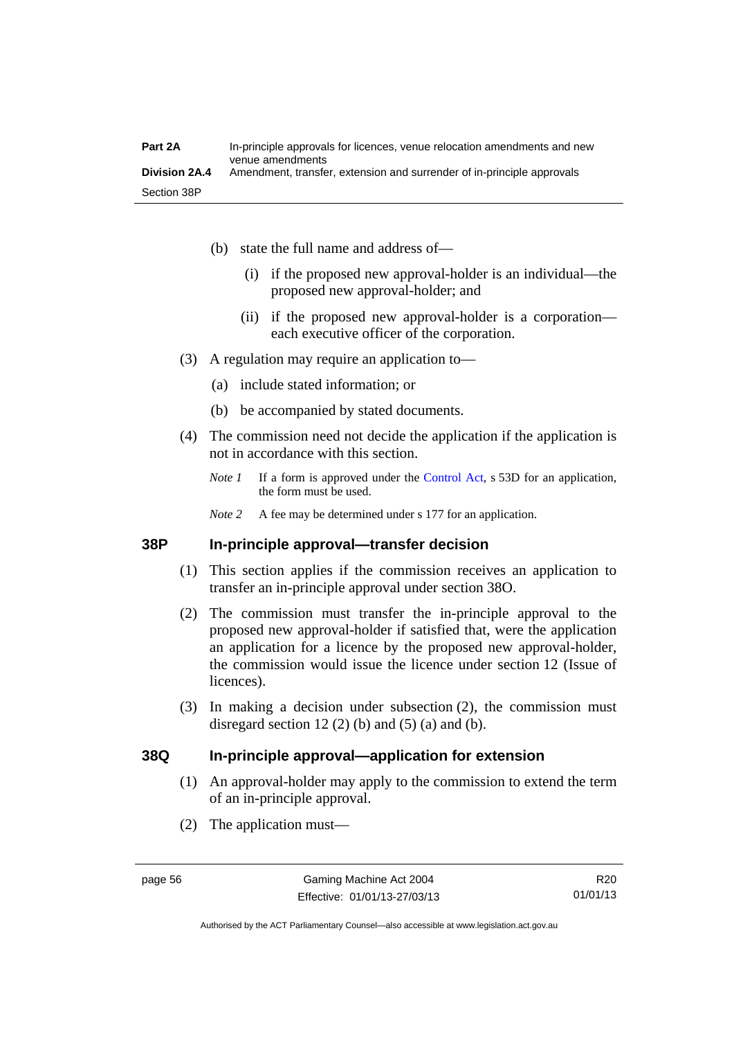(b) state the full name and address of—

(i) if the proposed new approval-holder is an individual—the proposed new approval-holder; and

(ii) if the proposed new approval-holder is a corporation—each executive officer of the corporation.

(3) A regulation may require an application to—

(a) include stated information; or

(b) be accompanied by stated documents.

(4) The commission need not decide the application if the application is not in accordance with this section.

*Note 1* If a form is approved under the Control Act, s 53D for an application, the form must be used.

*Note 2* A fee may be determined under s 177 for an application.

### 38P In-principle approval—transfer decision

(1) This section applies if the commission receives an application to transfer an in-principle approval under section 38O.

(2) The commission must transfer the in-principle approval to the proposed new approval-holder if satisfied that, were the application an application for a licence by the proposed new approval-holder, the commission would issue the licence under section 12 (Issue of licences).

(3) In making a decision under subsection (2), the commission must disregard section 12 (2) (b) and (5) (a) and (b).

### 38Q In-principle approval—application for extension

(1) An approval-holder may apply to the commission to extend the term of an in-principle approval.

(2) The application must—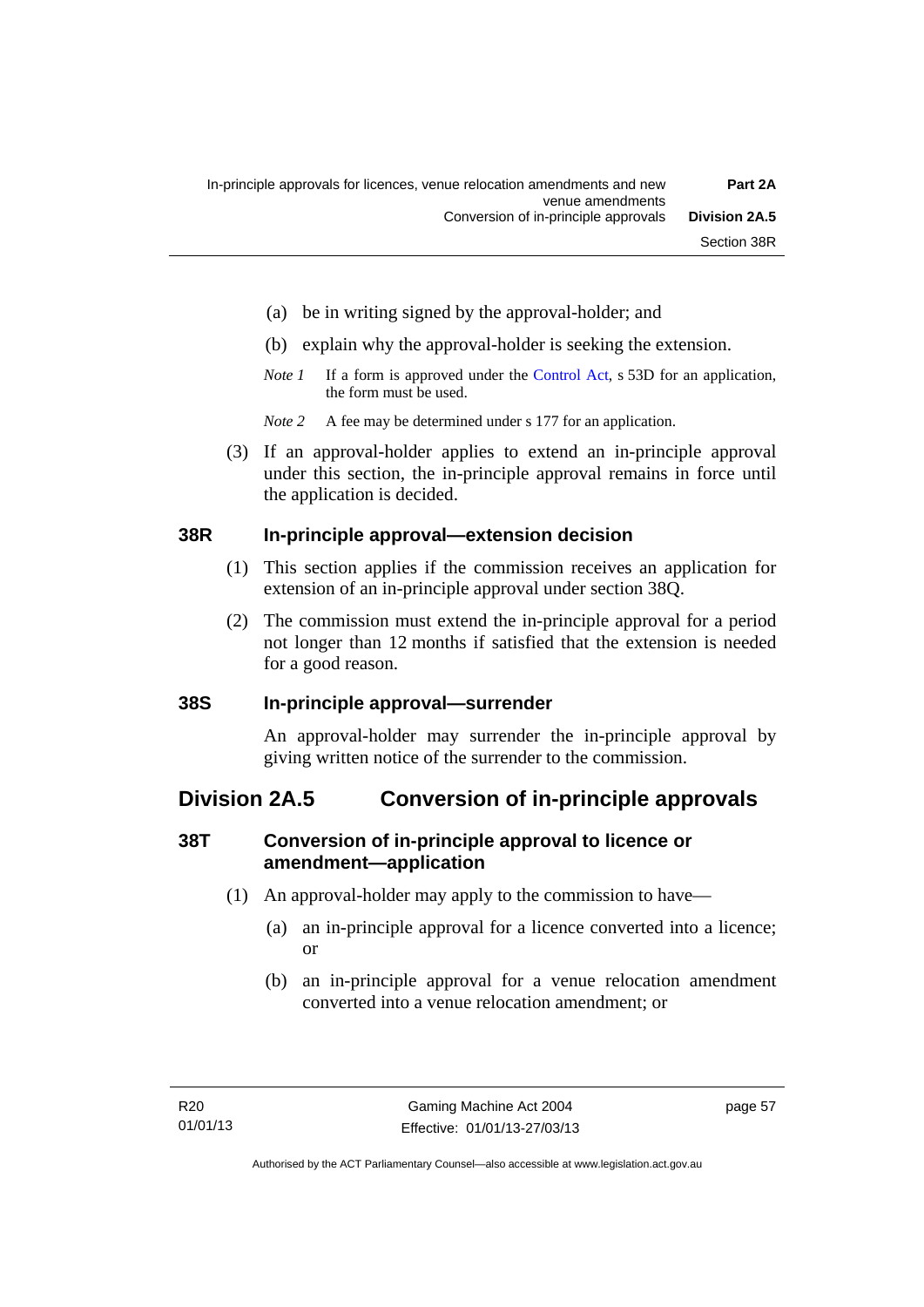(a) be in writing signed by the approval-holder; and

(b) explain why the approval-holder is seeking the extension.

*Note 1* If a form is approved under the Control Act, s 53D for an application, the form must be used.

*Note 2* A fee may be determined under s 177 for an application.

(3) If an approval-holder applies to extend an in-principle approval under this section, the in-principle approval remains in force until the application is decided.

### 38R In-principle approval—extension decision

(1) This section applies if the commission receives an application for extension of an in-principle approval under section 38Q.

(2) The commission must extend the in-principle approval for a period not longer than 12 months if satisfied that the extension is needed for a good reason.

### 38S In-principle approval—surrender

An approval-holder may surrender the in-principle approval by giving written notice of the surrender to the commission.

## Division 2A.5 Conversion of in-principle approvals

### 38T Conversion of in-principle approval to licence or amendment—application

(1) An approval-holder may apply to the commission to have—

(a) an in-principle approval for a licence converted into a licence; or

(b) an in-principle approval for a venue relocation amendment converted into a venue relocation amendment; or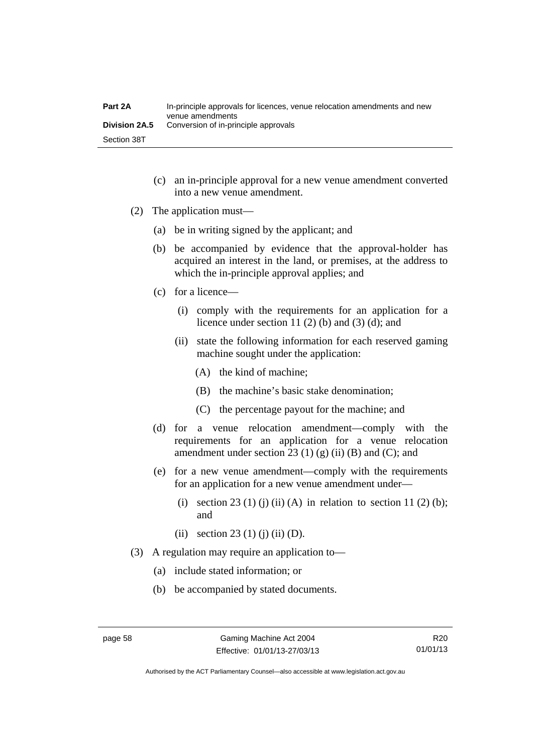(c) an in-principle approval for a new venue amendment converted into a new venue amendment.

(2) The application must—

(a) be in writing signed by the applicant; and

(b) be accompanied by evidence that the approval-holder has acquired an interest in the land, or premises, at the address to which the in-principle approval applies; and

(c) for a licence—

(i) comply with the requirements for an application for a licence under section 11 (2) (b) and (3) (d); and

(ii) state the following information for each reserved gaming machine sought under the application:

(A) the kind of machine;

(B) the machine's basic stake denomination;

(C) the percentage payout for the machine; and

(d) for a venue relocation amendment—comply with the requirements for an application for a venue relocation amendment under section 23 (1) (g) (ii) (B) and (C); and

(e) for a new venue amendment—comply with the requirements for an application for a new venue amendment under—

(i) section 23 (1) (j) (ii) (A) in relation to section 11 (2) (b); and

(ii) section 23 (1) (j) (ii) (D).

(3) A regulation may require an application to—

(a) include stated information; or

(b) be accompanied by stated documents.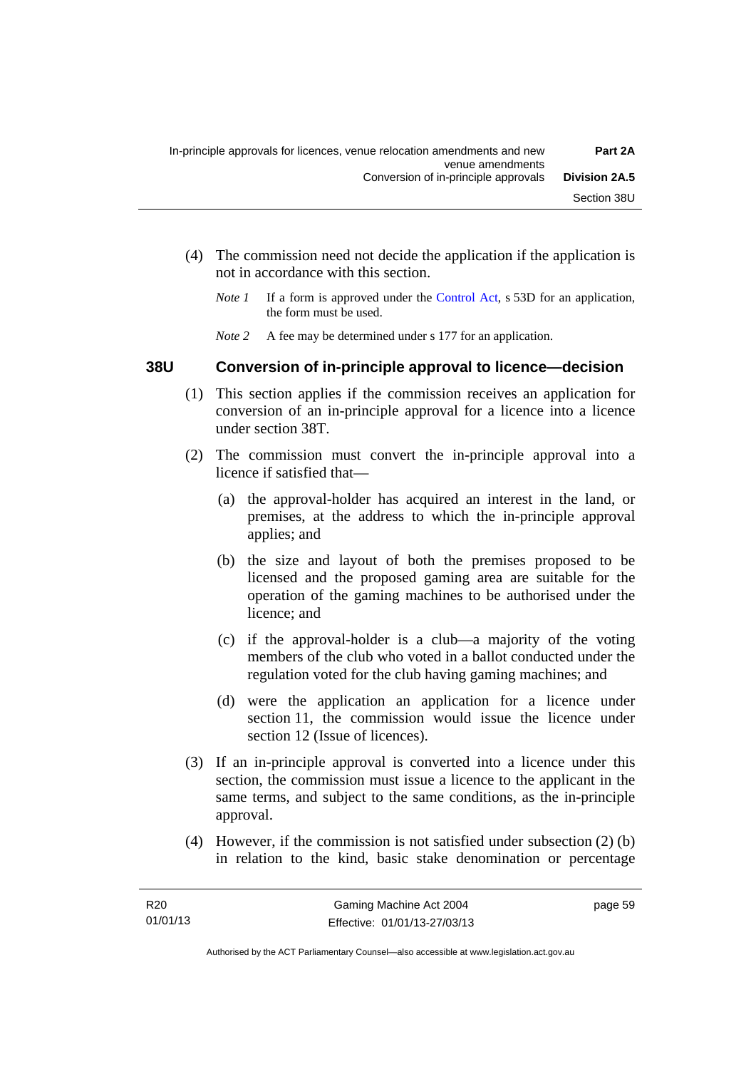(4) The commission need not decide the application if the application is not in accordance with this section.

*Note 1* If a form is approved under the Control Act, s 53D for an application, the form must be used.

*Note 2* A fee may be determined under s 177 for an application.

## 38U Conversion of in-principle approval to licence—decision

(1) This section applies if the commission receives an application for conversion of an in-principle approval for a licence into a licence under section 38T.

(2) The commission must convert the in-principle approval into a licence if satisfied that—

(a) the approval-holder has acquired an interest in the land, or premises, at the address to which the in-principle approval applies; and

(b) the size and layout of both the premises proposed to be licensed and the proposed gaming area are suitable for the operation of the gaming machines to be authorised under the licence; and

(c) if the approval-holder is a club—a majority of the voting members of the club who voted in a ballot conducted under the regulation voted for the club having gaming machines; and

(d) were the application an application for a licence under section 11, the commission would issue the licence under section 12 (Issue of licences).

(3) If an in-principle approval is converted into a licence under this section, the commission must issue a licence to the applicant in the same terms, and subject to the same conditions, as the in-principle approval.

(4) However, if the commission is not satisfied under subsection (2) (b) in relation to the kind, basic stake denomination or percentage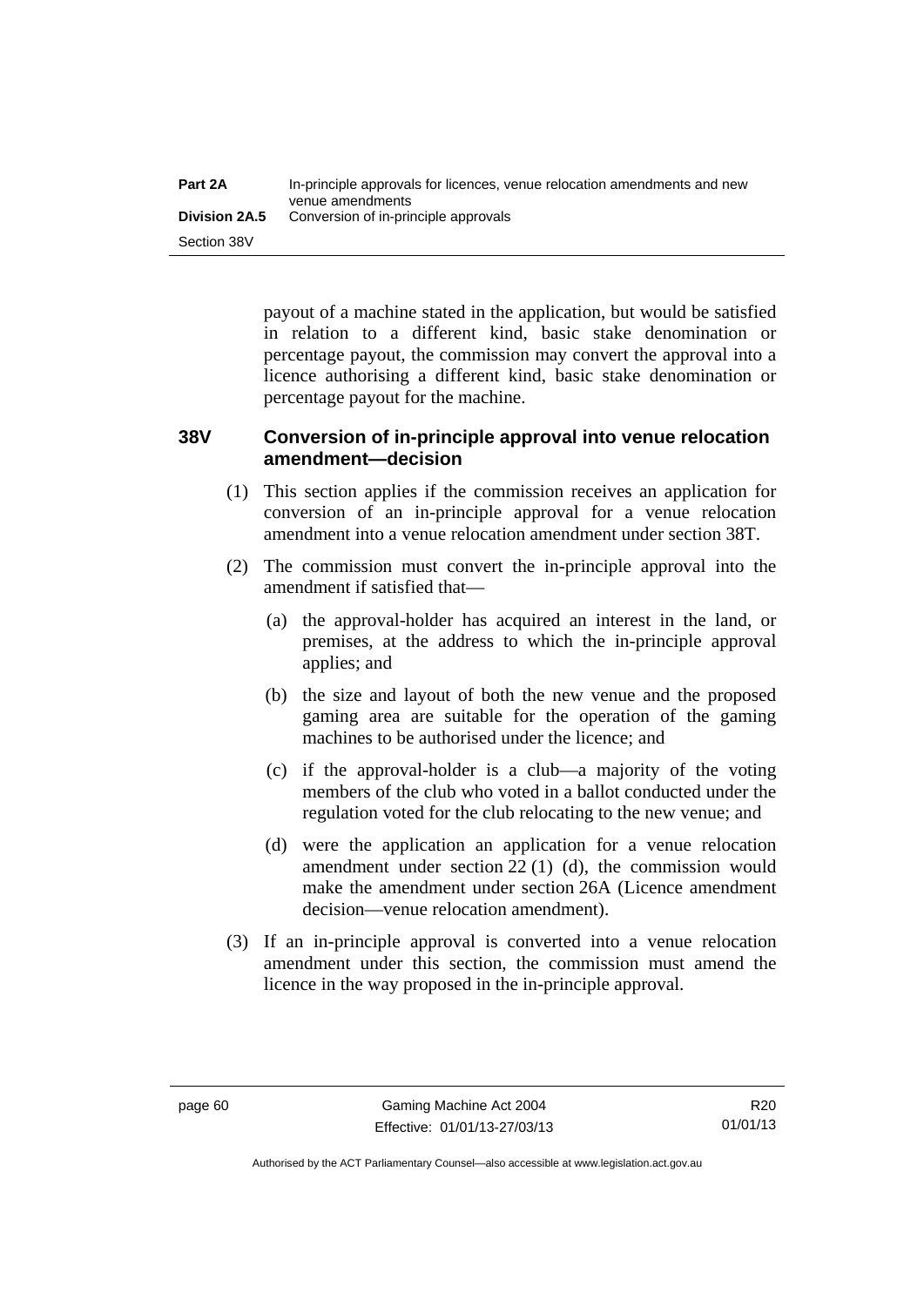payout of a machine stated in the application, but would be satisfied in relation to a different kind, basic stake denomination or percentage payout, the commission may convert the approval into a licence authorising a different kind, basic stake denomination or percentage payout for the machine.

### 38V Conversion of in-principle approval into venue relocation amendment—decision

(1) This section applies if the commission receives an application for conversion of an in-principle approval for a venue relocation amendment into a venue relocation amendment under section 38T.

(2) The commission must convert the in-principle approval into the amendment if satisfied that—

(a) the approval-holder has acquired an interest in the land, or premises, at the address to which the in-principle approval applies; and

(b) the size and layout of both the new venue and the proposed gaming area are suitable for the operation of the gaming machines to be authorised under the licence; and

(c) if the approval-holder is a club—a majority of the voting members of the club who voted in a ballot conducted under the regulation voted for the club relocating to the new venue; and

(d) were the application an application for a venue relocation amendment under section 22 (1) (d), the commission would make the amendment under section 26A (Licence amendment decision—venue relocation amendment).

(3) If an in-principle approval is converted into a venue relocation amendment under this section, the commission must amend the licence in the way proposed in the in-principle approval.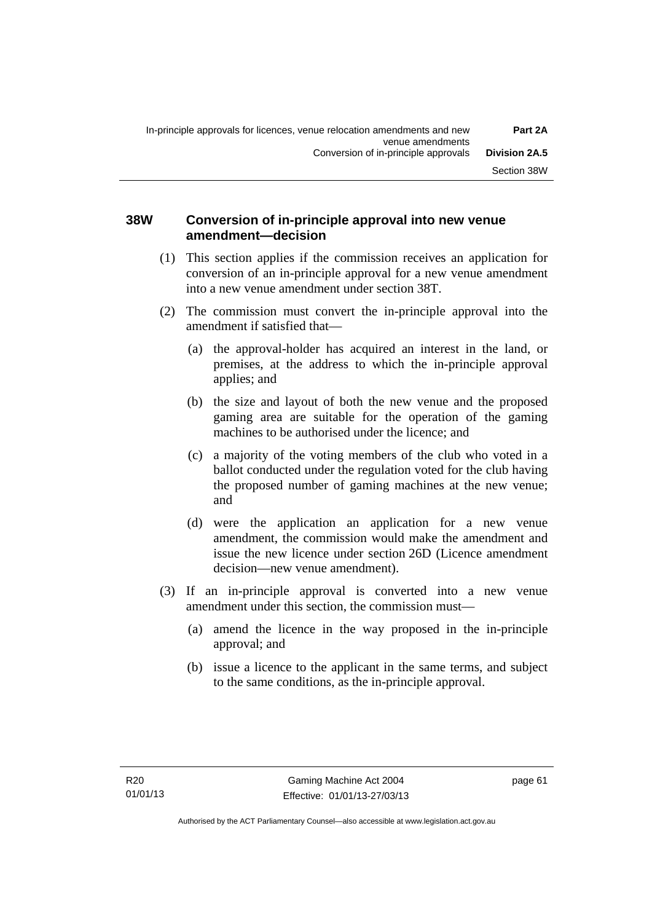### 38W Conversion of in-principle approval into new venue amendment—decision

(1) This section applies if the commission receives an application for conversion of an in-principle approval for a new venue amendment into a new venue amendment under section 38T.

(2) The commission must convert the in-principle approval into the amendment if satisfied that—

(a) the approval-holder has acquired an interest in the land, or premises, at the address to which the in-principle approval applies; and

(b) the size and layout of both the new venue and the proposed gaming area are suitable for the operation of the gaming machines to be authorised under the licence; and

(c) a majority of the voting members of the club who voted in a ballot conducted under the regulation voted for the club having the proposed number of gaming machines at the new venue; and

(d) were the application an application for a new venue amendment, the commission would make the amendment and issue the new licence under section 26D (Licence amendment decision—new venue amendment).

(3) If an in-principle approval is converted into a new venue amendment under this section, the commission must—

(a) amend the licence in the way proposed in the in-principle approval; and

(b) issue a licence to the applicant in the same terms, and subject to the same conditions, as the in-principle approval.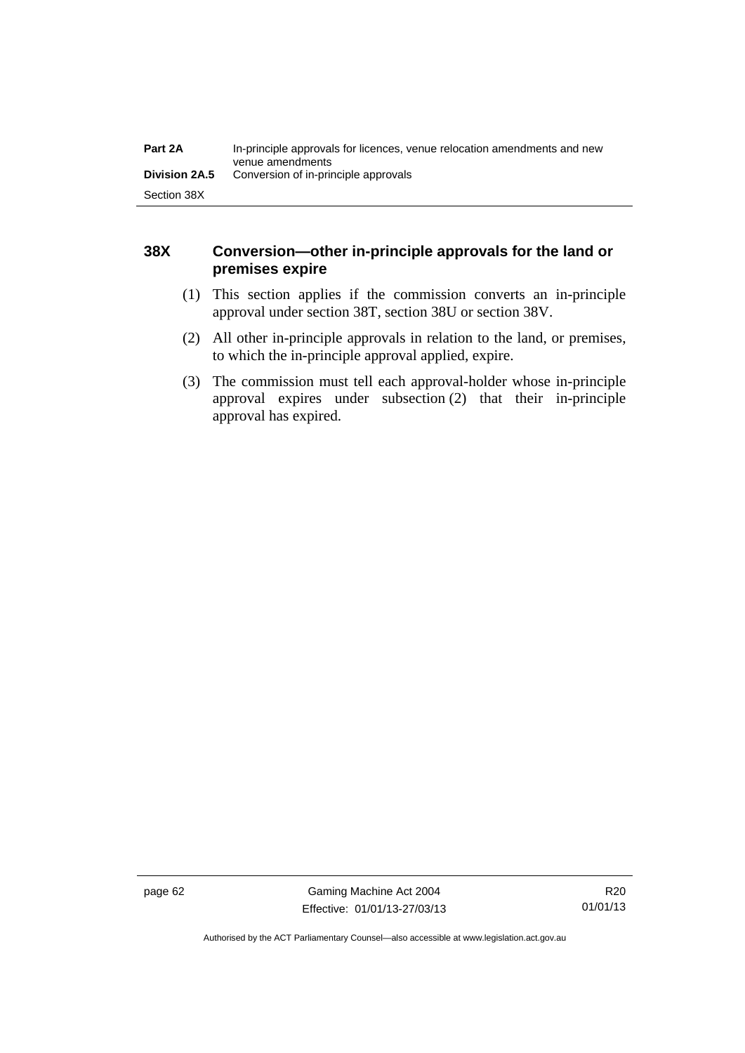### 38X Conversion—other in-principle approvals for the land or premises expire

(1) This section applies if the commission converts an in-principle approval under section 38T, section 38U or section 38V.

(2) All other in-principle approvals in relation to the land, or premises, to which the in-principle approval applied, expire.

(3) The commission must tell each approval-holder whose in-principle approval expires under subsection (2) that their in-principle approval has expired.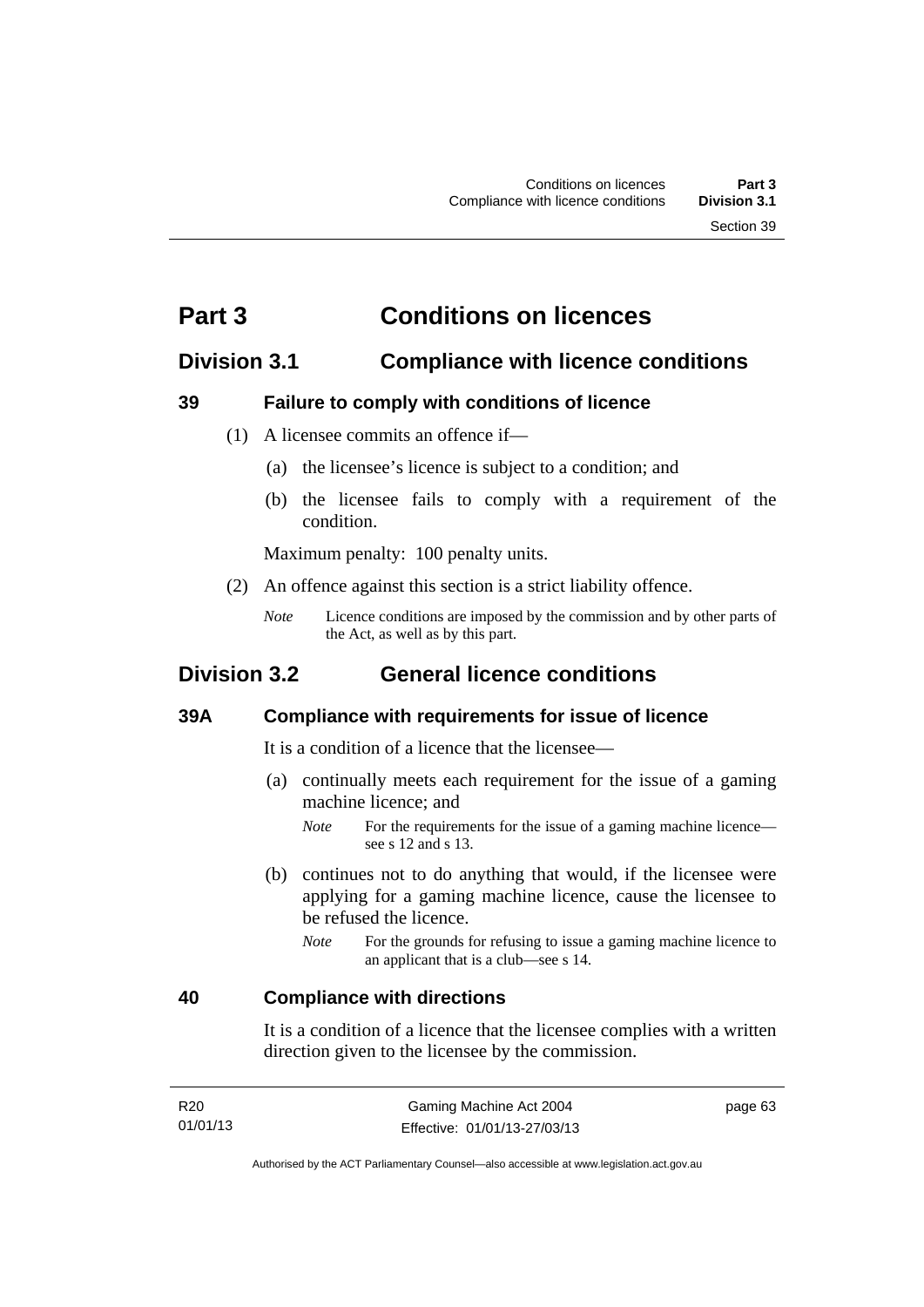# Part 3 Conditions on licences

## Division 3.1 Compliance with licence conditions

### 39 Failure to comply with conditions of licence

(1) A licensee commits an offence if—

(a) the licensee's licence is subject to a condition; and

(b) the licensee fails to comply with a requirement of the condition.

Maximum penalty: 100 penalty units.

(2) An offence against this section is a strict liability offence.

*Note* Licence conditions are imposed by the commission and by other parts of the Act, as well as by this part.

## Division 3.2 General licence conditions

### 39A Compliance with requirements for issue of licence

It is a condition of a licence that the licensee—

(a) continually meets each requirement for the issue of a gaming machine licence; and

*Note* For the requirements for the issue of a gaming machine licence—see s 12 and s 13.

(b) continues not to do anything that would, if the licensee were applying for a gaming machine licence, cause the licensee to be refused the licence.

*Note* For the grounds for refusing to issue a gaming machine licence to an applicant that is a club—see s 14.

### 40 Compliance with directions

It is a condition of a licence that the licensee complies with a written direction given to the licensee by the commission.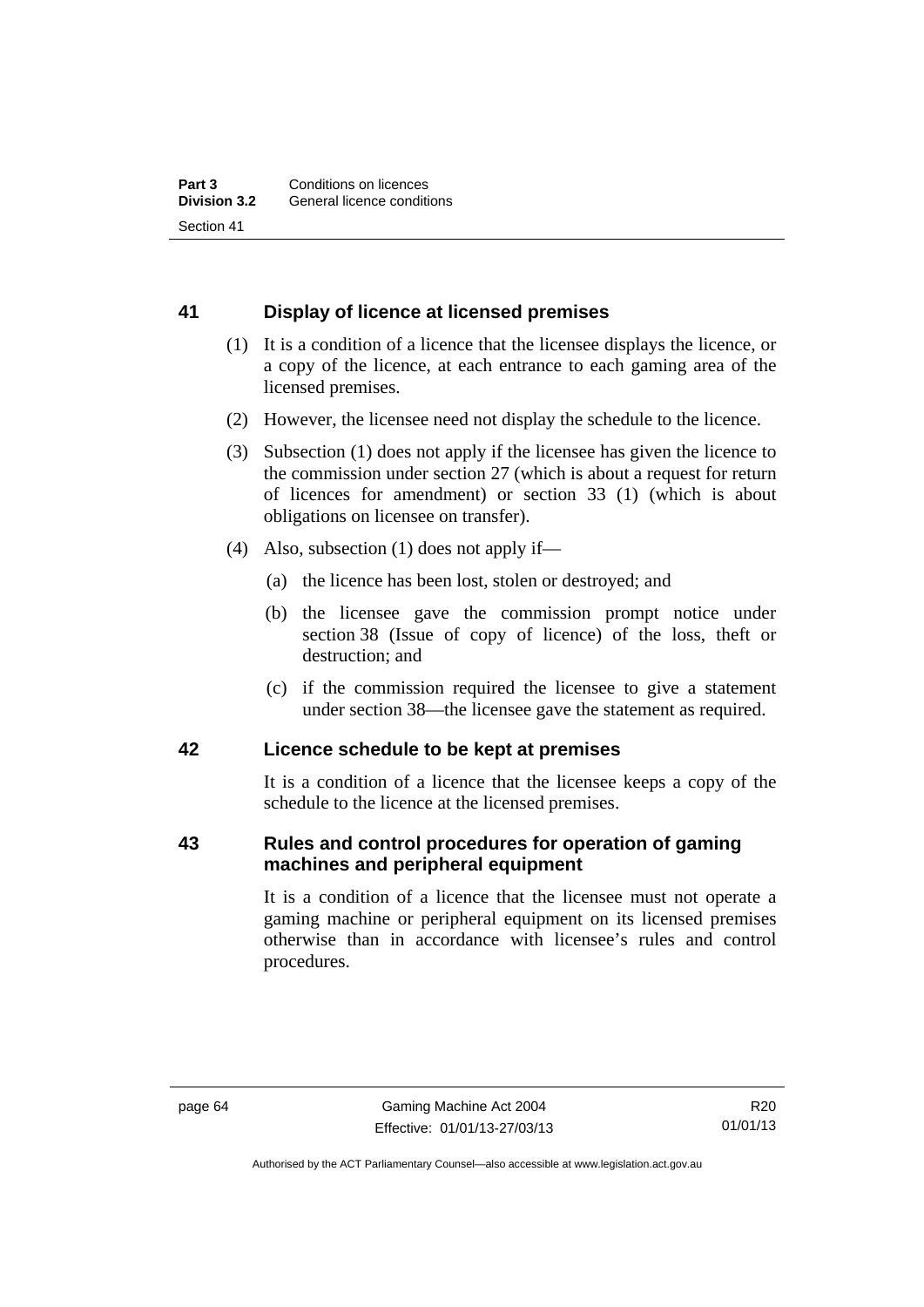## 41 Display of licence at licensed premises

(1) It is a condition of a licence that the licensee displays the licence, or a copy of the licence, at each entrance to each gaming area of the licensed premises.

(2) However, the licensee need not display the schedule to the licence.

(3) Subsection (1) does not apply if the licensee has given the licence to the commission under section 27 (which is about a request for return of licences for amendment) or section 33 (1) (which is about obligations on licensee on transfer).

(4) Also, subsection (1) does not apply if—

(a) the licence has been lost, stolen or destroyed; and

(b) the licensee gave the commission prompt notice under section 38 (Issue of copy of licence) of the loss, theft or destruction; and

(c) if the commission required the licensee to give a statement under section 38—the licensee gave the statement as required.

## 42 Licence schedule to be kept at premises

It is a condition of a licence that the licensee keeps a copy of the schedule to the licence at the licensed premises.

## 43 Rules and control procedures for operation of gaming machines and peripheral equipment

It is a condition of a licence that the licensee must not operate a gaming machine or peripheral equipment on its licensed premises otherwise than in accordance with licensee's rules and control procedures.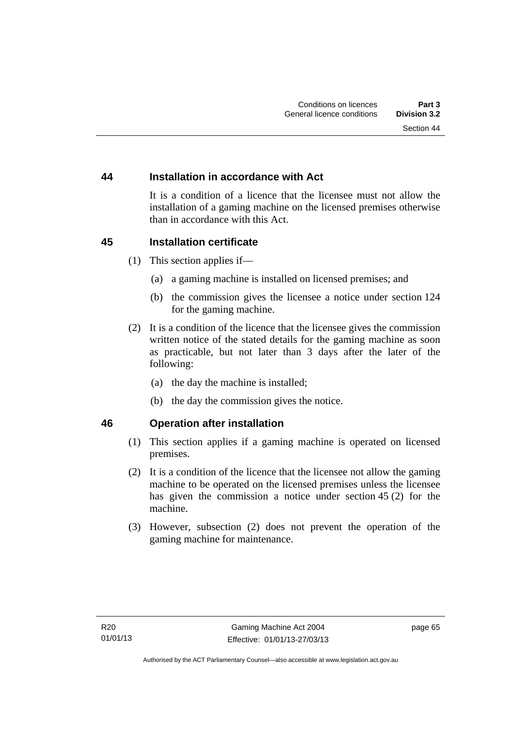## 44 Installation in accordance with Act

It is a condition of a licence that the licensee must not allow the installation of a gaming machine on the licensed premises otherwise than in accordance with this Act.

## 45 Installation certificate

(1) This section applies if—

(a) a gaming machine is installed on licensed premises; and

(b) the commission gives the licensee a notice under section 124 for the gaming machine.

(2) It is a condition of the licence that the licensee gives the commission written notice of the stated details for the gaming machine as soon as practicable, but not later than 3 days after the later of the following:

(a) the day the machine is installed;

(b) the day the commission gives the notice.

## 46 Operation after installation

(1) This section applies if a gaming machine is operated on licensed premises.

(2) It is a condition of the licence that the licensee not allow the gaming machine to be operated on the licensed premises unless the licensee has given the commission a notice under section 45 (2) for the machine.

(3) However, subsection (2) does not prevent the operation of the gaming machine for maintenance.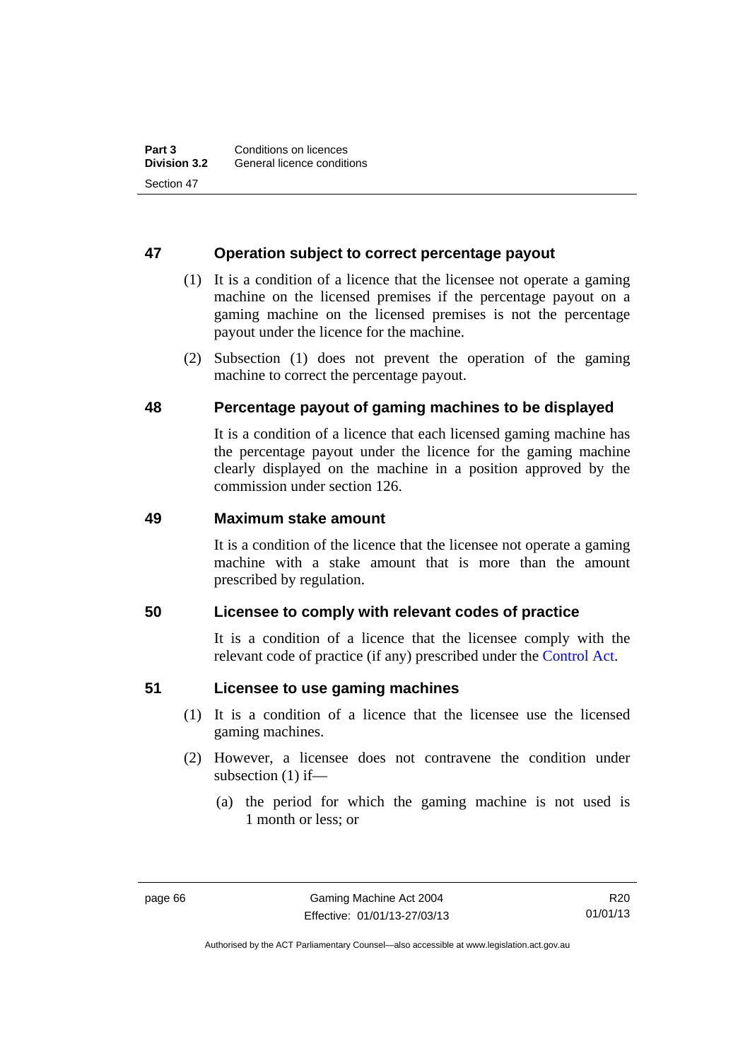## 47 Operation subject to correct percentage payout

(1) It is a condition of a licence that the licensee not operate a gaming machine on the licensed premises if the percentage payout on a gaming machine on the licensed premises is not the percentage payout under the licence for the machine.

(2) Subsection (1) does not prevent the operation of the gaming machine to correct the percentage payout.

## 48 Percentage payout of gaming machines to be displayed

It is a condition of a licence that each licensed gaming machine has the percentage payout under the licence for the gaming machine clearly displayed on the machine in a position approved by the commission under section 126.

## 49 Maximum stake amount

It is a condition of the licence that the licensee not operate a gaming machine with a stake amount that is more than the amount prescribed by regulation.

## 50 Licensee to comply with relevant codes of practice

It is a condition of a licence that the licensee comply with the relevant code of practice (if any) prescribed under the Control Act.

## 51 Licensee to use gaming machines

(1) It is a condition of a licence that the licensee use the licensed gaming machines.

(2) However, a licensee does not contravene the condition under subsection (1) if—

(a) the period for which the gaming machine is not used is 1 month or less; or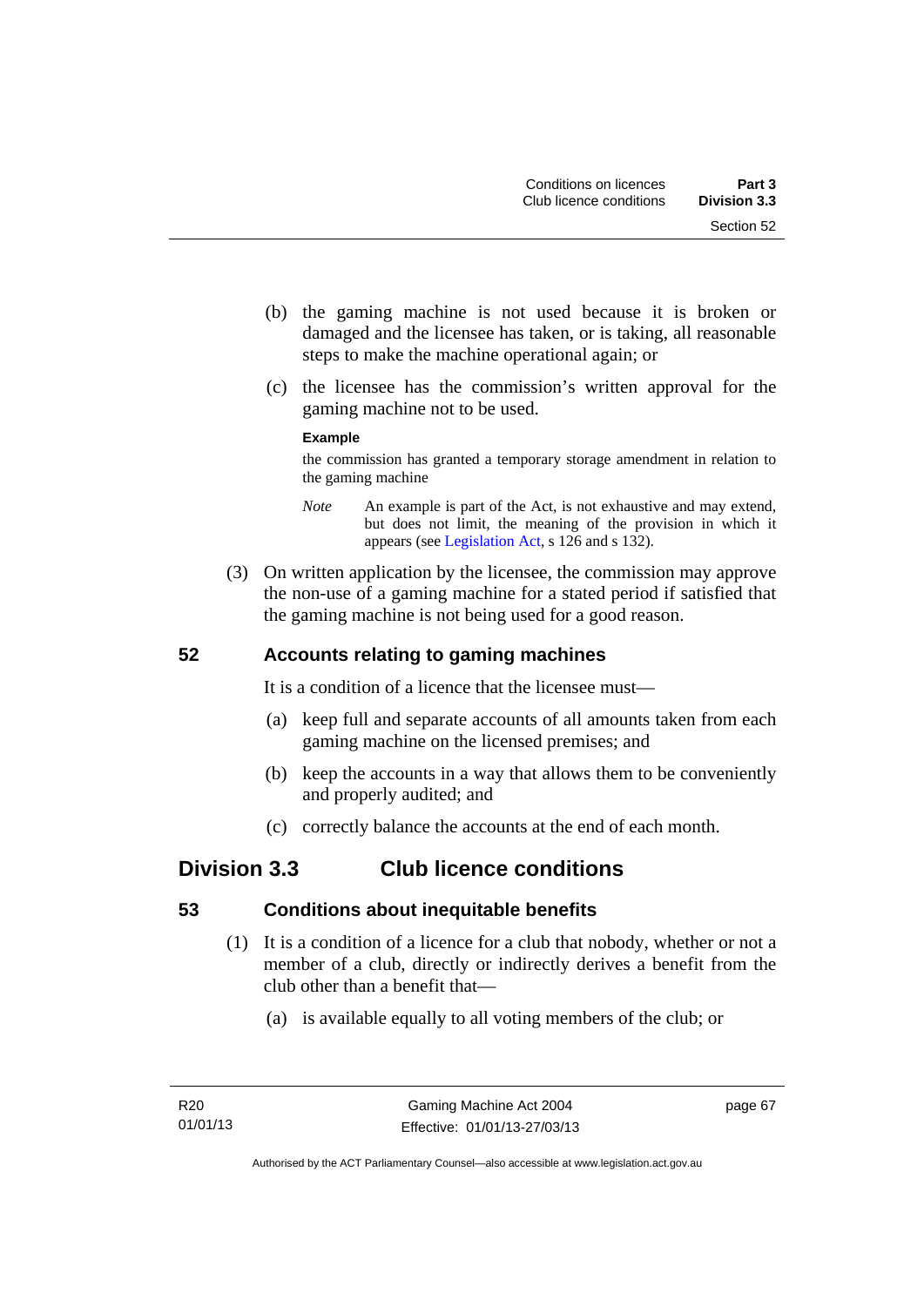(b) the gaming machine is not used because it is broken or damaged and the licensee has taken, or is taking, all reasonable steps to make the machine operational again; or

(c) the licensee has the commission's written approval for the gaming machine not to be used.

**Example**

the commission has granted a temporary storage amendment in relation to the gaming machine

*Note* An example is part of the Act, is not exhaustive and may extend, but does not limit, the meaning of the provision in which it appears (see Legislation Act, s 126 and s 132).

(3) On written application by the licensee, the commission may approve the non-use of a gaming machine for a stated period if satisfied that the gaming machine is not being used for a good reason.

### 52 Accounts relating to gaming machines

It is a condition of a licence that the licensee must—

(a) keep full and separate accounts of all amounts taken from each gaming machine on the licensed premises; and

(b) keep the accounts in a way that allows them to be conveniently and properly audited; and

(c) correctly balance the accounts at the end of each month.

## Division 3.3 Club licence conditions

### 53 Conditions about inequitable benefits

(1) It is a condition of a licence for a club that nobody, whether or not a member of a club, directly or indirectly derives a benefit from the club other than a benefit that—

(a) is available equally to all voting members of the club; or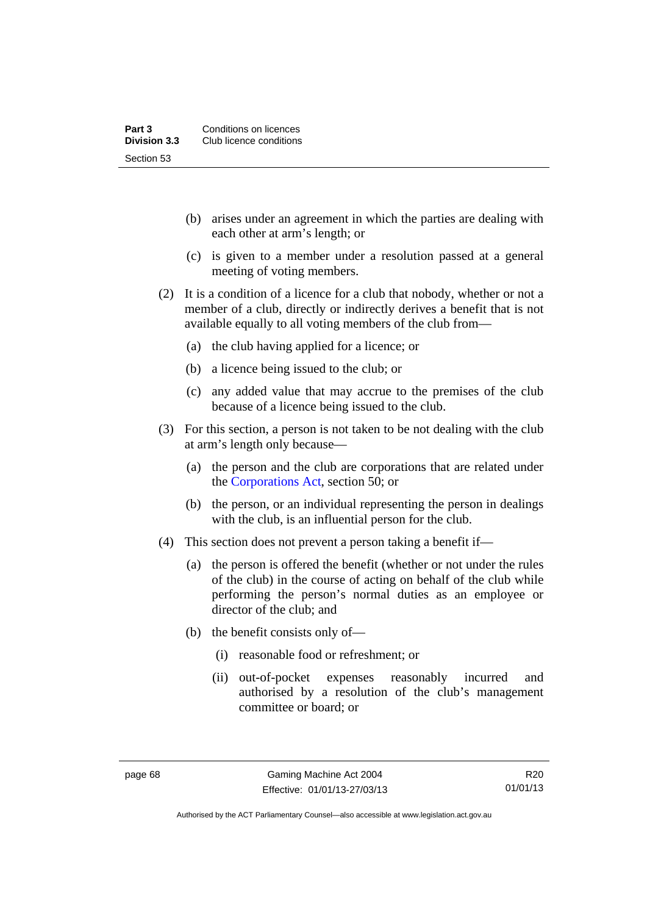(b) arises under an agreement in which the parties are dealing with each other at arm's length; or

(c) is given to a member under a resolution passed at a general meeting of voting members.

(2) It is a condition of a licence for a club that nobody, whether or not a member of a club, directly or indirectly derives a benefit that is not available equally to all voting members of the club from—

(a) the club having applied for a licence; or

(b) a licence being issued to the club; or

(c) any added value that may accrue to the premises of the club because of a licence being issued to the club.

(3) For this section, a person is not taken to be not dealing with the club at arm's length only because—

(a) the person and the club are corporations that are related under the Corporations Act, section 50; or

(b) the person, or an individual representing the person in dealings with the club, is an influential person for the club.

(4) This section does not prevent a person taking a benefit if—

(a) the person is offered the benefit (whether or not under the rules of the club) in the course of acting on behalf of the club while performing the person's normal duties as an employee or director of the club; and

(b) the benefit consists only of—

(i) reasonable food or refreshment; or

(ii) out-of-pocket expenses reasonably incurred and authorised by a resolution of the club's management committee or board; or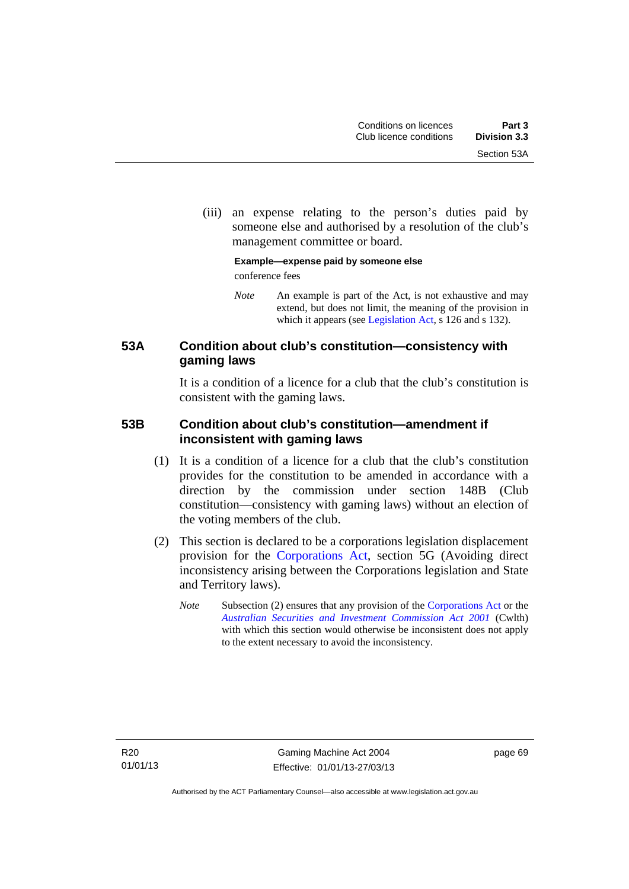(iii) an expense relating to the person's duties paid by someone else and authorised by a resolution of the club's management committee or board.

**Example—expense paid by someone else**

conference fees

*Note* An example is part of the Act, is not exhaustive and may extend, but does not limit, the meaning of the provision in which it appears (see Legislation Act, s 126 and s 132).

### 53A Condition about club's constitution—consistency with gaming laws

It is a condition of a licence for a club that the club's constitution is consistent with the gaming laws.

### 53B Condition about club's constitution—amendment if inconsistent with gaming laws

(1) It is a condition of a licence for a club that the club's constitution provides for the constitution to be amended in accordance with a direction by the commission under section 148B (Club constitution—consistency with gaming laws) without an election of the voting members of the club.

(2) This section is declared to be a corporations legislation displacement provision for the Corporations Act, section 5G (Avoiding direct inconsistency arising between the Corporations legislation and State and Territory laws).

*Note* Subsection (2) ensures that any provision of the Corporations Act or the *Australian Securities and Investment Commission Act 2001* (Cwlth) with which this section would otherwise be inconsistent does not apply to the extent necessary to avoid the inconsistency.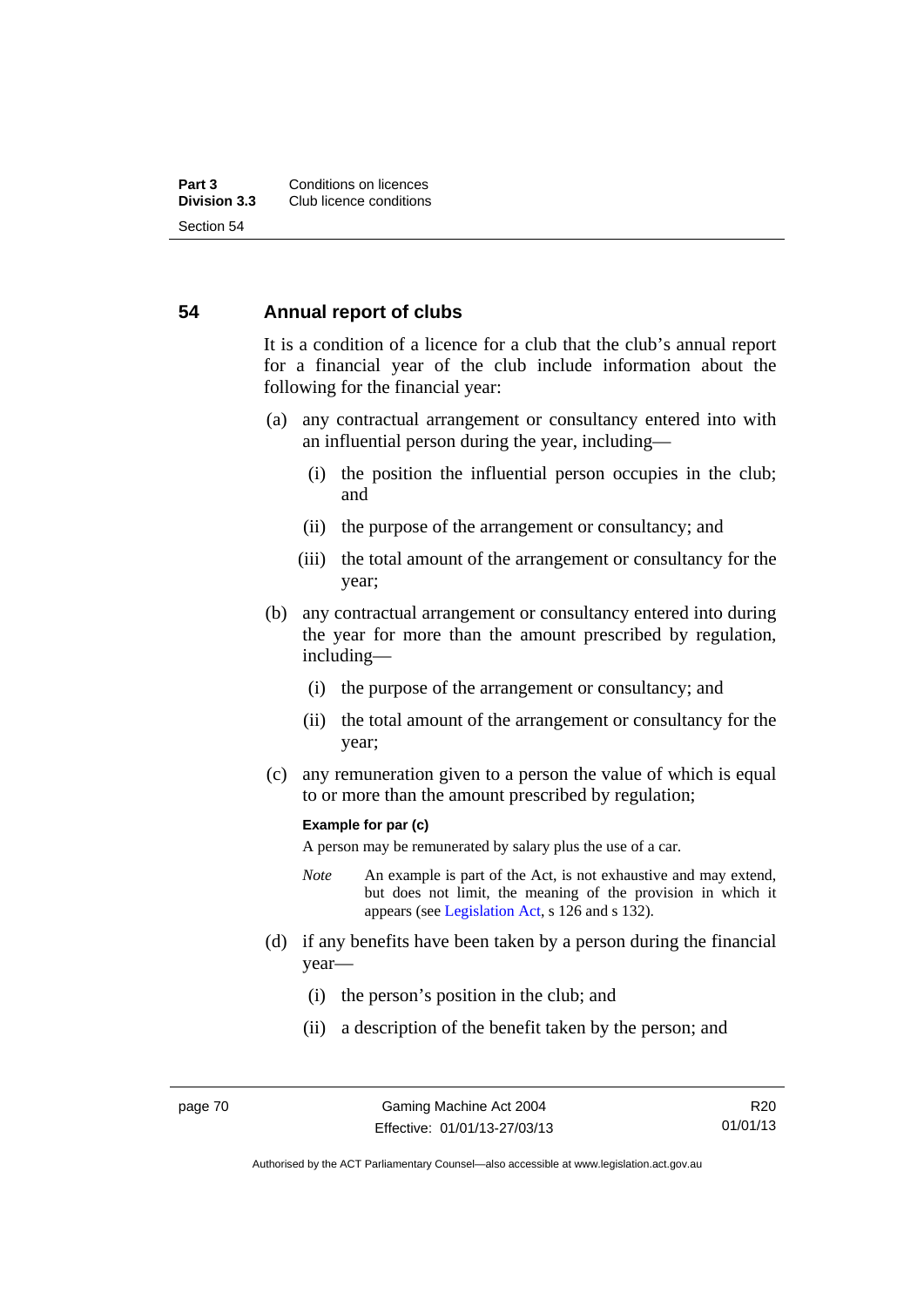## 54 Annual report of clubs

It is a condition of a licence for a club that the club's annual report for a financial year of the club include information about the following for the financial year:

(a) any contractual arrangement or consultancy entered into with an influential person during the year, including—

  (i) the position the influential person occupies in the club; and

  (ii) the purpose of the arrangement or consultancy; and

  (iii) the total amount of the arrangement or consultancy for the year;

(b) any contractual arrangement or consultancy entered into during the year for more than the amount prescribed by regulation, including—

  (i) the purpose of the arrangement or consultancy; and

  (ii) the total amount of the arrangement or consultancy for the year;

(c) any remuneration given to a person the value of which is equal to or more than the amount prescribed by regulation;

**Example for par (c)**

A person may be remunerated by salary plus the use of a car.

*Note* An example is part of the Act, is not exhaustive and may extend, but does not limit, the meaning of the provision in which it appears (see Legislation Act, s 126 and s 132).

(d) if any benefits have been taken by a person during the financial year—

  (i) the person's position in the club; and

  (ii) a description of the benefit taken by the person; and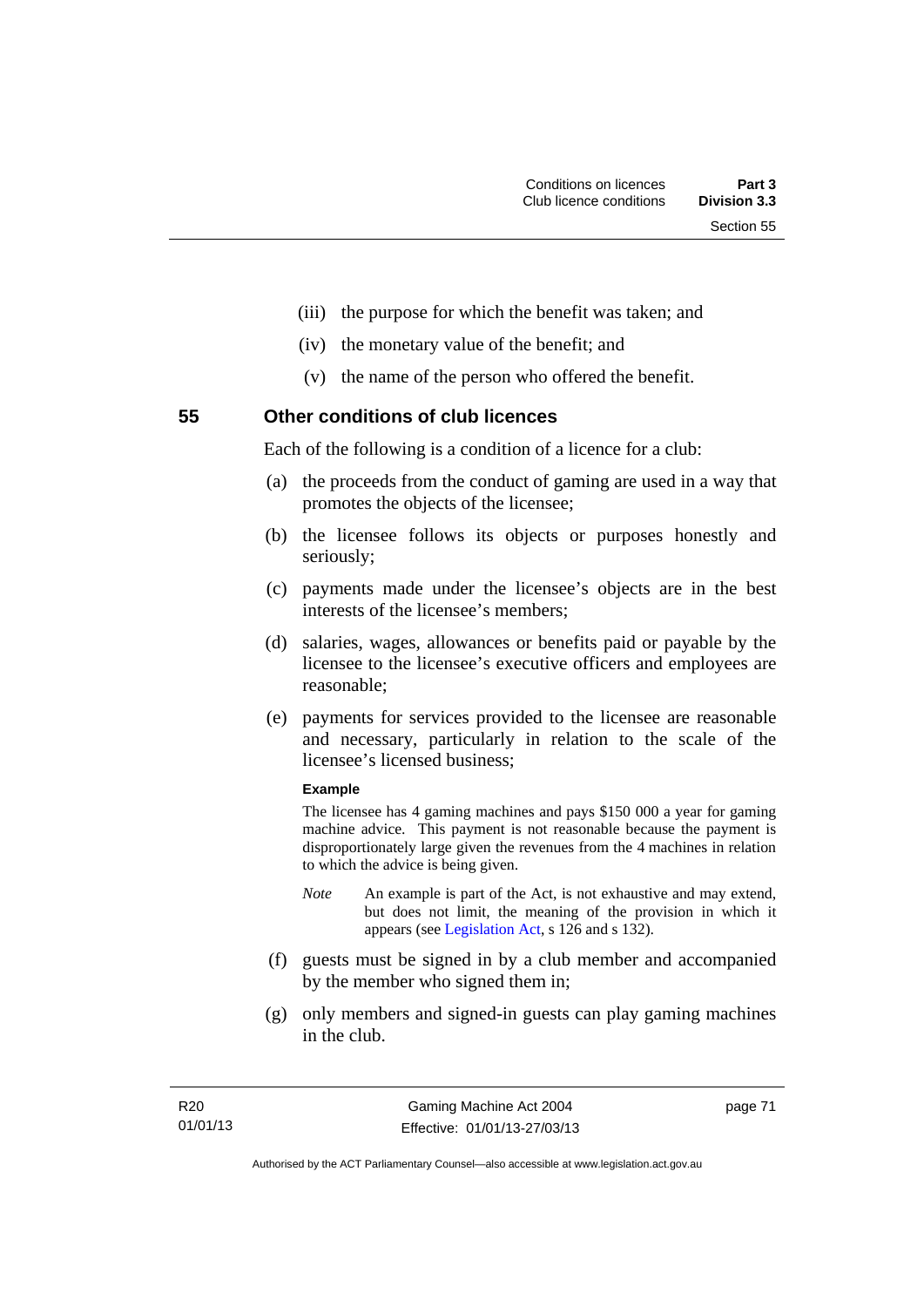(iii) the purpose for which the benefit was taken; and

(iv) the monetary value of the benefit; and

(v) the name of the person who offered the benefit.

## 55 Other conditions of club licences

Each of the following is a condition of a licence for a club:

(a) the proceeds from the conduct of gaming are used in a way that promotes the objects of the licensee;

(b) the licensee follows its objects or purposes honestly and seriously;

(c) payments made under the licensee's objects are in the best interests of the licensee's members;

(d) salaries, wages, allowances or benefits paid or payable by the licensee to the licensee's executive officers and employees are reasonable;

(e) payments for services provided to the licensee are reasonable and necessary, particularly in relation to the scale of the licensee's licensed business;

**Example**

The licensee has 4 gaming machines and pays $150 000 a year for gaming machine advice. This payment is not reasonable because the payment is disproportionately large given the revenues from the 4 machines in relation to which the advice is being given.

*Note* An example is part of the Act, is not exhaustive and may extend, but does not limit, the meaning of the provision in which it appears (see Legislation Act, s 126 and s 132).

(f) guests must be signed in by a club member and accompanied by the member who signed them in;

(g) only members and signed-in guests can play gaming machines in the club.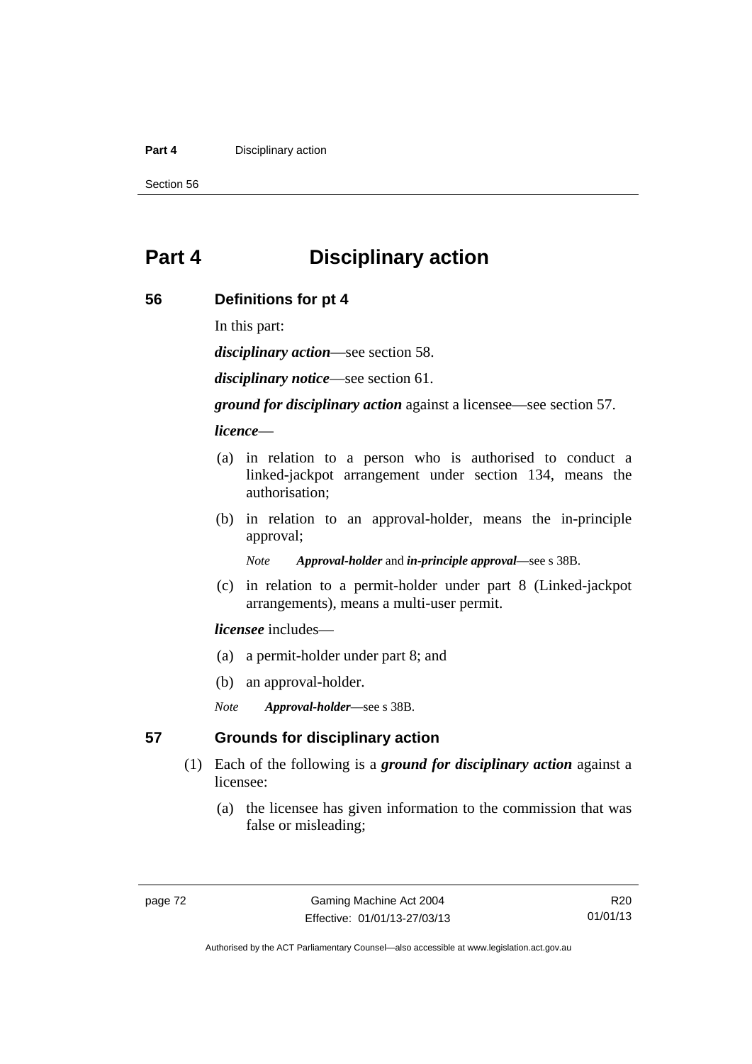# Part 4 Disciplinary action

## 56 Definitions for pt 4

In this part:

***disciplinary action***—see section 58.

***disciplinary notice***—see section 61.

***ground for disciplinary action*** against a licensee—see section 57.

***licence***—

(a) in relation to a person who is authorised to conduct a linked-jackpot arrangement under section 134, means the authorisation;

(b) in relation to an approval-holder, means the in-principle approval;

*Note* ***Approval-holder*** and ***in-principle approval***—see s 38B.

(c) in relation to a permit-holder under part 8 (Linked-jackpot arrangements), means a multi-user permit.

***licensee*** includes—

(a) a permit-holder under part 8; and

(b) an approval-holder.

*Note* ***Approval-holder***—see s 38B.

## 57 Grounds for disciplinary action

(1) Each of the following is a ***ground for disciplinary action*** against a licensee:

(a) the licensee has given information to the commission that was false or misleading;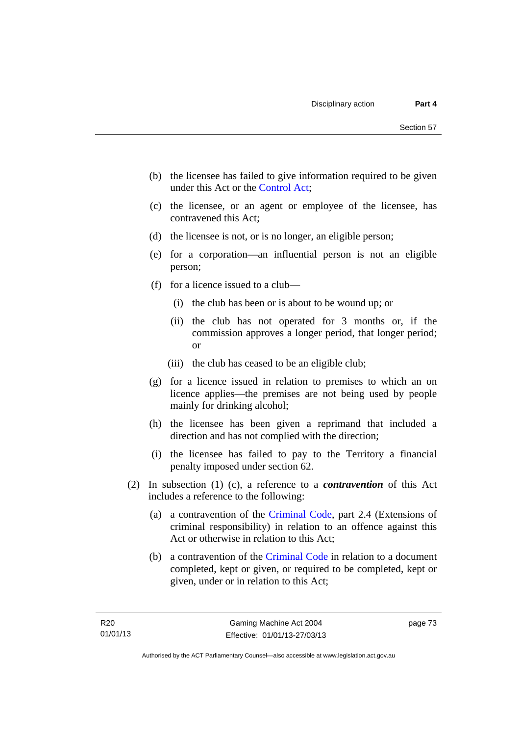(b) the licensee has failed to give information required to be given under this Act or the Control Act;

(c) the licensee, or an agent or employee of the licensee, has contravened this Act;

(d) the licensee is not, or is no longer, an eligible person;

(e) for a corporation—an influential person is not an eligible person;

(f) for a licence issued to a club—

  (i) the club has been or is about to be wound up; or

  (ii) the club has not operated for 3 months or, if the commission approves a longer period, that longer period; or

  (iii) the club has ceased to be an eligible club;

(g) for a licence issued in relation to premises to which an on licence applies—the premises are not being used by people mainly for drinking alcohol;

(h) the licensee has been given a reprimand that included a direction and has not complied with the direction;

(i) the licensee has failed to pay to the Territory a financial penalty imposed under section 62.

(2) In subsection (1) (c), a reference to a ***contravention*** of this Act includes a reference to the following:

(a) a contravention of the Criminal Code, part 2.4 (Extensions of criminal responsibility) in relation to an offence against this Act or otherwise in relation to this Act;

(b) a contravention of the Criminal Code in relation to a document completed, kept or given, or required to be completed, kept or given, under or in relation to this Act;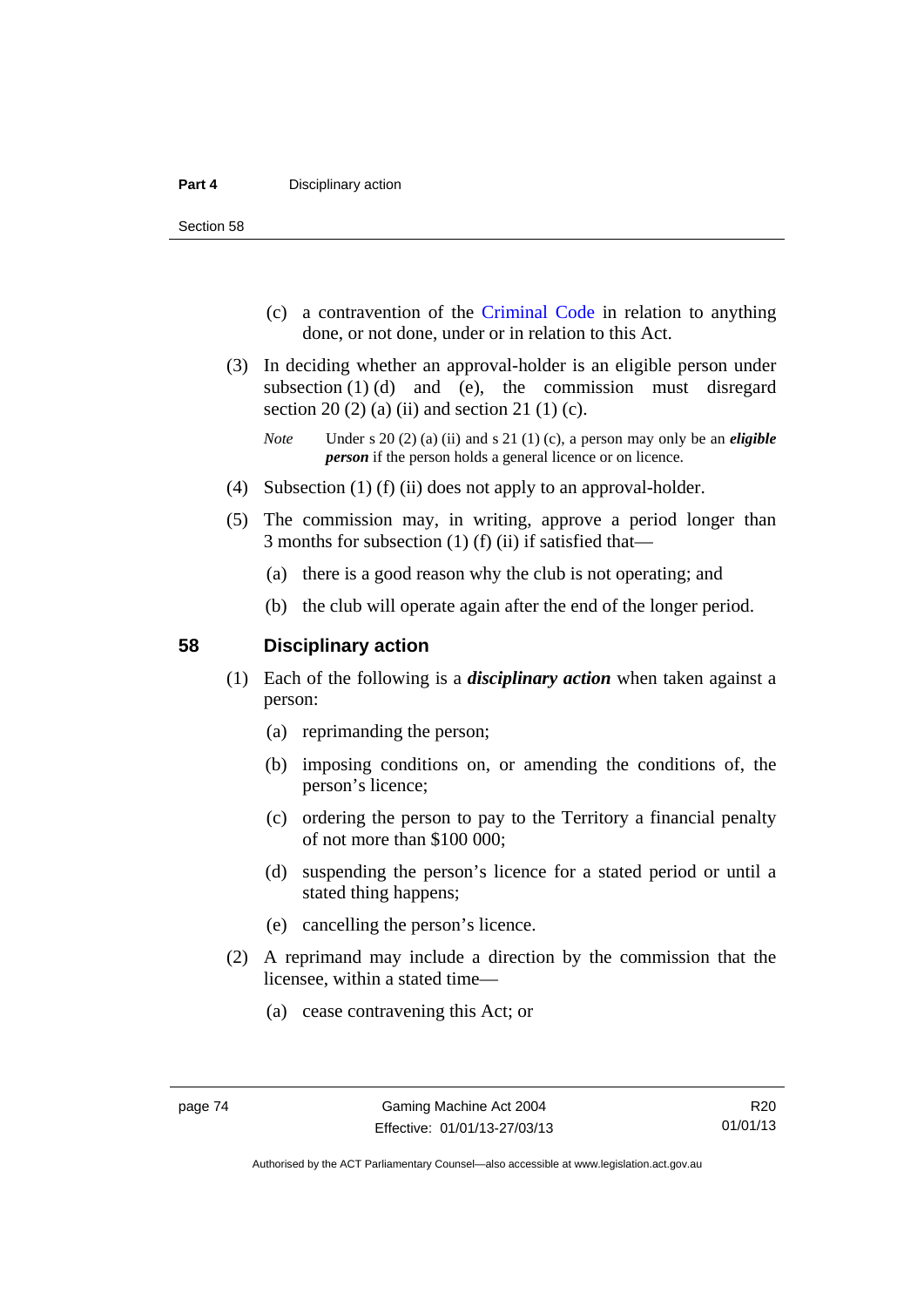(c) a contravention of the Criminal Code in relation to anything done, or not done, under or in relation to this Act.

(3) In deciding whether an approval-holder is an eligible person under subsection (1) (d) and (e), the commission must disregard section 20 (2) (a) (ii) and section 21 (1) (c).

*Note* Under s 20 (2) (a) (ii) and s 21 (1) (c), a person may only be an ***eligible person*** if the person holds a general licence or on licence.

(4) Subsection (1) (f) (ii) does not apply to an approval-holder.

(5) The commission may, in writing, approve a period longer than 3 months for subsection (1) (f) (ii) if satisfied that—

(a) there is a good reason why the club is not operating; and

(b) the club will operate again after the end of the longer period.

## 58 Disciplinary action

(1) Each of the following is a ***disciplinary action*** when taken against a person:

(a) reprimanding the person;

(b) imposing conditions on, or amending the conditions of, the person's licence;

(c) ordering the person to pay to the Territory a financial penalty of not more than $100 000;

(d) suspending the person's licence for a stated period or until a stated thing happens;

(e) cancelling the person's licence.

(2) A reprimand may include a direction by the commission that the licensee, within a stated time—

(a) cease contravening this Act; or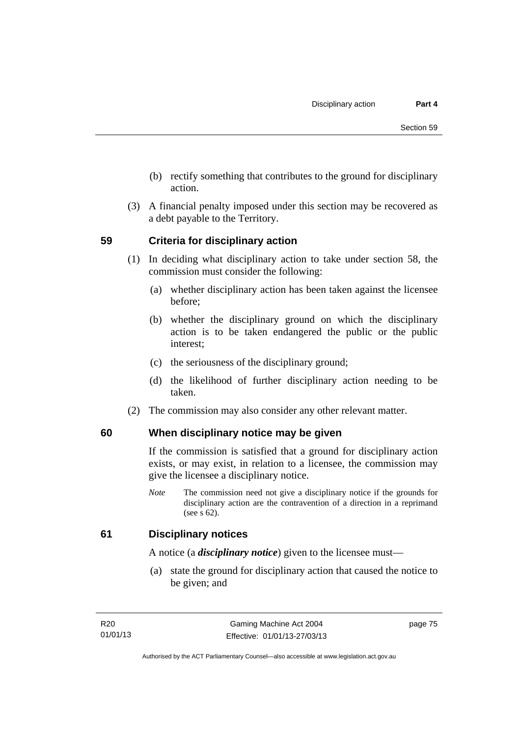(b) rectify something that contributes to the ground for disciplinary action.

(3) A financial penalty imposed under this section may be recovered as a debt payable to the Territory.

## 59 Criteria for disciplinary action

(1) In deciding what disciplinary action to take under section 58, the commission must consider the following:

(a) whether disciplinary action has been taken against the licensee before;

(b) whether the disciplinary ground on which the disciplinary action is to be taken endangered the public or the public interest;

(c) the seriousness of the disciplinary ground;

(d) the likelihood of further disciplinary action needing to be taken.

(2) The commission may also consider any other relevant matter.

## 60 When disciplinary notice may be given

If the commission is satisfied that a ground for disciplinary action exists, or may exist, in relation to a licensee, the commission may give the licensee a disciplinary notice.

*Note* The commission need not give a disciplinary notice if the grounds for disciplinary action are the contravention of a direction in a reprimand (see s 62).

## 61 Disciplinary notices

A notice (a ***disciplinary notice***) given to the licensee must—

(a) state the ground for disciplinary action that caused the notice to be given; and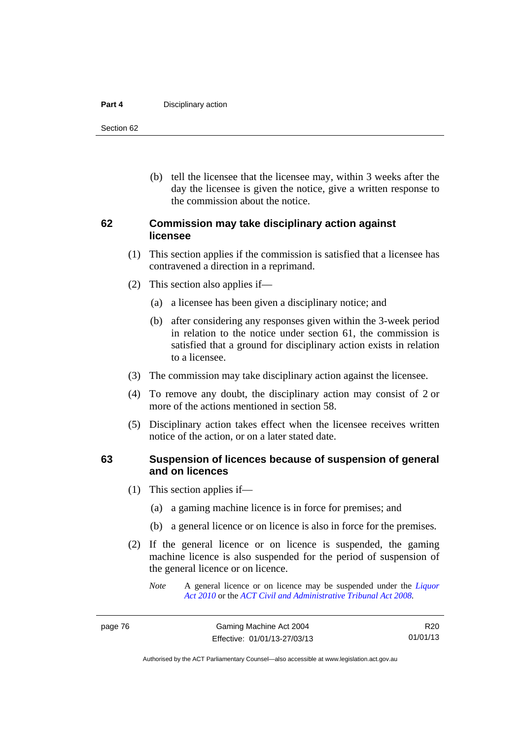(b) tell the licensee that the licensee may, within 3 weeks after the day the licensee is given the notice, give a written response to the commission about the notice.

### 62 Commission may take disciplinary action against licensee

(1) This section applies if the commission is satisfied that a licensee has contravened a direction in a reprimand.

(2) This section also applies if—

(a) a licensee has been given a disciplinary notice; and

(b) after considering any responses given within the 3-week period in relation to the notice under section 61, the commission is satisfied that a ground for disciplinary action exists in relation to a licensee.

(3) The commission may take disciplinary action against the licensee.

(4) To remove any doubt, the disciplinary action may consist of 2 or more of the actions mentioned in section 58.

(5) Disciplinary action takes effect when the licensee receives written notice of the action, or on a later stated date.

### 63 Suspension of licences because of suspension of general and on licences

(1) This section applies if—

(a) a gaming machine licence is in force for premises; and

(b) a general licence or on licence is also in force for the premises.

(2) If the general licence or on licence is suspended, the gaming machine licence is also suspended for the period of suspension of the general licence or on licence.

*Note* A general licence or on licence may be suspended under the *Liquor Act 2010* or the *ACT Civil and Administrative Tribunal Act 2008*.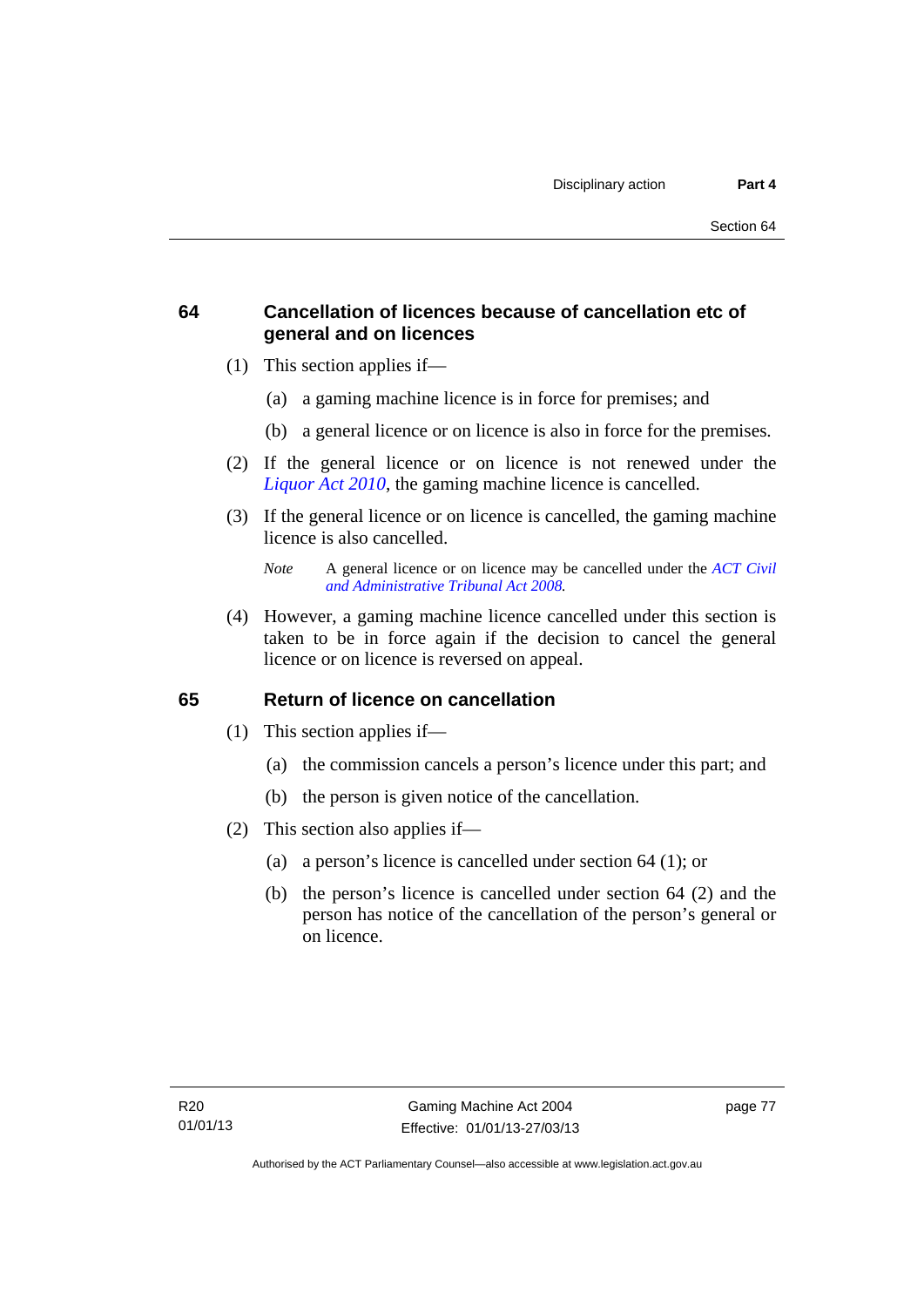## 64 Cancellation of licences because of cancellation etc of general and on licences

(1) This section applies if—

(a) a gaming machine licence is in force for premises; and

(b) a general licence or on licence is also in force for the premises.

(2) If the general licence or on licence is not renewed under the *Liquor Act 2010*, the gaming machine licence is cancelled.

(3) If the general licence or on licence is cancelled, the gaming machine licence is also cancelled.

*Note* A general licence or on licence may be cancelled under the *ACT Civil and Administrative Tribunal Act 2008*.

(4) However, a gaming machine licence cancelled under this section is taken to be in force again if the decision to cancel the general licence or on licence is reversed on appeal.

## 65 Return of licence on cancellation

(1) This section applies if—

(a) the commission cancels a person's licence under this part; and

(b) the person is given notice of the cancellation.

(2) This section also applies if—

(a) a person's licence is cancelled under section 64 (1); or

(b) the person's licence is cancelled under section 64 (2) and the person has notice of the cancellation of the person's general or on licence.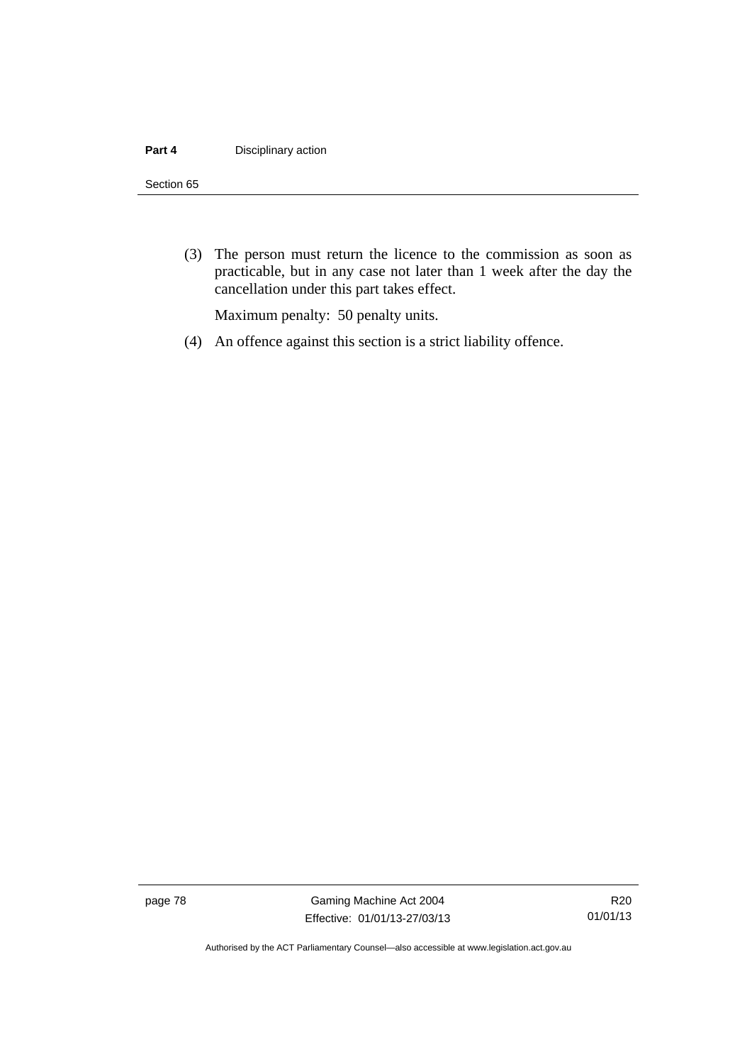(3) The person must return the licence to the commission as soon as practicable, but in any case not later than 1 week after the day the cancellation under this part takes effect.

Maximum penalty: 50 penalty units.

(4) An offence against this section is a strict liability offence.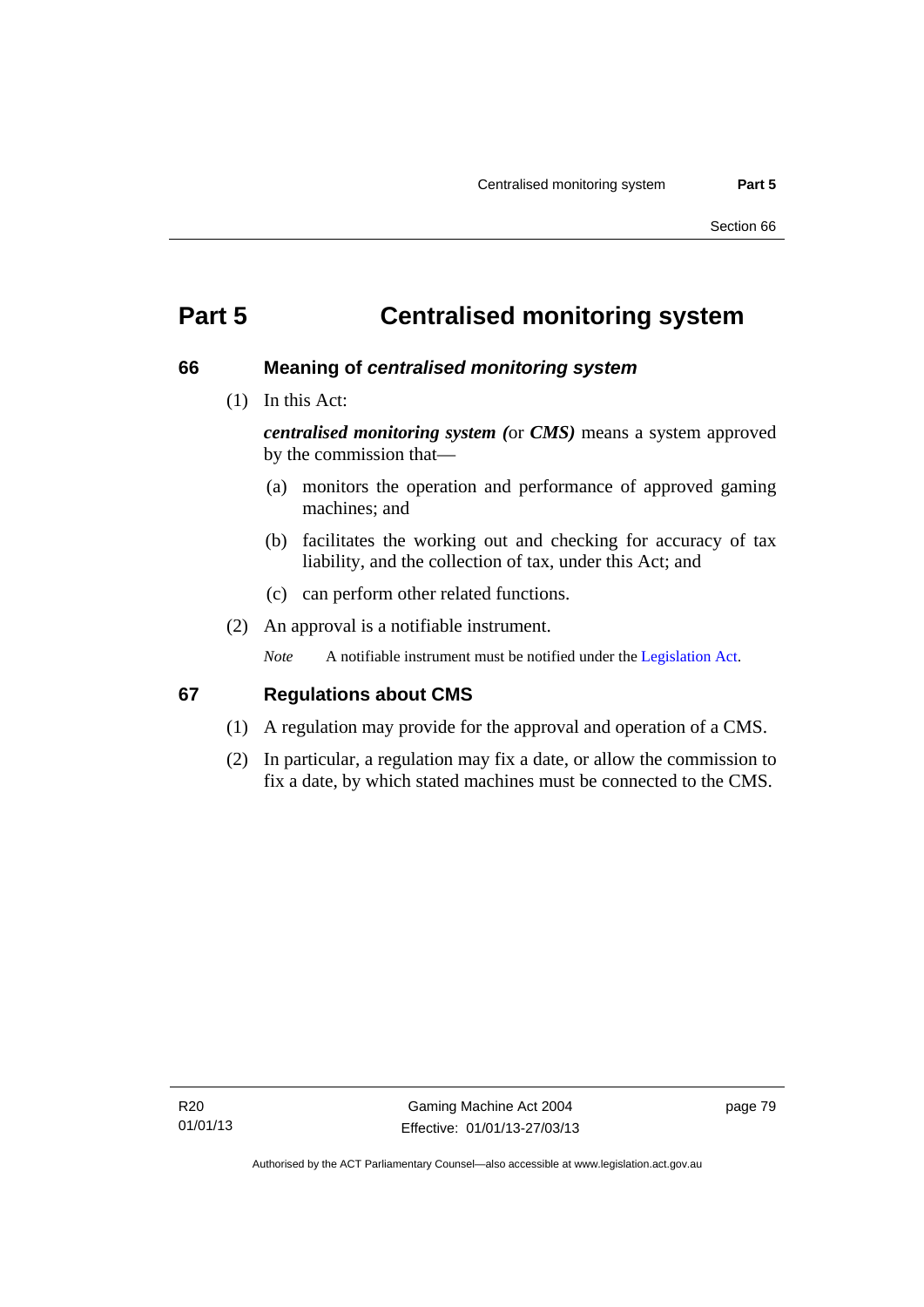# Part 5 Centralised monitoring system

## 66 Meaning of *centralised monitoring system*

(1) In this Act:

***centralised monitoring system (*or *CMS)*** means a system approved by the commission that—

(a) monitors the operation and performance of approved gaming machines; and

(b) facilitates the working out and checking for accuracy of tax liability, and the collection of tax, under this Act; and

(c) can perform other related functions.

(2) An approval is a notifiable instrument.

*Note* A notifiable instrument must be notified under the Legislation Act.

## 67 Regulations about CMS

(1) A regulation may provide for the approval and operation of a CMS.

(2) In particular, a regulation may fix a date, or allow the commission to fix a date, by which stated machines must be connected to the CMS.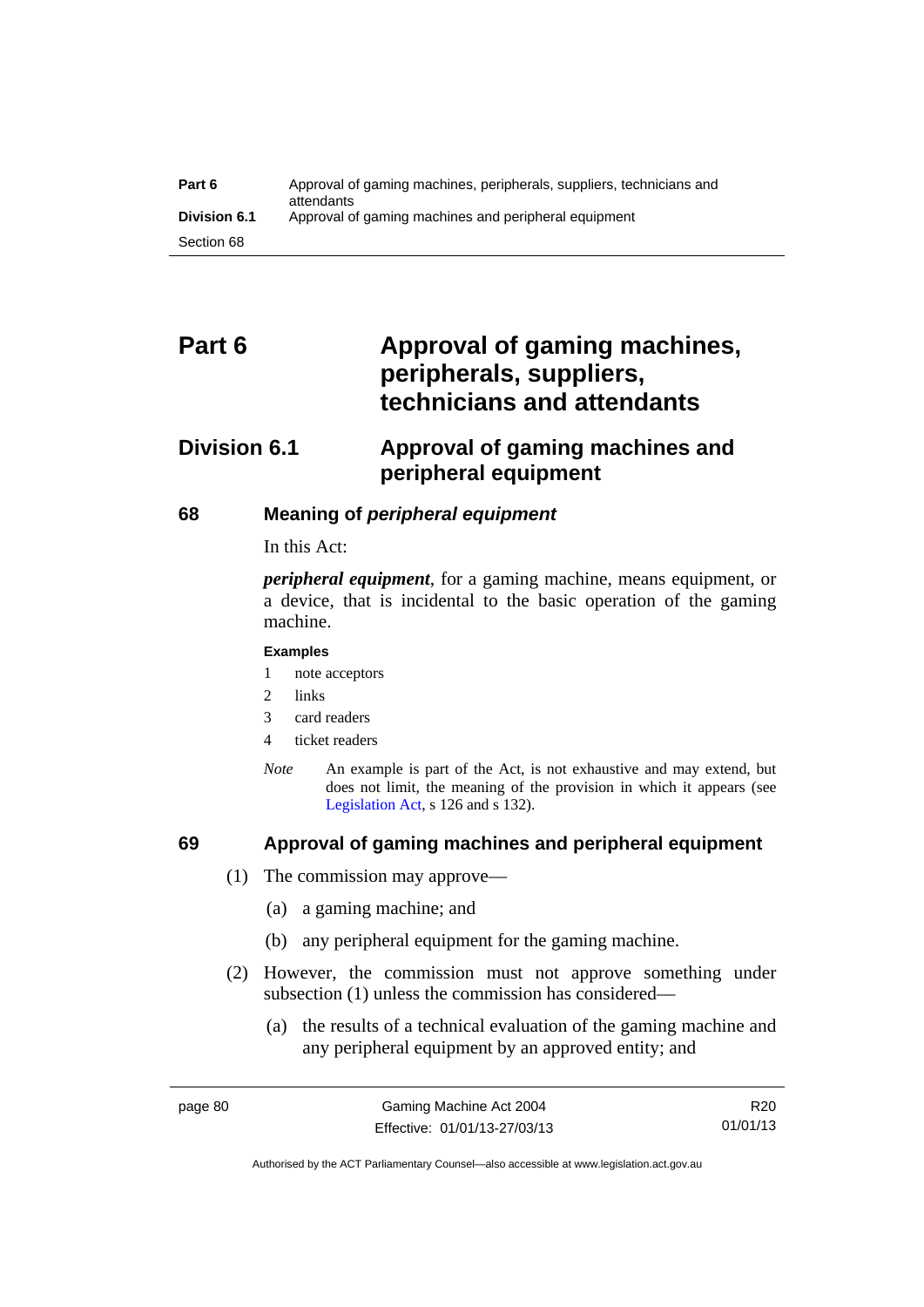# Part 6 Approval of gaming machines, peripherals, suppliers, technicians and attendants

## Division 6.1 Approval of gaming machines and peripheral equipment

### 68 Meaning of *peripheral equipment*

In this Act:

***peripheral equipment***, for a gaming machine, means equipment, or a device, that is incidental to the basic operation of the gaming machine.

**Examples**

1. note acceptors
2. links
3. card readers
4. ticket readers

*Note* An example is part of the Act, is not exhaustive and may extend, but does not limit, the meaning of the provision in which it appears (see Legislation Act, s 126 and s 132).

### 69 Approval of gaming machines and peripheral equipment

(1) The commission may approve—

(a) a gaming machine; and

(b) any peripheral equipment for the gaming machine.

(2) However, the commission must not approve something under subsection (1) unless the commission has considered—

(a) the results of a technical evaluation of the gaming machine and any peripheral equipment by an approved entity; and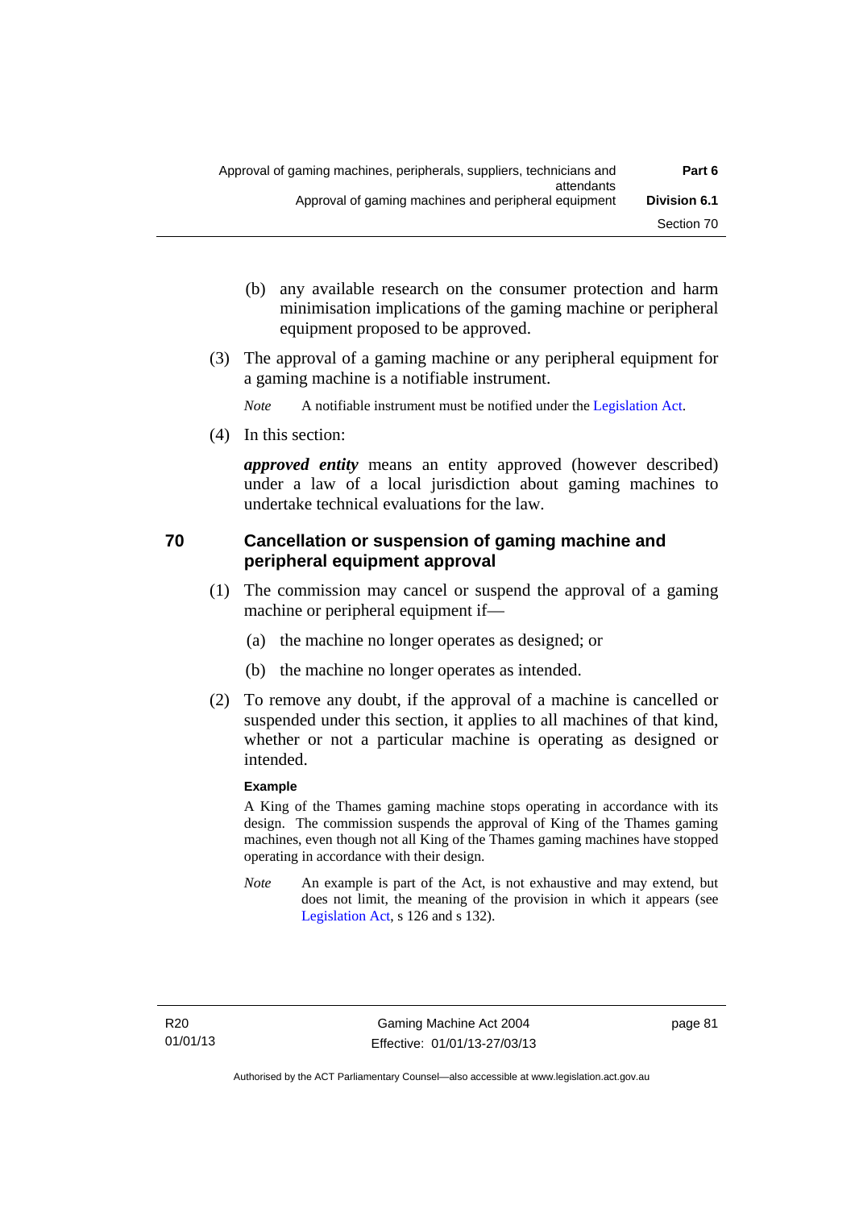(b) any available research on the consumer protection and harm minimisation implications of the gaming machine or peripheral equipment proposed to be approved.

(3) The approval of a gaming machine or any peripheral equipment for a gaming machine is a notifiable instrument.

*Note* A notifiable instrument must be notified under the Legislation Act.

(4) In this section:

***approved entity*** means an entity approved (however described) under a law of a local jurisdiction about gaming machines to undertake technical evaluations for the law.

## 70 Cancellation or suspension of gaming machine and peripheral equipment approval

(1) The commission may cancel or suspend the approval of a gaming machine or peripheral equipment if—

(a) the machine no longer operates as designed; or

(b) the machine no longer operates as intended.

(2) To remove any doubt, if the approval of a machine is cancelled or suspended under this section, it applies to all machines of that kind, whether or not a particular machine is operating as designed or intended.

**Example**

A King of the Thames gaming machine stops operating in accordance with its design. The commission suspends the approval of King of the Thames gaming machines, even though not all King of the Thames gaming machines have stopped operating in accordance with their design.

*Note* An example is part of the Act, is not exhaustive and may extend, but does not limit, the meaning of the provision in which it appears (see Legislation Act, s 126 and s 132).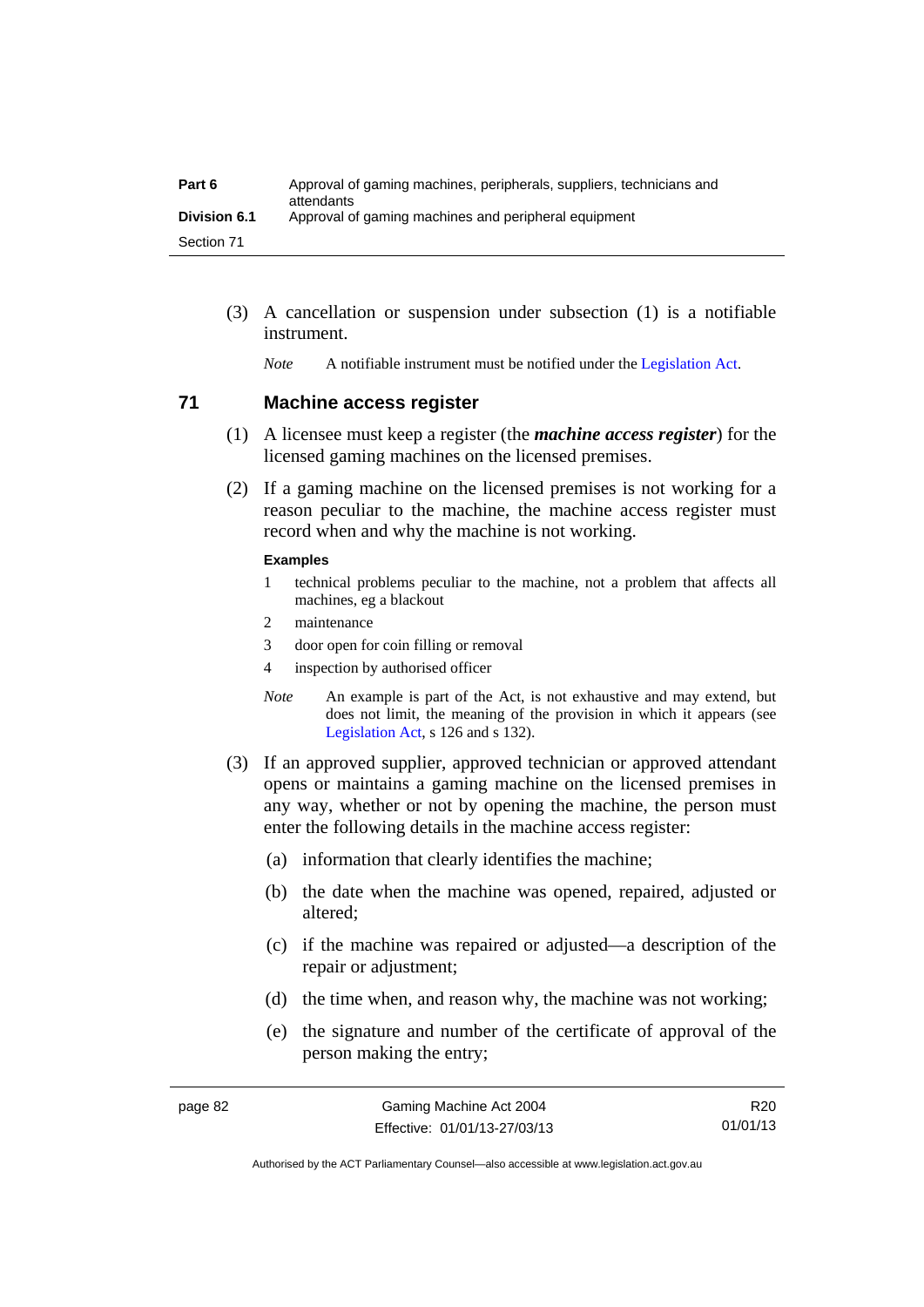(3) A cancellation or suspension under subsection (1) is a notifiable instrument.

*Note* A notifiable instrument must be notified under the Legislation Act.

## 71 Machine access register

(1) A licensee must keep a register (the ***machine access register***) for the licensed gaming machines on the licensed premises.

(2) If a gaming machine on the licensed premises is not working for a reason peculiar to the machine, the machine access register must record when and why the machine is not working.

**Examples**

1 technical problems peculiar to the machine, not a problem that affects all machines, eg a blackout

2 maintenance

3 door open for coin filling or removal

4 inspection by authorised officer

*Note* An example is part of the Act, is not exhaustive and may extend, but does not limit, the meaning of the provision in which it appears (see Legislation Act, s 126 and s 132).

(3) If an approved supplier, approved technician or approved attendant opens or maintains a gaming machine on the licensed premises in any way, whether or not by opening the machine, the person must enter the following details in the machine access register:

(a) information that clearly identifies the machine;

(b) the date when the machine was opened, repaired, adjusted or altered;

(c) if the machine was repaired or adjusted—a description of the repair or adjustment;

(d) the time when, and reason why, the machine was not working;

(e) the signature and number of the certificate of approval of the person making the entry;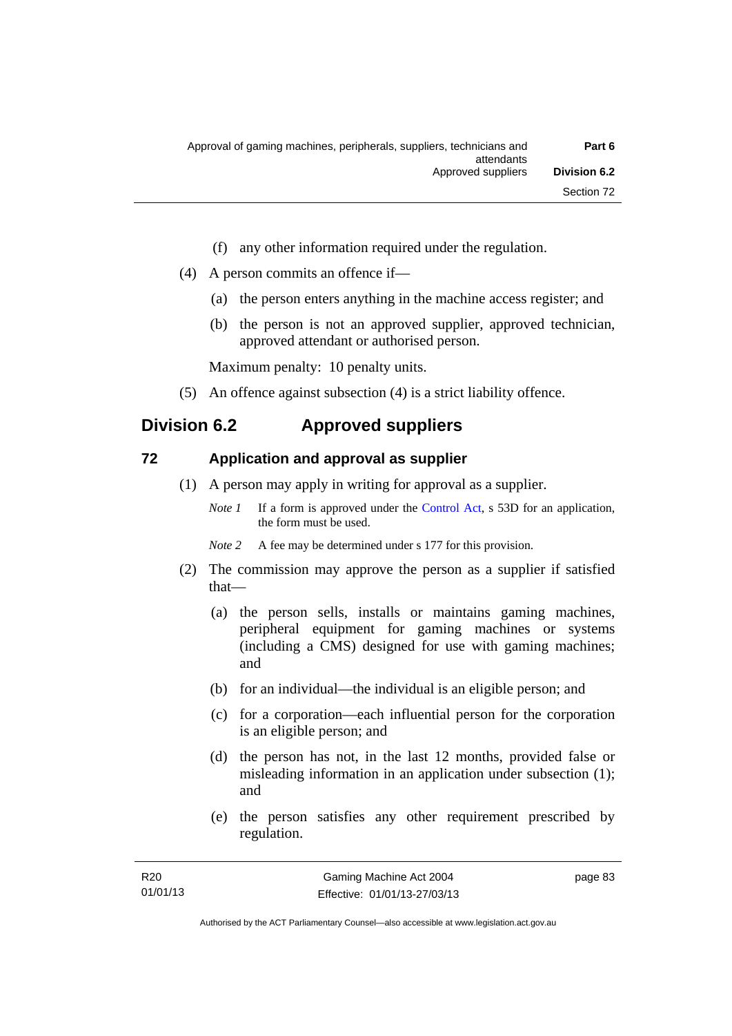(f) any other information required under the regulation.

(4) A person commits an offence if—

(a) the person enters anything in the machine access register; and

(b) the person is not an approved supplier, approved technician, approved attendant or authorised person.

Maximum penalty: 10 penalty units.

(5) An offence against subsection (4) is a strict liability offence.

## Division 6.2 Approved suppliers

### 72 Application and approval as supplier

(1) A person may apply in writing for approval as a supplier.

*Note 1* If a form is approved under the Control Act, s 53D for an application, the form must be used.

*Note 2* A fee may be determined under s 177 for this provision.

(2) The commission may approve the person as a supplier if satisfied that—

(a) the person sells, installs or maintains gaming machines, peripheral equipment for gaming machines or systems (including a CMS) designed for use with gaming machines; and

(b) for an individual—the individual is an eligible person; and

(c) for a corporation—each influential person for the corporation is an eligible person; and

(d) the person has not, in the last 12 months, provided false or misleading information in an application under subsection (1); and

(e) the person satisfies any other requirement prescribed by regulation.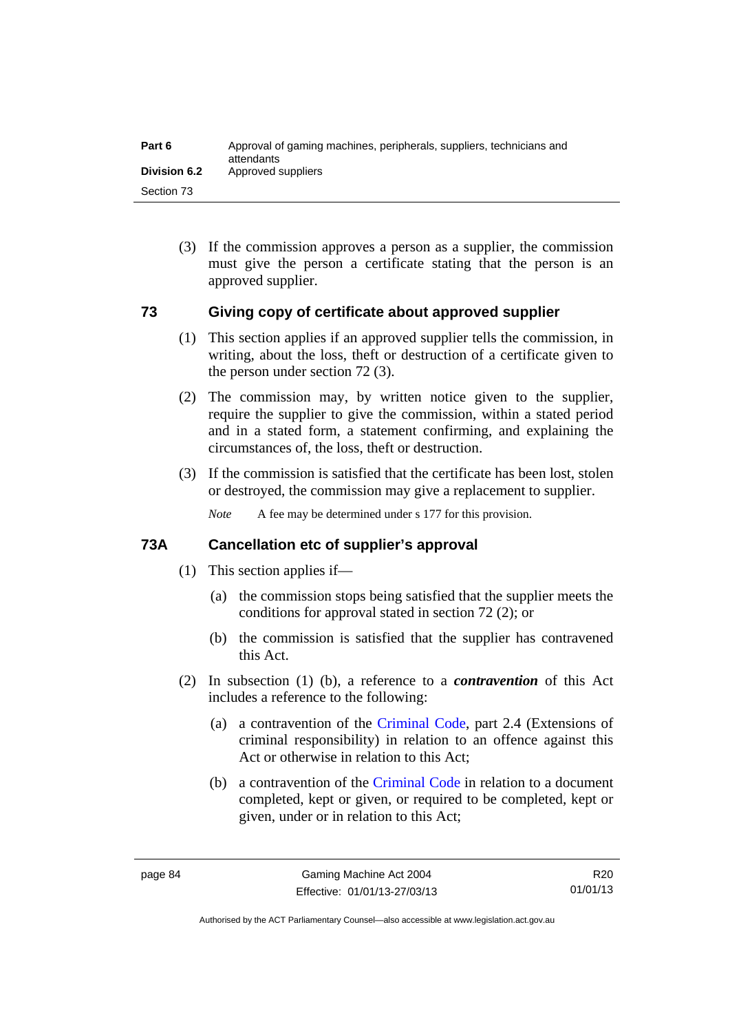(3) If the commission approves a person as a supplier, the commission must give the person a certificate stating that the person is an approved supplier.

## 73 Giving copy of certificate about approved supplier

(1) This section applies if an approved supplier tells the commission, in writing, about the loss, theft or destruction of a certificate given to the person under section 72 (3).

(2) The commission may, by written notice given to the supplier, require the supplier to give the commission, within a stated period and in a stated form, a statement confirming, and explaining the circumstances of, the loss, theft or destruction.

(3) If the commission is satisfied that the certificate has been lost, stolen or destroyed, the commission may give a replacement to supplier.

*Note* A fee may be determined under s 177 for this provision.

## 73A Cancellation etc of supplier's approval

(1) This section applies if—

(a) the commission stops being satisfied that the supplier meets the conditions for approval stated in section 72 (2); or

(b) the commission is satisfied that the supplier has contravened this Act.

(2) In subsection (1) (b), a reference to a ***contravention*** of this Act includes a reference to the following:

(a) a contravention of the Criminal Code, part 2.4 (Extensions of criminal responsibility) in relation to an offence against this Act or otherwise in relation to this Act;

(b) a contravention of the Criminal Code in relation to a document completed, kept or given, or required to be completed, kept or given, under or in relation to this Act;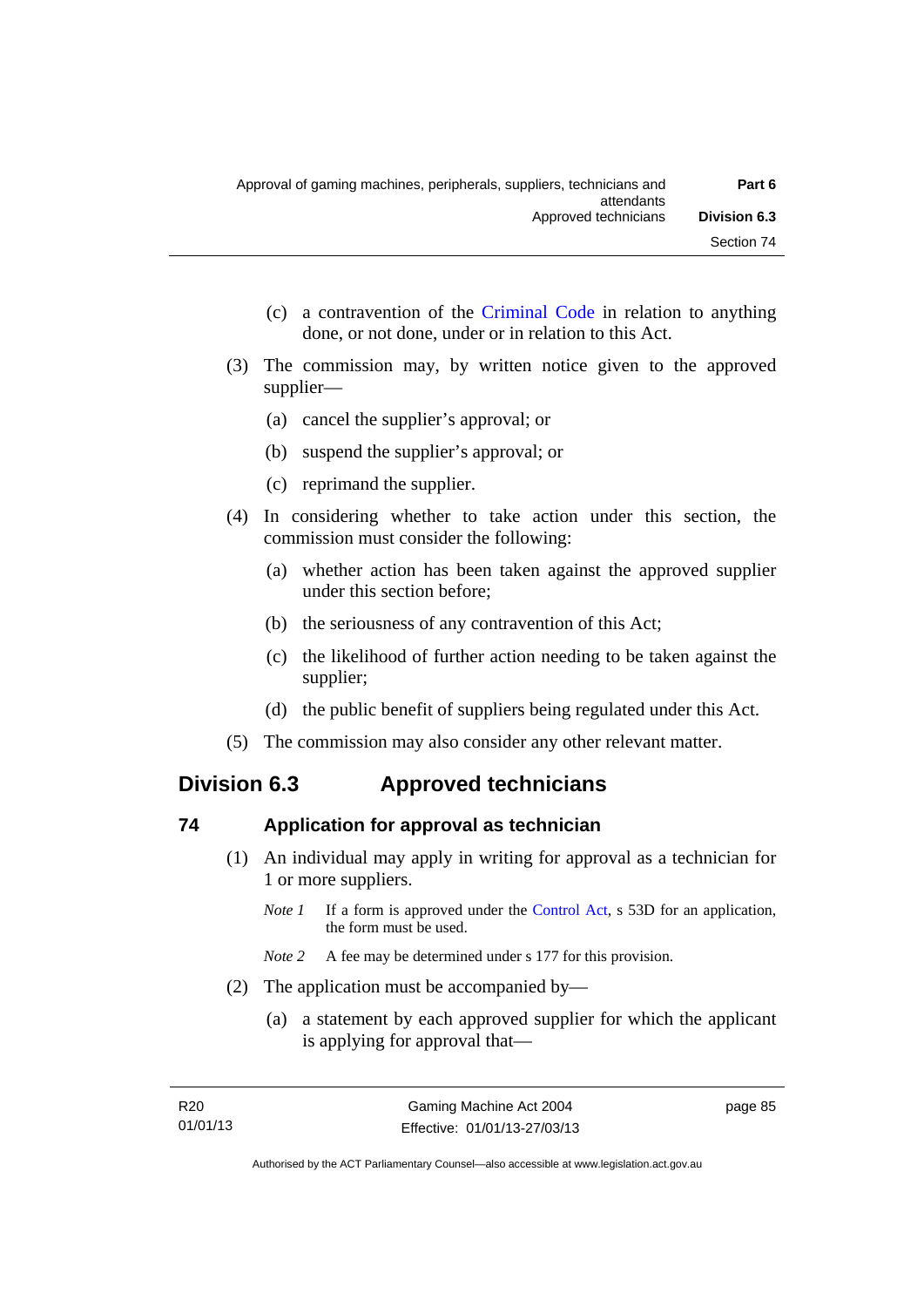(c) a contravention of the Criminal Code in relation to anything done, or not done, under or in relation to this Act.

(3) The commission may, by written notice given to the approved supplier—

(a) cancel the supplier's approval; or

(b) suspend the supplier's approval; or

(c) reprimand the supplier.

(4) In considering whether to take action under this section, the commission must consider the following:

(a) whether action has been taken against the approved supplier under this section before;

(b) the seriousness of any contravention of this Act;

(c) the likelihood of further action needing to be taken against the supplier;

(d) the public benefit of suppliers being regulated under this Act.

(5) The commission may also consider any other relevant matter.

## Division 6.3 Approved technicians

### 74 Application for approval as technician

(1) An individual may apply in writing for approval as a technician for 1 or more suppliers.

*Note 1* If a form is approved under the Control Act, s 53D for an application, the form must be used.

*Note 2* A fee may be determined under s 177 for this provision.

(2) The application must be accompanied by—

(a) a statement by each approved supplier for which the applicant is applying for approval that—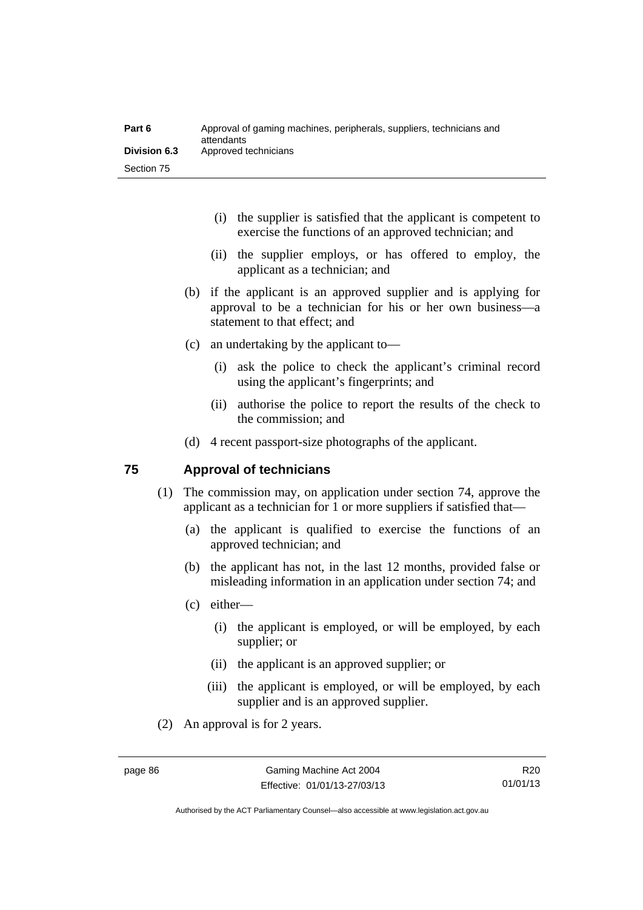(i) the supplier is satisfied that the applicant is competent to exercise the functions of an approved technician; and

(ii) the supplier employs, or has offered to employ, the applicant as a technician; and

(b) if the applicant is an approved supplier and is applying for approval to be a technician for his or her own business—a statement to that effect; and

(c) an undertaking by the applicant to—

(i) ask the police to check the applicant's criminal record using the applicant's fingerprints; and

(ii) authorise the police to report the results of the check to the commission; and

(d) 4 recent passport-size photographs of the applicant.

## 75 Approval of technicians

(1) The commission may, on application under section 74, approve the applicant as a technician for 1 or more suppliers if satisfied that—

(a) the applicant is qualified to exercise the functions of an approved technician; and

(b) the applicant has not, in the last 12 months, provided false or misleading information in an application under section 74; and

(c) either—

(i) the applicant is employed, or will be employed, by each supplier; or

(ii) the applicant is an approved supplier; or

(iii) the applicant is employed, or will be employed, by each supplier and is an approved supplier.

(2) An approval is for 2 years.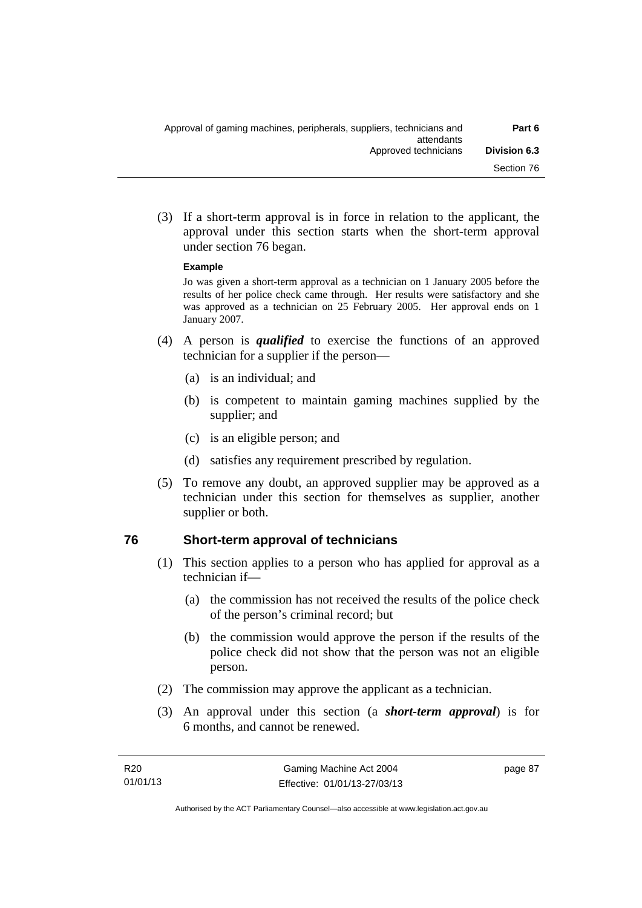(3) If a short-term approval is in force in relation to the applicant, the approval under this section starts when the short-term approval under section 76 began.

**Example**

Jo was given a short-term approval as a technician on 1 January 2005 before the results of her police check came through. Her results were satisfactory and she was approved as a technician on 25 February 2005. Her approval ends on 1 January 2007.

(4) A person is ***qualified*** to exercise the functions of an approved technician for a supplier if the person—

(a) is an individual; and

(b) is competent to maintain gaming machines supplied by the supplier; and

(c) is an eligible person; and

(d) satisfies any requirement prescribed by regulation.

(5) To remove any doubt, an approved supplier may be approved as a technician under this section for themselves as supplier, another supplier or both.

## 76 Short-term approval of technicians

(1) This section applies to a person who has applied for approval as a technician if—

(a) the commission has not received the results of the police check of the person's criminal record; but

(b) the commission would approve the person if the results of the police check did not show that the person was not an eligible person.

(2) The commission may approve the applicant as a technician.

(3) An approval under this section (a ***short-term approval***) is for 6 months, and cannot be renewed.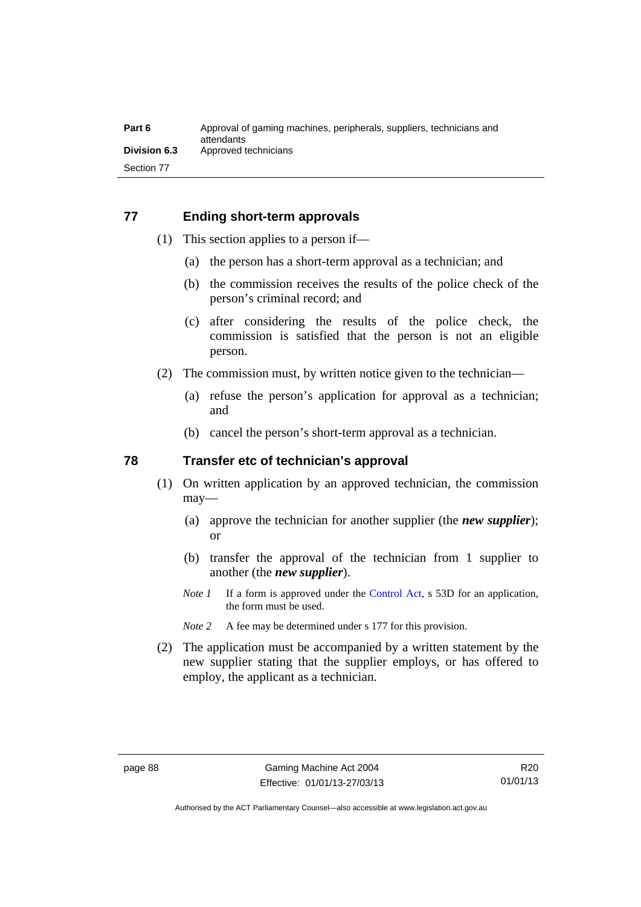## 77 Ending short-term approvals

(1) This section applies to a person if—

(a) the person has a short-term approval as a technician; and

(b) the commission receives the results of the police check of the person's criminal record; and

(c) after considering the results of the police check, the commission is satisfied that the person is not an eligible person.

(2) The commission must, by written notice given to the technician—

(a) refuse the person's application for approval as a technician; and

(b) cancel the person's short-term approval as a technician.

## 78 Transfer etc of technician's approval

(1) On written application by an approved technician, the commission may—

(a) approve the technician for another supplier (the ***new supplier***); or

(b) transfer the approval of the technician from 1 supplier to another (the ***new supplier***).

*Note 1* If a form is approved under the Control Act, s 53D for an application, the form must be used.

*Note 2* A fee may be determined under s 177 for this provision.

(2) The application must be accompanied by a written statement by the new supplier stating that the supplier employs, or has offered to employ, the applicant as a technician.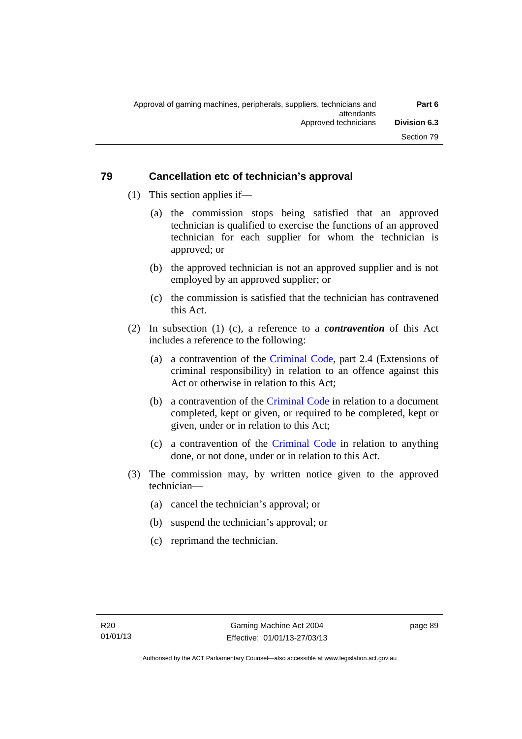## 79 Cancellation etc of technician's approval

(1) This section applies if—

(a) the commission stops being satisfied that an approved technician is qualified to exercise the functions of an approved technician for each supplier for whom the technician is approved; or

(b) the approved technician is not an approved supplier and is not employed by an approved supplier; or

(c) the commission is satisfied that the technician has contravened this Act.

(2) In subsection (1) (c), a reference to a ***contravention*** of this Act includes a reference to the following:

(a) a contravention of the Criminal Code, part 2.4 (Extensions of criminal responsibility) in relation to an offence against this Act or otherwise in relation to this Act;

(b) a contravention of the Criminal Code in relation to a document completed, kept or given, or required to be completed, kept or given, under or in relation to this Act;

(c) a contravention of the Criminal Code in relation to anything done, or not done, under or in relation to this Act.

(3) The commission may, by written notice given to the approved technician—

(a) cancel the technician's approval; or

(b) suspend the technician's approval; or

(c) reprimand the technician.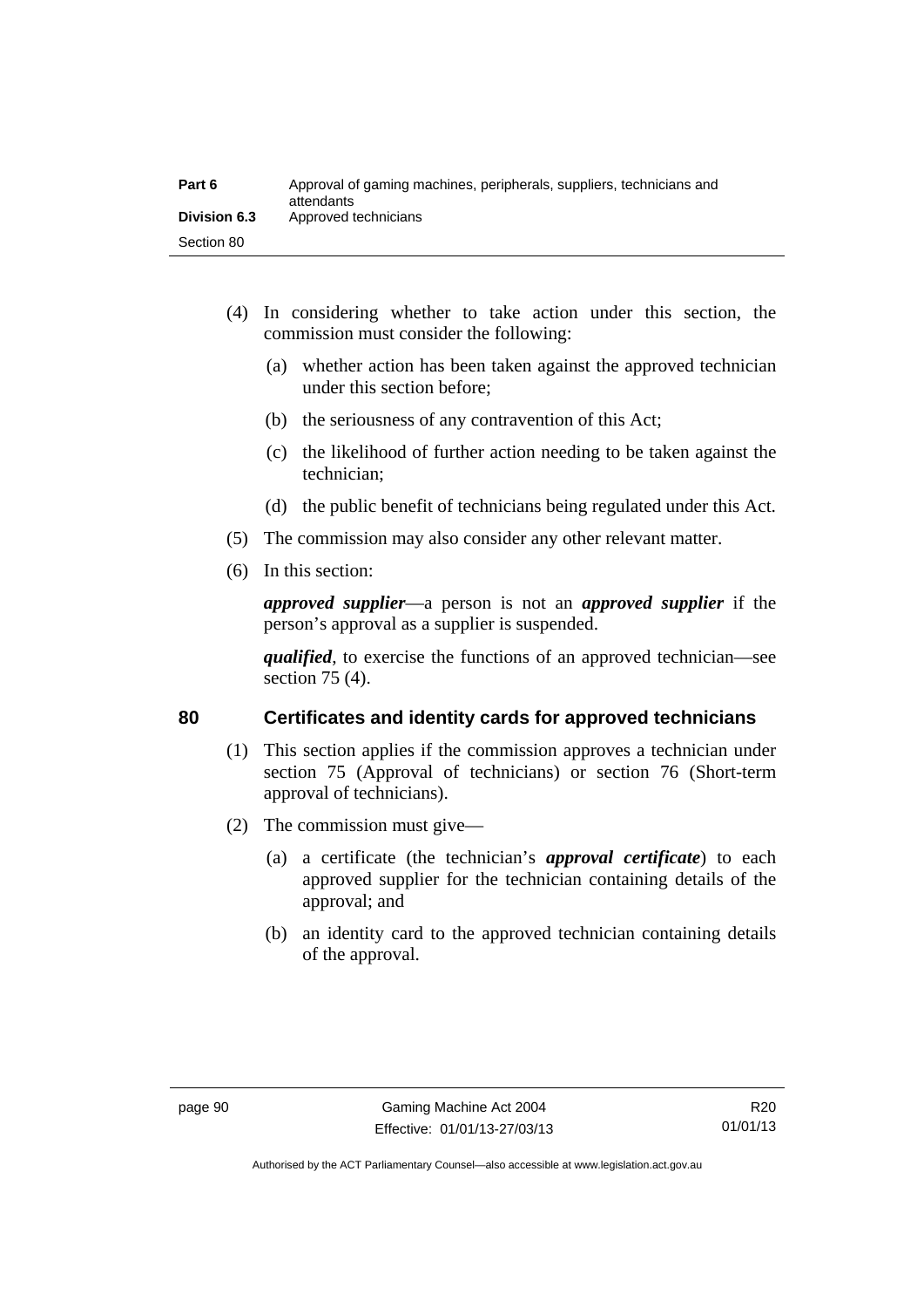(4) In considering whether to take action under this section, the commission must consider the following:

(a) whether action has been taken against the approved technician under this section before;

(b) the seriousness of any contravention of this Act;

(c) the likelihood of further action needing to be taken against the technician;

(d) the public benefit of technicians being regulated under this Act.

(5) The commission may also consider any other relevant matter.

(6) In this section:

***approved supplier***—a person is not an ***approved supplier*** if the person's approval as a supplier is suspended.

***qualified***, to exercise the functions of an approved technician—see section 75 (4).

## 80 Certificates and identity cards for approved technicians

(1) This section applies if the commission approves a technician under section 75 (Approval of technicians) or section 76 (Short-term approval of technicians).

(2) The commission must give—

(a) a certificate (the technician's ***approval certificate***) to each approved supplier for the technician containing details of the approval; and

(b) an identity card to the approved technician containing details of the approval.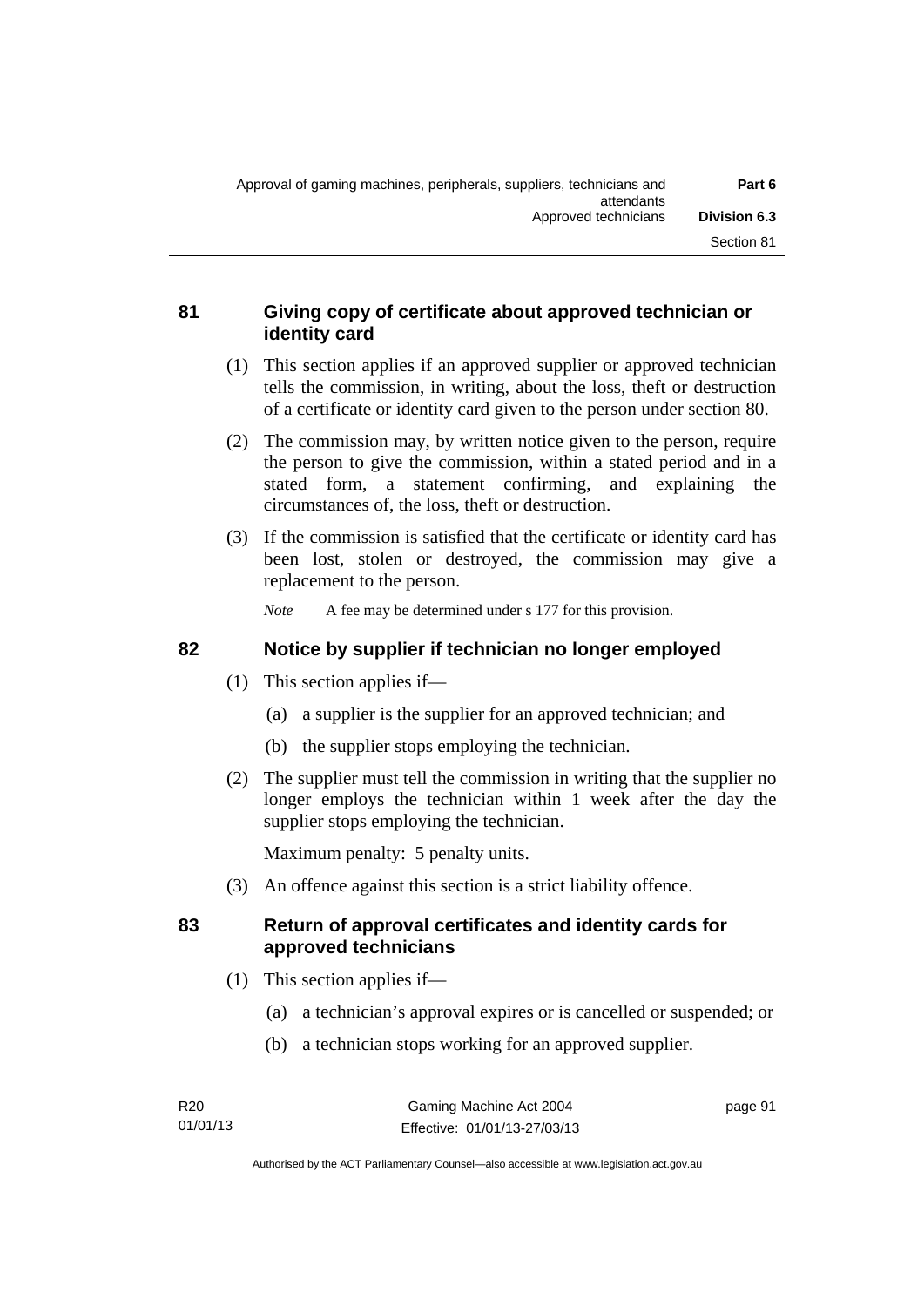## 81 Giving copy of certificate about approved technician or identity card

(1) This section applies if an approved supplier or approved technician tells the commission, in writing, about the loss, theft or destruction of a certificate or identity card given to the person under section 80.

(2) The commission may, by written notice given to the person, require the person to give the commission, within a stated period and in a stated form, a statement confirming, and explaining the circumstances of, the loss, theft or destruction.

(3) If the commission is satisfied that the certificate or identity card has been lost, stolen or destroyed, the commission may give a replacement to the person.

*Note* A fee may be determined under s 177 for this provision.

## 82 Notice by supplier if technician no longer employed

(1) This section applies if—

(a) a supplier is the supplier for an approved technician; and

(b) the supplier stops employing the technician.

(2) The supplier must tell the commission in writing that the supplier no longer employs the technician within 1 week after the day the supplier stops employing the technician.

Maximum penalty: 5 penalty units.

(3) An offence against this section is a strict liability offence.

## 83 Return of approval certificates and identity cards for approved technicians

(1) This section applies if—

(a) a technician's approval expires or is cancelled or suspended; or

(b) a technician stops working for an approved supplier.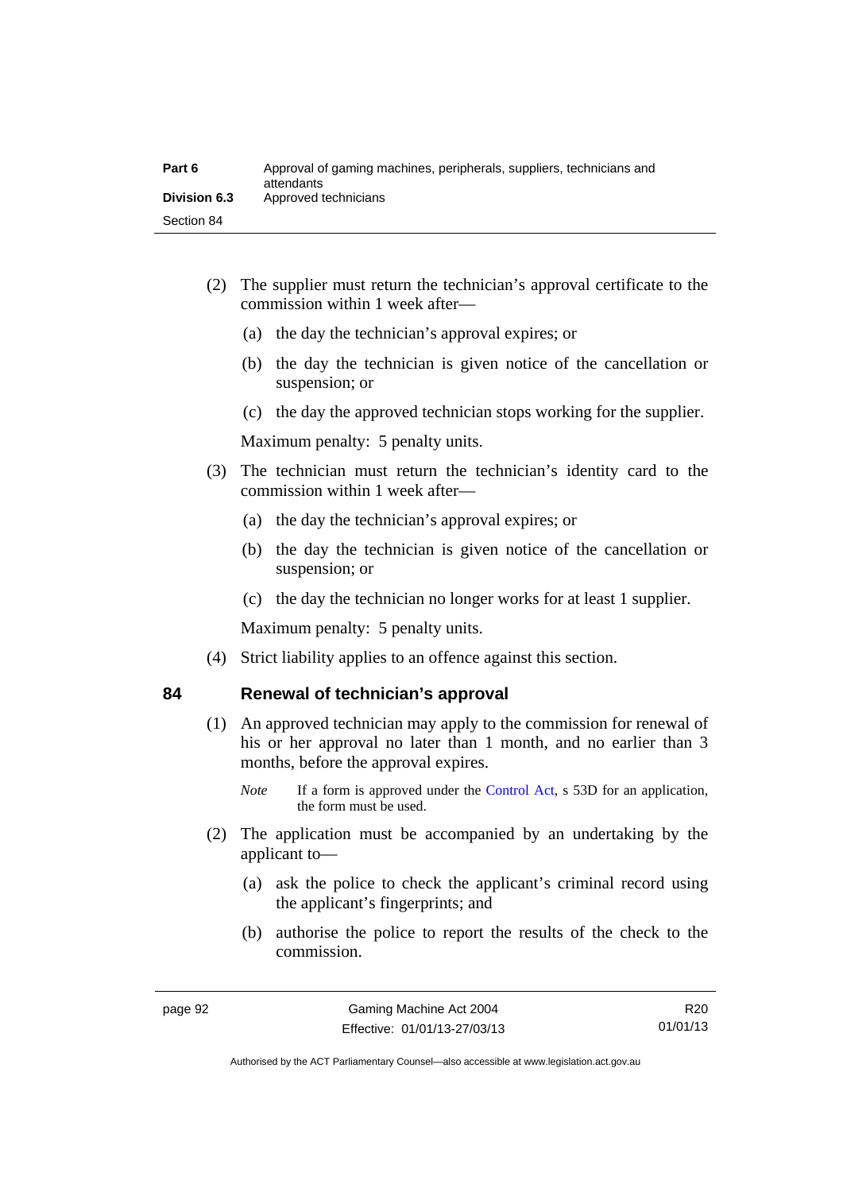(2) The supplier must return the technician's approval certificate to the commission within 1 week after—

(a) the day the technician's approval expires; or

(b) the day the technician is given notice of the cancellation or suspension; or

(c) the day the approved technician stops working for the supplier.

Maximum penalty: 5 penalty units.

(3) The technician must return the technician's identity card to the commission within 1 week after—

(a) the day the technician's approval expires; or

(b) the day the technician is given notice of the cancellation or suspension; or

(c) the day the technician no longer works for at least 1 supplier.

Maximum penalty: 5 penalty units.

(4) Strict liability applies to an offence against this section.

## 84 Renewal of technician's approval

(1) An approved technician may apply to the commission for renewal of his or her approval no later than 1 month, and no earlier than 3 months, before the approval expires.

*Note* If a form is approved under the Control Act, s 53D for an application, the form must be used.

(2) The application must be accompanied by an undertaking by the applicant to—

(a) ask the police to check the applicant's criminal record using the applicant's fingerprints; and

(b) authorise the police to report the results of the check to the commission.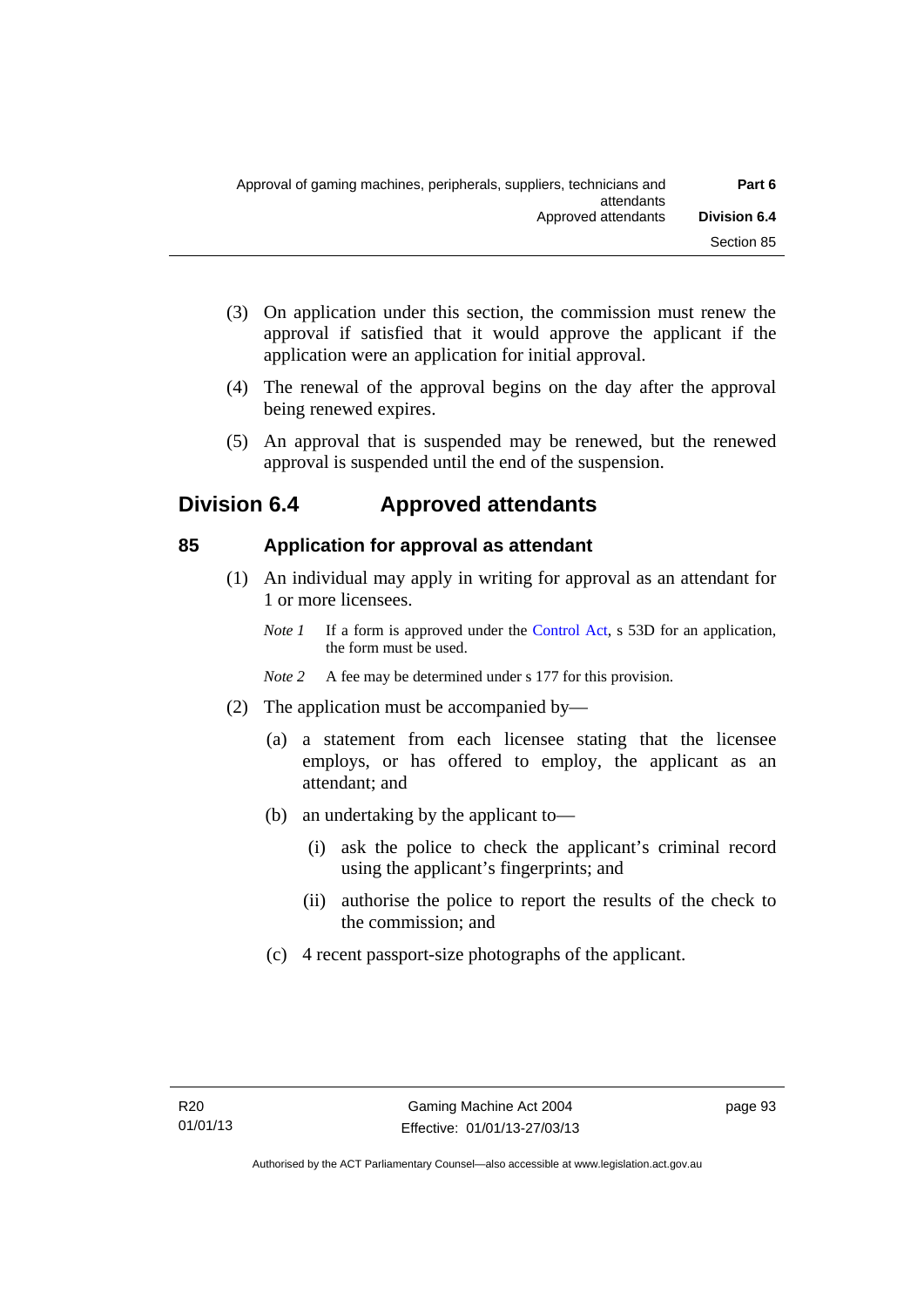(3) On application under this section, the commission must renew the approval if satisfied that it would approve the applicant if the application were an application for initial approval.

(4) The renewal of the approval begins on the day after the approval being renewed expires.

(5) An approval that is suspended may be renewed, but the renewed approval is suspended until the end of the suspension.

## Division 6.4 Approved attendants

### 85 Application for approval as attendant

(1) An individual may apply in writing for approval as an attendant for 1 or more licensees.

*Note 1* If a form is approved under the Control Act, s 53D for an application, the form must be used.

*Note 2* A fee may be determined under s 177 for this provision.

(2) The application must be accompanied by—

(a) a statement from each licensee stating that the licensee employs, or has offered to employ, the applicant as an attendant; and

(b) an undertaking by the applicant to—

(i) ask the police to check the applicant's criminal record using the applicant's fingerprints; and

(ii) authorise the police to report the results of the check to the commission; and

(c) 4 recent passport-size photographs of the applicant.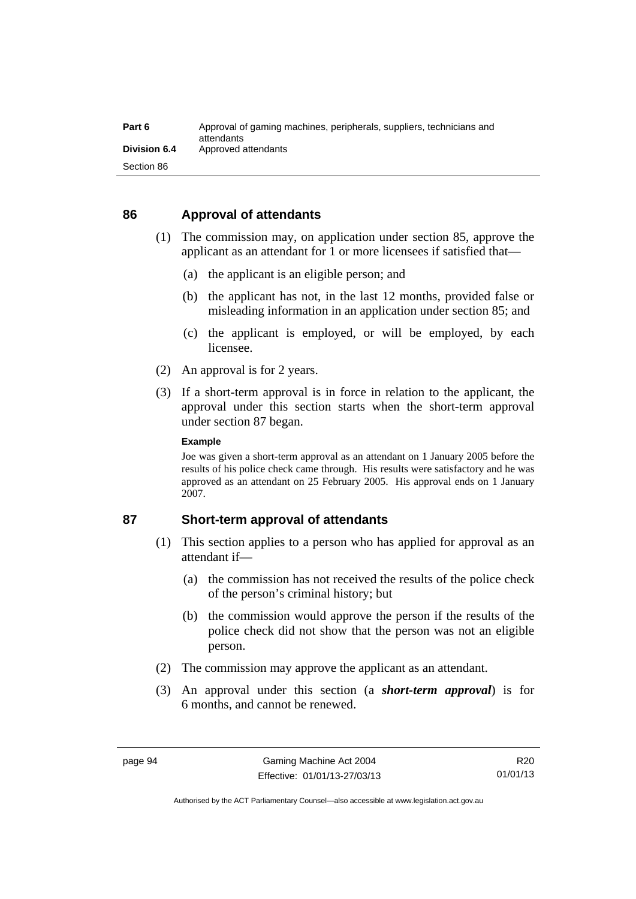## 86 Approval of attendants

(1) The commission may, on application under section 85, approve the applicant as an attendant for 1 or more licensees if satisfied that—

(a) the applicant is an eligible person; and

(b) the applicant has not, in the last 12 months, provided false or misleading information in an application under section 85; and

(c) the applicant is employed, or will be employed, by each licensee.

(2) An approval is for 2 years.

(3) If a short-term approval is in force in relation to the applicant, the approval under this section starts when the short-term approval under section 87 began.

**Example**

Joe was given a short-term approval as an attendant on 1 January 2005 before the results of his police check came through. His results were satisfactory and he was approved as an attendant on 25 February 2005. His approval ends on 1 January 2007.

## 87 Short-term approval of attendants

(1) This section applies to a person who has applied for approval as an attendant if—

(a) the commission has not received the results of the police check of the person's criminal history; but

(b) the commission would approve the person if the results of the police check did not show that the person was not an eligible person.

(2) The commission may approve the applicant as an attendant.

(3) An approval under this section (a ***short-term approval***) is for 6 months, and cannot be renewed.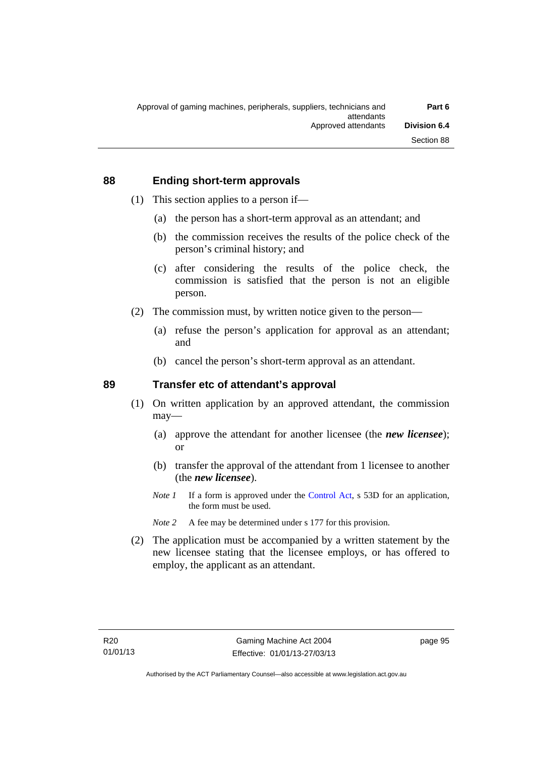## 88 Ending short-term approvals

(1) This section applies to a person if—

(a) the person has a short-term approval as an attendant; and

(b) the commission receives the results of the police check of the person's criminal history; and

(c) after considering the results of the police check, the commission is satisfied that the person is not an eligible person.

(2) The commission must, by written notice given to the person—

(a) refuse the person's application for approval as an attendant; and

(b) cancel the person's short-term approval as an attendant.

## 89 Transfer etc of attendant's approval

(1) On written application by an approved attendant, the commission may—

(a) approve the attendant for another licensee (the ***new licensee***); or

(b) transfer the approval of the attendant from 1 licensee to another (the ***new licensee***).

*Note 1* If a form is approved under the Control Act, s 53D for an application, the form must be used.

*Note 2* A fee may be determined under s 177 for this provision.

(2) The application must be accompanied by a written statement by the new licensee stating that the licensee employs, or has offered to employ, the applicant as an attendant.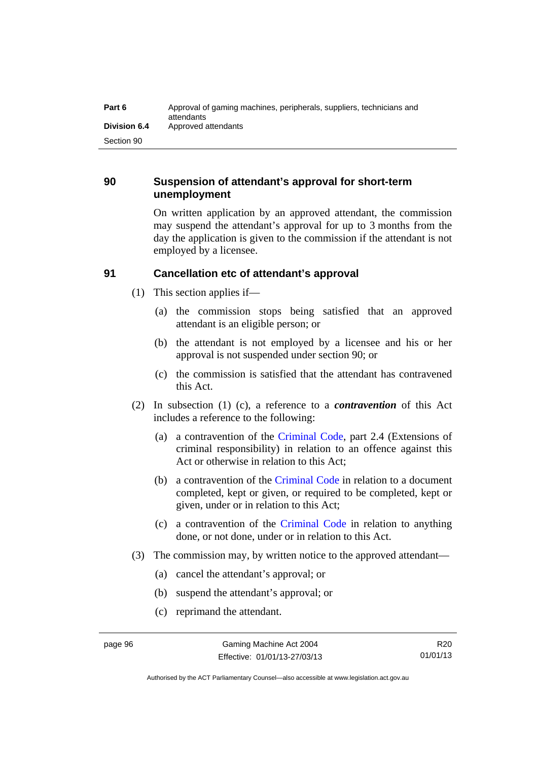## 90 Suspension of attendant's approval for short-term unemployment

On written application by an approved attendant, the commission may suspend the attendant's approval for up to 3 months from the day the application is given to the commission if the attendant is not employed by a licensee.

## 91 Cancellation etc of attendant's approval

(1) This section applies if—

(a) the commission stops being satisfied that an approved attendant is an eligible person; or

(b) the attendant is not employed by a licensee and his or her approval is not suspended under section 90; or

(c) the commission is satisfied that the attendant has contravened this Act.

(2) In subsection (1) (c), a reference to a ***contravention*** of this Act includes a reference to the following:

(a) a contravention of the Criminal Code, part 2.4 (Extensions of criminal responsibility) in relation to an offence against this Act or otherwise in relation to this Act;

(b) a contravention of the Criminal Code in relation to a document completed, kept or given, or required to be completed, kept or given, under or in relation to this Act;

(c) a contravention of the Criminal Code in relation to anything done, or not done, under or in relation to this Act.

(3) The commission may, by written notice to the approved attendant—

(a) cancel the attendant's approval; or

(b) suspend the attendant's approval; or

(c) reprimand the attendant.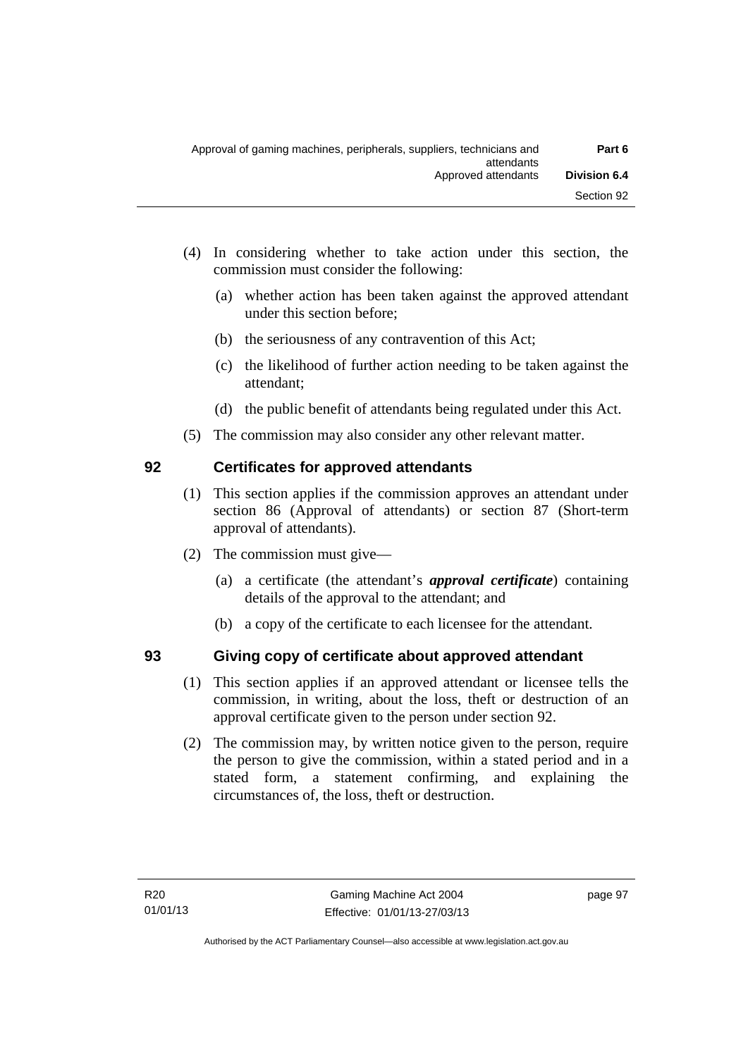(4) In considering whether to take action under this section, the commission must consider the following:

(a) whether action has been taken against the approved attendant under this section before;

(b) the seriousness of any contravention of this Act;

(c) the likelihood of further action needing to be taken against the attendant;

(d) the public benefit of attendants being regulated under this Act.

(5) The commission may also consider any other relevant matter.

## 92 Certificates for approved attendants

(1) This section applies if the commission approves an attendant under section 86 (Approval of attendants) or section 87 (Short-term approval of attendants).

(2) The commission must give—

(a) a certificate (the attendant's ***approval certificate***) containing details of the approval to the attendant; and

(b) a copy of the certificate to each licensee for the attendant.

## 93 Giving copy of certificate about approved attendant

(1) This section applies if an approved attendant or licensee tells the commission, in writing, about the loss, theft or destruction of an approval certificate given to the person under section 92.

(2) The commission may, by written notice given to the person, require the person to give the commission, within a stated period and in a stated form, a statement confirming, and explaining the circumstances of, the loss, theft or destruction.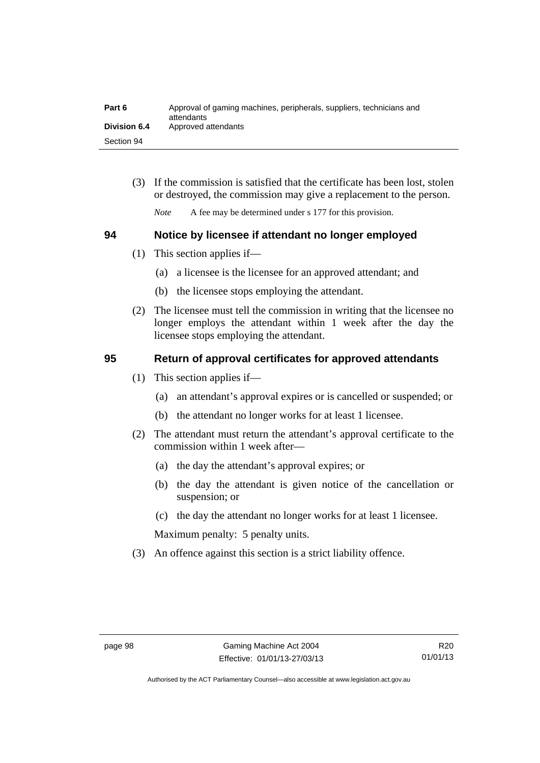(3) If the commission is satisfied that the certificate has been lost, stolen or destroyed, the commission may give a replacement to the person.

*Note* A fee may be determined under s 177 for this provision.

## 94 Notice by licensee if attendant no longer employed

(1) This section applies if—

(a) a licensee is the licensee for an approved attendant; and

(b) the licensee stops employing the attendant.

(2) The licensee must tell the commission in writing that the licensee no longer employs the attendant within 1 week after the day the licensee stops employing the attendant.

## 95 Return of approval certificates for approved attendants

(1) This section applies if—

(a) an attendant's approval expires or is cancelled or suspended; or

(b) the attendant no longer works for at least 1 licensee.

(2) The attendant must return the attendant's approval certificate to the commission within 1 week after—

(a) the day the attendant's approval expires; or

(b) the day the attendant is given notice of the cancellation or suspension; or

(c) the day the attendant no longer works for at least 1 licensee.

Maximum penalty: 5 penalty units.

(3) An offence against this section is a strict liability offence.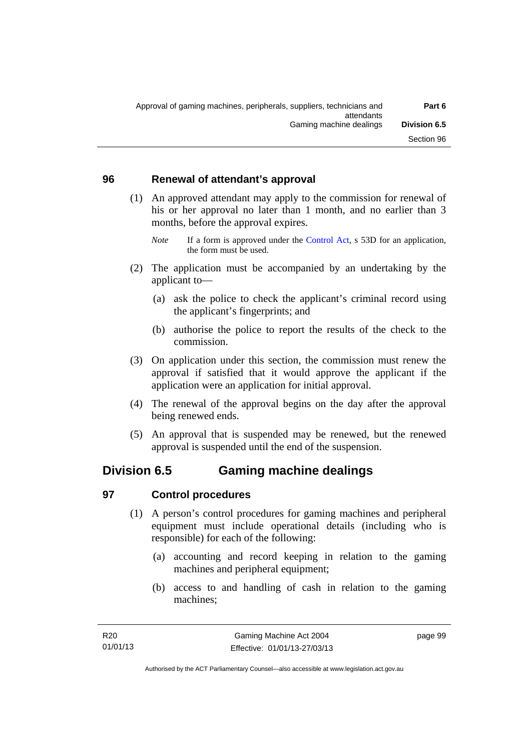### 96 Renewal of attendant's approval

(1) An approved attendant may apply to the commission for renewal of his or her approval no later than 1 month, and no earlier than 3 months, before the approval expires.

*Note* If a form is approved under the Control Act, s 53D for an application, the form must be used.

(2) The application must be accompanied by an undertaking by the applicant to—

(a) ask the police to check the applicant's criminal record using the applicant's fingerprints; and

(b) authorise the police to report the results of the check to the commission.

(3) On application under this section, the commission must renew the approval if satisfied that it would approve the applicant if the application were an application for initial approval.

(4) The renewal of the approval begins on the day after the approval being renewed ends.

(5) An approval that is suspended may be renewed, but the renewed approval is suspended until the end of the suspension.

## Division 6.5 Gaming machine dealings

### 97 Control procedures

(1) A person's control procedures for gaming machines and peripheral equipment must include operational details (including who is responsible) for each of the following:

(a) accounting and record keeping in relation to the gaming machines and peripheral equipment;

(b) access to and handling of cash in relation to the gaming machines;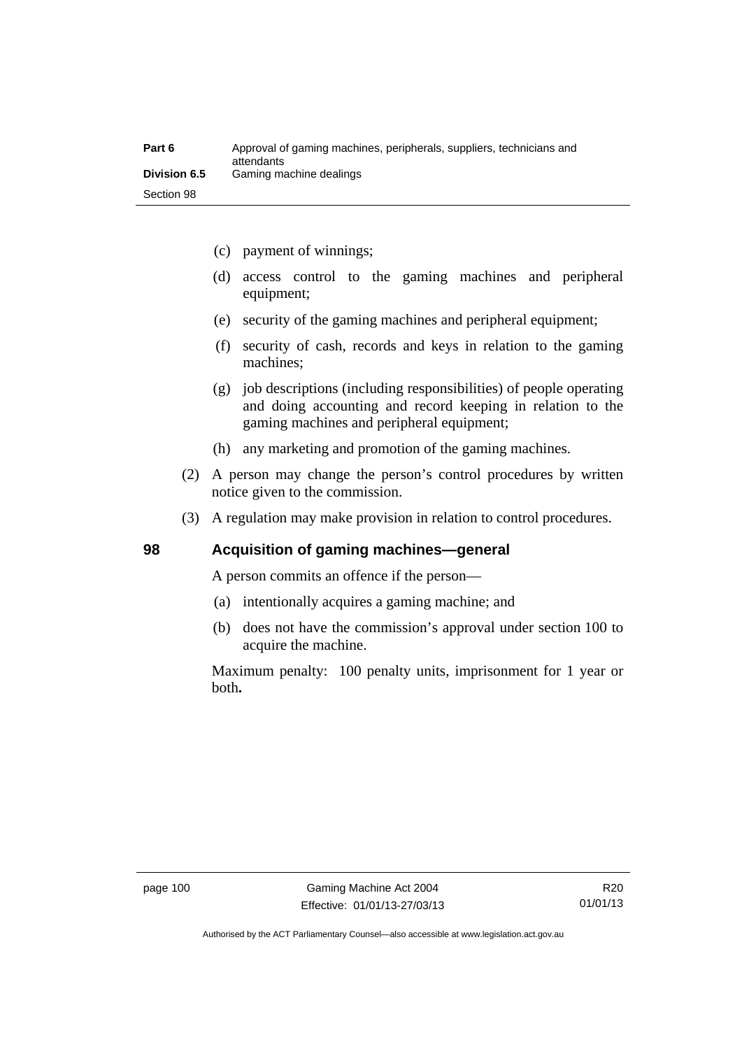(c) payment of winnings;

(d) access control to the gaming machines and peripheral equipment;

(e) security of the gaming machines and peripheral equipment;

(f) security of cash, records and keys in relation to the gaming machines;

(g) job descriptions (including responsibilities) of people operating and doing accounting and record keeping in relation to the gaming machines and peripheral equipment;

(h) any marketing and promotion of the gaming machines.

(2) A person may change the person's control procedures by written notice given to the commission.

(3) A regulation may make provision in relation to control procedures.

## 98 Acquisition of gaming machines—general

A person commits an offence if the person—

(a) intentionally acquires a gaming machine; and

(b) does not have the commission's approval under section 100 to acquire the machine.

Maximum penalty: 100 penalty units, imprisonment for 1 year or both**.**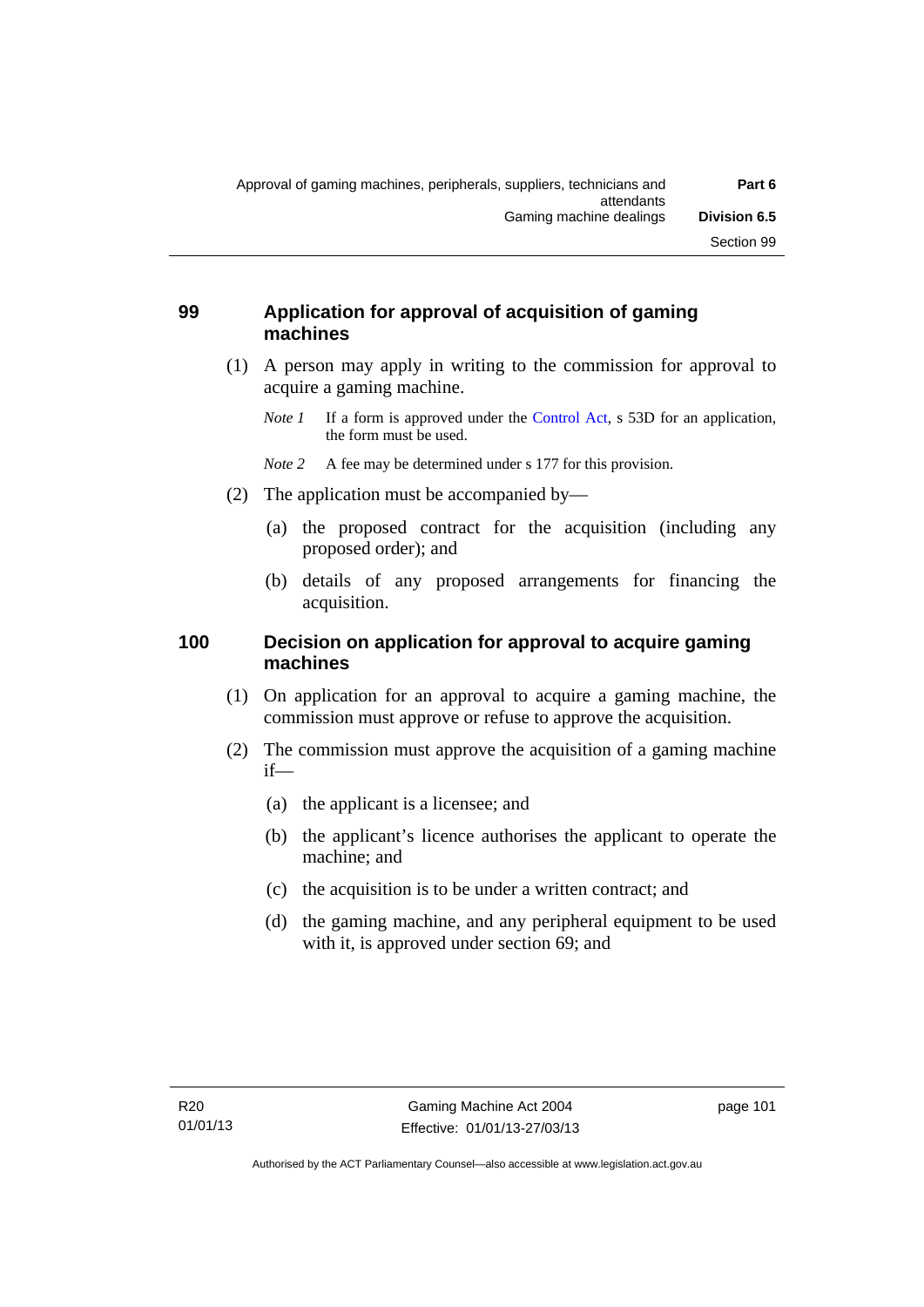## 99 Application for approval of acquisition of gaming machines

(1) A person may apply in writing to the commission for approval to acquire a gaming machine.

*Note 1* If a form is approved under the Control Act, s 53D for an application, the form must be used.

*Note 2* A fee may be determined under s 177 for this provision.

(2) The application must be accompanied by—

(a) the proposed contract for the acquisition (including any proposed order); and

(b) details of any proposed arrangements for financing the acquisition.

## 100 Decision on application for approval to acquire gaming machines

(1) On application for an approval to acquire a gaming machine, the commission must approve or refuse to approve the acquisition.

(2) The commission must approve the acquisition of a gaming machine if—

(a) the applicant is a licensee; and

(b) the applicant's licence authorises the applicant to operate the machine; and

(c) the acquisition is to be under a written contract; and

(d) the gaming machine, and any peripheral equipment to be used with it, is approved under section 69; and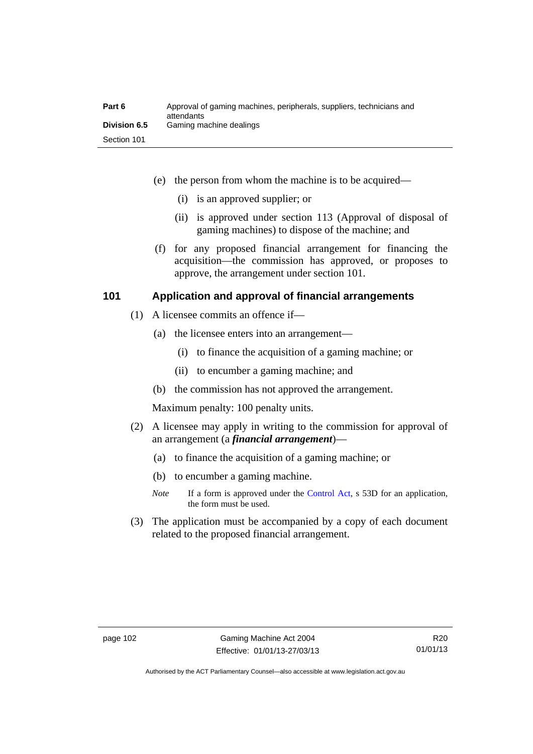(e) the person from whom the machine is to be acquired—

(i) is an approved supplier; or

(ii) is approved under section 113 (Approval of disposal of gaming machines) to dispose of the machine; and

(f) for any proposed financial arrangement for financing the acquisition—the commission has approved, or proposes to approve, the arrangement under section 101.

## 101 Application and approval of financial arrangements

(1) A licensee commits an offence if—

(a) the licensee enters into an arrangement—

(i) to finance the acquisition of a gaming machine; or

(ii) to encumber a gaming machine; and

(b) the commission has not approved the arrangement.

Maximum penalty: 100 penalty units.

(2) A licensee may apply in writing to the commission for approval of an arrangement (a ***financial arrangement***)—

(a) to finance the acquisition of a gaming machine; or

(b) to encumber a gaming machine.

*Note* If a form is approved under the Control Act, s 53D for an application, the form must be used.

(3) The application must be accompanied by a copy of each document related to the proposed financial arrangement.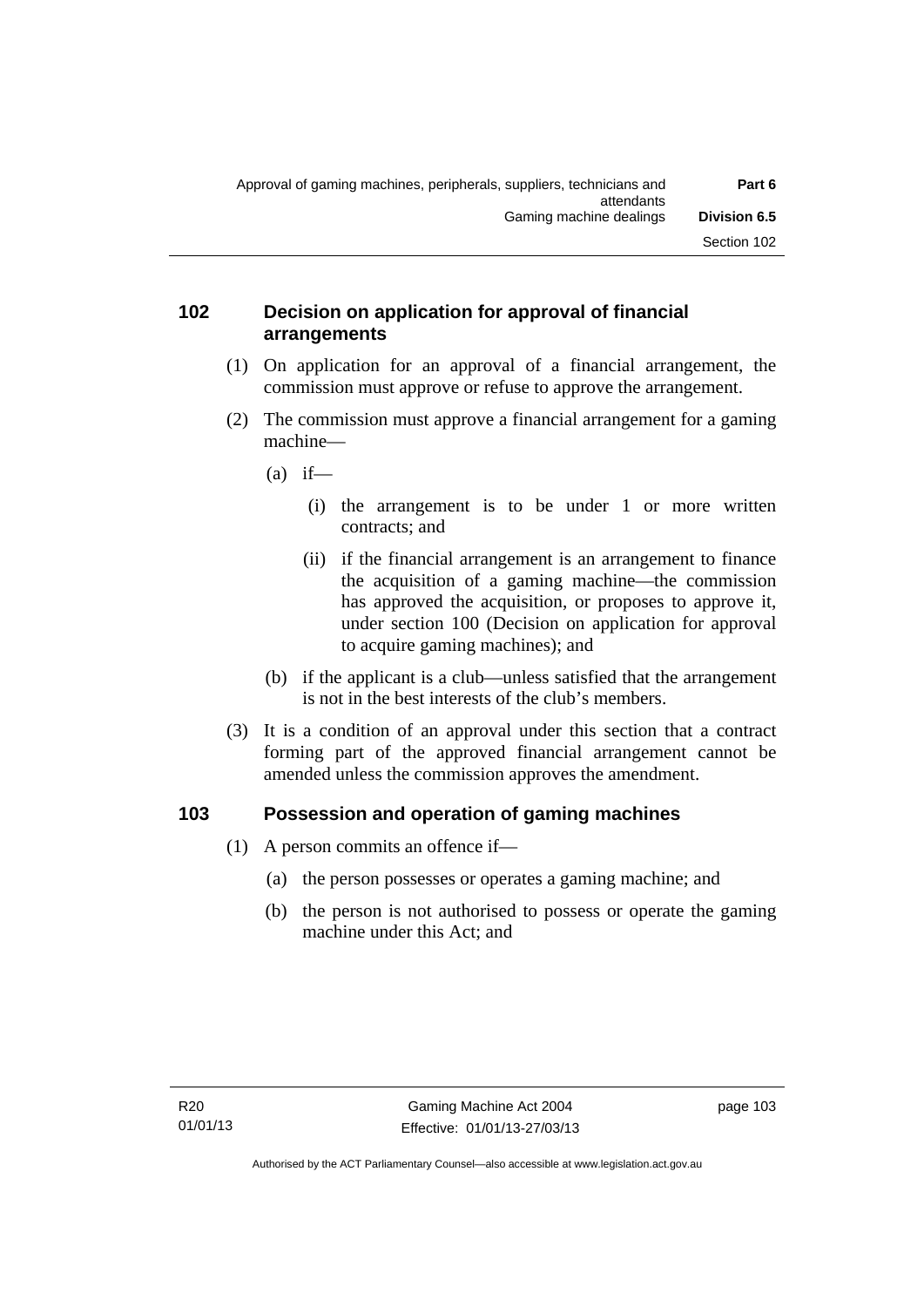## 102 Decision on application for approval of financial arrangements

(1) On application for an approval of a financial arrangement, the commission must approve or refuse to approve the arrangement.

(2) The commission must approve a financial arrangement for a gaming machine—

(a) if—

(i) the arrangement is to be under 1 or more written contracts; and

(ii) if the financial arrangement is an arrangement to finance the acquisition of a gaming machine—the commission has approved the acquisition, or proposes to approve it, under section 100 (Decision on application for approval to acquire gaming machines); and

(b) if the applicant is a club—unless satisfied that the arrangement is not in the best interests of the club's members.

(3) It is a condition of an approval under this section that a contract forming part of the approved financial arrangement cannot be amended unless the commission approves the amendment.

## 103 Possession and operation of gaming machines

(1) A person commits an offence if—

(a) the person possesses or operates a gaming machine; and

(b) the person is not authorised to possess or operate the gaming machine under this Act; and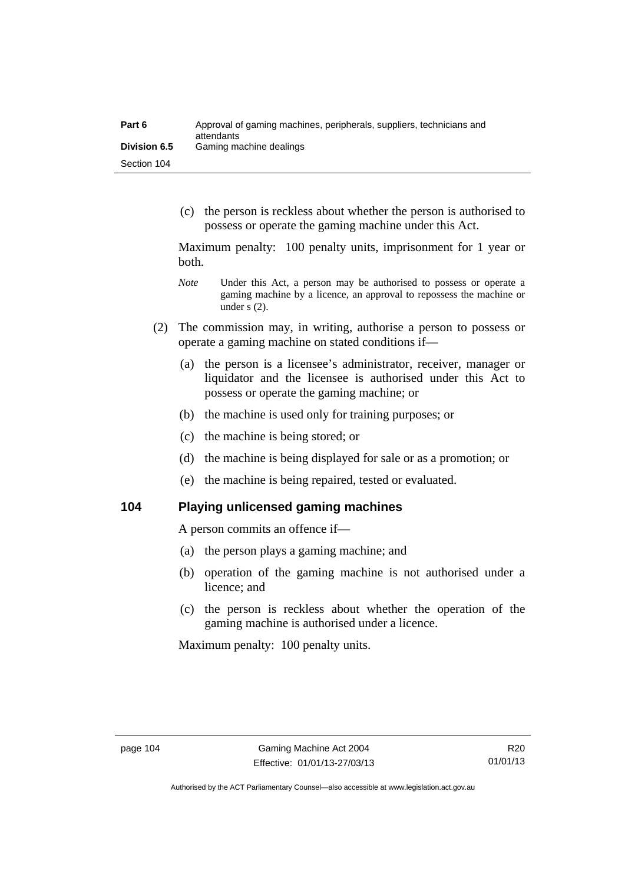(c) the person is reckless about whether the person is authorised to possess or operate the gaming machine under this Act.

Maximum penalty: 100 penalty units, imprisonment for 1 year or both.

*Note* Under this Act, a person may be authorised to possess or operate a gaming machine by a licence, an approval to repossess the machine or under s (2).

(2) The commission may, in writing, authorise a person to possess or operate a gaming machine on stated conditions if—

(a) the person is a licensee's administrator, receiver, manager or liquidator and the licensee is authorised under this Act to possess or operate the gaming machine; or

(b) the machine is used only for training purposes; or

(c) the machine is being stored; or

(d) the machine is being displayed for sale or as a promotion; or

(e) the machine is being repaired, tested or evaluated.

## 104 Playing unlicensed gaming machines

A person commits an offence if—

(a) the person plays a gaming machine; and

(b) operation of the gaming machine is not authorised under a licence; and

(c) the person is reckless about whether the operation of the gaming machine is authorised under a licence.

Maximum penalty: 100 penalty units.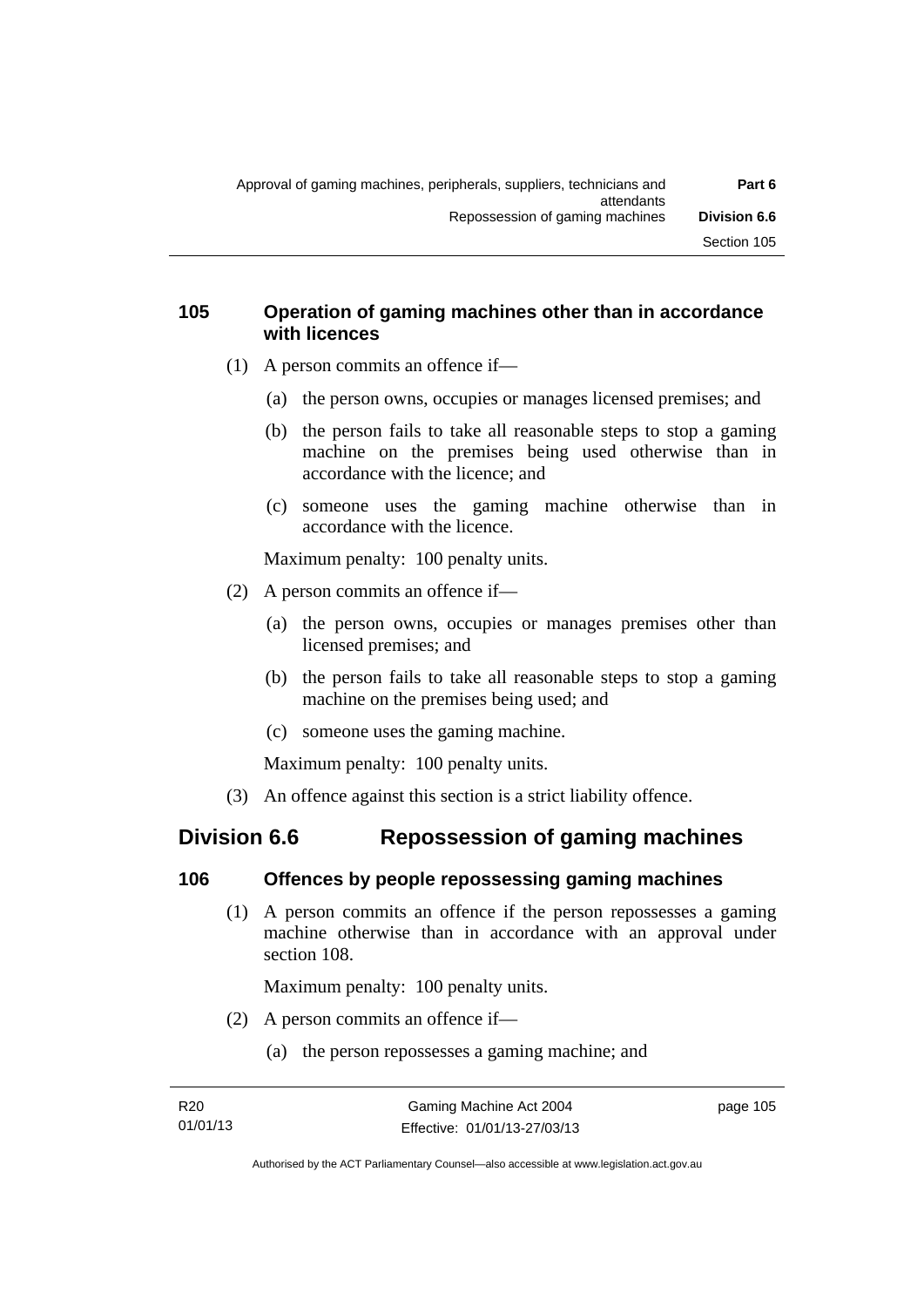### 105 Operation of gaming machines other than in accordance with licences

(1) A person commits an offence if—

  (a) the person owns, occupies or manages licensed premises; and

  (b) the person fails to take all reasonable steps to stop a gaming machine on the premises being used otherwise than in accordance with the licence; and

  (c) someone uses the gaming machine otherwise than in accordance with the licence.

Maximum penalty: 100 penalty units.

(2) A person commits an offence if—

  (a) the person owns, occupies or manages premises other than licensed premises; and

  (b) the person fails to take all reasonable steps to stop a gaming machine on the premises being used; and

  (c) someone uses the gaming machine.

Maximum penalty: 100 penalty units.

(3) An offence against this section is a strict liability offence.

## Division 6.6 Repossession of gaming machines

### 106 Offences by people repossessing gaming machines

(1) A person commits an offence if the person repossesses a gaming machine otherwise than in accordance with an approval under section 108.

Maximum penalty: 100 penalty units.

(2) A person commits an offence if—

  (a) the person repossesses a gaming machine; and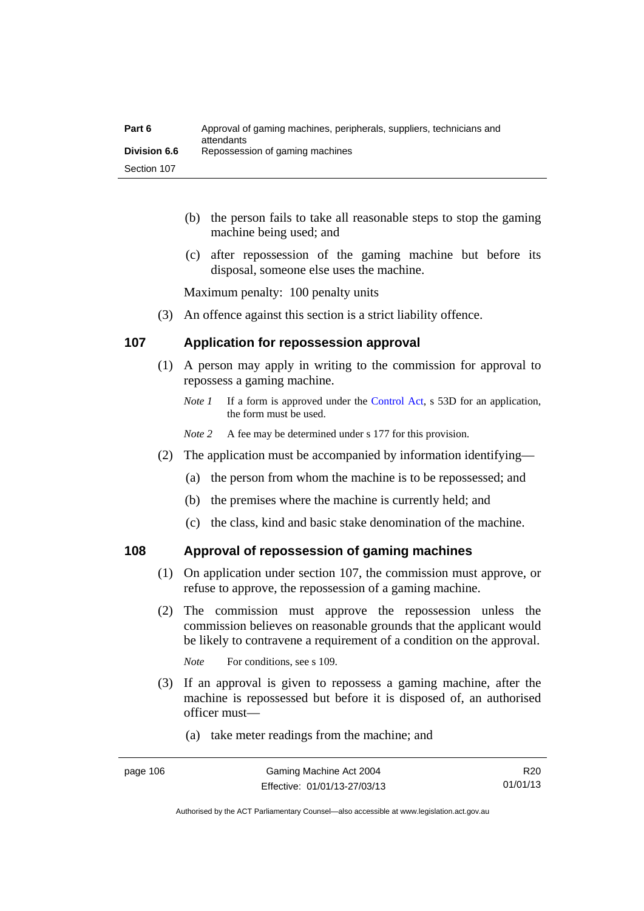(b) the person fails to take all reasonable steps to stop the gaming machine being used; and

(c) after repossession of the gaming machine but before its disposal, someone else uses the machine.

Maximum penalty: 100 penalty units

(3) An offence against this section is a strict liability offence.

## 107 Application for repossession approval

(1) A person may apply in writing to the commission for approval to repossess a gaming machine.

*Note 1* If a form is approved under the Control Act, s 53D for an application, the form must be used.

*Note 2* A fee may be determined under s 177 for this provision.

(2) The application must be accompanied by information identifying—

(a) the person from whom the machine is to be repossessed; and

(b) the premises where the machine is currently held; and

(c) the class, kind and basic stake denomination of the machine.

## 108 Approval of repossession of gaming machines

(1) On application under section 107, the commission must approve, or refuse to approve, the repossession of a gaming machine.

(2) The commission must approve the repossession unless the commission believes on reasonable grounds that the applicant would be likely to contravene a requirement of a condition on the approval.

*Note* For conditions, see s 109.

(3) If an approval is given to repossess a gaming machine, after the machine is repossessed but before it is disposed of, an authorised officer must—

(a) take meter readings from the machine; and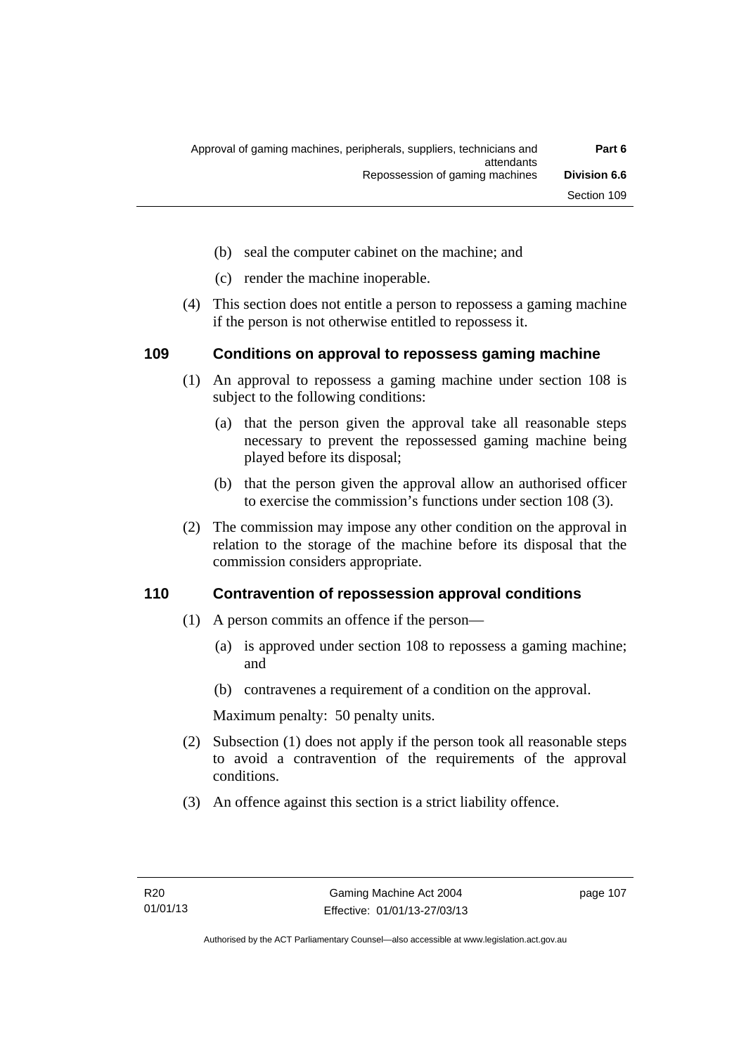(b) seal the computer cabinet on the machine; and

(c) render the machine inoperable.

(4) This section does not entitle a person to repossess a gaming machine if the person is not otherwise entitled to repossess it.

## 109 Conditions on approval to repossess gaming machine

(1) An approval to repossess a gaming machine under section 108 is subject to the following conditions:

(a) that the person given the approval take all reasonable steps necessary to prevent the repossessed gaming machine being played before its disposal;

(b) that the person given the approval allow an authorised officer to exercise the commission's functions under section 108 (3).

(2) The commission may impose any other condition on the approval in relation to the storage of the machine before its disposal that the commission considers appropriate.

## 110 Contravention of repossession approval conditions

(1) A person commits an offence if the person—

(a) is approved under section 108 to repossess a gaming machine; and

(b) contravenes a requirement of a condition on the approval.

Maximum penalty: 50 penalty units.

(2) Subsection (1) does not apply if the person took all reasonable steps to avoid a contravention of the requirements of the approval conditions.

(3) An offence against this section is a strict liability offence.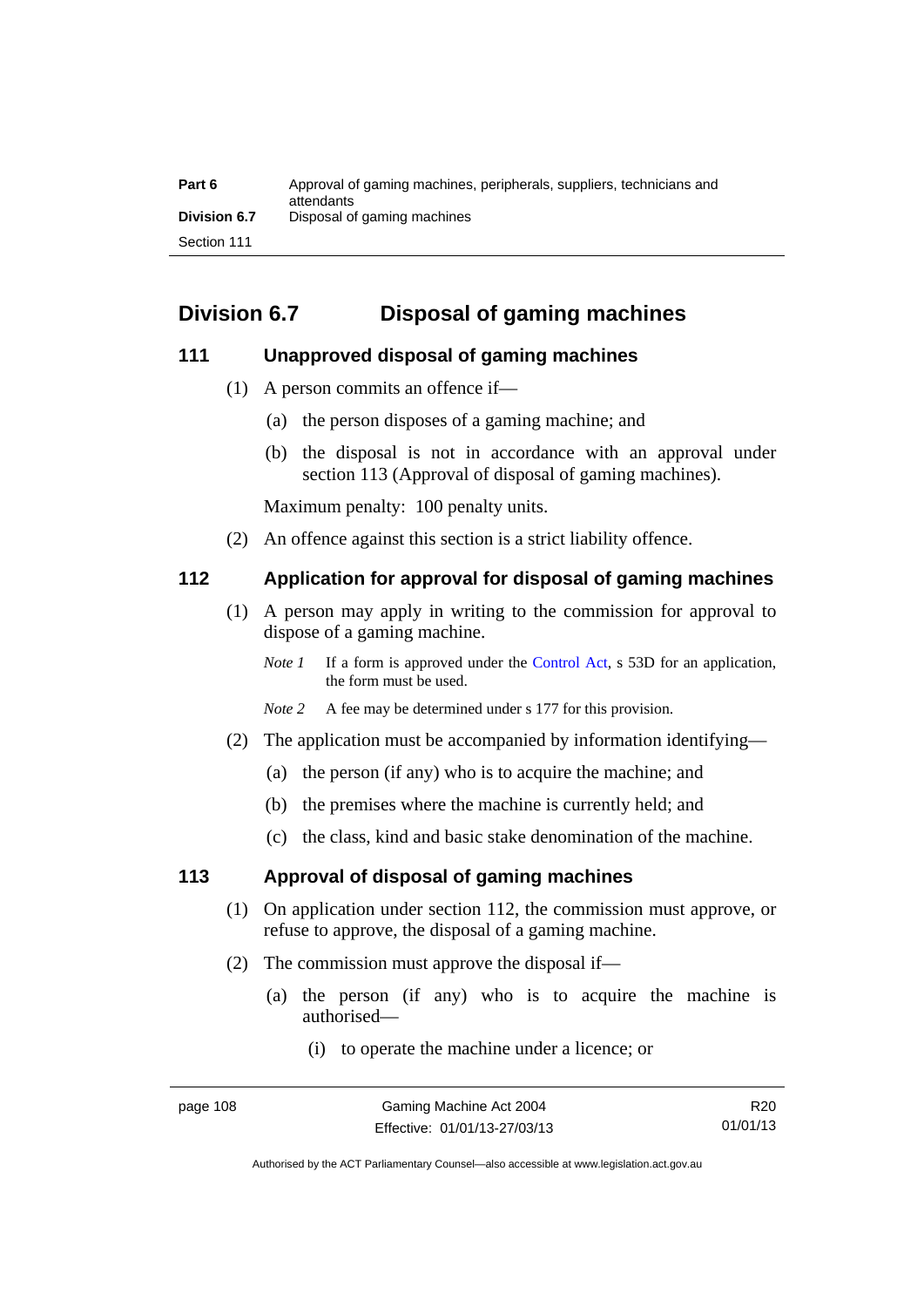## Division 6.7 Disposal of gaming machines

### 111 Unapproved disposal of gaming machines

(1) A person commits an offence if—

(a) the person disposes of a gaming machine; and

(b) the disposal is not in accordance with an approval under section 113 (Approval of disposal of gaming machines).

Maximum penalty: 100 penalty units.

(2) An offence against this section is a strict liability offence.

### 112 Application for approval for disposal of gaming machines

(1) A person may apply in writing to the commission for approval to dispose of a gaming machine.

*Note 1* If a form is approved under the Control Act, s 53D for an application, the form must be used.

*Note 2* A fee may be determined under s 177 for this provision.

(2) The application must be accompanied by information identifying—

(a) the person (if any) who is to acquire the machine; and

(b) the premises where the machine is currently held; and

(c) the class, kind and basic stake denomination of the machine.

### 113 Approval of disposal of gaming machines

(1) On application under section 112, the commission must approve, or refuse to approve, the disposal of a gaming machine.

(2) The commission must approve the disposal if—

(a) the person (if any) who is to acquire the machine is authorised—

(i) to operate the machine under a licence; or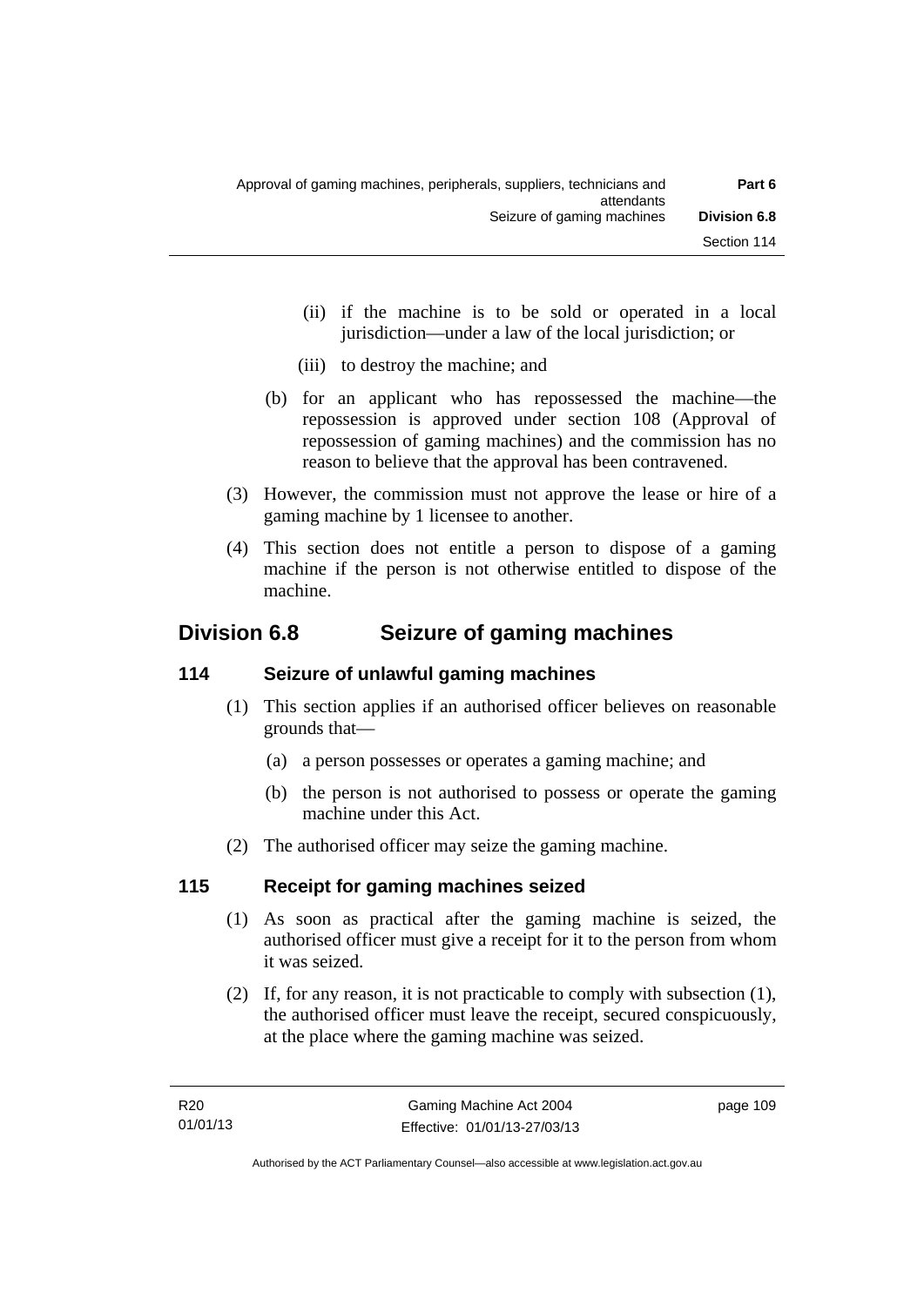(ii) if the machine is to be sold or operated in a local jurisdiction—under a law of the local jurisdiction; or

(iii) to destroy the machine; and

(b) for an applicant who has repossessed the machine—the repossession is approved under section 108 (Approval of repossession of gaming machines) and the commission has no reason to believe that the approval has been contravened.

(3) However, the commission must not approve the lease or hire of a gaming machine by 1 licensee to another.

(4) This section does not entitle a person to dispose of a gaming machine if the person is not otherwise entitled to dispose of the machine.

## Division 6.8 Seizure of gaming machines

### 114 Seizure of unlawful gaming machines

(1) This section applies if an authorised officer believes on reasonable grounds that—

(a) a person possesses or operates a gaming machine; and

(b) the person is not authorised to possess or operate the gaming machine under this Act.

(2) The authorised officer may seize the gaming machine.

### 115 Receipt for gaming machines seized

(1) As soon as practical after the gaming machine is seized, the authorised officer must give a receipt for it to the person from whom it was seized.

(2) If, for any reason, it is not practicable to comply with subsection (1), the authorised officer must leave the receipt, secured conspicuously, at the place where the gaming machine was seized.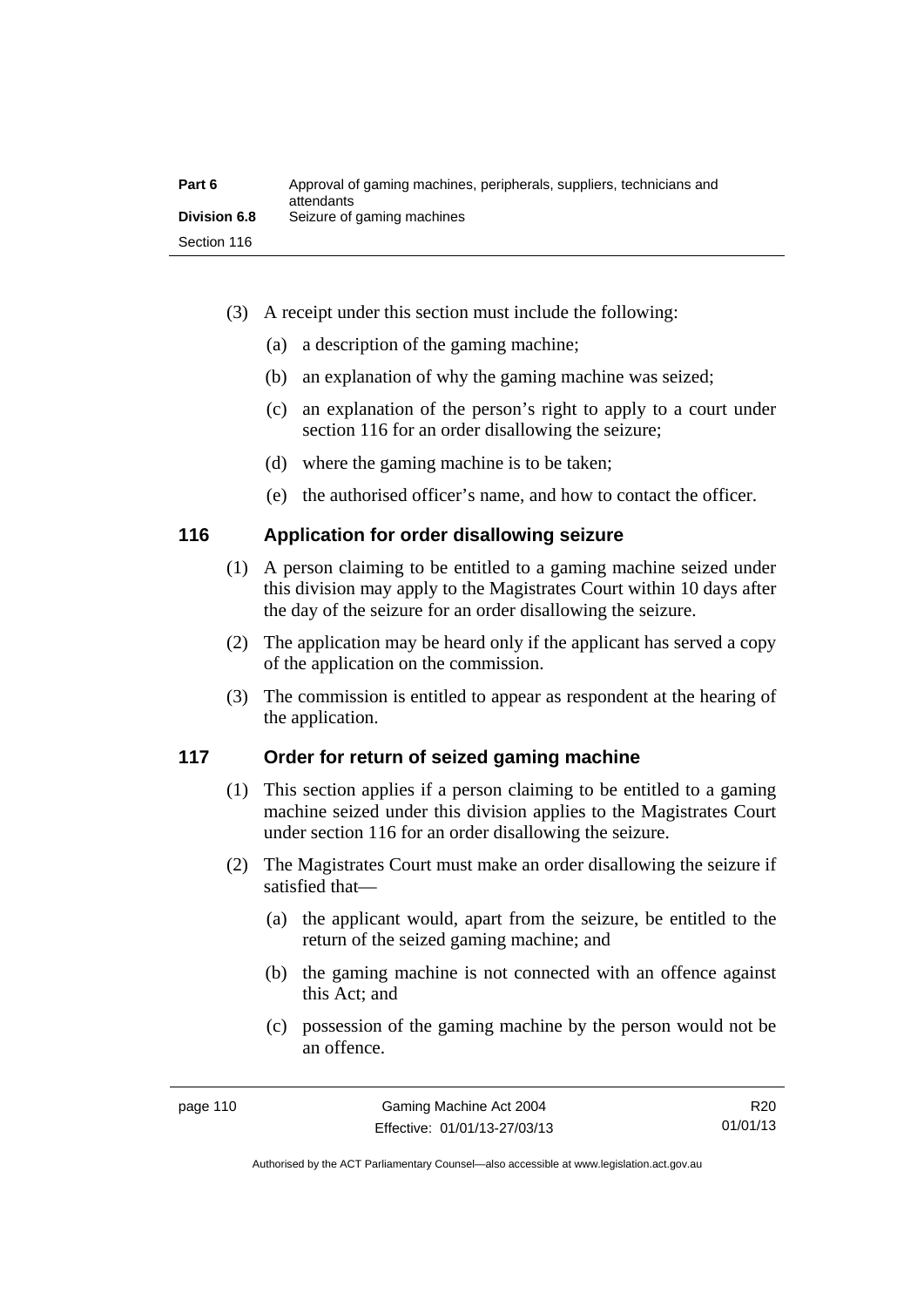(3) A receipt under this section must include the following:

(a) a description of the gaming machine;

(b) an explanation of why the gaming machine was seized;

(c) an explanation of the person's right to apply to a court under section 116 for an order disallowing the seizure;

(d) where the gaming machine is to be taken;

(e) the authorised officer's name, and how to contact the officer.

## 116 Application for order disallowing seizure

(1) A person claiming to be entitled to a gaming machine seized under this division may apply to the Magistrates Court within 10 days after the day of the seizure for an order disallowing the seizure.

(2) The application may be heard only if the applicant has served a copy of the application on the commission.

(3) The commission is entitled to appear as respondent at the hearing of the application.

## 117 Order for return of seized gaming machine

(1) This section applies if a person claiming to be entitled to a gaming machine seized under this division applies to the Magistrates Court under section 116 for an order disallowing the seizure.

(2) The Magistrates Court must make an order disallowing the seizure if satisfied that—

(a) the applicant would, apart from the seizure, be entitled to the return of the seized gaming machine; and

(b) the gaming machine is not connected with an offence against this Act; and

(c) possession of the gaming machine by the person would not be an offence.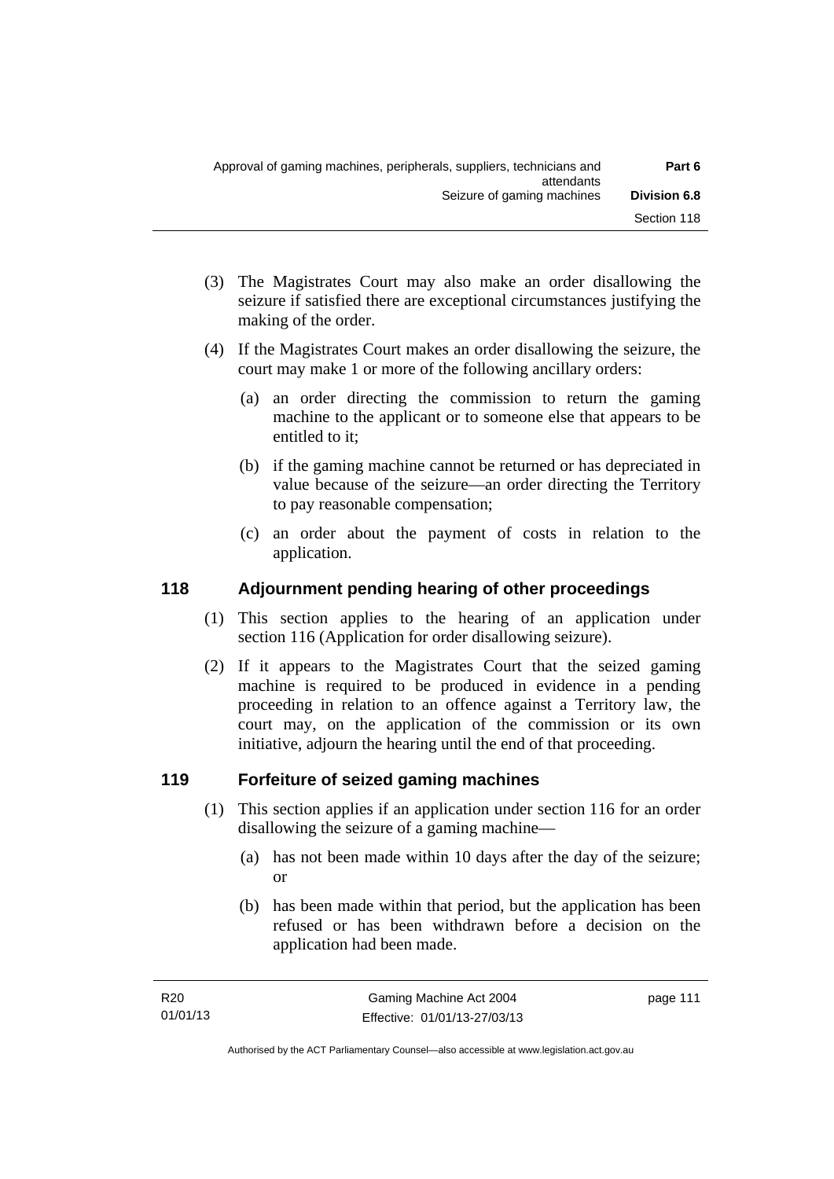(3) The Magistrates Court may also make an order disallowing the seizure if satisfied there are exceptional circumstances justifying the making of the order.

(4) If the Magistrates Court makes an order disallowing the seizure, the court may make 1 or more of the following ancillary orders:

(a) an order directing the commission to return the gaming machine to the applicant or to someone else that appears to be entitled to it;

(b) if the gaming machine cannot be returned or has depreciated in value because of the seizure—an order directing the Territory to pay reasonable compensation;

(c) an order about the payment of costs in relation to the application.

## 118 Adjournment pending hearing of other proceedings

(1) This section applies to the hearing of an application under section 116 (Application for order disallowing seizure).

(2) If it appears to the Magistrates Court that the seized gaming machine is required to be produced in evidence in a pending proceeding in relation to an offence against a Territory law, the court may, on the application of the commission or its own initiative, adjourn the hearing until the end of that proceeding.

## 119 Forfeiture of seized gaming machines

(1) This section applies if an application under section 116 for an order disallowing the seizure of a gaming machine—

(a) has not been made within 10 days after the day of the seizure; or

(b) has been made within that period, but the application has been refused or has been withdrawn before a decision on the application had been made.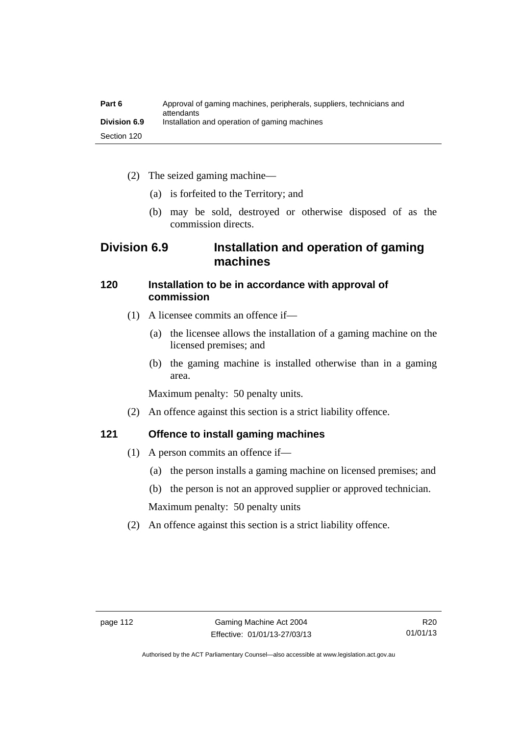(2) The seized gaming machine—

(a) is forfeited to the Territory; and

(b) may be sold, destroyed or otherwise disposed of as the commission directs.

## Division 6.9 Installation and operation of gaming machines

### 120 Installation to be in accordance with approval of commission

(1) A licensee commits an offence if—

(a) the licensee allows the installation of a gaming machine on the licensed premises; and

(b) the gaming machine is installed otherwise than in a gaming area.

Maximum penalty: 50 penalty units.

(2) An offence against this section is a strict liability offence.

### 121 Offence to install gaming machines

(1) A person commits an offence if—

(a) the person installs a gaming machine on licensed premises; and

(b) the person is not an approved supplier or approved technician.

Maximum penalty: 50 penalty units

(2) An offence against this section is a strict liability offence.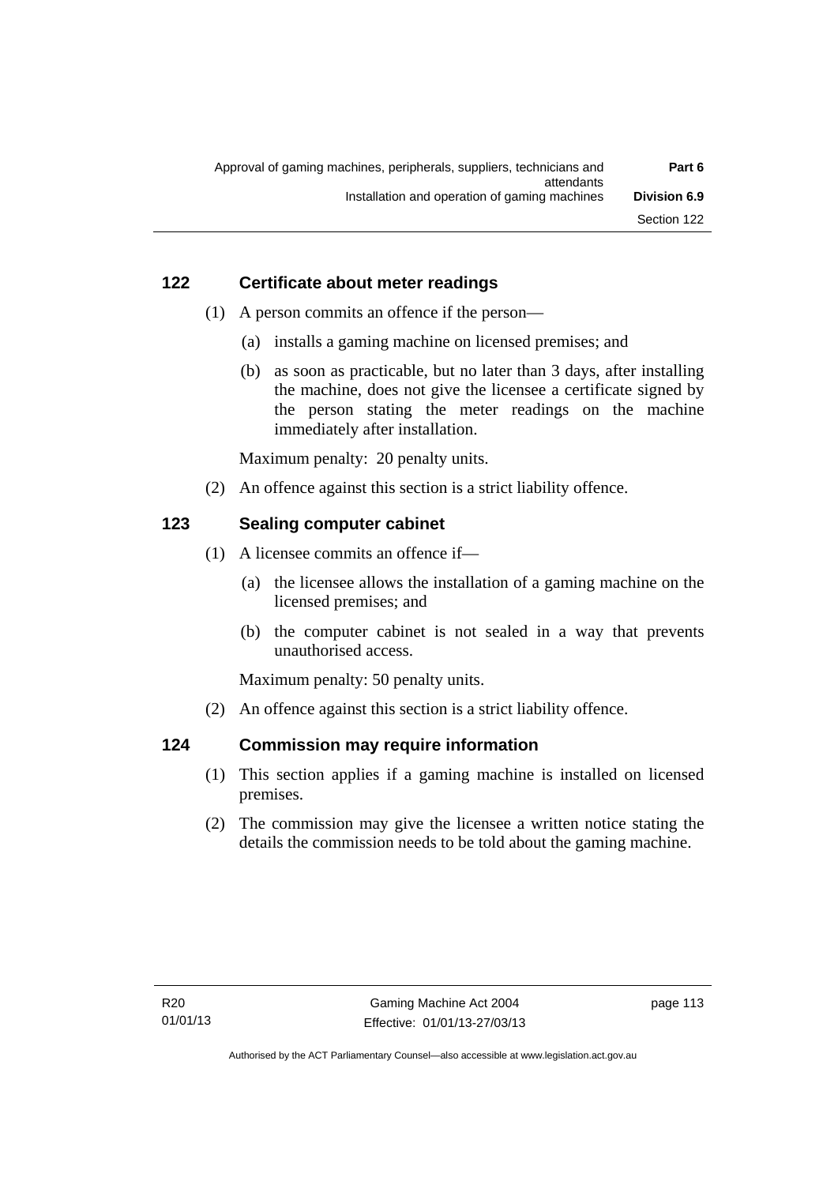### 122 Certificate about meter readings

(1) A person commits an offence if the person—

(a) installs a gaming machine on licensed premises; and

(b) as soon as practicable, but no later than 3 days, after installing the machine, does not give the licensee a certificate signed by the person stating the meter readings on the machine immediately after installation.

Maximum penalty: 20 penalty units.

(2) An offence against this section is a strict liability offence.

### 123 Sealing computer cabinet

(1) A licensee commits an offence if—

(a) the licensee allows the installation of a gaming machine on the licensed premises; and

(b) the computer cabinet is not sealed in a way that prevents unauthorised access.

Maximum penalty: 50 penalty units.

(2) An offence against this section is a strict liability offence.

### 124 Commission may require information

(1) This section applies if a gaming machine is installed on licensed premises.

(2) The commission may give the licensee a written notice stating the details the commission needs to be told about the gaming machine.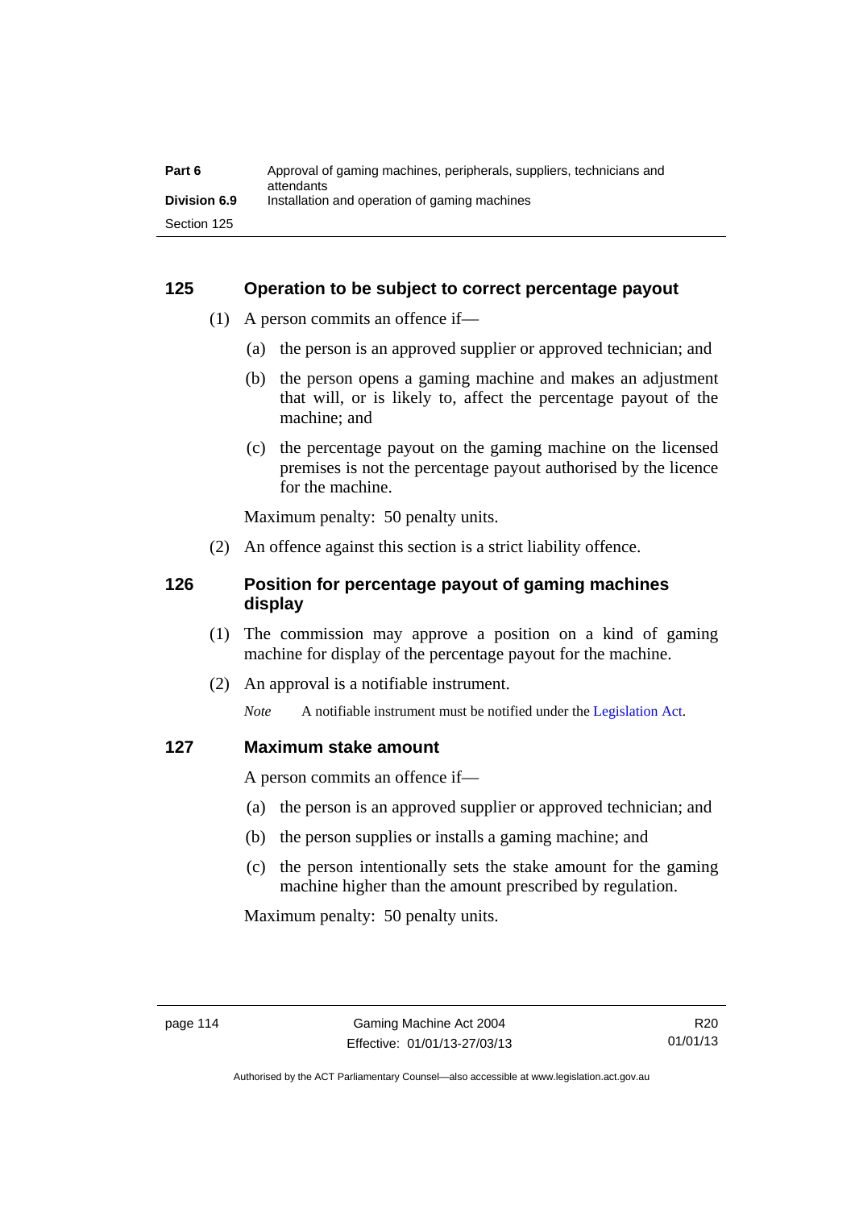### 125 Operation to be subject to correct percentage payout

(1) A person commits an offence if—

(a) the person is an approved supplier or approved technician; and

(b) the person opens a gaming machine and makes an adjustment that will, or is likely to, affect the percentage payout of the machine; and

(c) the percentage payout on the gaming machine on the licensed premises is not the percentage payout authorised by the licence for the machine.

Maximum penalty: 50 penalty units.

(2) An offence against this section is a strict liability offence.

### 126 Position for percentage payout of gaming machines display

(1) The commission may approve a position on a kind of gaming machine for display of the percentage payout for the machine.

(2) An approval is a notifiable instrument.

*Note* A notifiable instrument must be notified under the Legislation Act.

### 127 Maximum stake amount

A person commits an offence if—

(a) the person is an approved supplier or approved technician; and

(b) the person supplies or installs a gaming machine; and

(c) the person intentionally sets the stake amount for the gaming machine higher than the amount prescribed by regulation.

Maximum penalty: 50 penalty units.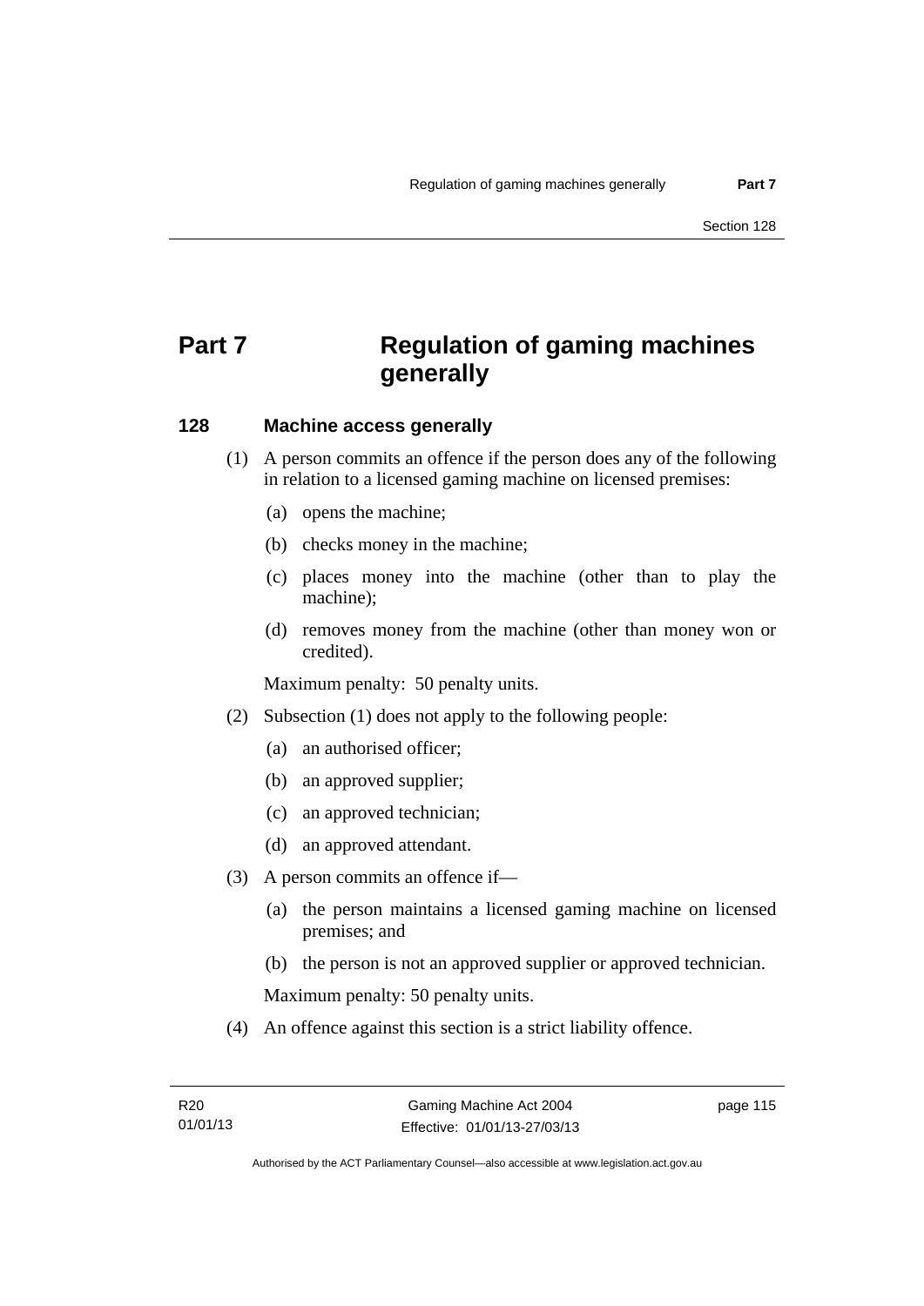# Part 7 Regulation of gaming machines generally

## 128 Machine access generally

(1) A person commits an offence if the person does any of the following in relation to a licensed gaming machine on licensed premises:

(a) opens the machine;

(b) checks money in the machine;

(c) places money into the machine (other than to play the machine);

(d) removes money from the machine (other than money won or credited).

Maximum penalty: 50 penalty units.

(2) Subsection (1) does not apply to the following people:

(a) an authorised officer;

(b) an approved supplier;

(c) an approved technician;

(d) an approved attendant.

(3) A person commits an offence if—

(a) the person maintains a licensed gaming machine on licensed premises; and

(b) the person is not an approved supplier or approved technician.

Maximum penalty: 50 penalty units.

(4) An offence against this section is a strict liability offence.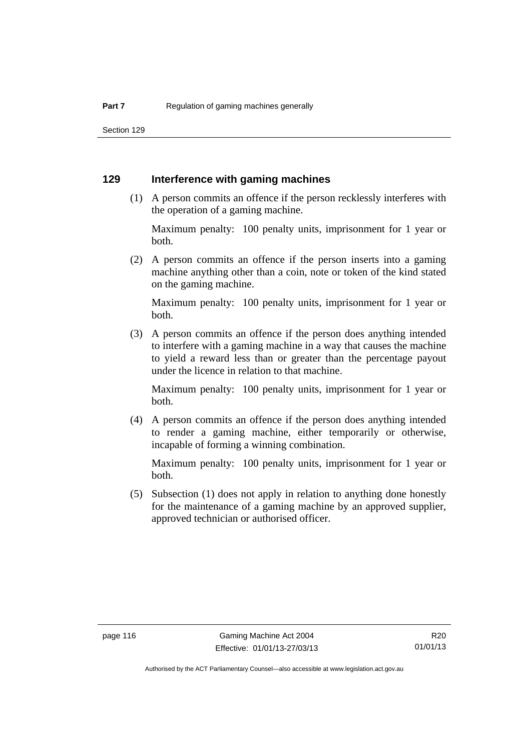## 129 Interference with gaming machines

(1) A person commits an offence if the person recklessly interferes with the operation of a gaming machine.

Maximum penalty: 100 penalty units, imprisonment for 1 year or both.

(2) A person commits an offence if the person inserts into a gaming machine anything other than a coin, note or token of the kind stated on the gaming machine.

Maximum penalty: 100 penalty units, imprisonment for 1 year or both.

(3) A person commits an offence if the person does anything intended to interfere with a gaming machine in a way that causes the machine to yield a reward less than or greater than the percentage payout under the licence in relation to that machine.

Maximum penalty: 100 penalty units, imprisonment for 1 year or both.

(4) A person commits an offence if the person does anything intended to render a gaming machine, either temporarily or otherwise, incapable of forming a winning combination.

Maximum penalty: 100 penalty units, imprisonment for 1 year or both.

(5) Subsection (1) does not apply in relation to anything done honestly for the maintenance of a gaming machine by an approved supplier, approved technician or authorised officer.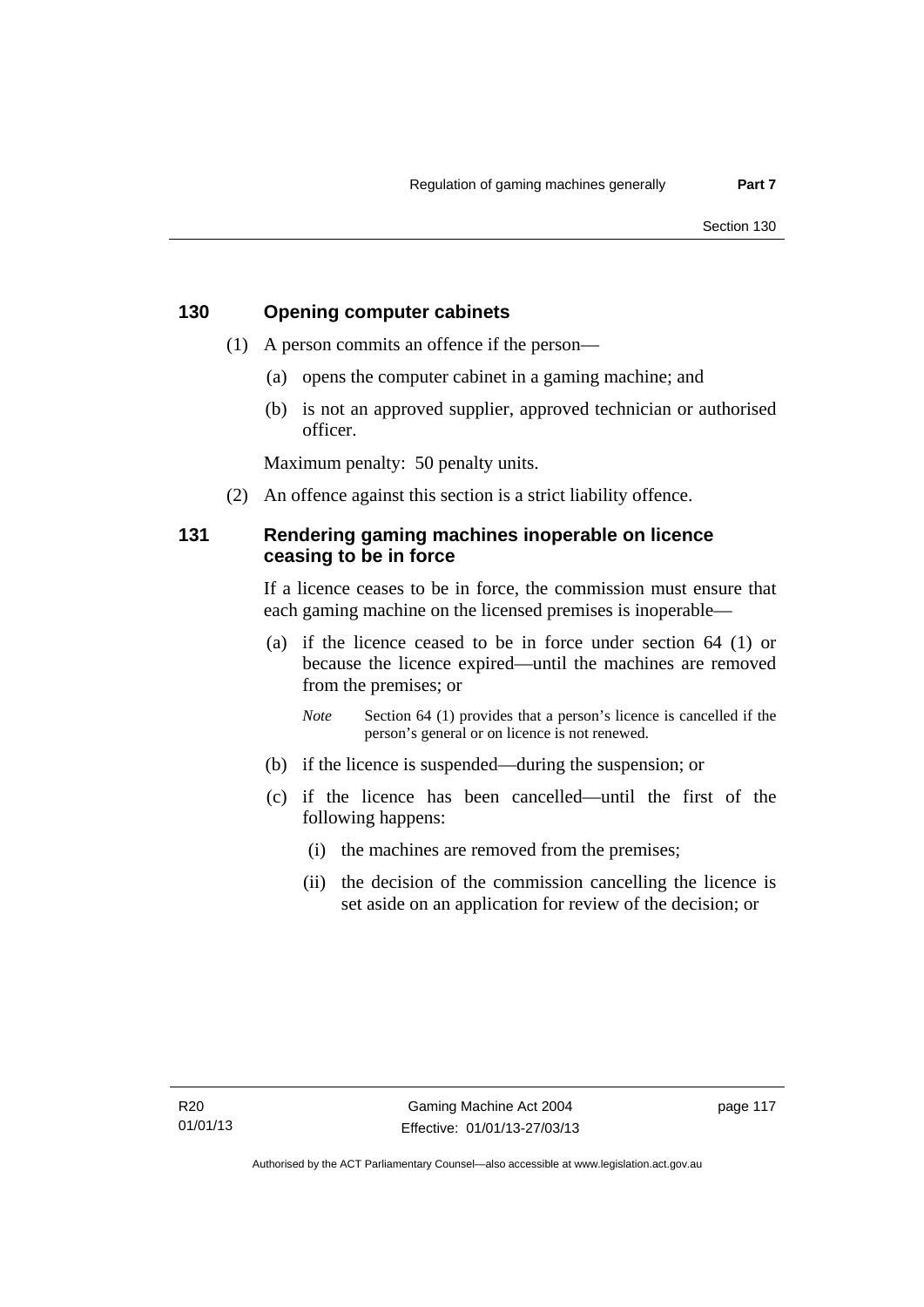## 130 Opening computer cabinets

(1) A person commits an offence if the person—

(a) opens the computer cabinet in a gaming machine; and

(b) is not an approved supplier, approved technician or authorised officer.

Maximum penalty: 50 penalty units.

(2) An offence against this section is a strict liability offence.

## 131 Rendering gaming machines inoperable on licence ceasing to be in force

If a licence ceases to be in force, the commission must ensure that each gaming machine on the licensed premises is inoperable—

(a) if the licence ceased to be in force under section 64 (1) or because the licence expired—until the machines are removed from the premises; or

*Note* Section 64 (1) provides that a person's licence is cancelled if the person's general or on licence is not renewed.

(b) if the licence is suspended—during the suspension; or

(c) if the licence has been cancelled—until the first of the following happens:

(i) the machines are removed from the premises;

(ii) the decision of the commission cancelling the licence is set aside on an application for review of the decision; or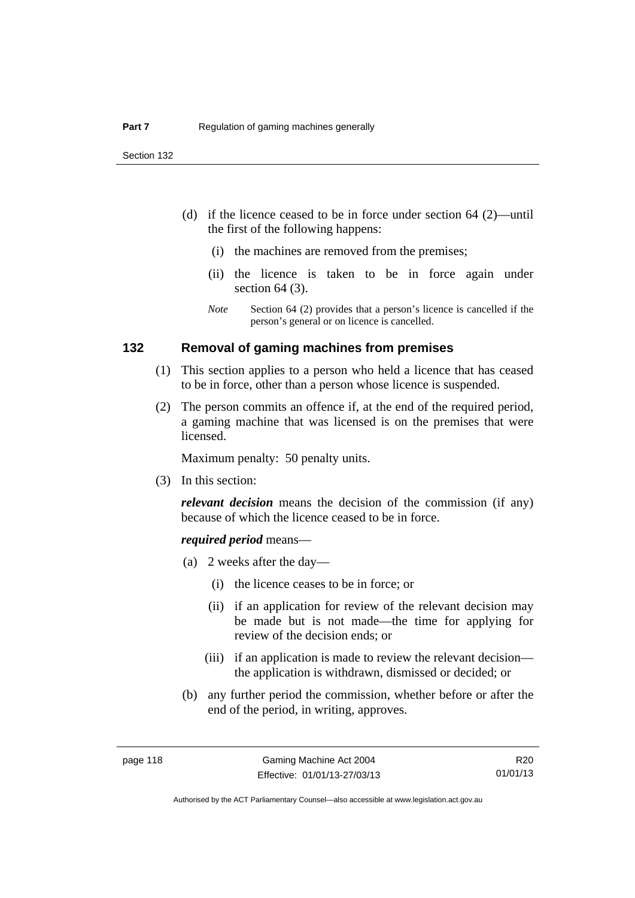(d) if the licence ceased to be in force under section 64 (2)—until the first of the following happens:

  (i) the machines are removed from the premises;

  (ii) the licence is taken to be in force again under section 64 (3).

*Note* Section 64 (2) provides that a person's licence is cancelled if the person's general or on licence is cancelled.

## 132 Removal of gaming machines from premises

(1) This section applies to a person who held a licence that has ceased to be in force, other than a person whose licence is suspended.

(2) The person commits an offence if, at the end of the required period, a gaming machine that was licensed is on the premises that were licensed.

Maximum penalty: 50 penalty units.

(3) In this section:

***relevant decision*** means the decision of the commission (if any) because of which the licence ceased to be in force.

***required period*** means—

(a) 2 weeks after the day—

  (i) the licence ceases to be in force; or

  (ii) if an application for review of the relevant decision may be made but is not made—the time for applying for review of the decision ends; or

  (iii) if an application is made to review the relevant decision—the application is withdrawn, dismissed or decided; or

(b) any further period the commission, whether before or after the end of the period, in writing, approves.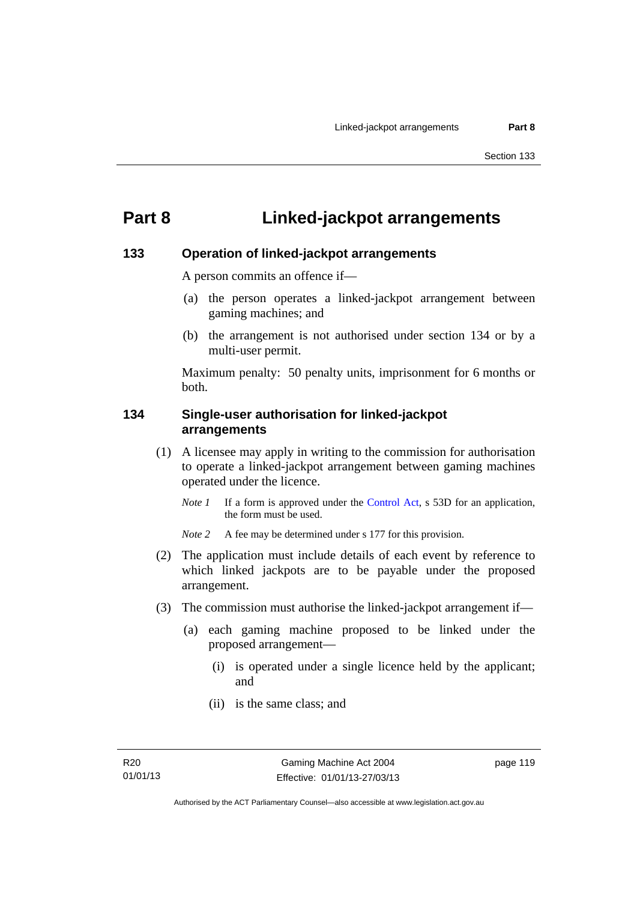# Part 8 Linked-jackpot arrangements

## 133 Operation of linked-jackpot arrangements

A person commits an offence if—

(a) the person operates a linked-jackpot arrangement between gaming machines; and

(b) the arrangement is not authorised under section 134 or by a multi-user permit.

Maximum penalty: 50 penalty units, imprisonment for 6 months or both.

## 134 Single-user authorisation for linked-jackpot arrangements

(1) A licensee may apply in writing to the commission for authorisation to operate a linked-jackpot arrangement between gaming machines operated under the licence.

*Note 1* If a form is approved under the Control Act, s 53D for an application, the form must be used.

*Note 2* A fee may be determined under s 177 for this provision.

(2) The application must include details of each event by reference to which linked jackpots are to be payable under the proposed arrangement.

(3) The commission must authorise the linked-jackpot arrangement if—

(a) each gaming machine proposed to be linked under the proposed arrangement—

(i) is operated under a single licence held by the applicant; and

(ii) is the same class; and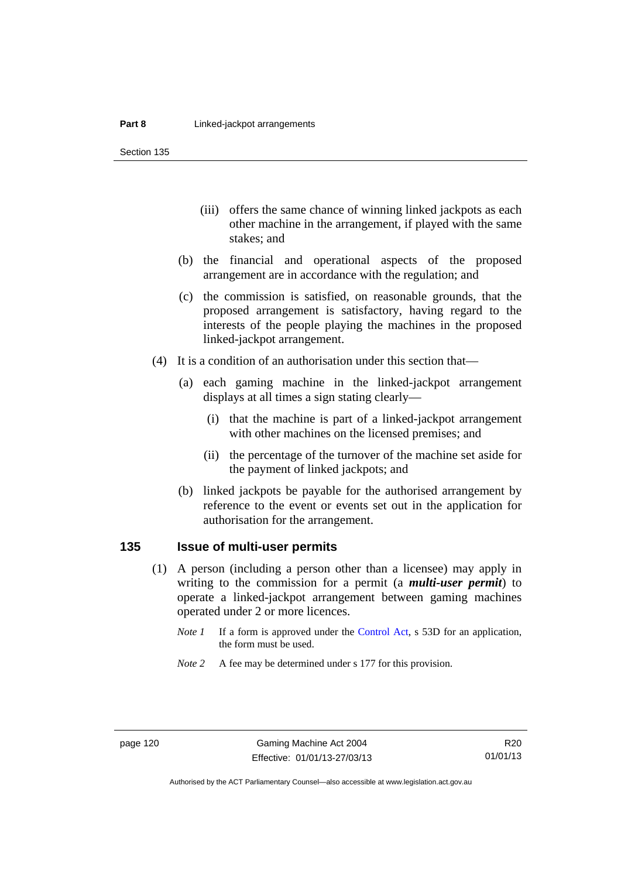(iii) offers the same chance of winning linked jackpots as each other machine in the arrangement, if played with the same stakes; and

(b) the financial and operational aspects of the proposed arrangement are in accordance with the regulation; and

(c) the commission is satisfied, on reasonable grounds, that the proposed arrangement is satisfactory, having regard to the interests of the people playing the machines in the proposed linked-jackpot arrangement.

(4) It is a condition of an authorisation under this section that—

(a) each gaming machine in the linked-jackpot arrangement displays at all times a sign stating clearly—

(i) that the machine is part of a linked-jackpot arrangement with other machines on the licensed premises; and

(ii) the percentage of the turnover of the machine set aside for the payment of linked jackpots; and

(b) linked jackpots be payable for the authorised arrangement by reference to the event or events set out in the application for authorisation for the arrangement.

## 135 Issue of multi-user permits

(1) A person (including a person other than a licensee) may apply in writing to the commission for a permit (a ***multi-user permit***) to operate a linked-jackpot arrangement between gaming machines operated under 2 or more licences.

*Note 1* If a form is approved under the Control Act, s 53D for an application, the form must be used.

*Note 2* A fee may be determined under s 177 for this provision.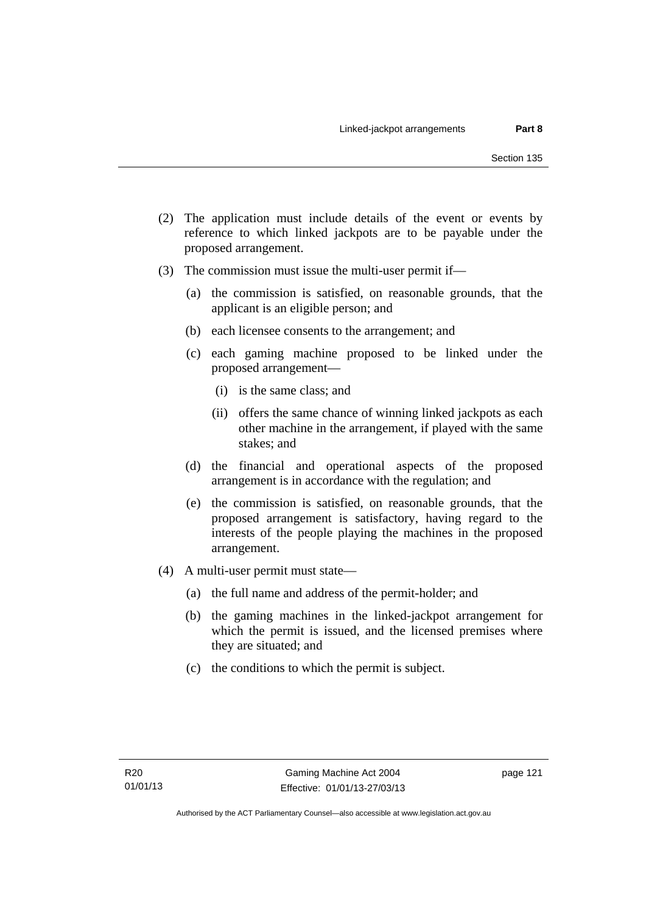(2) The application must include details of the event or events by reference to which linked jackpots are to be payable under the proposed arrangement.

(3) The commission must issue the multi-user permit if—

  (a) the commission is satisfied, on reasonable grounds, that the applicant is an eligible person; and

  (b) each licensee consents to the arrangement; and

  (c) each gaming machine proposed to be linked under the proposed arrangement—

    (i) is the same class; and

    (ii) offers the same chance of winning linked jackpots as each other machine in the arrangement, if played with the same stakes; and

  (d) the financial and operational aspects of the proposed arrangement is in accordance with the regulation; and

  (e) the commission is satisfied, on reasonable grounds, that the proposed arrangement is satisfactory, having regard to the interests of the people playing the machines in the proposed arrangement.

(4) A multi-user permit must state—

  (a) the full name and address of the permit-holder; and

  (b) the gaming machines in the linked-jackpot arrangement for which the permit is issued, and the licensed premises where they are situated; and

  (c) the conditions to which the permit is subject.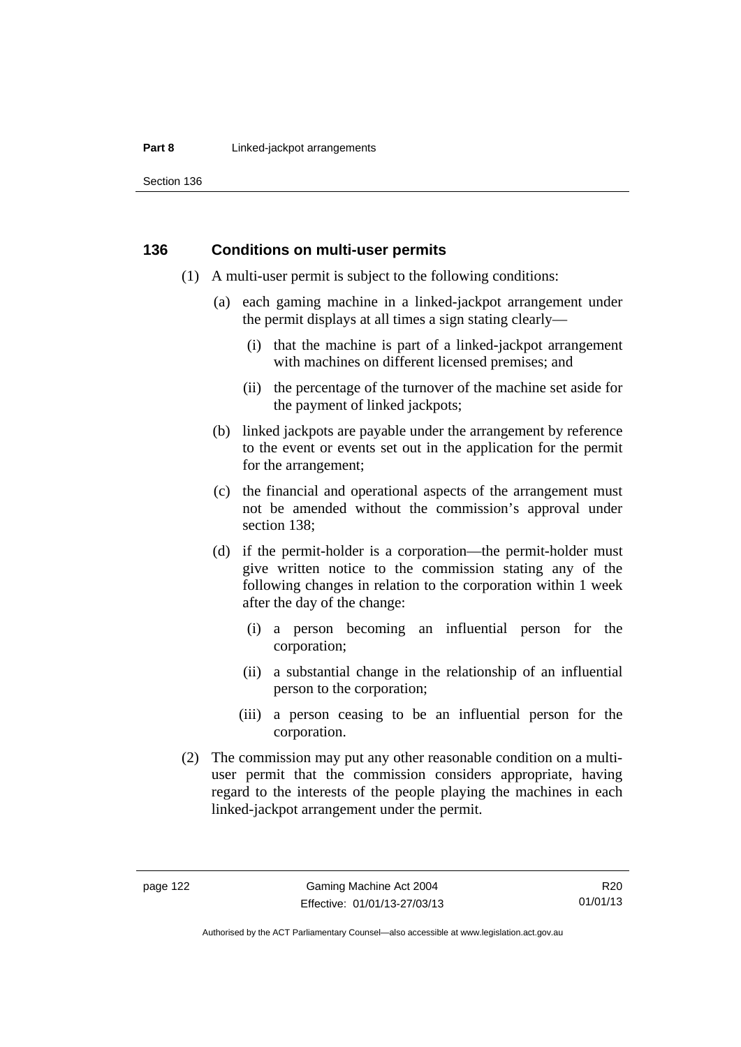## 136 Conditions on multi-user permits

(1) A multi-user permit is subject to the following conditions:

(a) each gaming machine in a linked-jackpot arrangement under the permit displays at all times a sign stating clearly—

(i) that the machine is part of a linked-jackpot arrangement with machines on different licensed premises; and

(ii) the percentage of the turnover of the machine set aside for the payment of linked jackpots;

(b) linked jackpots are payable under the arrangement by reference to the event or events set out in the application for the permit for the arrangement;

(c) the financial and operational aspects of the arrangement must not be amended without the commission's approval under section 138;

(d) if the permit-holder is a corporation—the permit-holder must give written notice to the commission stating any of the following changes in relation to the corporation within 1 week after the day of the change:

(i) a person becoming an influential person for the corporation;

(ii) a substantial change in the relationship of an influential person to the corporation;

(iii) a person ceasing to be an influential person for the corporation.

(2) The commission may put any other reasonable condition on a multi-user permit that the commission considers appropriate, having regard to the interests of the people playing the machines in each linked-jackpot arrangement under the permit.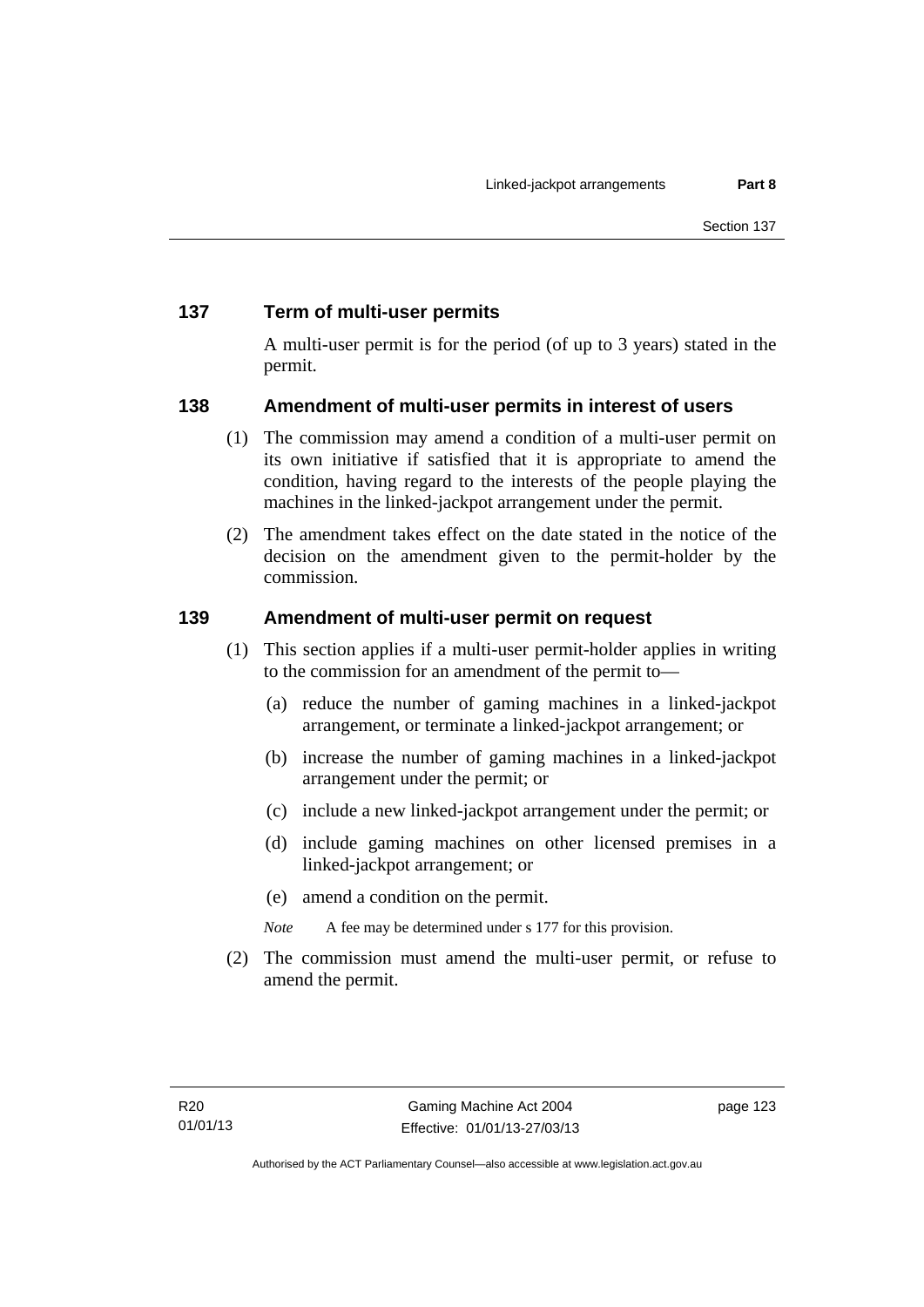## 137 Term of multi-user permits

A multi-user permit is for the period (of up to 3 years) stated in the permit.

## 138 Amendment of multi-user permits in interest of users

(1) The commission may amend a condition of a multi-user permit on its own initiative if satisfied that it is appropriate to amend the condition, having regard to the interests of the people playing the machines in the linked-jackpot arrangement under the permit.

(2) The amendment takes effect on the date stated in the notice of the decision on the amendment given to the permit-holder by the commission.

## 139 Amendment of multi-user permit on request

(1) This section applies if a multi-user permit-holder applies in writing to the commission for an amendment of the permit to—

(a) reduce the number of gaming machines in a linked-jackpot arrangement, or terminate a linked-jackpot arrangement; or

(b) increase the number of gaming machines in a linked-jackpot arrangement under the permit; or

(c) include a new linked-jackpot arrangement under the permit; or

(d) include gaming machines on other licensed premises in a linked-jackpot arrangement; or

(e) amend a condition on the permit.

*Note* A fee may be determined under s 177 for this provision.

(2) The commission must amend the multi-user permit, or refuse to amend the permit.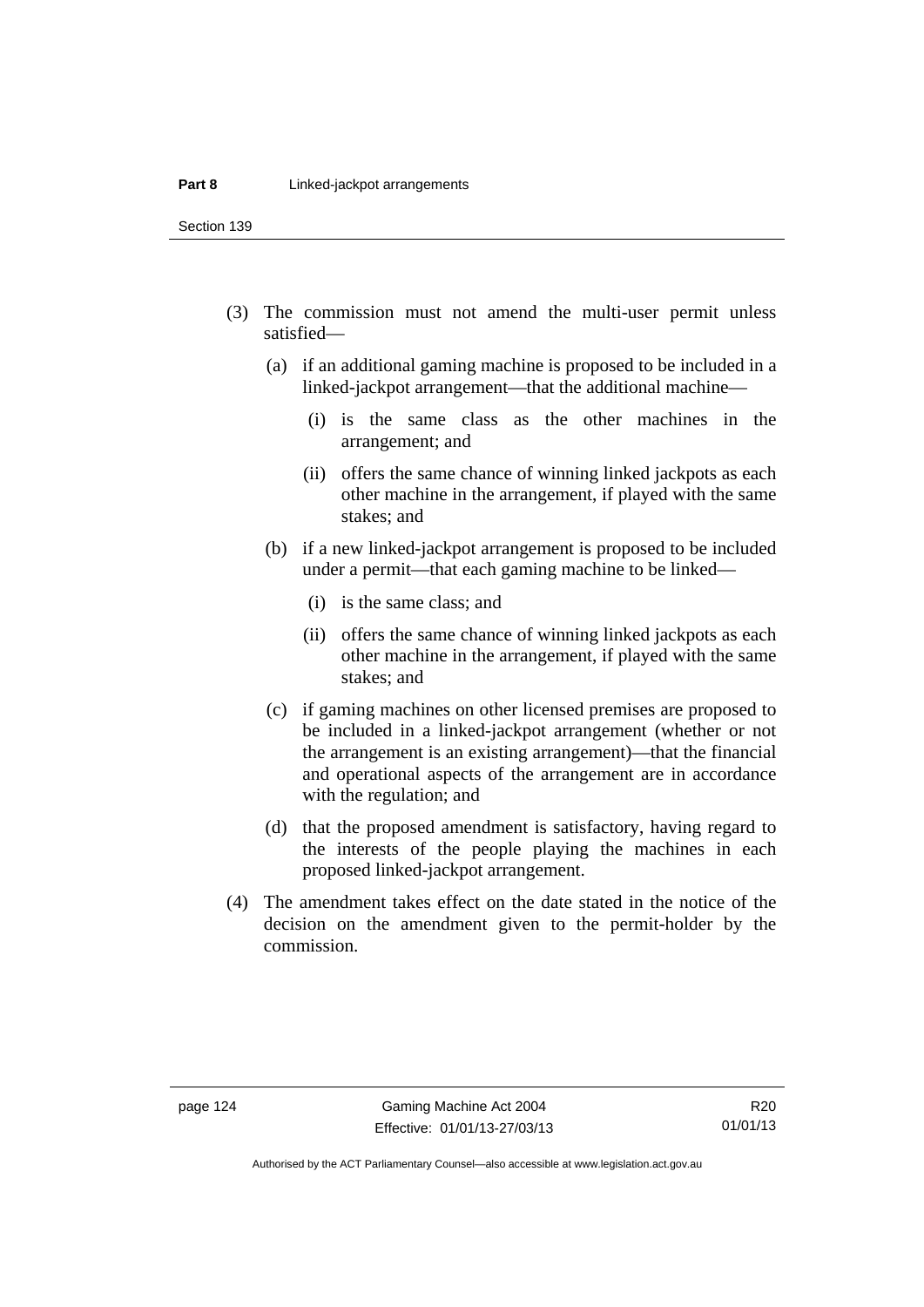(3) The commission must not amend the multi-user permit unless satisfied—

(a) if an additional gaming machine is proposed to be included in a linked-jackpot arrangement—that the additional machine—

(i) is the same class as the other machines in the arrangement; and

(ii) offers the same chance of winning linked jackpots as each other machine in the arrangement, if played with the same stakes; and

(b) if a new linked-jackpot arrangement is proposed to be included under a permit—that each gaming machine to be linked—

(i) is the same class; and

(ii) offers the same chance of winning linked jackpots as each other machine in the arrangement, if played with the same stakes; and

(c) if gaming machines on other licensed premises are proposed to be included in a linked-jackpot arrangement (whether or not the arrangement is an existing arrangement)—that the financial and operational aspects of the arrangement are in accordance with the regulation; and

(d) that the proposed amendment is satisfactory, having regard to the interests of the people playing the machines in each proposed linked-jackpot arrangement.

(4) The amendment takes effect on the date stated in the notice of the decision on the amendment given to the permit-holder by the commission.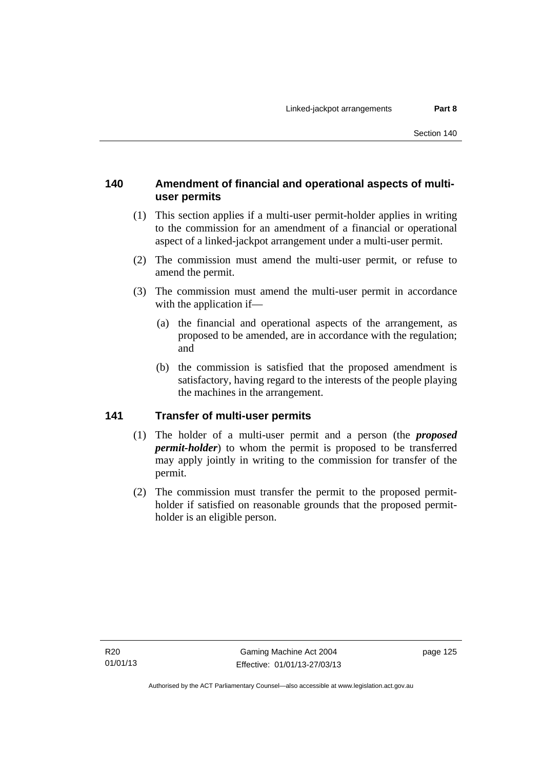## 140 Amendment of financial and operational aspects of multi-user permits

(1) This section applies if a multi-user permit-holder applies in writing to the commission for an amendment of a financial or operational aspect of a linked-jackpot arrangement under a multi-user permit.

(2) The commission must amend the multi-user permit, or refuse to amend the permit.

(3) The commission must amend the multi-user permit in accordance with the application if—

(a) the financial and operational aspects of the arrangement, as proposed to be amended, are in accordance with the regulation; and

(b) the commission is satisfied that the proposed amendment is satisfactory, having regard to the interests of the people playing the machines in the arrangement.

## 141 Transfer of multi-user permits

(1) The holder of a multi-user permit and a person (the ***proposed permit-holder***) to whom the permit is proposed to be transferred may apply jointly in writing to the commission for transfer of the permit.

(2) The commission must transfer the permit to the proposed permit-holder if satisfied on reasonable grounds that the proposed permit-holder is an eligible person.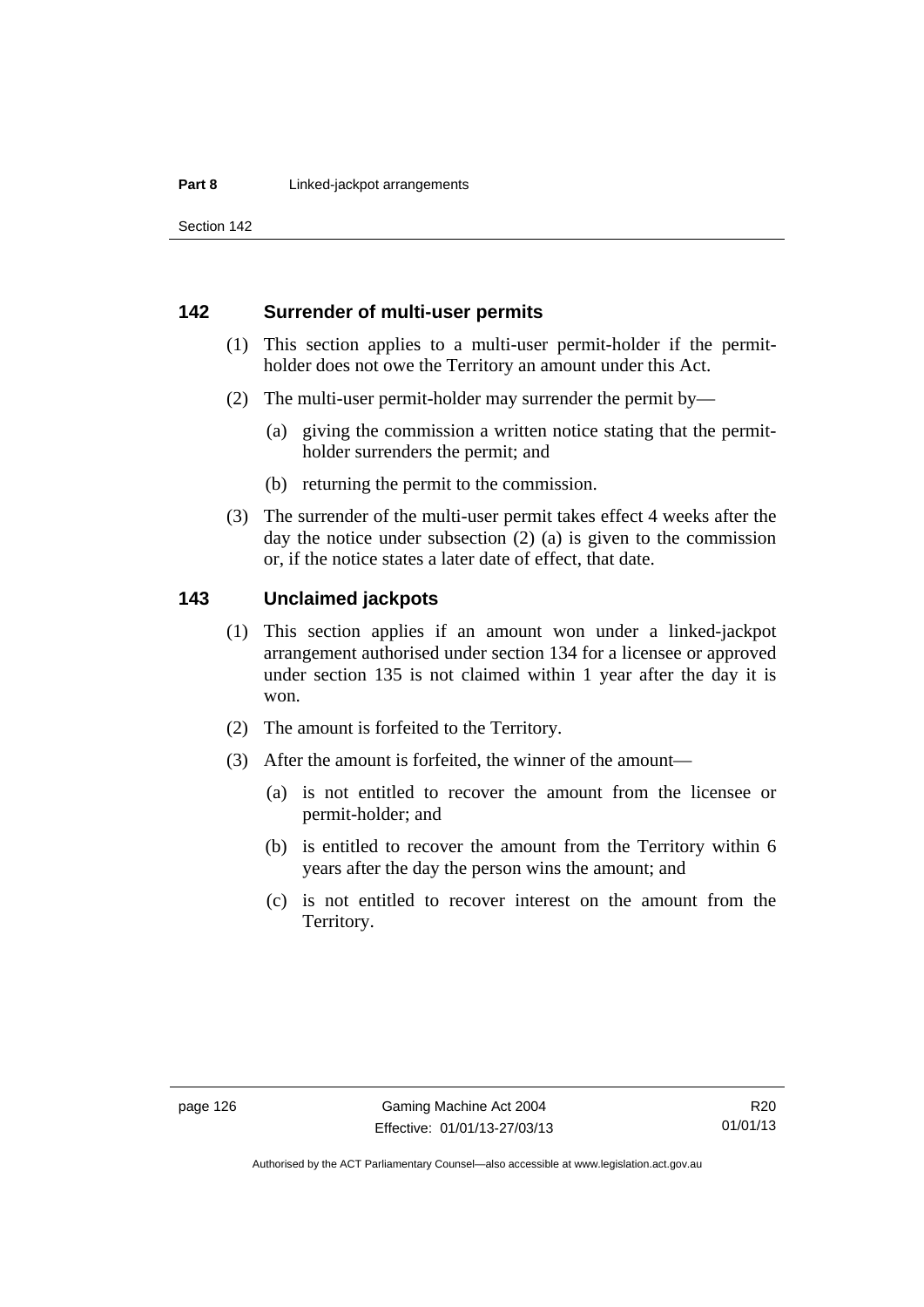## 142 Surrender of multi-user permits

(1) This section applies to a multi-user permit-holder if the permit-holder does not owe the Territory an amount under this Act.

(2) The multi-user permit-holder may surrender the permit by—

(a) giving the commission a written notice stating that the permit-holder surrenders the permit; and

(b) returning the permit to the commission.

(3) The surrender of the multi-user permit takes effect 4 weeks after the day the notice under subsection (2) (a) is given to the commission or, if the notice states a later date of effect, that date.

## 143 Unclaimed jackpots

(1) This section applies if an amount won under a linked-jackpot arrangement authorised under section 134 for a licensee or approved under section 135 is not claimed within 1 year after the day it is won.

(2) The amount is forfeited to the Territory.

(3) After the amount is forfeited, the winner of the amount—

(a) is not entitled to recover the amount from the licensee or permit-holder; and

(b) is entitled to recover the amount from the Territory within 6 years after the day the person wins the amount; and

(c) is not entitled to recover interest on the amount from the Territory.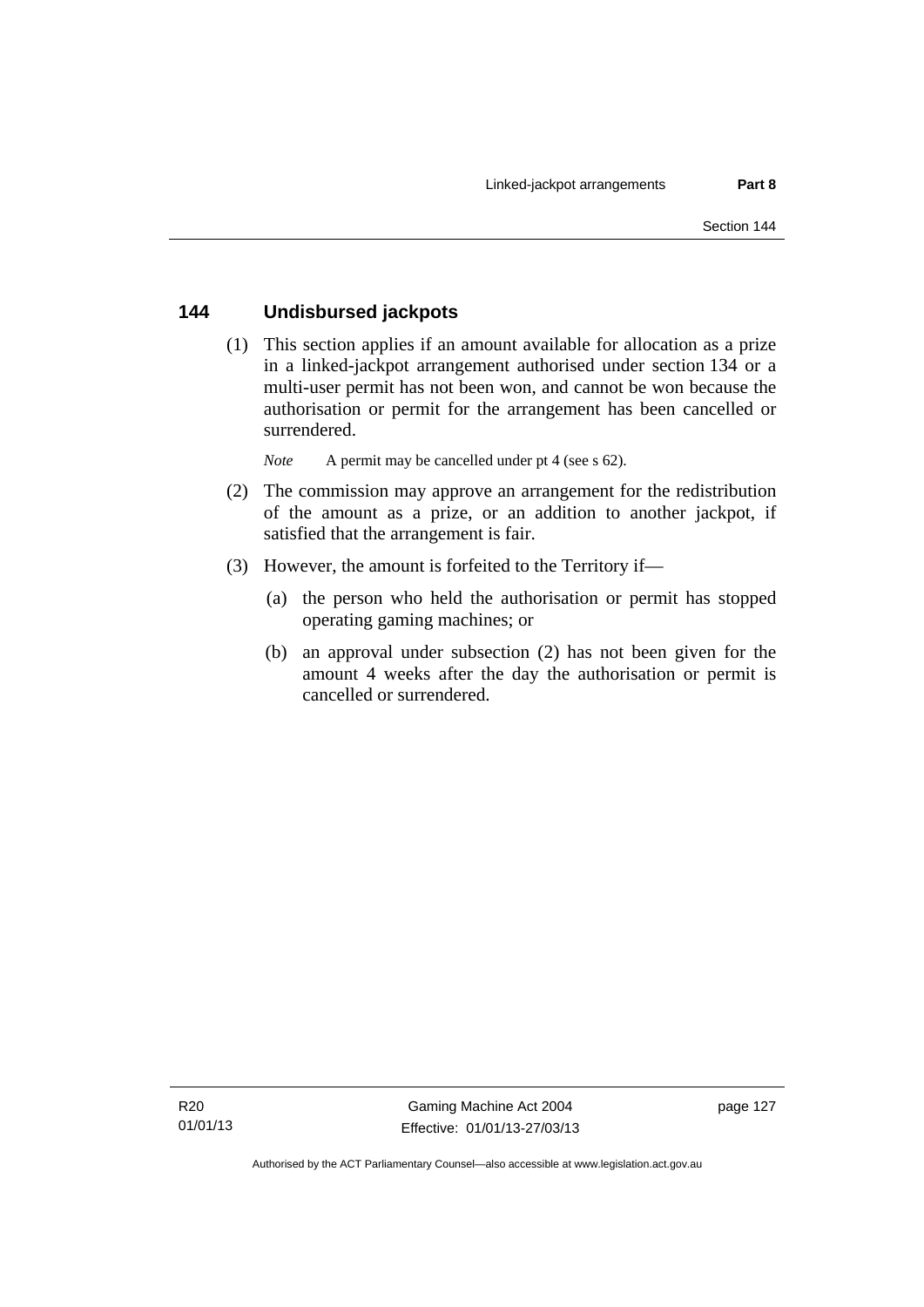## 144 Undisbursed jackpots

(1) This section applies if an amount available for allocation as a prize in a linked-jackpot arrangement authorised under section 134 or a multi-user permit has not been won, and cannot be won because the authorisation or permit for the arrangement has been cancelled or surrendered.

*Note* A permit may be cancelled under pt 4 (see s 62).

(2) The commission may approve an arrangement for the redistribution of the amount as a prize, or an addition to another jackpot, if satisfied that the arrangement is fair.

(3) However, the amount is forfeited to the Territory if—

(a) the person who held the authorisation or permit has stopped operating gaming machines; or

(b) an approval under subsection (2) has not been given for the amount 4 weeks after the day the authorisation or permit is cancelled or surrendered.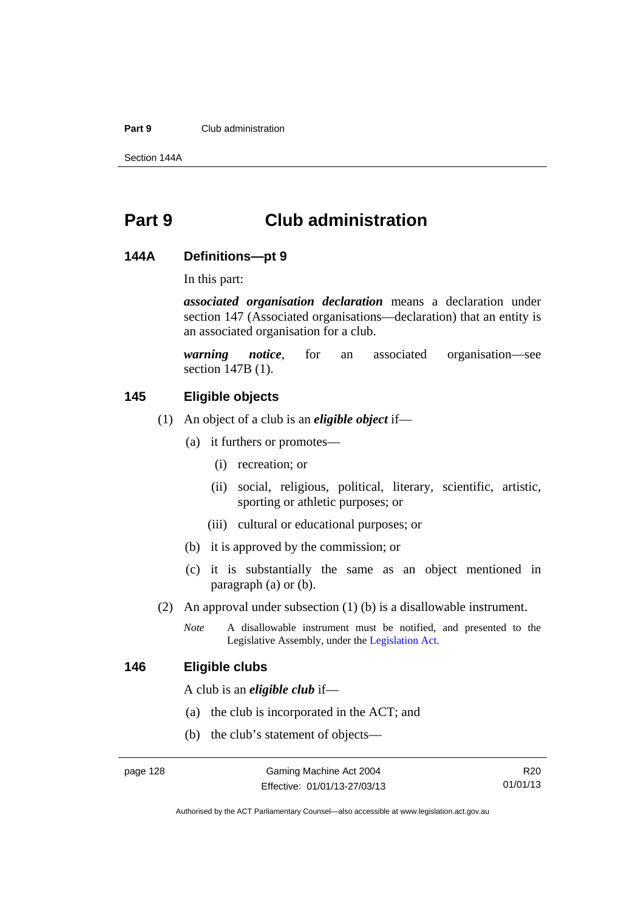# Part 9 Club administration

### 144A Definitions—pt 9

In this part:

***associated organisation declaration*** means a declaration under section 147 (Associated organisations—declaration) that an entity is an associated organisation for a club.

***warning notice***, for an associated organisation—see section 147B (1).

### 145 Eligible objects

(1) An object of a club is an ***eligible object*** if—

- (a) it furthers or promotes—
  - (i) recreation; or
  - (ii) social, religious, political, literary, scientific, artistic, sporting or athletic purposes; or
  - (iii) cultural or educational purposes; or
- (b) it is approved by the commission; or
- (c) it is substantially the same as an object mentioned in paragraph (a) or (b).

(2) An approval under subsection (1) (b) is a disallowable instrument.

*Note* A disallowable instrument must be notified, and presented to the Legislative Assembly, under the Legislation Act.

### 146 Eligible clubs

A club is an ***eligible club*** if—

- (a) the club is incorporated in the ACT; and
- (b) the club's statement of objects—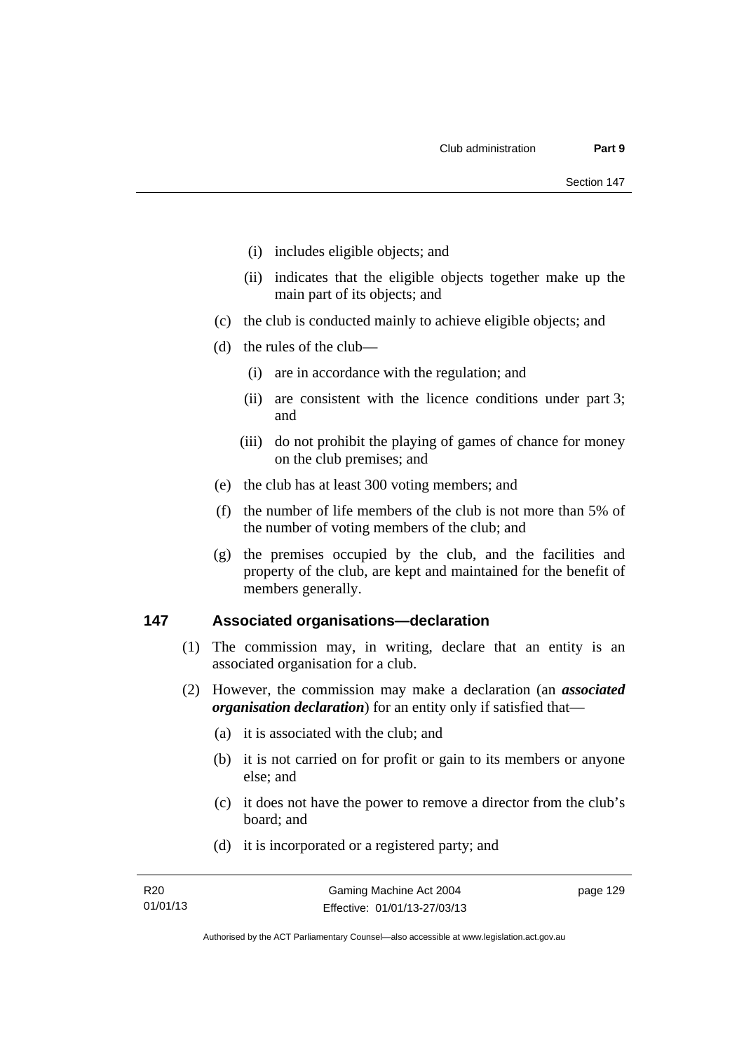(i) includes eligible objects; and

(ii) indicates that the eligible objects together make up the main part of its objects; and

(c) the club is conducted mainly to achieve eligible objects; and

(d) the rules of the club—

(i) are in accordance with the regulation; and

(ii) are consistent with the licence conditions under part 3; and

(iii) do not prohibit the playing of games of chance for money on the club premises; and

(e) the club has at least 300 voting members; and

(f) the number of life members of the club is not more than 5% of the number of voting members of the club; and

(g) the premises occupied by the club, and the facilities and property of the club, are kept and maintained for the benefit of members generally.

## 147 Associated organisations—declaration

(1) The commission may, in writing, declare that an entity is an associated organisation for a club.

(2) However, the commission may make a declaration (an ***associated organisation declaration***) for an entity only if satisfied that—

(a) it is associated with the club; and

(b) it is not carried on for profit or gain to its members or anyone else; and

(c) it does not have the power to remove a director from the club's board; and

(d) it is incorporated or a registered party; and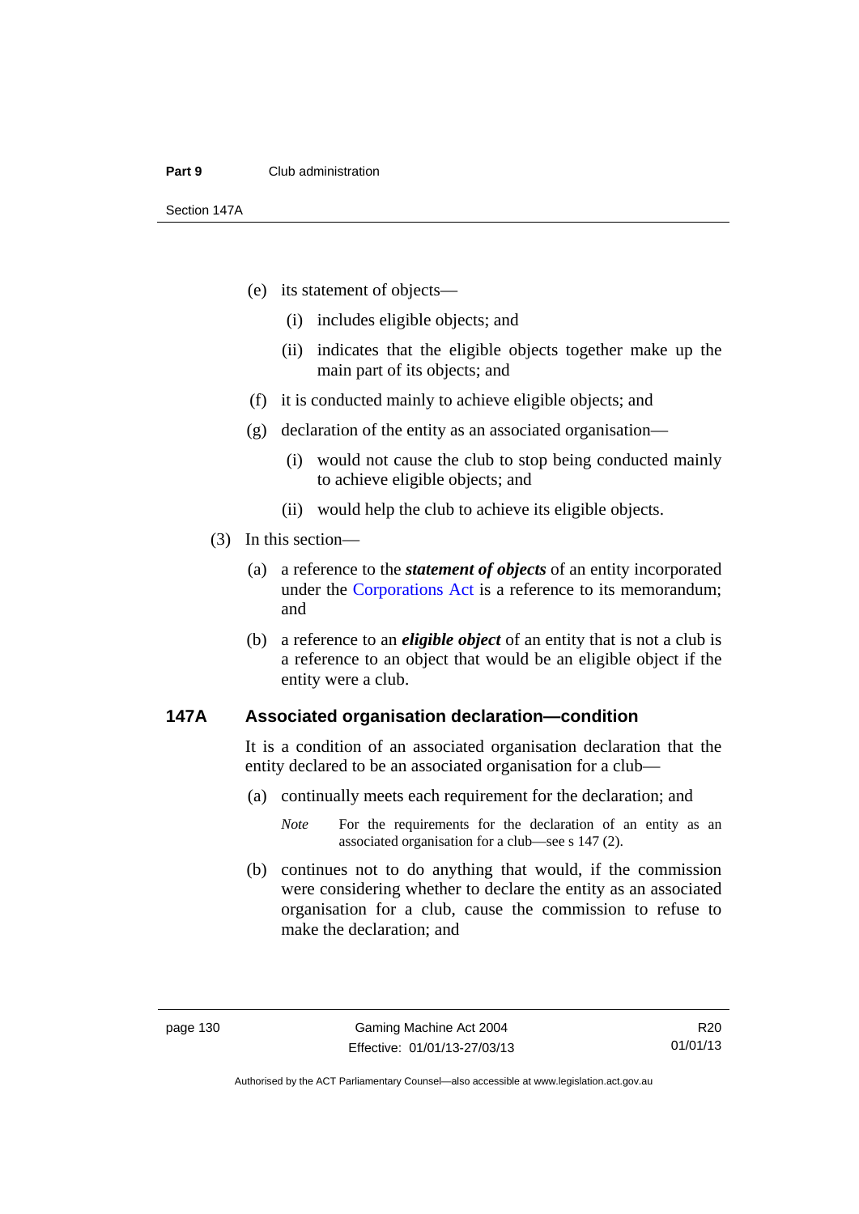(e) its statement of objects—

  (i) includes eligible objects; and

  (ii) indicates that the eligible objects together make up the main part of its objects; and

(f) it is conducted mainly to achieve eligible objects; and

(g) declaration of the entity as an associated organisation—

  (i) would not cause the club to stop being conducted mainly to achieve eligible objects; and

  (ii) would help the club to achieve its eligible objects.

(3) In this section—

(a) a reference to the ***statement of objects*** of an entity incorporated under the Corporations Act is a reference to its memorandum; and

(b) a reference to an ***eligible object*** of an entity that is not a club is a reference to an object that would be an eligible object if the entity were a club.

### 147A Associated organisation declaration—condition

It is a condition of an associated organisation declaration that the entity declared to be an associated organisation for a club—

(a) continually meets each requirement for the declaration; and

*Note* For the requirements for the declaration of an entity as an associated organisation for a club—see s 147 (2).

(b) continues not to do anything that would, if the commission were considering whether to declare the entity as an associated organisation for a club, cause the commission to refuse to make the declaration; and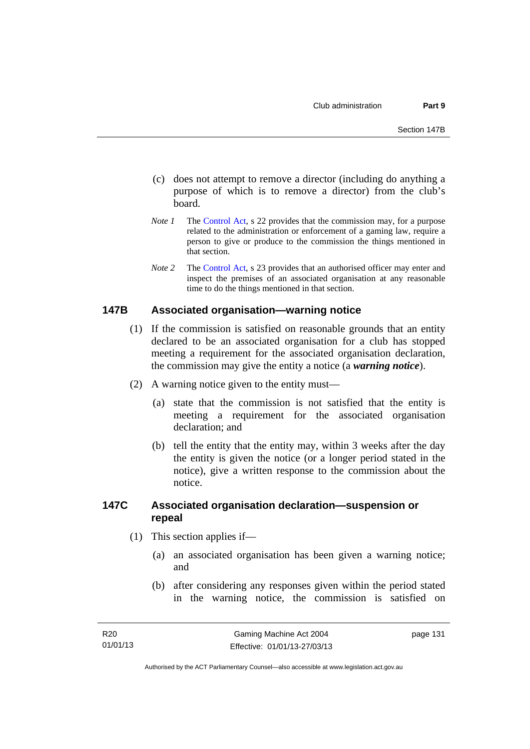(c) does not attempt to remove a director (including do anything a purpose of which is to remove a director) from the club's board.

*Note 1* The Control Act, s 22 provides that the commission may, for a purpose related to the administration or enforcement of a gaming law, require a person to give or produce to the commission the things mentioned in that section.

*Note 2* The Control Act, s 23 provides that an authorised officer may enter and inspect the premises of an associated organisation at any reasonable time to do the things mentioned in that section.

### 147B Associated organisation—warning notice

(1) If the commission is satisfied on reasonable grounds that an entity declared to be an associated organisation for a club has stopped meeting a requirement for the associated organisation declaration, the commission may give the entity a notice (a ***warning notice***).

(2) A warning notice given to the entity must—

(a) state that the commission is not satisfied that the entity is meeting a requirement for the associated organisation declaration; and

(b) tell the entity that the entity may, within 3 weeks after the day the entity is given the notice (or a longer period stated in the notice), give a written response to the commission about the notice.

### 147C Associated organisation declaration—suspension or repeal

(1) This section applies if—

(a) an associated organisation has been given a warning notice; and

(b) after considering any responses given within the period stated in the warning notice, the commission is satisfied on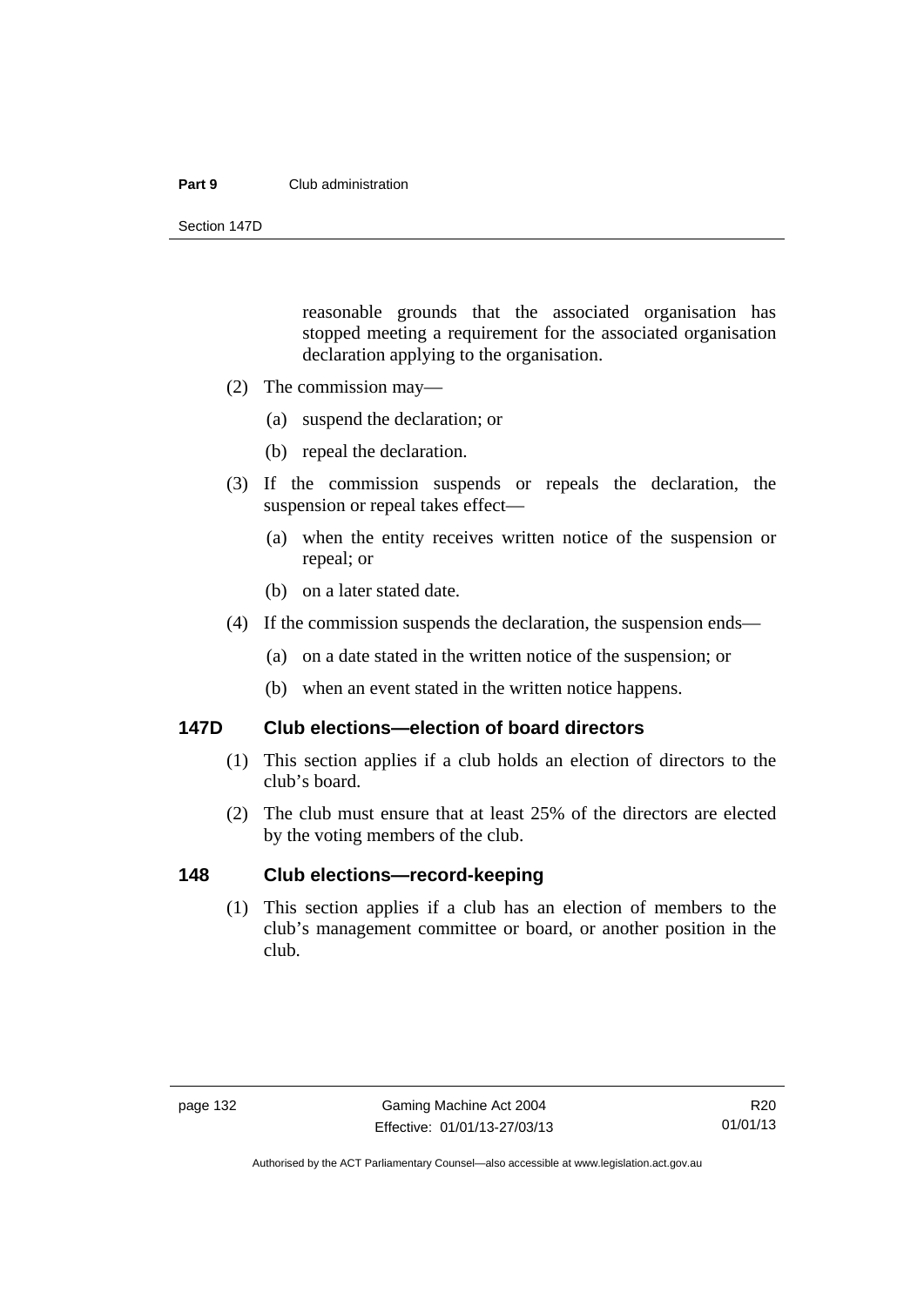reasonable grounds that the associated organisation has stopped meeting a requirement for the associated organisation declaration applying to the organisation.

(2) The commission may—

(a) suspend the declaration; or

(b) repeal the declaration.

(3) If the commission suspends or repeals the declaration, the suspension or repeal takes effect—

(a) when the entity receives written notice of the suspension or repeal; or

(b) on a later stated date.

(4) If the commission suspends the declaration, the suspension ends—

(a) on a date stated in the written notice of the suspension; or

(b) when an event stated in the written notice happens.

### 147D Club elections—election of board directors

(1) This section applies if a club holds an election of directors to the club's board.

(2) The club must ensure that at least 25% of the directors are elected by the voting members of the club.

### 148 Club elections—record-keeping

(1) This section applies if a club has an election of members to the club's management committee or board, or another position in the club.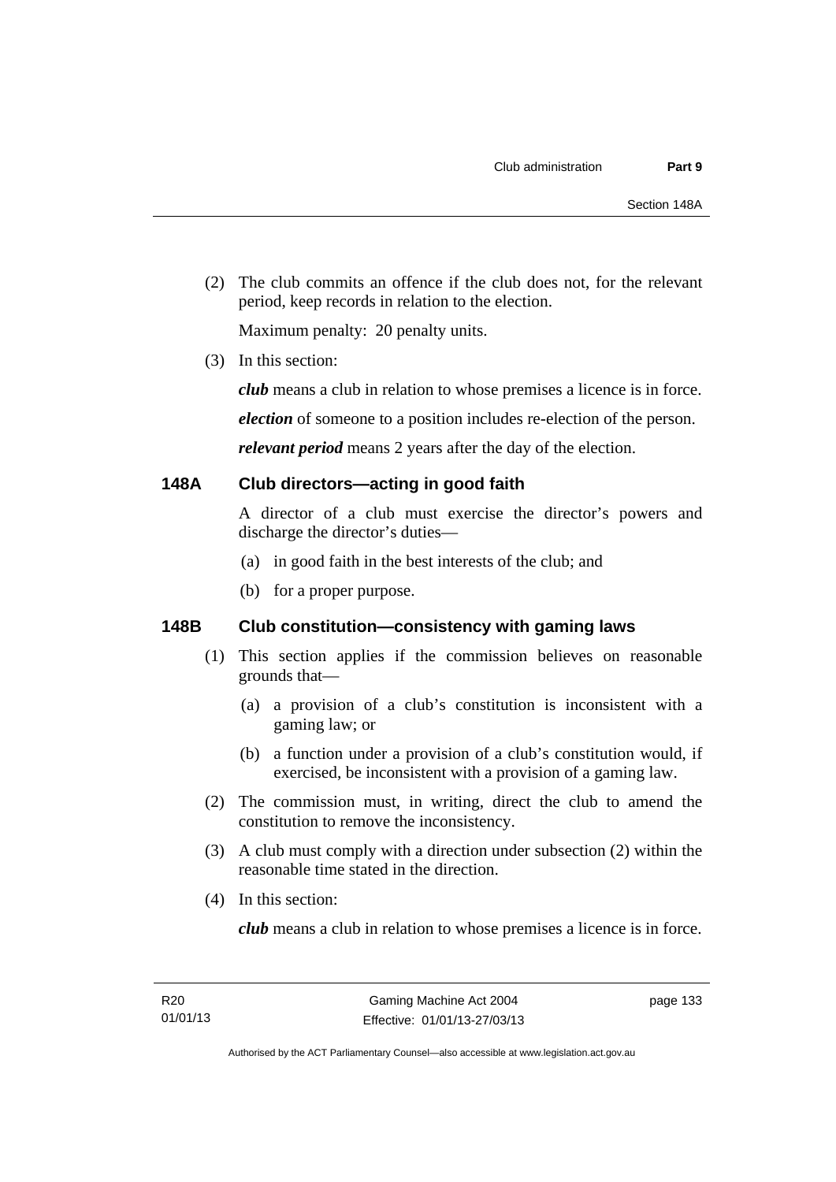(2) The club commits an offence if the club does not, for the relevant period, keep records in relation to the election.

Maximum penalty: 20 penalty units.

(3) In this section:

***club*** means a club in relation to whose premises a licence is in force.

***election*** of someone to a position includes re-election of the person.

***relevant period*** means 2 years after the day of the election.

### 148A Club directors—acting in good faith

A director of a club must exercise the director's powers and discharge the director's duties—

(a) in good faith in the best interests of the club; and

(b) for a proper purpose.

### 148B Club constitution—consistency with gaming laws

(1) This section applies if the commission believes on reasonable grounds that—

(a) a provision of a club's constitution is inconsistent with a gaming law; or

(b) a function under a provision of a club's constitution would, if exercised, be inconsistent with a provision of a gaming law.

(2) The commission must, in writing, direct the club to amend the constitution to remove the inconsistency.

(3) A club must comply with a direction under subsection (2) within the reasonable time stated in the direction.

(4) In this section:

***club*** means a club in relation to whose premises a licence is in force.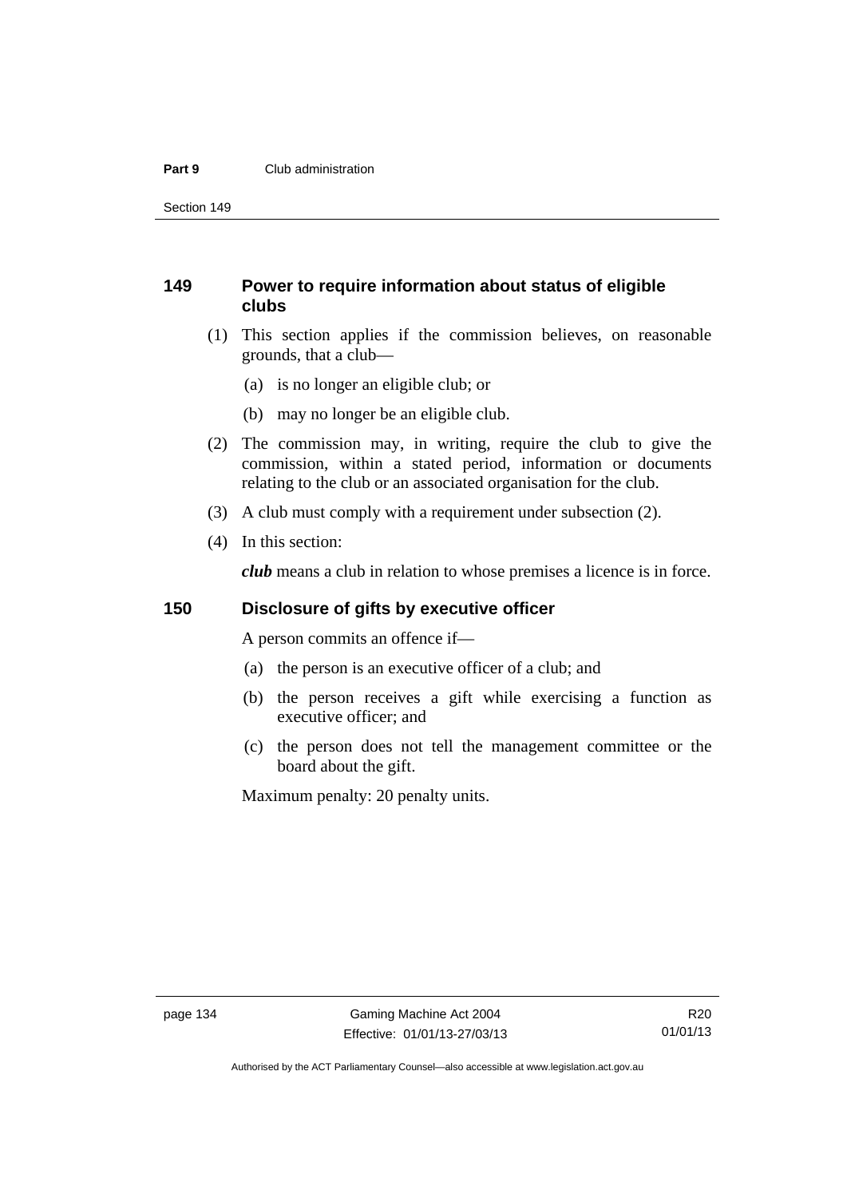## 149 Power to require information about status of eligible clubs

(1) This section applies if the commission believes, on reasonable grounds, that a club—

(a) is no longer an eligible club; or

(b) may no longer be an eligible club.

(2) The commission may, in writing, require the club to give the commission, within a stated period, information or documents relating to the club or an associated organisation for the club.

(3) A club must comply with a requirement under subsection (2).

(4) In this section:

***club*** means a club in relation to whose premises a licence is in force.

## 150 Disclosure of gifts by executive officer

A person commits an offence if—

(a) the person is an executive officer of a club; and

(b) the person receives a gift while exercising a function as executive officer; and

(c) the person does not tell the management committee or the board about the gift.

Maximum penalty: 20 penalty units.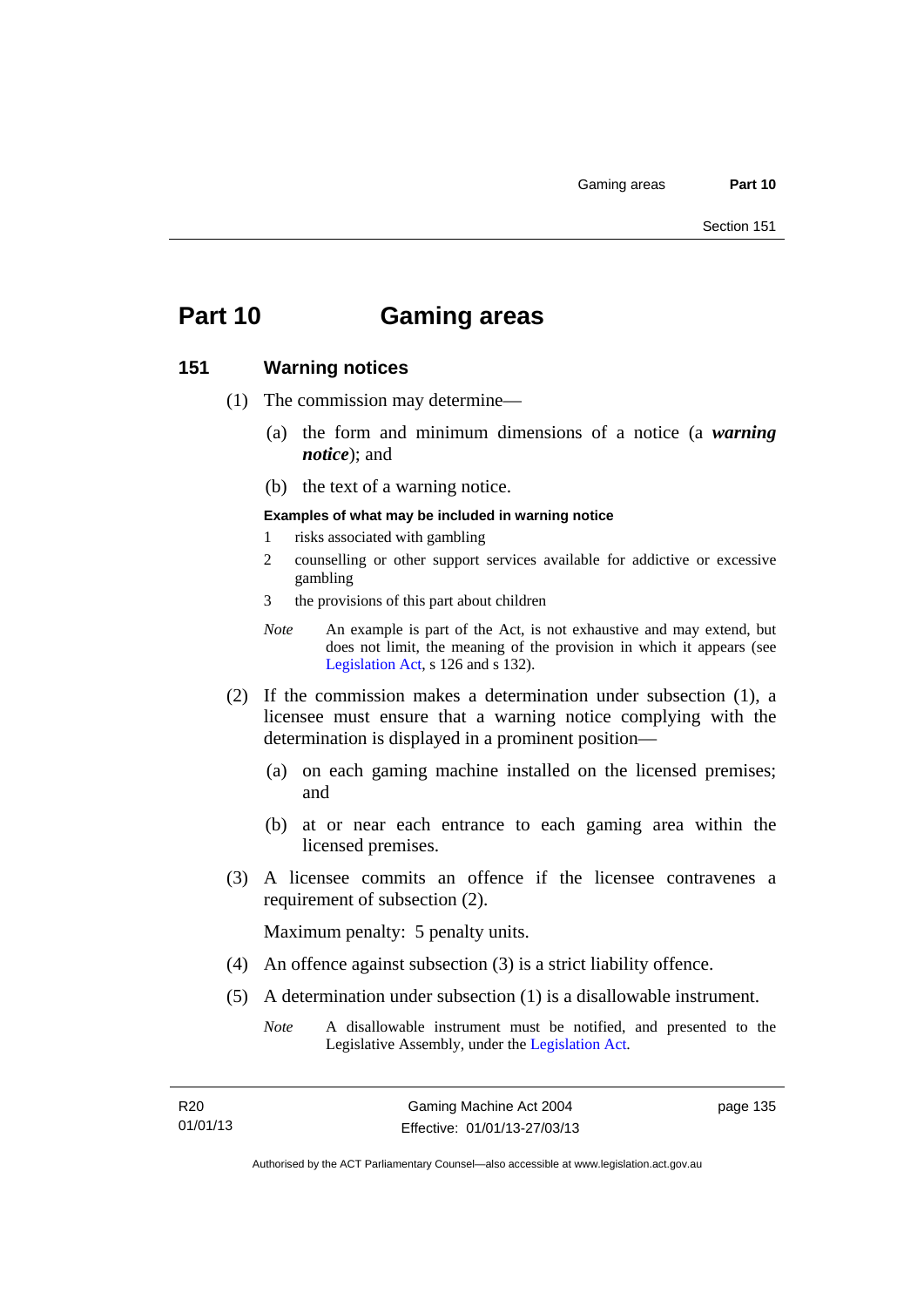# Part 10 Gaming areas

## 151 Warning notices

(1) The commission may determine—

(a) the form and minimum dimensions of a notice (a ***warning notice***); and

(b) the text of a warning notice.

**Examples of what may be included in warning notice**

1 risks associated with gambling

2 counselling or other support services available for addictive or excessive gambling

3 the provisions of this part about children

*Note* An example is part of the Act, is not exhaustive and may extend, but does not limit, the meaning of the provision in which it appears (see Legislation Act, s 126 and s 132).

(2) If the commission makes a determination under subsection (1), a licensee must ensure that a warning notice complying with the determination is displayed in a prominent position—

(a) on each gaming machine installed on the licensed premises; and

(b) at or near each entrance to each gaming area within the licensed premises.

(3) A licensee commits an offence if the licensee contravenes a requirement of subsection (2).

Maximum penalty: 5 penalty units.

(4) An offence against subsection (3) is a strict liability offence.

(5) A determination under subsection (1) is a disallowable instrument.

*Note* A disallowable instrument must be notified, and presented to the Legislative Assembly, under the Legislation Act.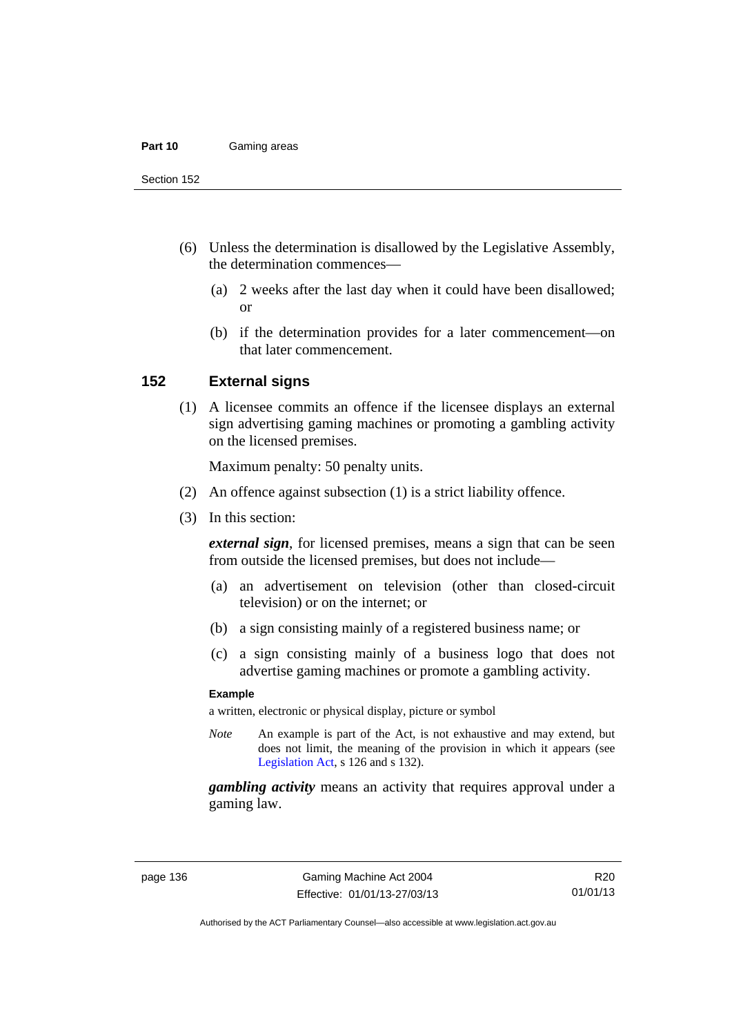(6) Unless the determination is disallowed by the Legislative Assembly, the determination commences—

(a) 2 weeks after the last day when it could have been disallowed; or

(b) if the determination provides for a later commencement—on that later commencement.

## 152 External signs

(1) A licensee commits an offence if the licensee displays an external sign advertising gaming machines or promoting a gambling activity on the licensed premises.

Maximum penalty: 50 penalty units.

(2) An offence against subsection (1) is a strict liability offence.

(3) In this section:

***external sign***, for licensed premises, means a sign that can be seen from outside the licensed premises, but does not include—

(a) an advertisement on television (other than closed-circuit television) or on the internet; or

(b) a sign consisting mainly of a registered business name; or

(c) a sign consisting mainly of a business logo that does not advertise gaming machines or promote a gambling activity.

**Example**

a written, electronic or physical display, picture or symbol

*Note* An example is part of the Act, is not exhaustive and may extend, but does not limit, the meaning of the provision in which it appears (see Legislation Act, s 126 and s 132).

***gambling activity*** means an activity that requires approval under a gaming law.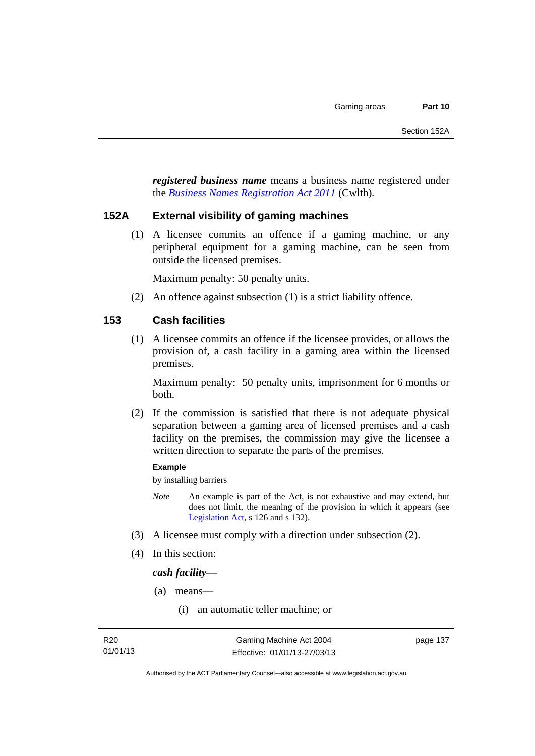***registered business name*** means a business name registered under the *Business Names Registration Act 2011* (Cwlth).

### 152A External visibility of gaming machines

(1) A licensee commits an offence if a gaming machine, or any peripheral equipment for a gaming machine, can be seen from outside the licensed premises.

Maximum penalty: 50 penalty units.

(2) An offence against subsection (1) is a strict liability offence.

### 153 Cash facilities

(1) A licensee commits an offence if the licensee provides, or allows the provision of, a cash facility in a gaming area within the licensed premises.

Maximum penalty: 50 penalty units, imprisonment for 6 months or both.

(2) If the commission is satisfied that there is not adequate physical separation between a gaming area of licensed premises and a cash facility on the premises, the commission may give the licensee a written direction to separate the parts of the premises.

**Example**

by installing barriers

*Note* An example is part of the Act, is not exhaustive and may extend, but does not limit, the meaning of the provision in which it appears (see Legislation Act, s 126 and s 132).

(3) A licensee must comply with a direction under subsection (2).

(4) In this section:

***cash facility***—

(a) means—

(i) an automatic teller machine; or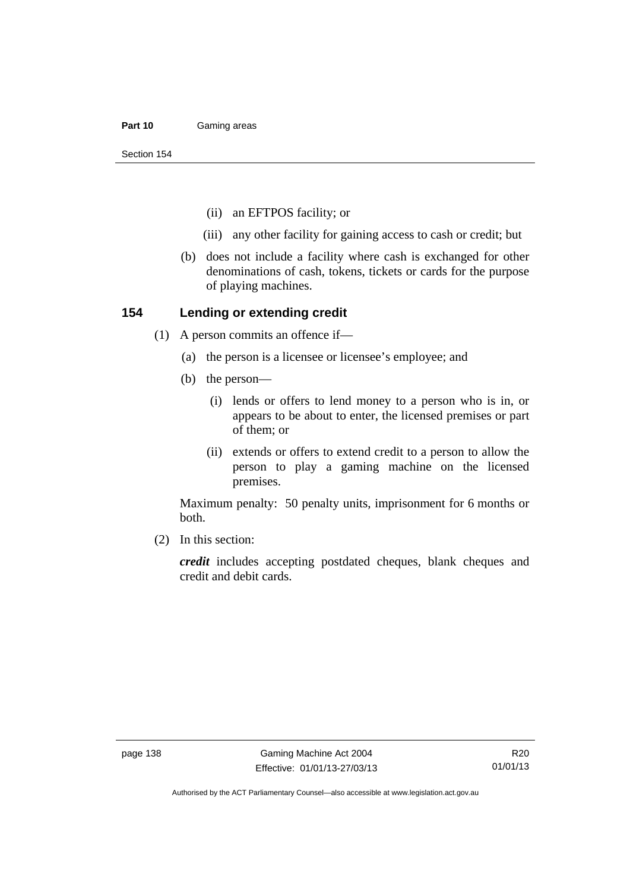(ii) an EFTPOS facility; or

(iii) any other facility for gaining access to cash or credit; but

(b) does not include a facility where cash is exchanged for other denominations of cash, tokens, tickets or cards for the purpose of playing machines.

## 154 Lending or extending credit

(1) A person commits an offence if—

(a) the person is a licensee or licensee's employee; and

(b) the person—

(i) lends or offers to lend money to a person who is in, or appears to be about to enter, the licensed premises or part of them; or

(ii) extends or offers to extend credit to a person to allow the person to play a gaming machine on the licensed premises.

Maximum penalty: 50 penalty units, imprisonment for 6 months or both.

(2) In this section:

***credit*** includes accepting postdated cheques, blank cheques and credit and debit cards.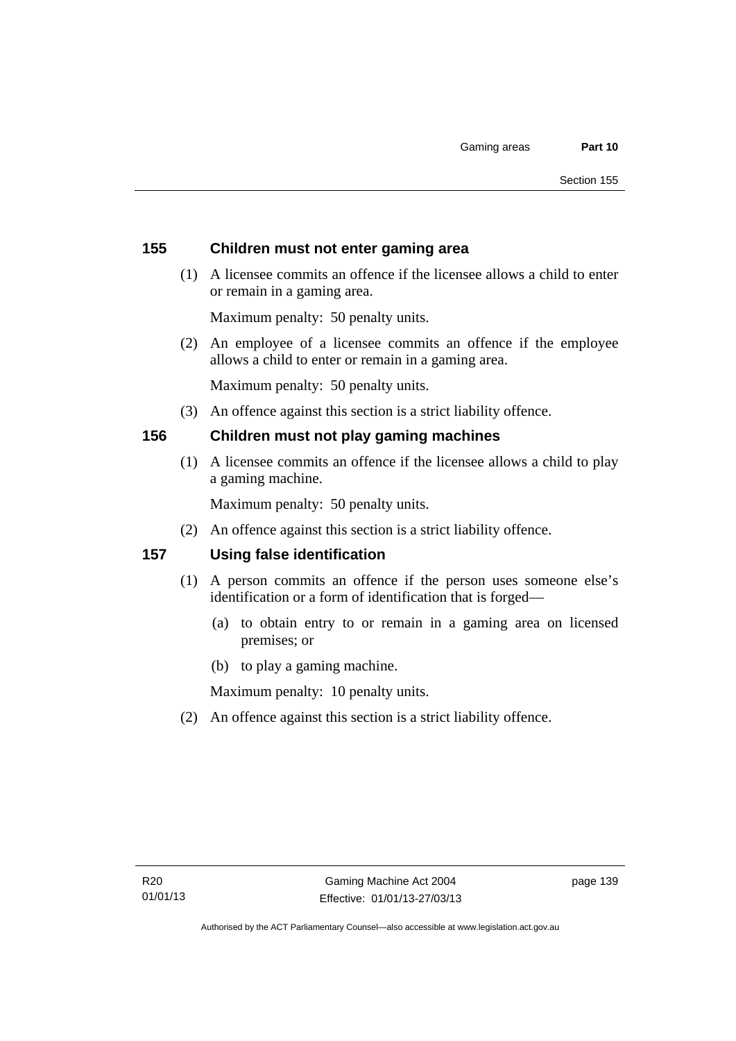## 155 Children must not enter gaming area

(1) A licensee commits an offence if the licensee allows a child to enter or remain in a gaming area.

Maximum penalty: 50 penalty units.

(2) An employee of a licensee commits an offence if the employee allows a child to enter or remain in a gaming area.

Maximum penalty: 50 penalty units.

(3) An offence against this section is a strict liability offence.

## 156 Children must not play gaming machines

(1) A licensee commits an offence if the licensee allows a child to play a gaming machine.

Maximum penalty: 50 penalty units.

(2) An offence against this section is a strict liability offence.

## 157 Using false identification

(1) A person commits an offence if the person uses someone else's identification or a form of identification that is forged—

(a) to obtain entry to or remain in a gaming area on licensed premises; or

(b) to play a gaming machine.

Maximum penalty: 10 penalty units.

(2) An offence against this section is a strict liability offence.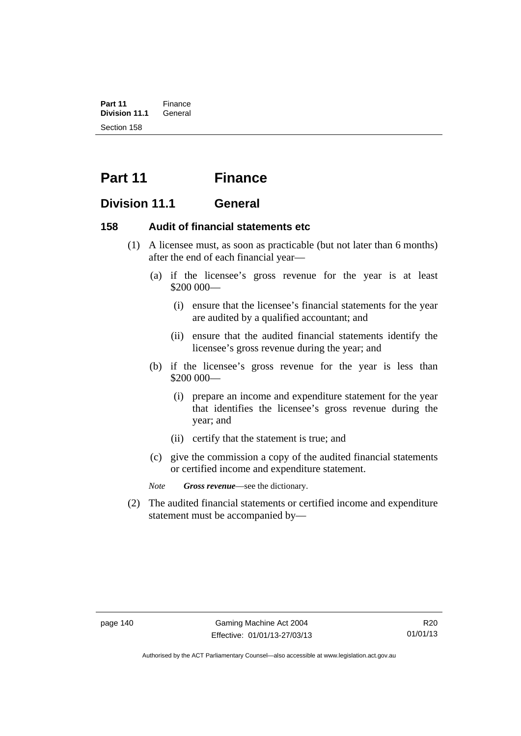# Part 11 Finance

## Division 11.1 General

### 158 Audit of financial statements etc

(1) A licensee must, as soon as practicable (but not later than 6 months) after the end of each financial year—

(a) if the licensee's gross revenue for the year is at least \$200 000—

(i) ensure that the licensee's financial statements for the year are audited by a qualified accountant; and

(ii) ensure that the audited financial statements identify the licensee's gross revenue during the year; and

(b) if the licensee's gross revenue for the year is less than \$200 000—

(i) prepare an income and expenditure statement for the year that identifies the licensee's gross revenue during the year; and

(ii) certify that the statement is true; and

(c) give the commission a copy of the audited financial statements or certified income and expenditure statement.

*Note* ***Gross revenue***—see the dictionary.

(2) The audited financial statements or certified income and expenditure statement must be accompanied by—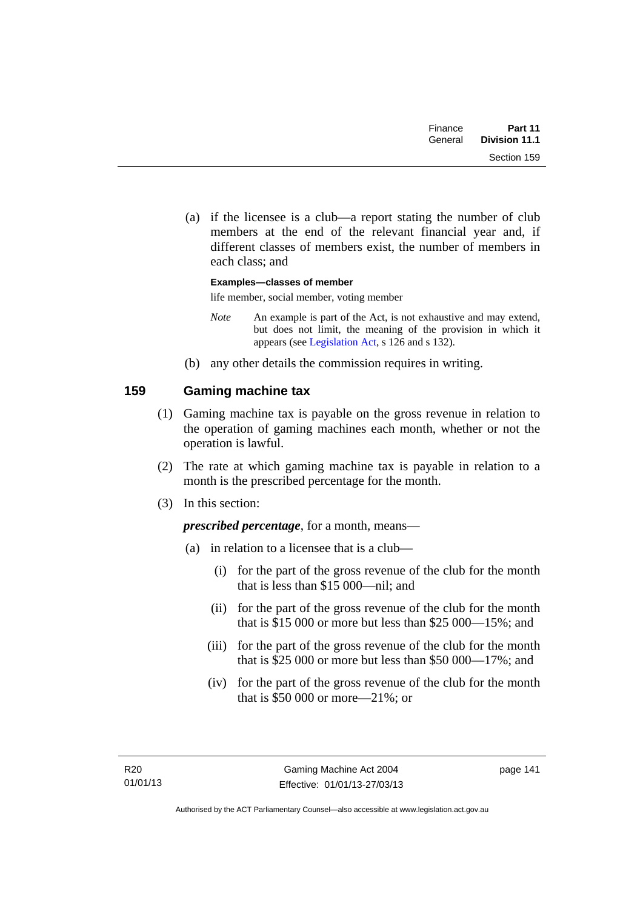(a) if the licensee is a club—a report stating the number of club members at the end of the relevant financial year and, if different classes of members exist, the number of members in each class; and

**Examples—classes of member**

life member, social member, voting member

*Note* An example is part of the Act, is not exhaustive and may extend, but does not limit, the meaning of the provision in which it appears (see Legislation Act, s 126 and s 132).

(b) any other details the commission requires in writing.

## 159 Gaming machine tax

(1) Gaming machine tax is payable on the gross revenue in relation to the operation of gaming machines each month, whether or not the operation is lawful.

(2) The rate at which gaming machine tax is payable in relation to a month is the prescribed percentage for the month.

(3) In this section:

***prescribed percentage***, for a month, means—

(a) in relation to a licensee that is a club—

(i) for the part of the gross revenue of the club for the month that is less than $15 000—nil; and

(ii) for the part of the gross revenue of the club for the month that is $15 000 or more but less than $25 000—15%; and

(iii) for the part of the gross revenue of the club for the month that is $25 000 or more but less than $50 000—17%; and

(iv) for the part of the gross revenue of the club for the month that is $50 000 or more—21%; or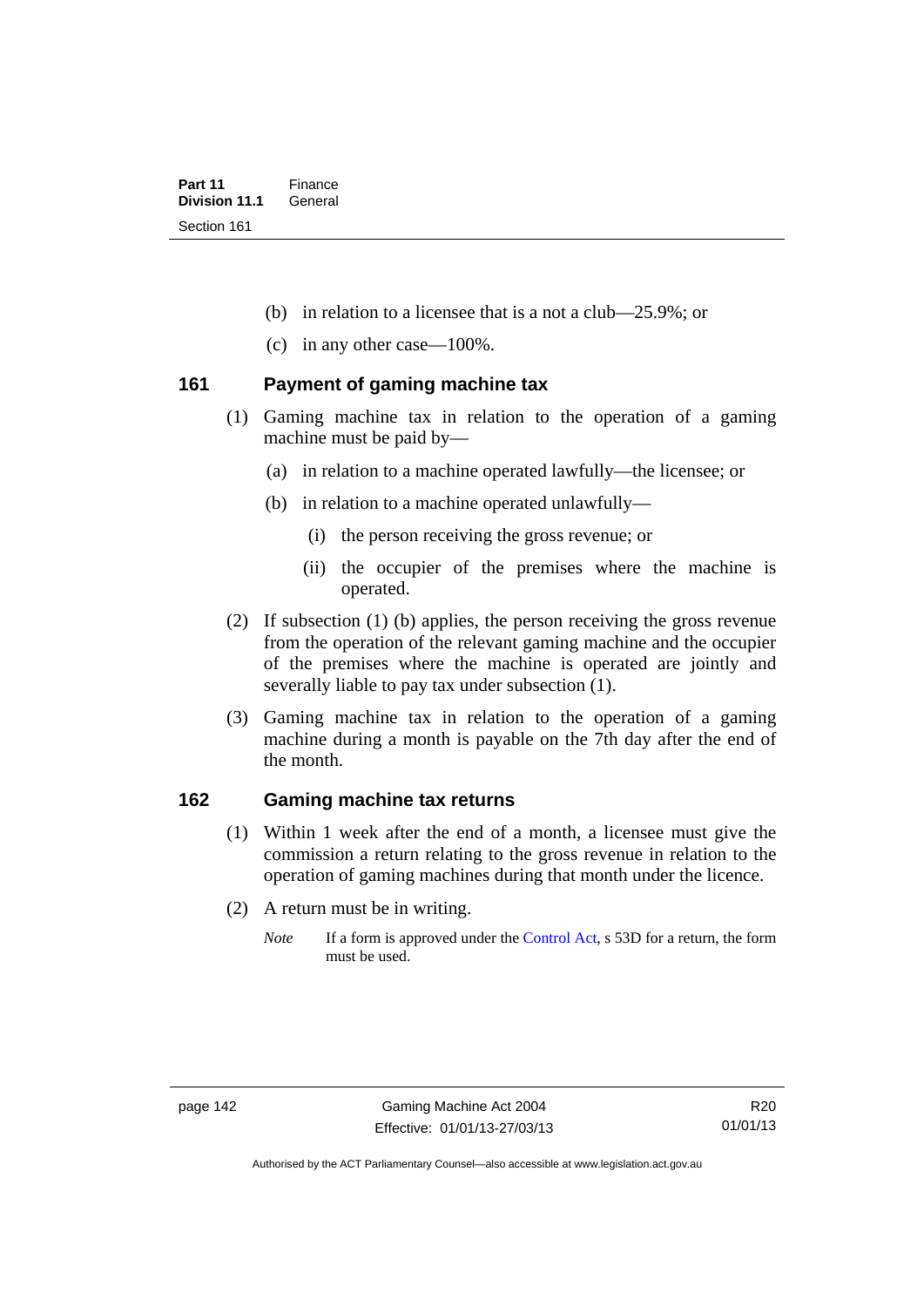(b) in relation to a licensee that is a not a club—25.9%; or

(c) in any other case—100%.

### 161 Payment of gaming machine tax

(1) Gaming machine tax in relation to the operation of a gaming machine must be paid by—

(a) in relation to a machine operated lawfully—the licensee; or

(b) in relation to a machine operated unlawfully—

(i) the person receiving the gross revenue; or

(ii) the occupier of the premises where the machine is operated.

(2) If subsection (1) (b) applies, the person receiving the gross revenue from the operation of the relevant gaming machine and the occupier of the premises where the machine is operated are jointly and severally liable to pay tax under subsection (1).

(3) Gaming machine tax in relation to the operation of a gaming machine during a month is payable on the 7th day after the end of the month.

### 162 Gaming machine tax returns

(1) Within 1 week after the end of a month, a licensee must give the commission a return relating to the gross revenue in relation to the operation of gaming machines during that month under the licence.

(2) A return must be in writing.

*Note* If a form is approved under the Control Act, s 53D for a return, the form must be used.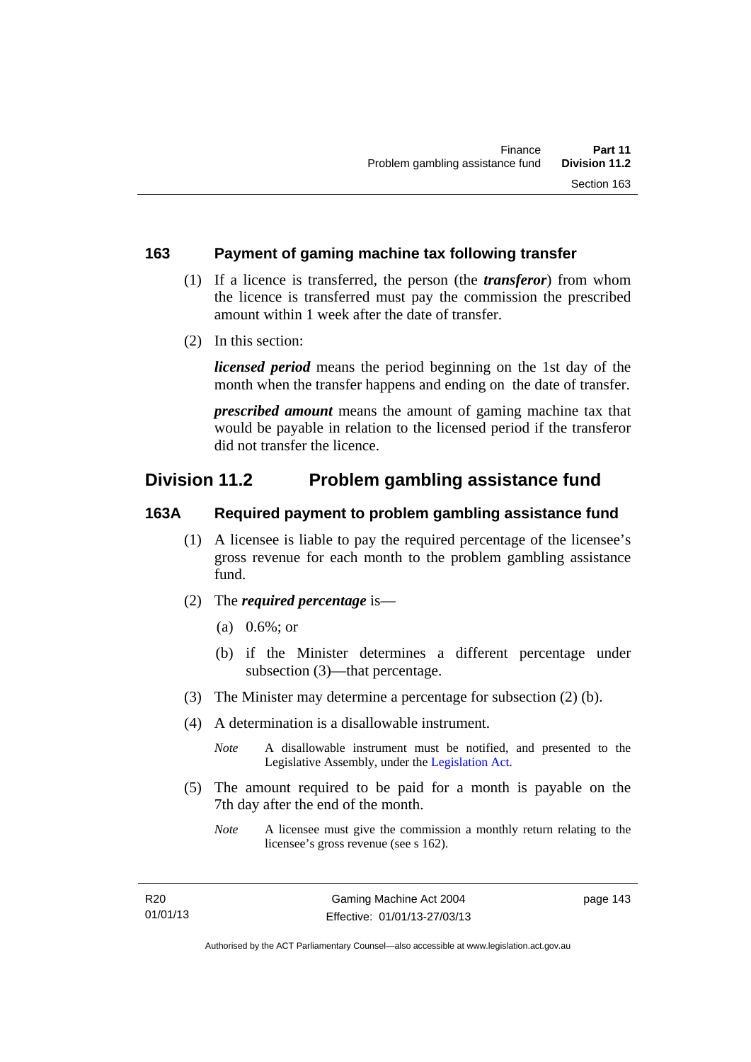### 163 Payment of gaming machine tax following transfer

(1) If a licence is transferred, the person (the ***transferor***) from whom the licence is transferred must pay the commission the prescribed amount within 1 week after the date of transfer.

(2) In this section:

***licensed period*** means the period beginning on the 1st day of the month when the transfer happens and ending on the date of transfer.

***prescribed amount*** means the amount of gaming machine tax that would be payable in relation to the licensed period if the transferor did not transfer the licence.

## Division 11.2 Problem gambling assistance fund

### 163A Required payment to problem gambling assistance fund

(1) A licensee is liable to pay the required percentage of the licensee's gross revenue for each month to the problem gambling assistance fund.

(2) The ***required percentage*** is—

(a) 0.6%; or

(b) if the Minister determines a different percentage under subsection (3)—that percentage.

(3) The Minister may determine a percentage for subsection (2) (b).

(4) A determination is a disallowable instrument.

*Note* A disallowable instrument must be notified, and presented to the Legislative Assembly, under the Legislation Act.

(5) The amount required to be paid for a month is payable on the 7th day after the end of the month.

*Note* A licensee must give the commission a monthly return relating to the licensee's gross revenue (see s 162).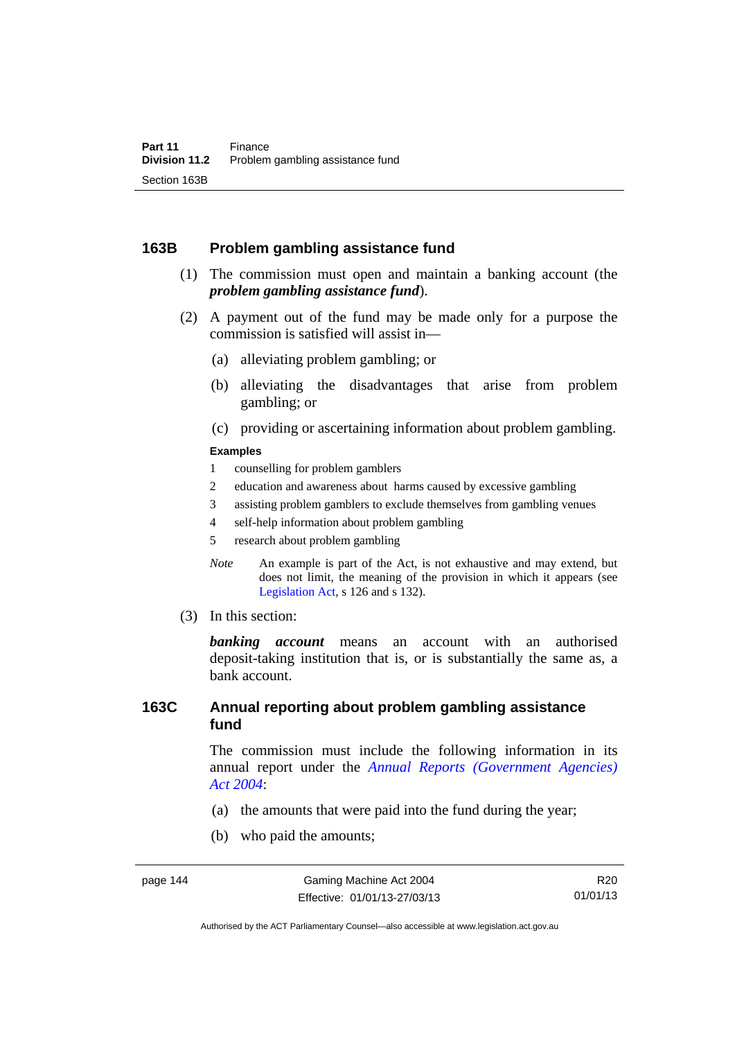## 163B Problem gambling assistance fund

(1) The commission must open and maintain a banking account (the ***problem gambling assistance fund***).

(2) A payment out of the fund may be made only for a purpose the commission is satisfied will assist in—

(a) alleviating problem gambling; or

(b) alleviating the disadvantages that arise from problem gambling; or

(c) providing or ascertaining information about problem gambling.

**Examples**

1 counselling for problem gamblers
2 education and awareness about harms caused by excessive gambling
3 assisting problem gamblers to exclude themselves from gambling venues
4 self-help information about problem gambling
5 research about problem gambling

*Note* An example is part of the Act, is not exhaustive and may extend, but does not limit, the meaning of the provision in which it appears (see Legislation Act, s 126 and s 132).

(3) In this section:

***banking account*** means an account with an authorised deposit-taking institution that is, or is substantially the same as, a bank account.

## 163C Annual reporting about problem gambling assistance fund

The commission must include the following information in its annual report under the *Annual Reports (Government Agencies) Act 2004*:

(a) the amounts that were paid into the fund during the year;

(b) who paid the amounts;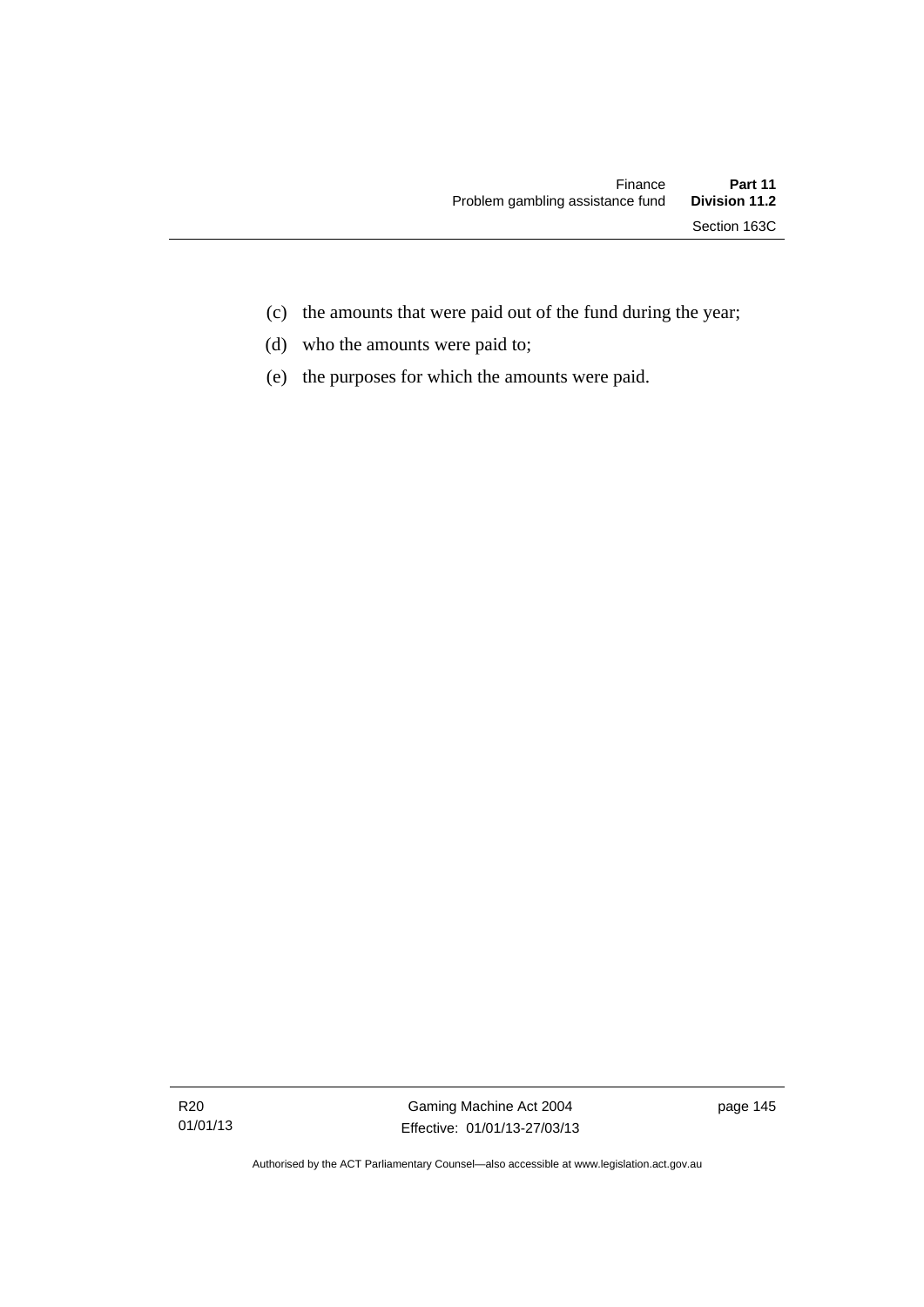(c) the amounts that were paid out of the fund during the year;

(d) who the amounts were paid to;

(e) the purposes for which the amounts were paid.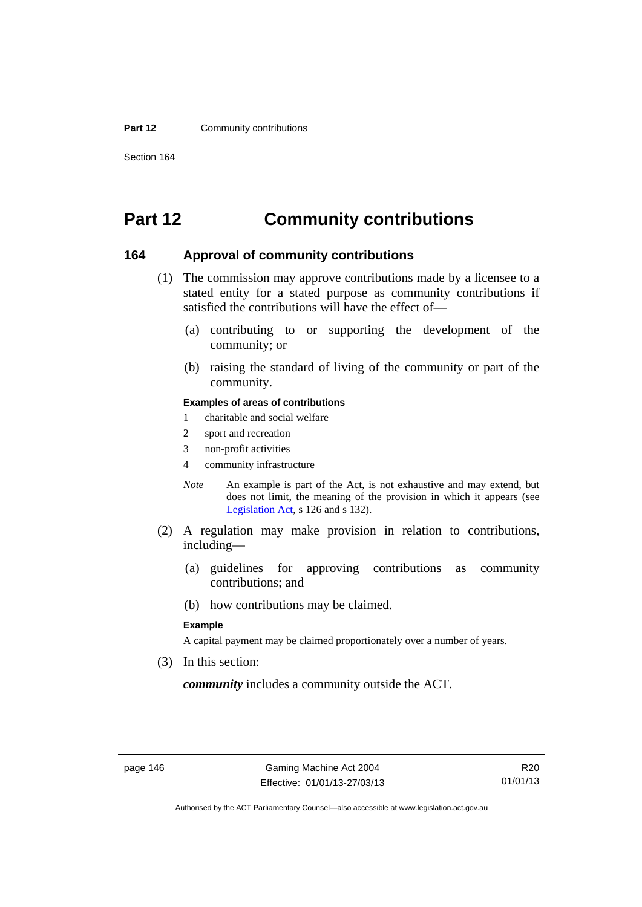# Part 12 Community contributions

## 164 Approval of community contributions

(1) The commission may approve contributions made by a licensee to a stated entity for a stated purpose as community contributions if satisfied the contributions will have the effect of—

(a) contributing to or supporting the development of the community; or

(b) raising the standard of living of the community or part of the community.

**Examples of areas of contributions**

1 charitable and social welfare

2 sport and recreation

3 non-profit activities

4 community infrastructure

*Note* An example is part of the Act, is not exhaustive and may extend, but does not limit, the meaning of the provision in which it appears (see Legislation Act, s 126 and s 132).

(2) A regulation may make provision in relation to contributions, including—

(a) guidelines for approving contributions as community contributions; and

(b) how contributions may be claimed.

**Example**

A capital payment may be claimed proportionately over a number of years.

(3) In this section:

***community*** includes a community outside the ACT.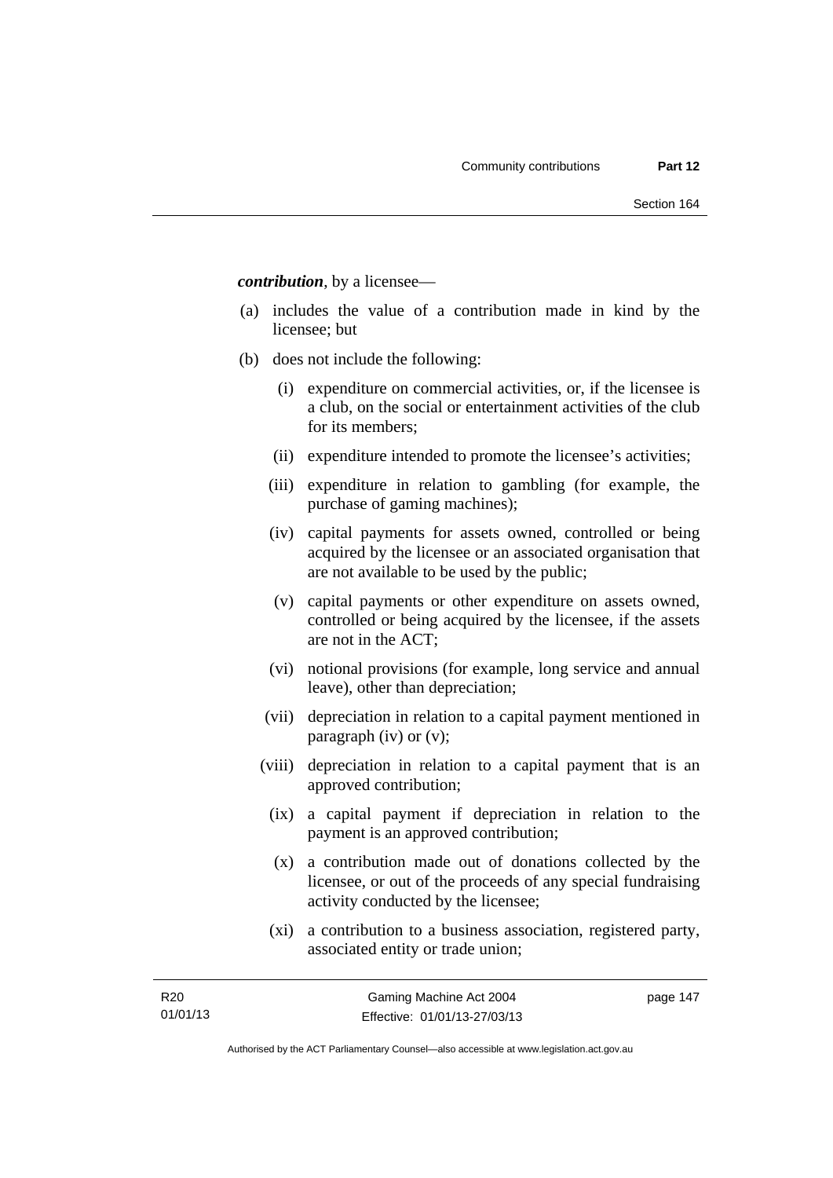***contribution***, by a licensee—

(a) includes the value of a contribution made in kind by the licensee; but

(b) does not include the following:

  (i) expenditure on commercial activities, or, if the licensee is a club, on the social or entertainment activities of the club for its members;

  (ii) expenditure intended to promote the licensee's activities;

  (iii) expenditure in relation to gambling (for example, the purchase of gaming machines);

  (iv) capital payments for assets owned, controlled or being acquired by the licensee or an associated organisation that are not available to be used by the public;

  (v) capital payments or other expenditure on assets owned, controlled or being acquired by the licensee, if the assets are not in the ACT;

  (vi) notional provisions (for example, long service and annual leave), other than depreciation;

  (vii) depreciation in relation to a capital payment mentioned in paragraph (iv) or (v);

  (viii) depreciation in relation to a capital payment that is an approved contribution;

  (ix) a capital payment if depreciation in relation to the payment is an approved contribution;

  (x) a contribution made out of donations collected by the licensee, or out of the proceeds of any special fundraising activity conducted by the licensee;

  (xi) a contribution to a business association, registered party, associated entity or trade union;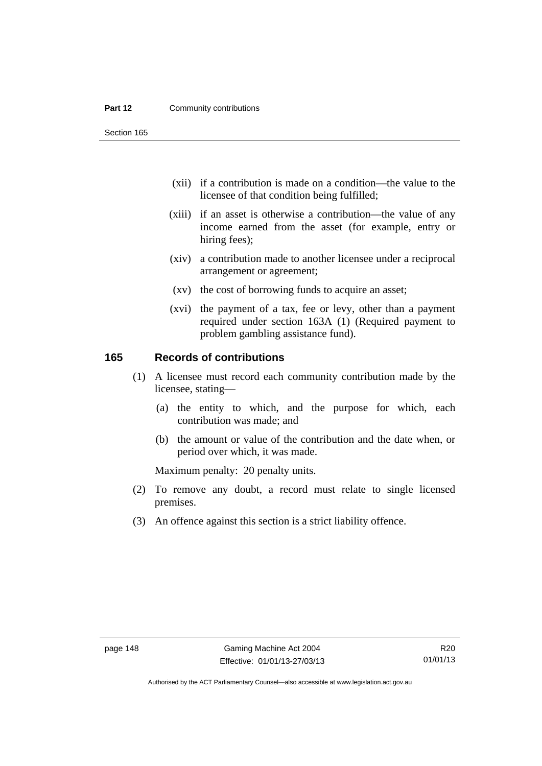(xii) if a contribution is made on a condition—the value to the licensee of that condition being fulfilled;

(xiii) if an asset is otherwise a contribution—the value of any income earned from the asset (for example, entry or hiring fees);

(xiv) a contribution made to another licensee under a reciprocal arrangement or agreement;

(xv) the cost of borrowing funds to acquire an asset;

(xvi) the payment of a tax, fee or levy, other than a payment required under section 163A (1) (Required payment to problem gambling assistance fund).

## 165 Records of contributions

(1) A licensee must record each community contribution made by the licensee, stating—

(a) the entity to which, and the purpose for which, each contribution was made; and

(b) the amount or value of the contribution and the date when, or period over which, it was made.

Maximum penalty: 20 penalty units.

(2) To remove any doubt, a record must relate to single licensed premises.

(3) An offence against this section is a strict liability offence.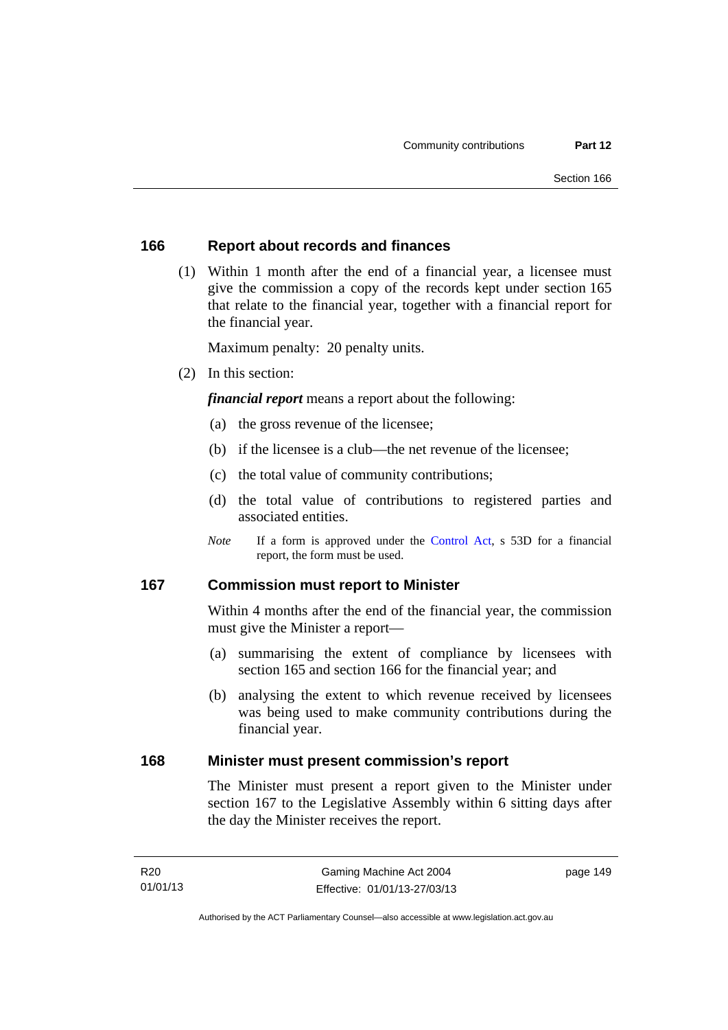## 166 Report about records and finances

(1) Within 1 month after the end of a financial year, a licensee must give the commission a copy of the records kept under section 165 that relate to the financial year, together with a financial report for the financial year.

Maximum penalty: 20 penalty units.

(2) In this section:

***financial report*** means a report about the following:

(a) the gross revenue of the licensee;

(b) if the licensee is a club—the net revenue of the licensee;

(c) the total value of community contributions;

(d) the total value of contributions to registered parties and associated entities.

*Note* If a form is approved under the Control Act, s 53D for a financial report, the form must be used.

## 167 Commission must report to Minister

Within 4 months after the end of the financial year, the commission must give the Minister a report—

(a) summarising the extent of compliance by licensees with section 165 and section 166 for the financial year; and

(b) analysing the extent to which revenue received by licensees was being used to make community contributions during the financial year.

## 168 Minister must present commission's report

The Minister must present a report given to the Minister under section 167 to the Legislative Assembly within 6 sitting days after the day the Minister receives the report.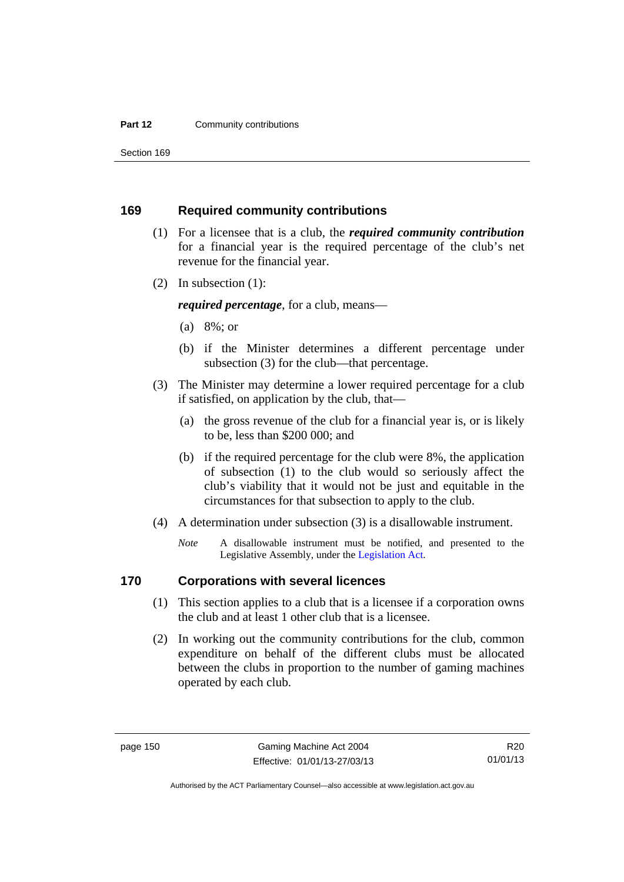## 169 Required community contributions

(1) For a licensee that is a club, the ***required community contribution*** for a financial year is the required percentage of the club's net revenue for the financial year.

(2) In subsection (1):

***required percentage***, for a club, means—

(a) 8%; or

(b) if the Minister determines a different percentage under subsection (3) for the club—that percentage.

(3) The Minister may determine a lower required percentage for a club if satisfied, on application by the club, that—

(a) the gross revenue of the club for a financial year is, or is likely to be, less than $200 000; and

(b) if the required percentage for the club were 8%, the application of subsection (1) to the club would so seriously affect the club's viability that it would not be just and equitable in the circumstances for that subsection to apply to the club.

(4) A determination under subsection (3) is a disallowable instrument.

*Note* A disallowable instrument must be notified, and presented to the Legislative Assembly, under the Legislation Act.

## 170 Corporations with several licences

(1) This section applies to a club that is a licensee if a corporation owns the club and at least 1 other club that is a licensee.

(2) In working out the community contributions for the club, common expenditure on behalf of the different clubs must be allocated between the clubs in proportion to the number of gaming machines operated by each club.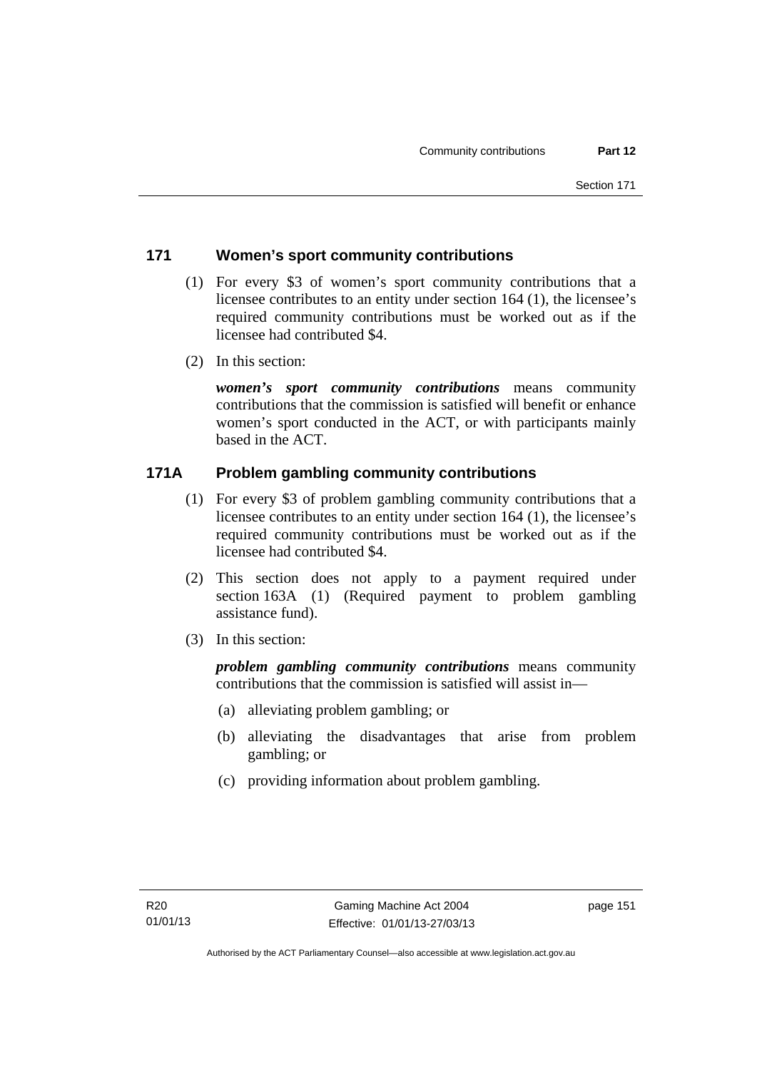## 171 Women's sport community contributions

(1) For every $3 of women's sport community contributions that a licensee contributes to an entity under section 164 (1), the licensee's required community contributions must be worked out as if the licensee had contributed $4.

(2) In this section:

***women's sport community contributions*** means community contributions that the commission is satisfied will benefit or enhance women's sport conducted in the ACT, or with participants mainly based in the ACT.

## 171A Problem gambling community contributions

(1) For every $3 of problem gambling community contributions that a licensee contributes to an entity under section 164 (1), the licensee's required community contributions must be worked out as if the licensee had contributed $4.

(2) This section does not apply to a payment required under section 163A (1) (Required payment to problem gambling assistance fund).

(3) In this section:

***problem gambling community contributions*** means community contributions that the commission is satisfied will assist in—

(a) alleviating problem gambling; or

(b) alleviating the disadvantages that arise from problem gambling; or

(c) providing information about problem gambling.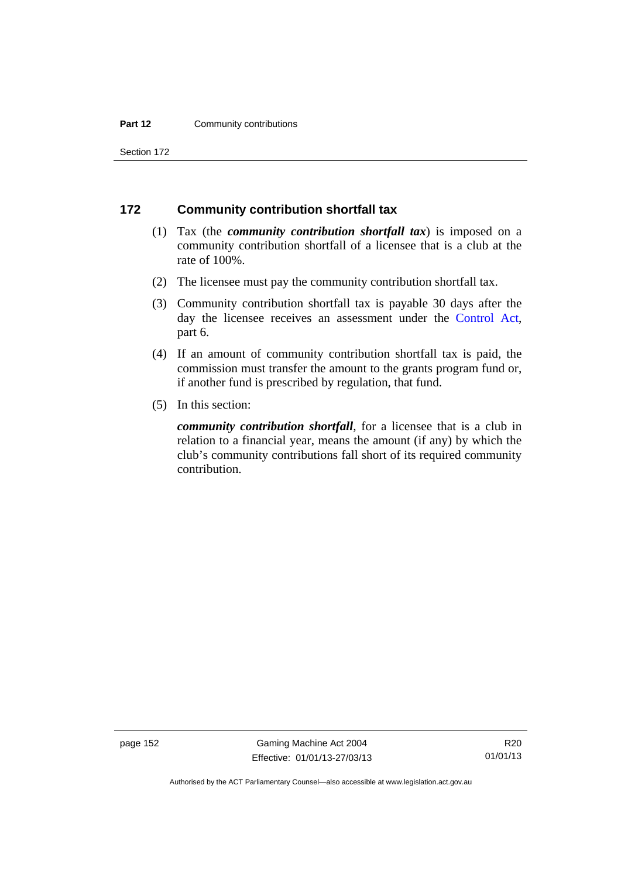## 172 Community contribution shortfall tax

(1) Tax (the ***community contribution shortfall tax***) is imposed on a community contribution shortfall of a licensee that is a club at the rate of 100%.

(2) The licensee must pay the community contribution shortfall tax.

(3) Community contribution shortfall tax is payable 30 days after the day the licensee receives an assessment under the Control Act, part 6.

(4) If an amount of community contribution shortfall tax is paid, the commission must transfer the amount to the grants program fund or, if another fund is prescribed by regulation, that fund.

(5) In this section:

***community contribution shortfall***, for a licensee that is a club in relation to a financial year, means the amount (if any) by which the club's community contributions fall short of its required community contribution.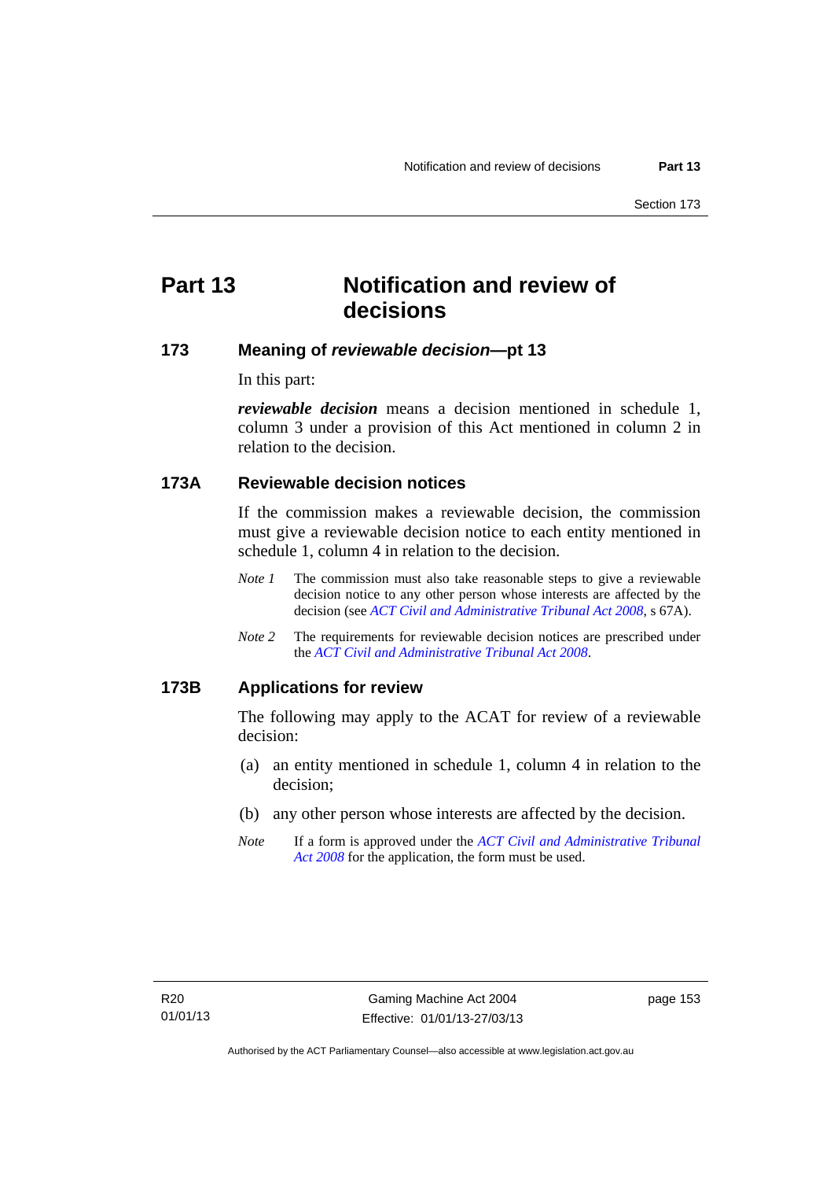# Part 13 Notification and review of decisions

## 173 Meaning of *reviewable decision*—pt 13

In this part:

***reviewable decision*** means a decision mentioned in schedule 1, column 3 under a provision of this Act mentioned in column 2 in relation to the decision.

## 173A Reviewable decision notices

If the commission makes a reviewable decision, the commission must give a reviewable decision notice to each entity mentioned in schedule 1, column 4 in relation to the decision.

*Note 1* The commission must also take reasonable steps to give a reviewable decision notice to any other person whose interests are affected by the decision (see *ACT Civil and Administrative Tribunal Act 2008*, s 67A).

*Note 2* The requirements for reviewable decision notices are prescribed under the *ACT Civil and Administrative Tribunal Act 2008*.

## 173B Applications for review

The following may apply to the ACAT for review of a reviewable decision:

(a) an entity mentioned in schedule 1, column 4 in relation to the decision;

(b) any other person whose interests are affected by the decision.

*Note* If a form is approved under the *ACT Civil and Administrative Tribunal Act 2008* for the application, the form must be used.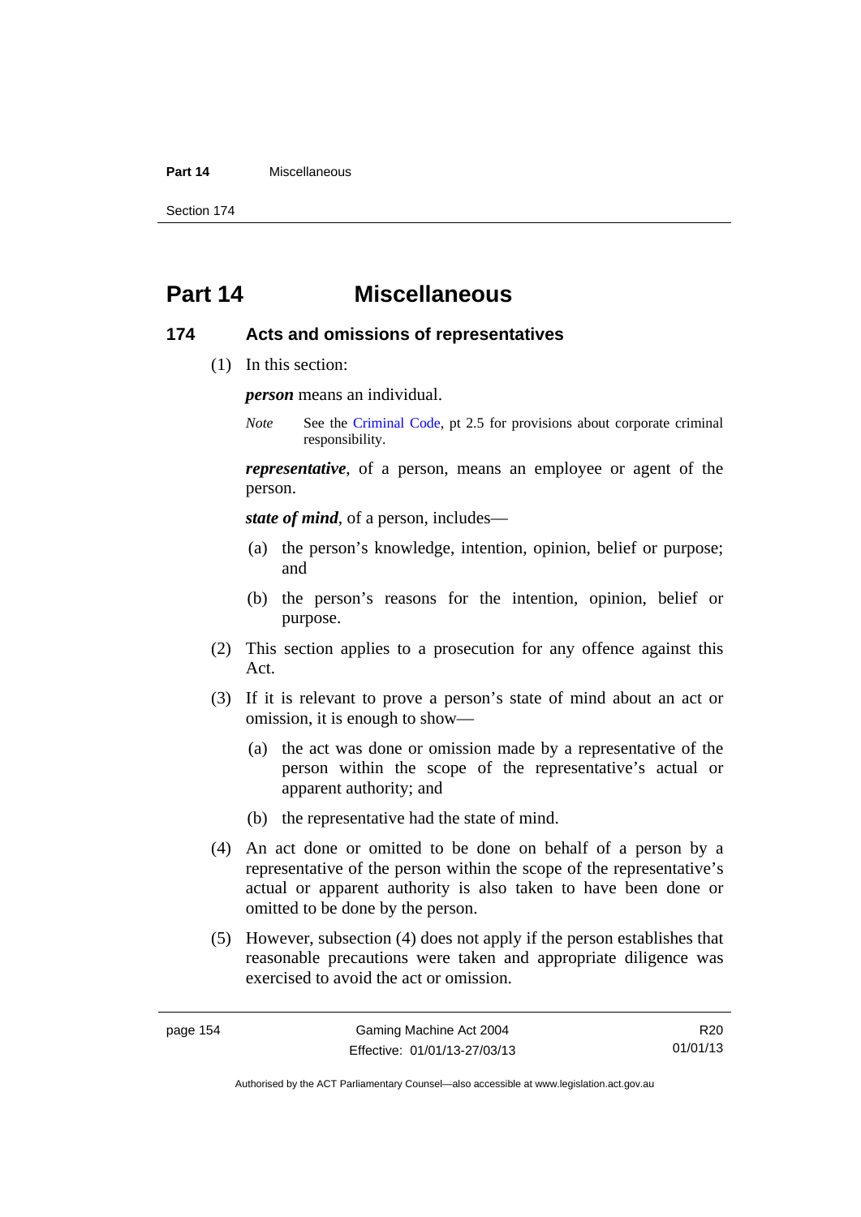# Part 14 Miscellaneous

## 174 Acts and omissions of representatives

(1) In this section:

***person*** means an individual.

*Note* See the Criminal Code, pt 2.5 for provisions about corporate criminal responsibility.

***representative***, of a person, means an employee or agent of the person.

***state of mind***, of a person, includes—

(a) the person's knowledge, intention, opinion, belief or purpose; and

(b) the person's reasons for the intention, opinion, belief or purpose.

(2) This section applies to a prosecution for any offence against this Act.

(3) If it is relevant to prove a person's state of mind about an act or omission, it is enough to show—

(a) the act was done or omission made by a representative of the person within the scope of the representative's actual or apparent authority; and

(b) the representative had the state of mind.

(4) An act done or omitted to be done on behalf of a person by a representative of the person within the scope of the representative's actual or apparent authority is also taken to have been done or omitted to be done by the person.

(5) However, subsection (4) does not apply if the person establishes that reasonable precautions were taken and appropriate diligence was exercised to avoid the act or omission.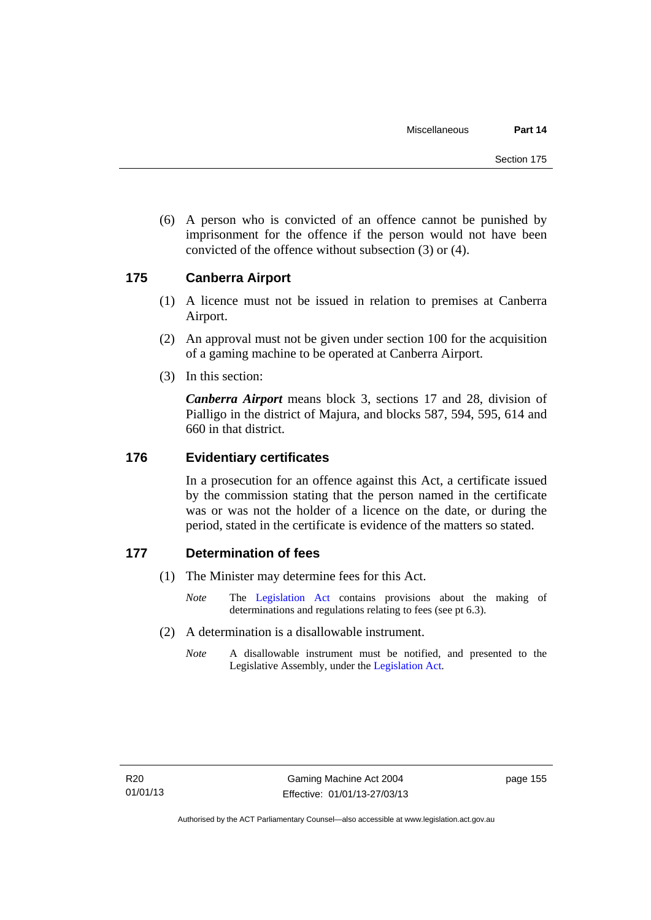(6) A person who is convicted of an offence cannot be punished by imprisonment for the offence if the person would not have been convicted of the offence without subsection (3) or (4).

## 175 Canberra Airport

(1) A licence must not be issued in relation to premises at Canberra Airport.

(2) An approval must not be given under section 100 for the acquisition of a gaming machine to be operated at Canberra Airport.

(3) In this section:

***Canberra Airport*** means block 3, sections 17 and 28, division of Pialligo in the district of Majura, and blocks 587, 594, 595, 614 and 660 in that district.

## 176 Evidentiary certificates

In a prosecution for an offence against this Act, a certificate issued by the commission stating that the person named in the certificate was or was not the holder of a licence on the date, or during the period, stated in the certificate is evidence of the matters so stated.

## 177 Determination of fees

(1) The Minister may determine fees for this Act.

*Note* The Legislation Act contains provisions about the making of determinations and regulations relating to fees (see pt 6.3).

(2) A determination is a disallowable instrument.

*Note* A disallowable instrument must be notified, and presented to the Legislative Assembly, under the Legislation Act.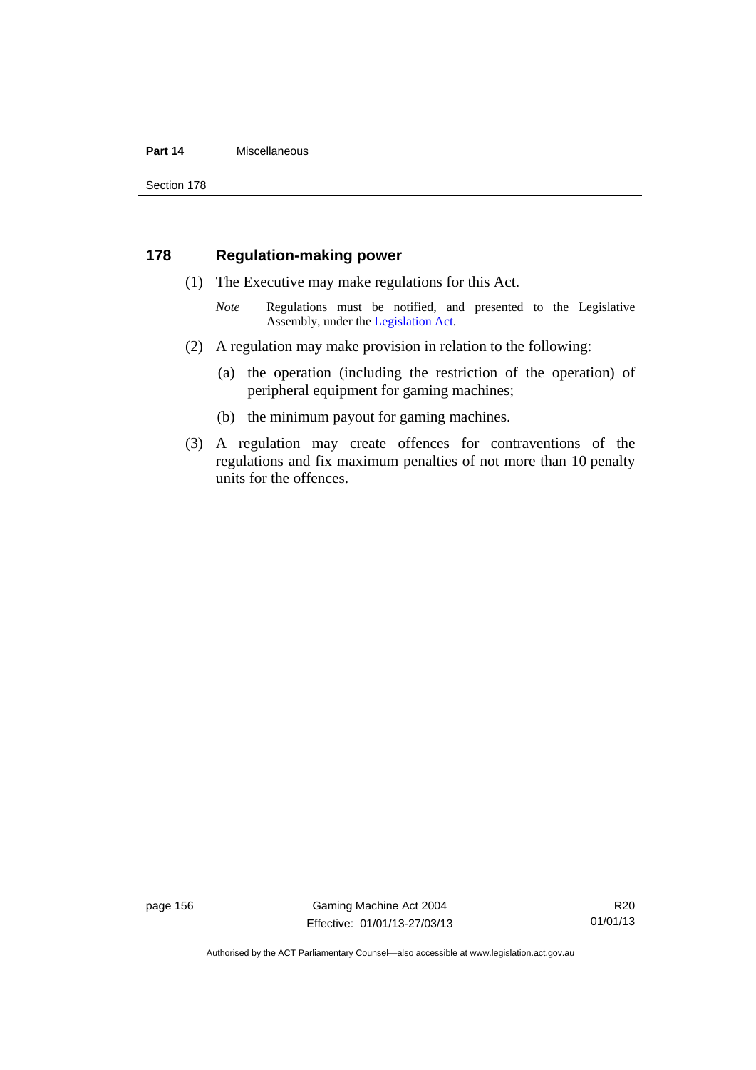## 178 Regulation-making power

(1) The Executive may make regulations for this Act.

*Note* Regulations must be notified, and presented to the Legislative Assembly, under the Legislation Act.

(2) A regulation may make provision in relation to the following:

(a) the operation (including the restriction of the operation) of peripheral equipment for gaming machines;

(b) the minimum payout for gaming machines.

(3) A regulation may create offences for contraventions of the regulations and fix maximum penalties of not more than 10 penalty units for the offences.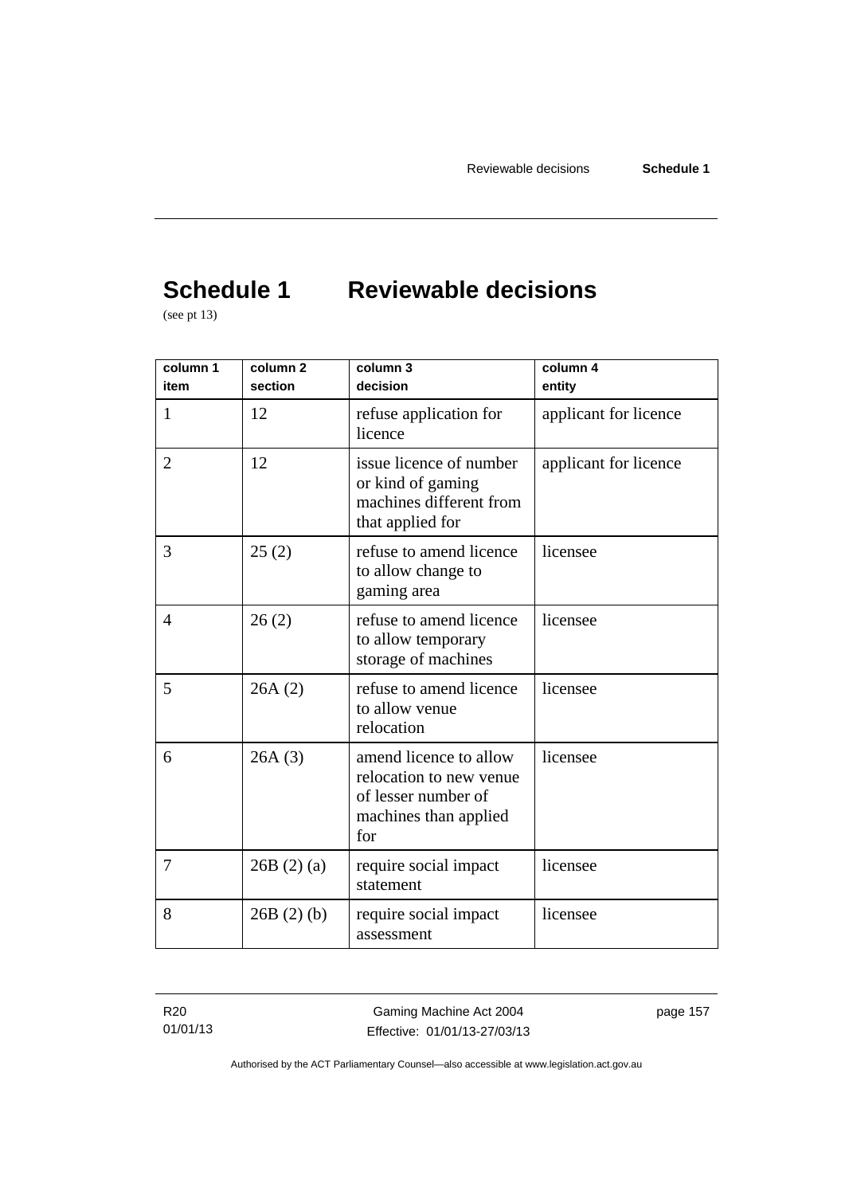# Schedule 1 Reviewable decisions

(see pt 13)

| column 1 item | column 2 section | column 3 decision | column 4 entity |
|---|---|---|---|
| 1 | 12 | refuse application for licence | applicant for licence |
| 2 | 12 | issue licence of number or kind of gaming machines different from that applied for | applicant for licence |
| 3 | 25 (2) | refuse to amend licence to allow change to gaming area | licensee |
| 4 | 26 (2) | refuse to amend licence to allow temporary storage of machines | licensee |
| 5 | 26A (2) | refuse to amend licence to allow venue relocation | licensee |
| 6 | 26A (3) | amend licence to allow relocation to new venue of lesser number of machines than applied for | licensee |
| 7 | 26B (2) (a) | require social impact statement | licensee |
| 8 | 26B (2) (b) | require social impact assessment | licensee |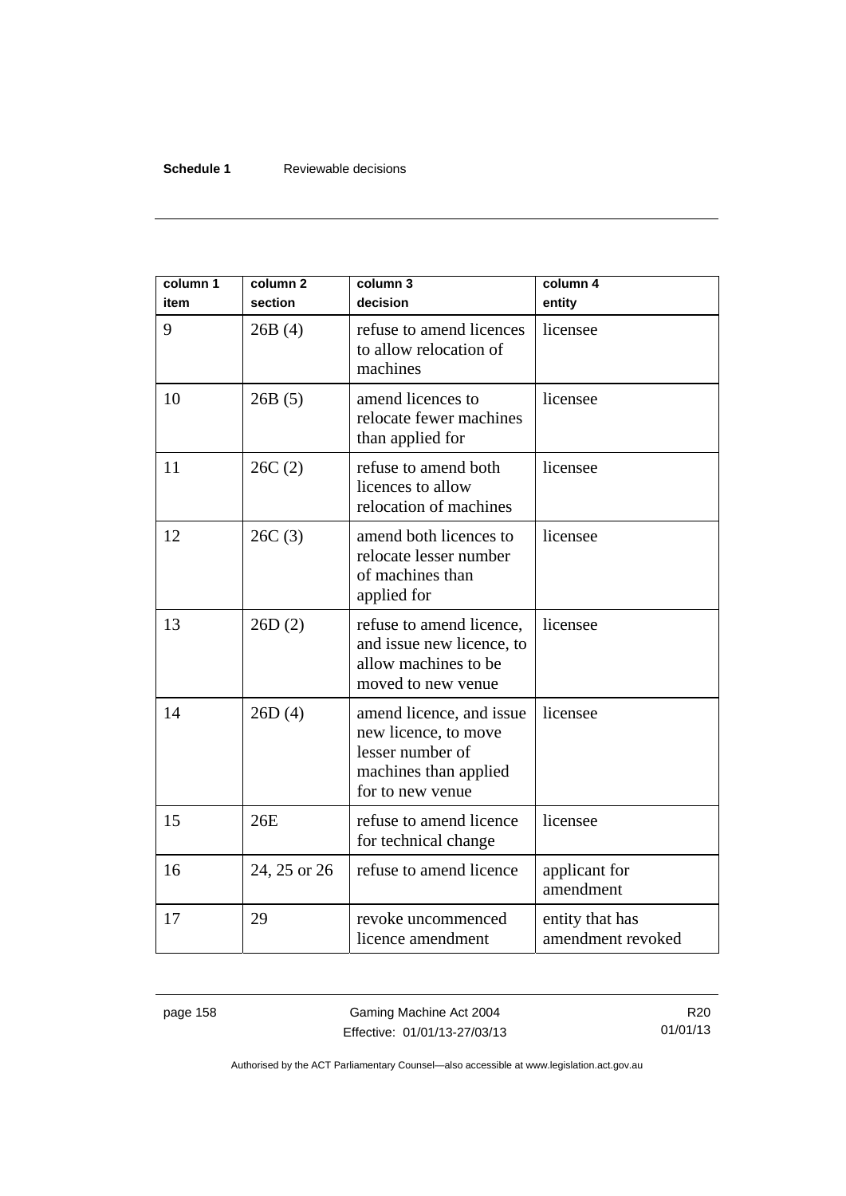| column 1 item | column 2 section | column 3 decision | column 4 entity |
|---|---|---|---|
| 9 | 26B (4) | refuse to amend licences to allow relocation of machines | licensee |
| 10 | 26B (5) | amend licences to relocate fewer machines than applied for | licensee |
| 11 | 26C (2) | refuse to amend both licences to allow relocation of machines | licensee |
| 12 | 26C (3) | amend both licences to relocate lesser number of machines than applied for | licensee |
| 13 | 26D (2) | refuse to amend licence, and issue new licence, to allow machines to be moved to new venue | licensee |
| 14 | 26D (4) | amend licence, and issue new licence, to move lesser number of machines than applied for to new venue | licensee |
| 15 | 26E | refuse to amend licence for technical change | licensee |
| 16 | 24, 25 or 26 | refuse to amend licence | applicant for amendment |
| 17 | 29 | revoke uncommenced licence amendment | entity that has amendment revoked |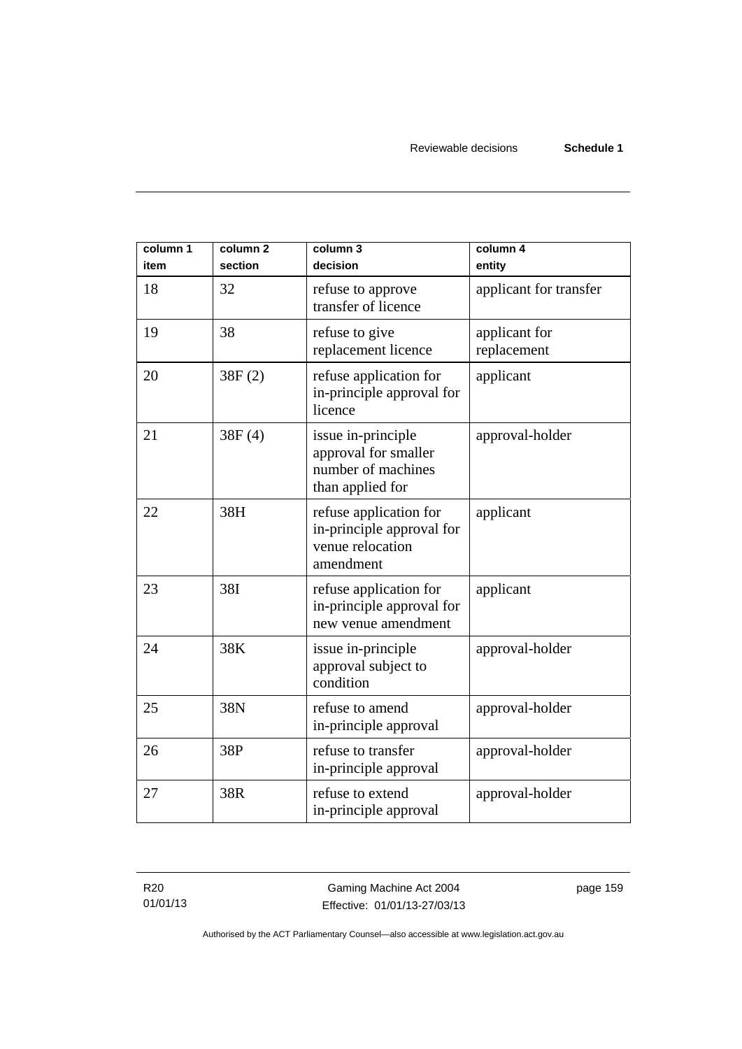| column 1 item | column 2 section | column 3 decision | column 4 entity |
|---|---|---|---|
| 18 | 32 | refuse to approve transfer of licence | applicant for transfer |
| 19 | 38 | refuse to give replacement licence | applicant for replacement |
| 20 | 38F (2) | refuse application for in-principle approval for licence | applicant |
| 21 | 38F (4) | issue in-principle approval for smaller number of machines than applied for | approval-holder |
| 22 | 38H | refuse application for in-principle approval for venue relocation amendment | applicant |
| 23 | 38I | refuse application for in-principle approval for new venue amendment | applicant |
| 24 | 38K | issue in-principle approval subject to condition | approval-holder |
| 25 | 38N | refuse to amend in-principle approval | approval-holder |
| 26 | 38P | refuse to transfer in-principle approval | approval-holder |
| 27 | 38R | refuse to extend in-principle approval | approval-holder |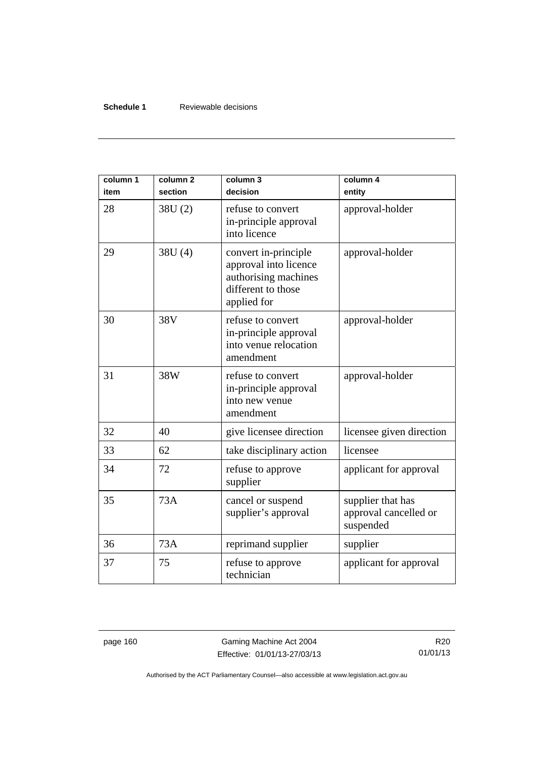| column 1 item | column 2 section | column 3 decision | column 4 entity |
|---|---|---|---|
| 28 | 38U (2) | refuse to convert in-principle approval into licence | approval-holder |
| 29 | 38U (4) | convert in-principle approval into licence authorising machines different to those applied for | approval-holder |
| 30 | 38V | refuse to convert in-principle approval into venue relocation amendment | approval-holder |
| 31 | 38W | refuse to convert in-principle approval into new venue amendment | approval-holder |
| 32 | 40 | give licensee direction | licensee given direction |
| 33 | 62 | take disciplinary action | licensee |
| 34 | 72 | refuse to approve supplier | applicant for approval |
| 35 | 73A | cancel or suspend supplier's approval | supplier that has approval cancelled or suspended |
| 36 | 73A | reprimand supplier | supplier |
| 37 | 75 | refuse to approve technician | applicant for approval |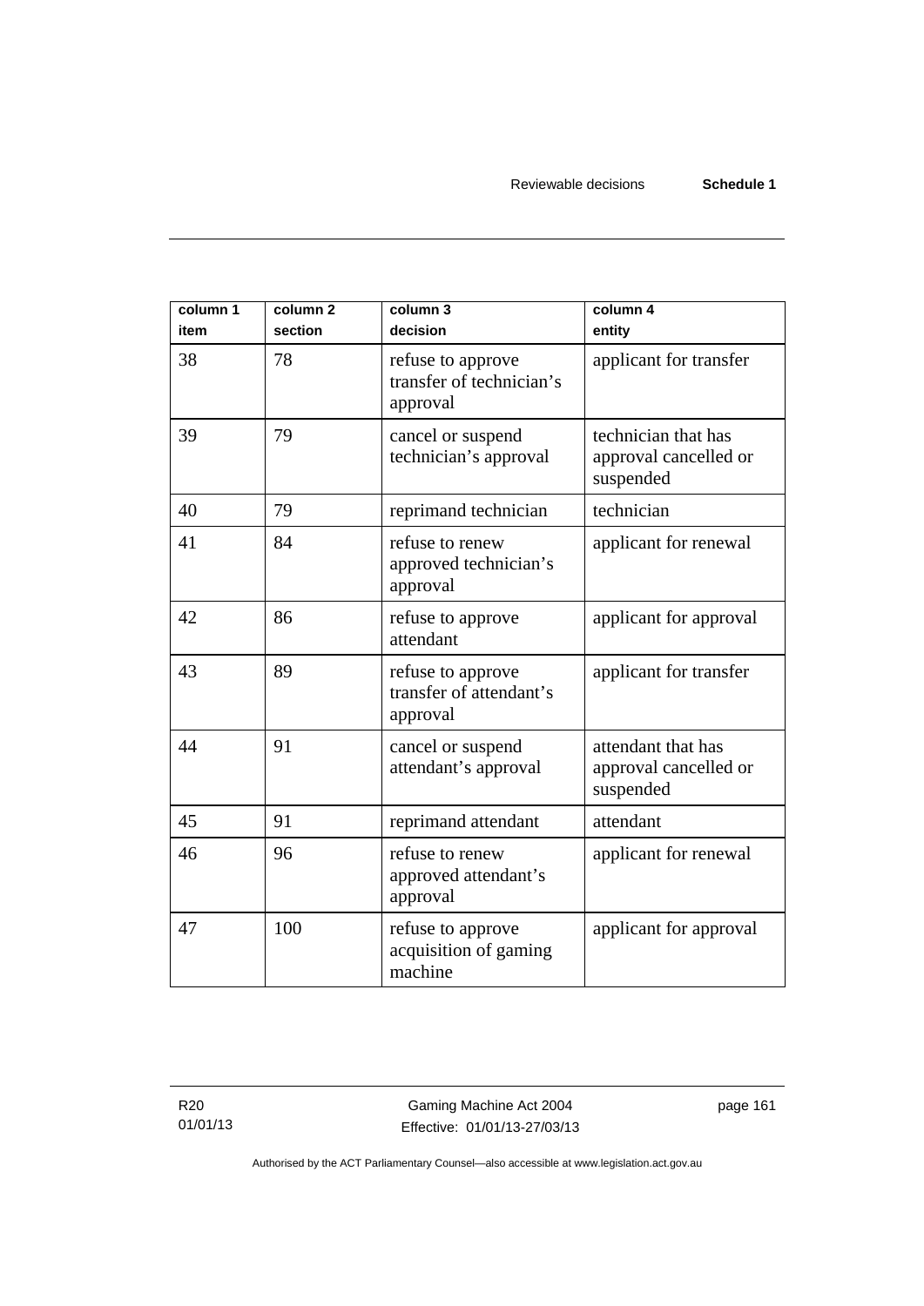| column 1 item | column 2 section | column 3 decision | column 4 entity |
|---|---|---|---|
| 38 | 78 | refuse to approve transfer of technician's approval | applicant for transfer |
| 39 | 79 | cancel or suspend technician's approval | technician that has approval cancelled or suspended |
| 40 | 79 | reprimand technician | technician |
| 41 | 84 | refuse to renew approved technician's approval | applicant for renewal |
| 42 | 86 | refuse to approve attendant | applicant for approval |
| 43 | 89 | refuse to approve transfer of attendant's approval | applicant for transfer |
| 44 | 91 | cancel or suspend attendant's approval | attendant that has approval cancelled or suspended |
| 45 | 91 | reprimand attendant | attendant |
| 46 | 96 | refuse to renew approved attendant's approval | applicant for renewal |
| 47 | 100 | refuse to approve acquisition of gaming machine | applicant for approval |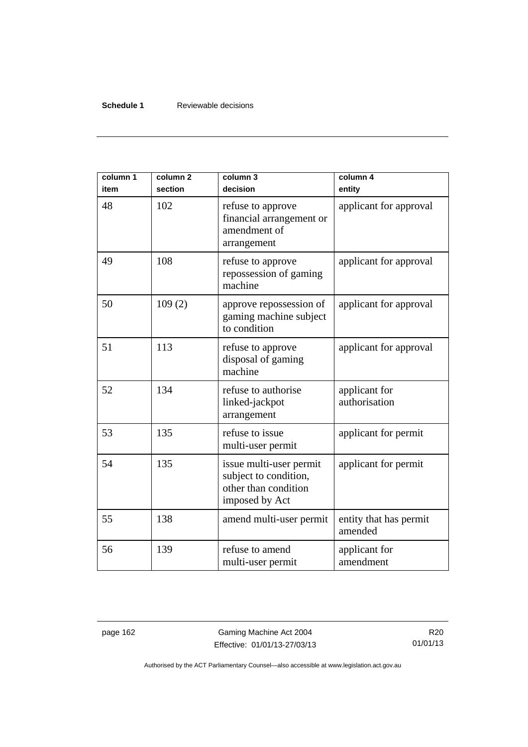| column 1 item | column 2 section | column 3 decision | column 4 entity |
|---|---|---|---|
| 48 | 102 | refuse to approve financial arrangement or amendment of arrangement | applicant for approval |
| 49 | 108 | refuse to approve repossession of gaming machine | applicant for approval |
| 50 | 109 (2) | approve repossession of gaming machine subject to condition | applicant for approval |
| 51 | 113 | refuse to approve disposal of gaming machine | applicant for approval |
| 52 | 134 | refuse to authorise linked-jackpot arrangement | applicant for authorisation |
| 53 | 135 | refuse to issue multi-user permit | applicant for permit |
| 54 | 135 | issue multi-user permit subject to condition, other than condition imposed by Act | applicant for permit |
| 55 | 138 | amend multi-user permit | entity that has permit amended |
| 56 | 139 | refuse to amend multi-user permit | applicant for amendment |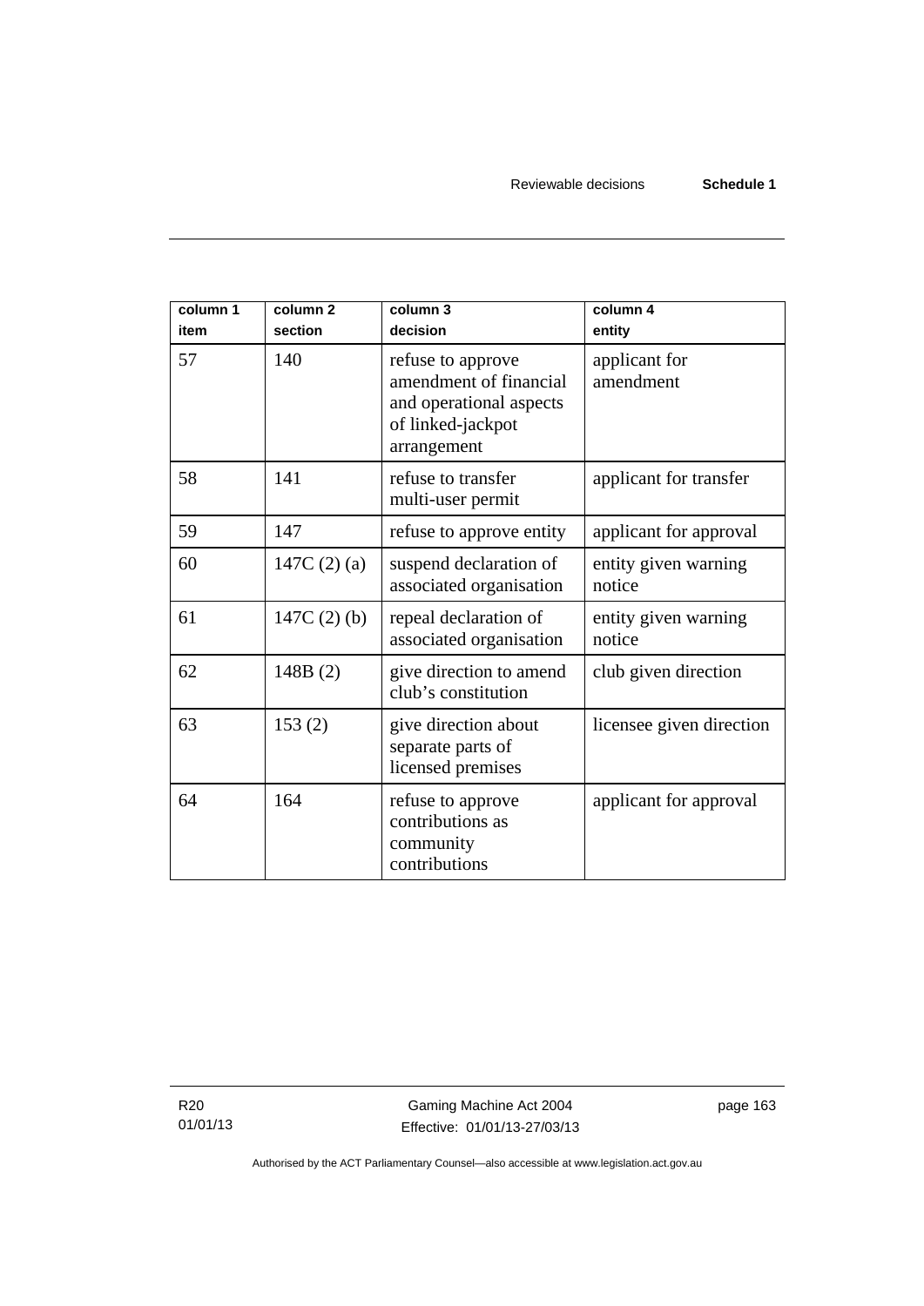| column 1 item | column 2 section | column 3 decision | column 4 entity |
|---|---|---|---|
| 57 | 140 | refuse to approve amendment of financial and operational aspects of linked-jackpot arrangement | applicant for amendment |
| 58 | 141 | refuse to transfer multi-user permit | applicant for transfer |
| 59 | 147 | refuse to approve entity | applicant for approval |
| 60 | 147C (2) (a) | suspend declaration of associated organisation | entity given warning notice |
| 61 | 147C (2) (b) | repeal declaration of associated organisation | entity given warning notice |
| 62 | 148B (2) | give direction to amend club's constitution | club given direction |
| 63 | 153 (2) | give direction about separate parts of licensed premises | licensee given direction |
| 64 | 164 | refuse to approve contributions as community contributions | applicant for approval |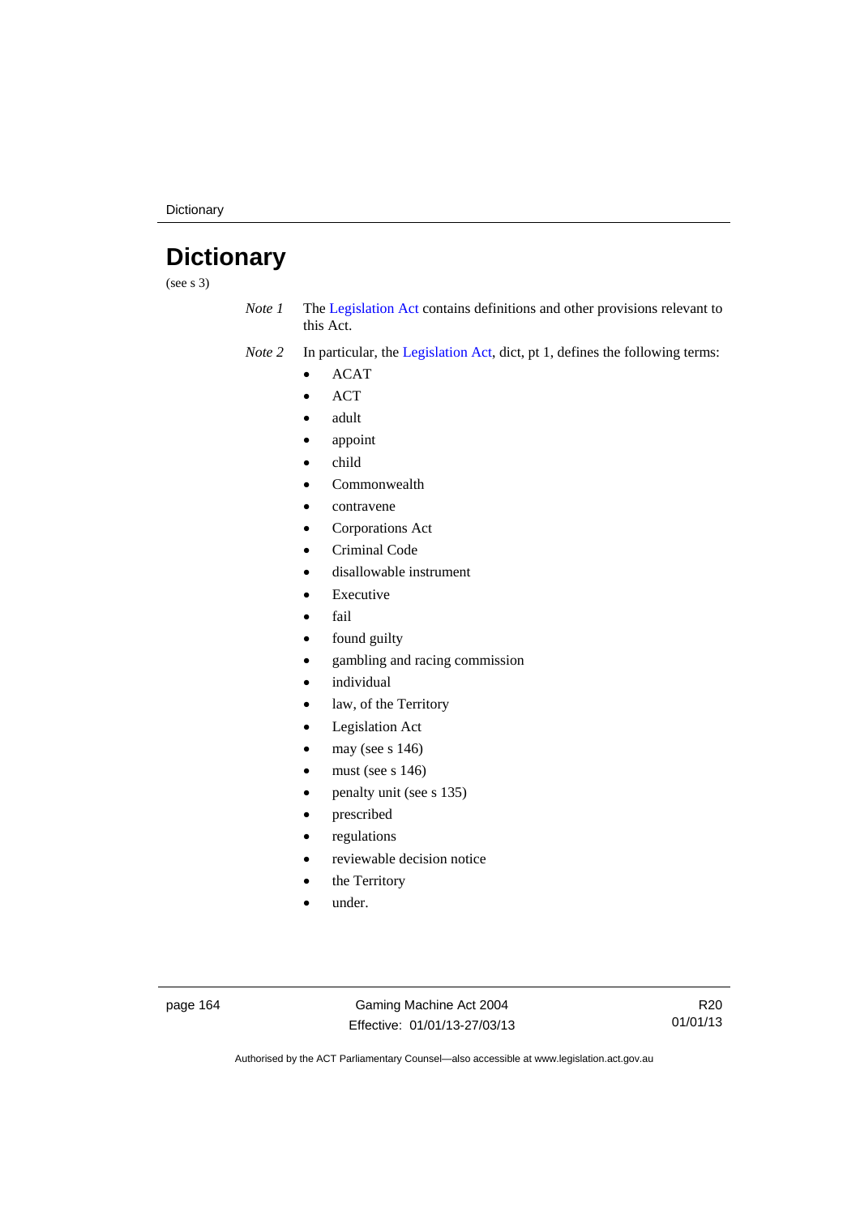# Dictionary

(see s 3)

*Note 1* The Legislation Act contains definitions and other provisions relevant to this Act.

*Note 2* In particular, the Legislation Act, dict, pt 1, defines the following terms:

- ACAT
- ACT
- adult
- appoint
- child
- Commonwealth
- contravene
- Corporations Act
- Criminal Code
- disallowable instrument
- Executive
- fail
- found guilty
- gambling and racing commission
- individual
- law, of the Territory
- Legislation Act
- may (see s 146)
- must (see s 146)
- penalty unit (see s 135)
- prescribed
- regulations
- reviewable decision notice
- the Territory
- under.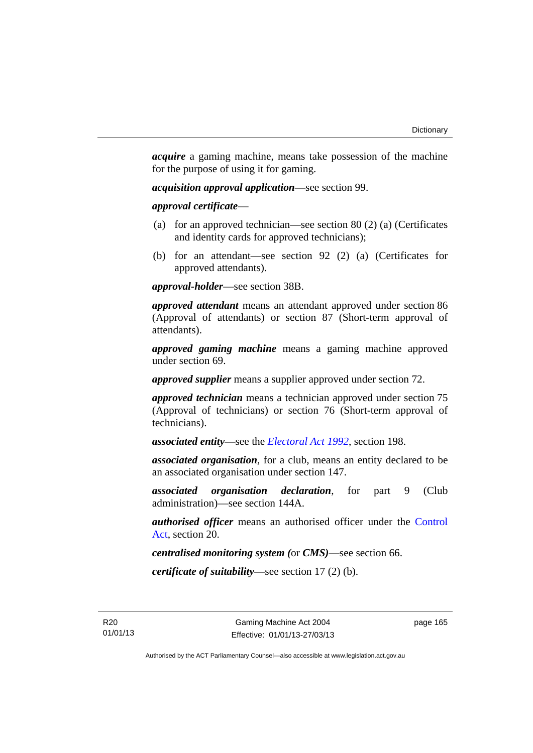***acquire*** a gaming machine, means take possession of the machine for the purpose of using it for gaming.

***acquisition approval application***—see section 99.

***approval certificate***—

(a) for an approved technician—see section 80 (2) (a) (Certificates and identity cards for approved technicians);

(b) for an attendant—see section 92 (2) (a) (Certificates for approved attendants).

***approval-holder***—see section 38B.

***approved attendant*** means an attendant approved under section 86 (Approval of attendants) or section 87 (Short-term approval of attendants).

***approved gaming machine*** means a gaming machine approved under section 69.

***approved supplier*** means a supplier approved under section 72.

***approved technician*** means a technician approved under section 75 (Approval of technicians) or section 76 (Short-term approval of technicians).

***associated entity***—see the *Electoral Act 1992*, section 198.

***associated organisation***, for a club, means an entity declared to be an associated organisation under section 147.

***associated organisation declaration***, for part 9 (Club administration)—see section 144A.

***authorised officer*** means an authorised officer under the Control Act, section 20.

***centralised monitoring system (***or ***CMS)***—see section 66.

***certificate of suitability***—see section 17 (2) (b).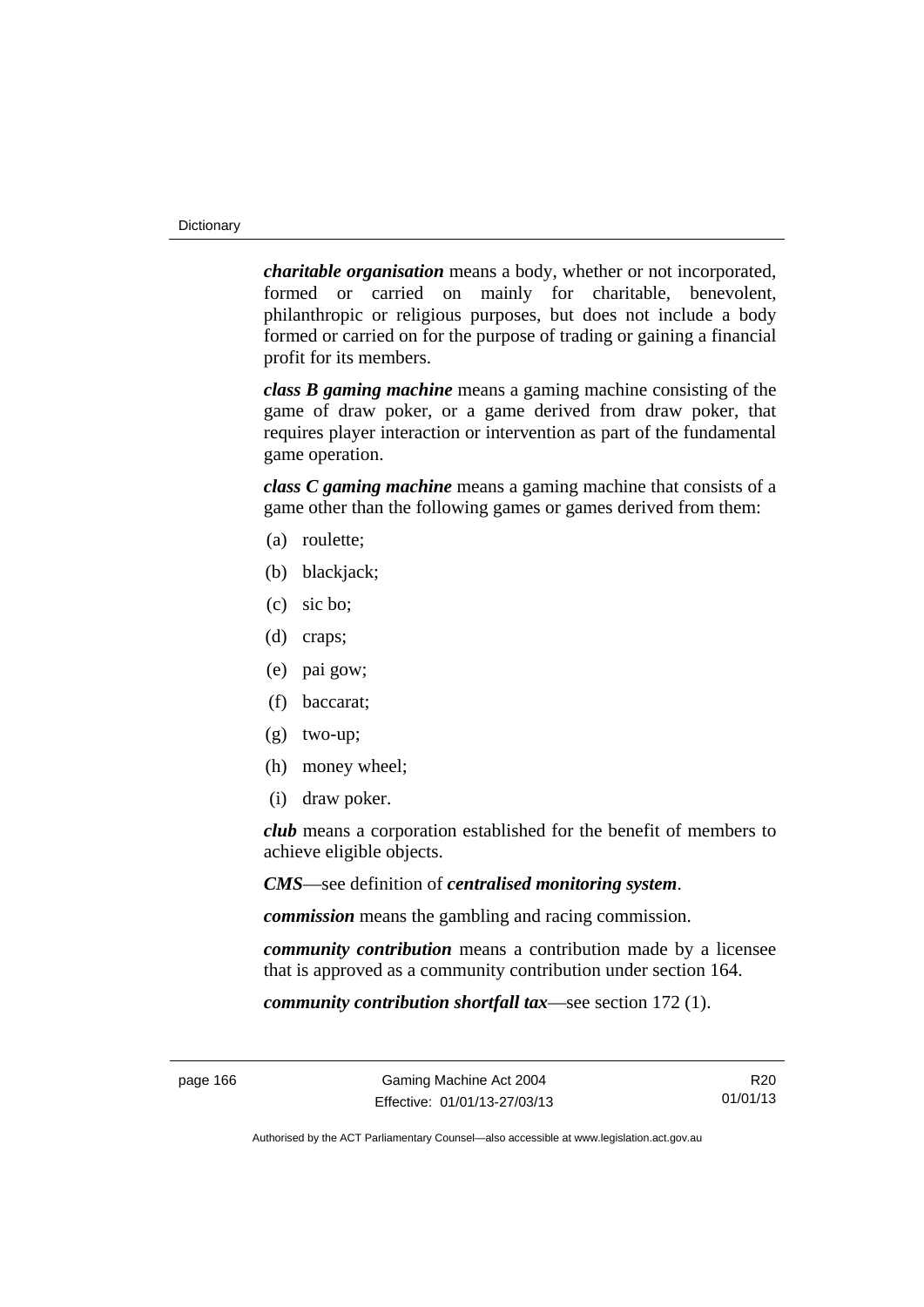***charitable organisation*** means a body, whether or not incorporated, formed or carried on mainly for charitable, benevolent, philanthropic or religious purposes, but does not include a body formed or carried on for the purpose of trading or gaining a financial profit for its members.

***class B gaming machine*** means a gaming machine consisting of the game of draw poker, or a game derived from draw poker, that requires player interaction or intervention as part of the fundamental game operation.

***class C gaming machine*** means a gaming machine that consists of a game other than the following games or games derived from them:

(a) roulette;

(b) blackjack;

(c) sic bo;

(d) craps;

(e) pai gow;

(f) baccarat;

(g) two-up;

(h) money wheel;

(i) draw poker.

***club*** means a corporation established for the benefit of members to achieve eligible objects.

***CMS***—see definition of ***centralised monitoring system***.

***commission*** means the gambling and racing commission.

***community contribution*** means a contribution made by a licensee that is approved as a community contribution under section 164.

***community contribution shortfall tax***—see section 172 (1).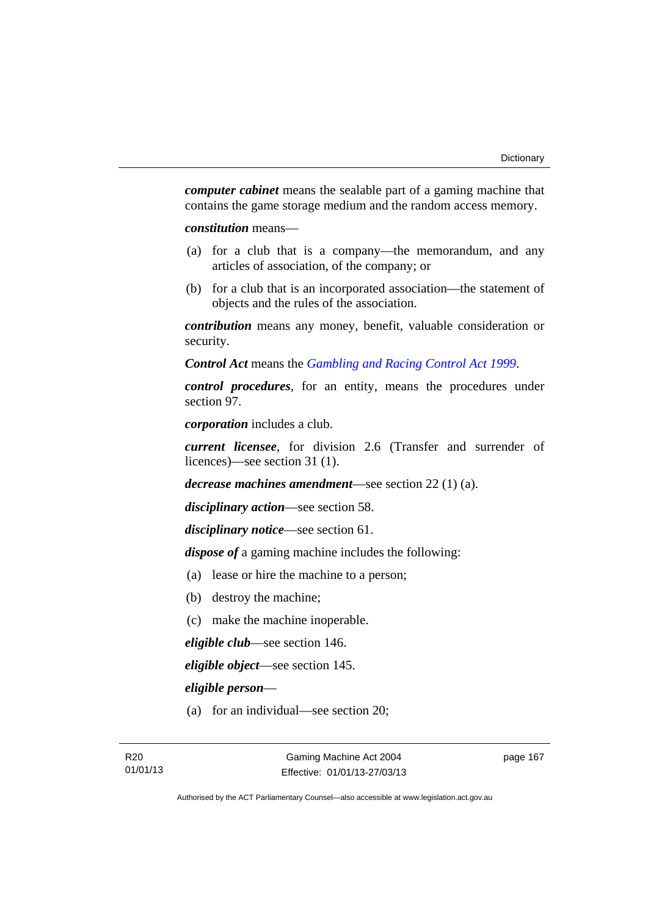***computer cabinet*** means the sealable part of a gaming machine that contains the game storage medium and the random access memory.

***constitution*** means—

(a) for a club that is a company—the memorandum, and any articles of association, of the company; or

(b) for a club that is an incorporated association—the statement of objects and the rules of the association.

***contribution*** means any money, benefit, valuable consideration or security.

***Control Act*** means the *Gambling and Racing Control Act 1999*.

***control procedures***, for an entity, means the procedures under section 97.

***corporation*** includes a club.

***current licensee***, for division 2.6 (Transfer and surrender of licences)—see section 31 (1).

***decrease machines amendment***—see section 22 (1) (a).

***disciplinary action***—see section 58.

***disciplinary notice***—see section 61.

***dispose of*** a gaming machine includes the following:

(a) lease or hire the machine to a person;

(b) destroy the machine;

(c) make the machine inoperable.

***eligible club***—see section 146.

***eligible object***—see section 145.

***eligible person***—

(a) for an individual—see section 20;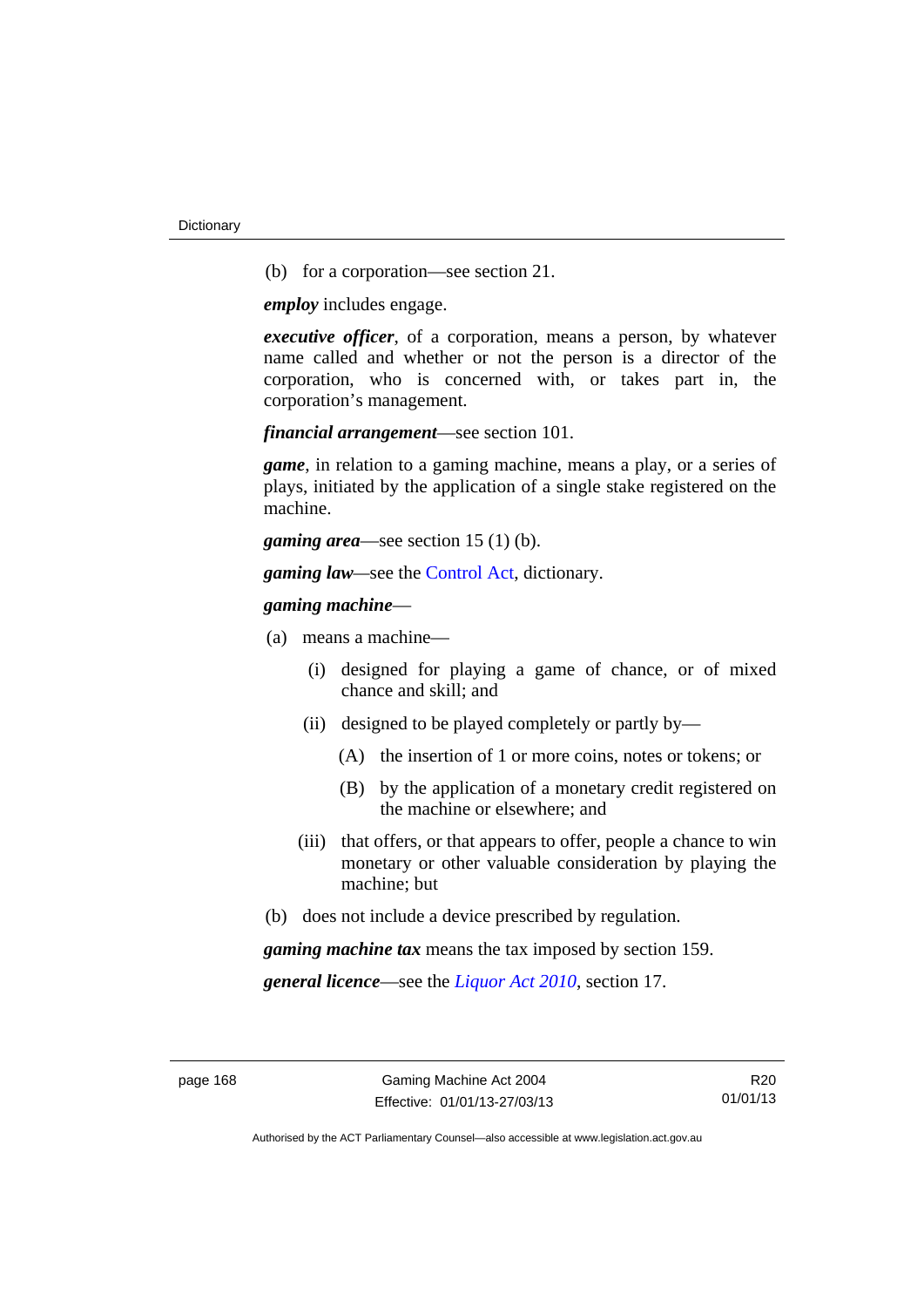(b) for a corporation—see section 21.

***employ*** includes engage.

***executive officer***, of a corporation, means a person, by whatever name called and whether or not the person is a director of the corporation, who is concerned with, or takes part in, the corporation's management.

***financial arrangement***—see section 101.

***game***, in relation to a gaming machine, means a play, or a series of plays, initiated by the application of a single stake registered on the machine.

***gaming area***—see section 15 (1) (b).

***gaming law***—see the Control Act, dictionary.

***gaming machine***—

(a) means a machine—

   (i) designed for playing a game of chance, or of mixed chance and skill; and

   (ii) designed to be played completely or partly by—

      (A) the insertion of 1 or more coins, notes or tokens; or

      (B) by the application of a monetary credit registered on the machine or elsewhere; and

   (iii) that offers, or that appears to offer, people a chance to win monetary or other valuable consideration by playing the machine; but

(b) does not include a device prescribed by regulation.

***gaming machine tax*** means the tax imposed by section 159.

***general licence***—see the *Liquor Act 2010*, section 17.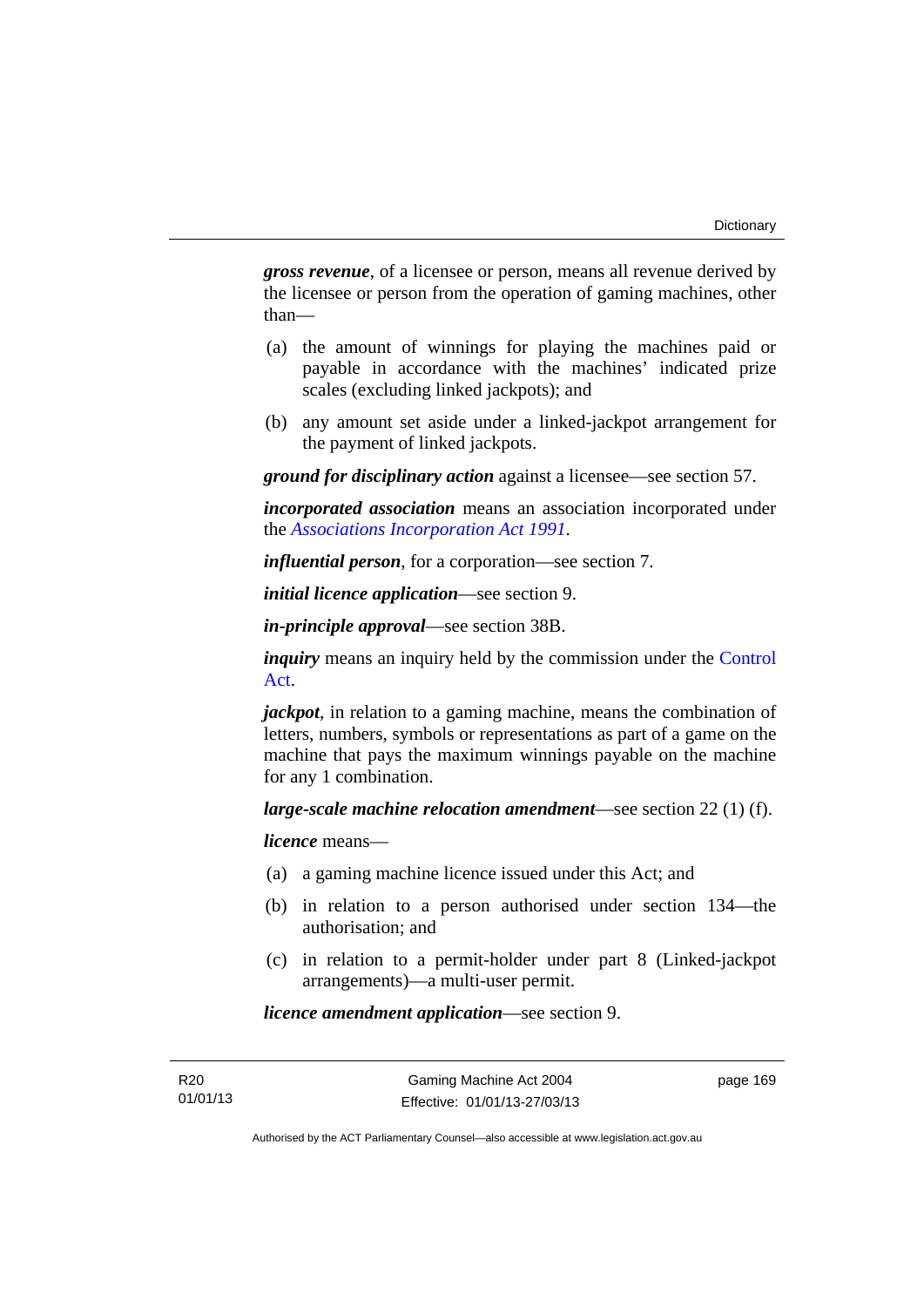***gross revenue***, of a licensee or person, means all revenue derived by the licensee or person from the operation of gaming machines, other than—

(a) the amount of winnings for playing the machines paid or payable in accordance with the machines' indicated prize scales (excluding linked jackpots); and

(b) any amount set aside under a linked-jackpot arrangement for the payment of linked jackpots.

***ground for disciplinary action*** against a licensee—see section 57.

***incorporated association*** means an association incorporated under the *Associations Incorporation Act 1991*.

***influential person***, for a corporation—see section 7.

***initial licence application***—see section 9.

***in-principle approval***—see section 38B.

***inquiry*** means an inquiry held by the commission under the Control Act.

***jackpot***, in relation to a gaming machine, means the combination of letters, numbers, symbols or representations as part of a game on the machine that pays the maximum winnings payable on the machine for any 1 combination.

***large-scale machine relocation amendment***—see section 22 (1) (f).

***licence*** means—

(a) a gaming machine licence issued under this Act; and

(b) in relation to a person authorised under section 134—the authorisation; and

(c) in relation to a permit-holder under part 8 (Linked-jackpot arrangements)—a multi-user permit.

***licence amendment application***—see section 9.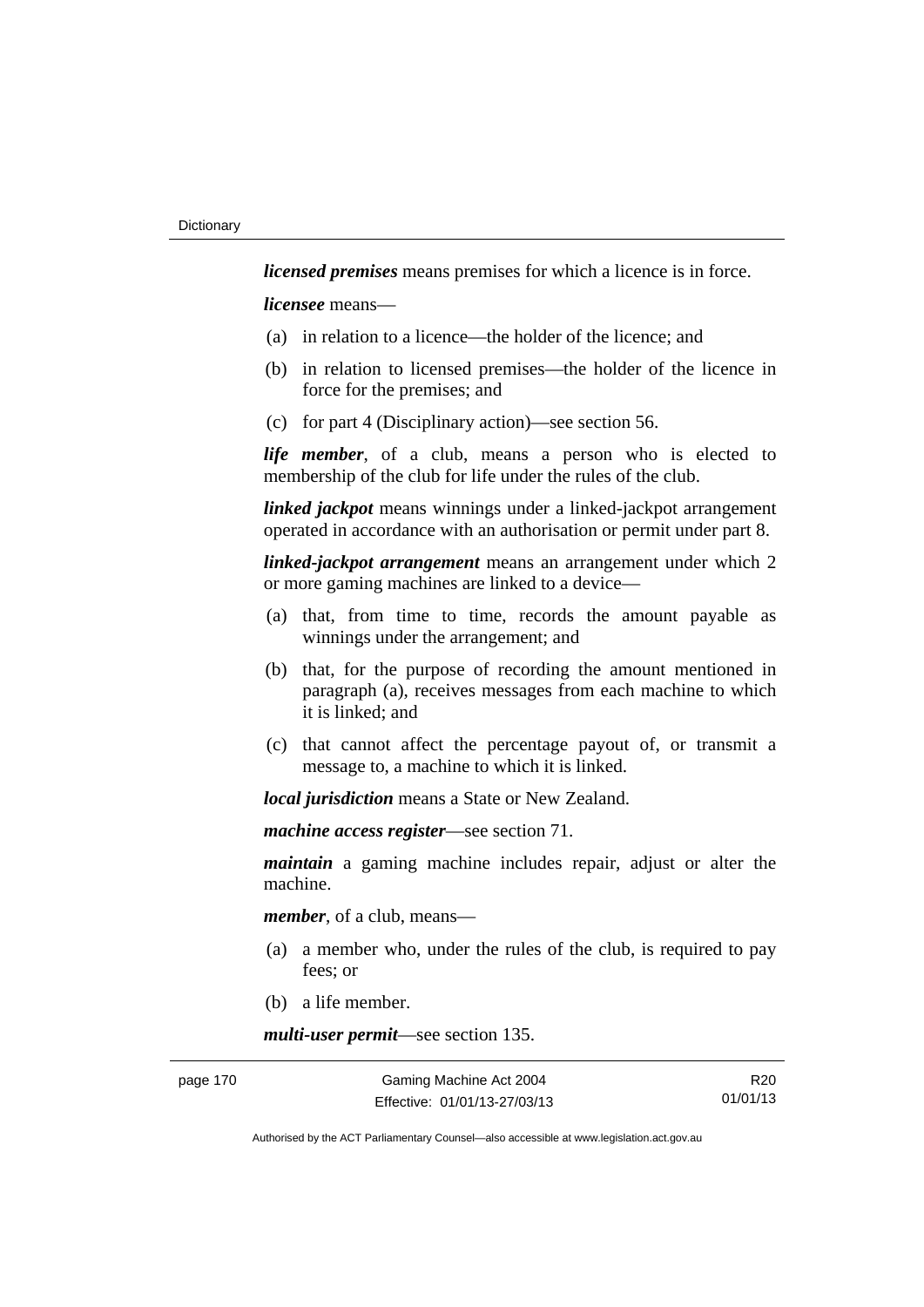***licensed premises*** means premises for which a licence is in force.

***licensee*** means—

(a) in relation to a licence—the holder of the licence; and

(b) in relation to licensed premises—the holder of the licence in force for the premises; and

(c) for part 4 (Disciplinary action)—see section 56.

***life member***, of a club, means a person who is elected to membership of the club for life under the rules of the club.

***linked jackpot*** means winnings under a linked-jackpot arrangement operated in accordance with an authorisation or permit under part 8.

***linked-jackpot arrangement*** means an arrangement under which 2 or more gaming machines are linked to a device—

(a) that, from time to time, records the amount payable as winnings under the arrangement; and

(b) that, for the purpose of recording the amount mentioned in paragraph (a), receives messages from each machine to which it is linked; and

(c) that cannot affect the percentage payout of, or transmit a message to, a machine to which it is linked.

***local jurisdiction*** means a State or New Zealand.

***machine access register***—see section 71.

***maintain*** a gaming machine includes repair, adjust or alter the machine.

***member***, of a club, means—

(a) a member who, under the rules of the club, is required to pay fees; or

(b) a life member.

***multi-user permit***—see section 135.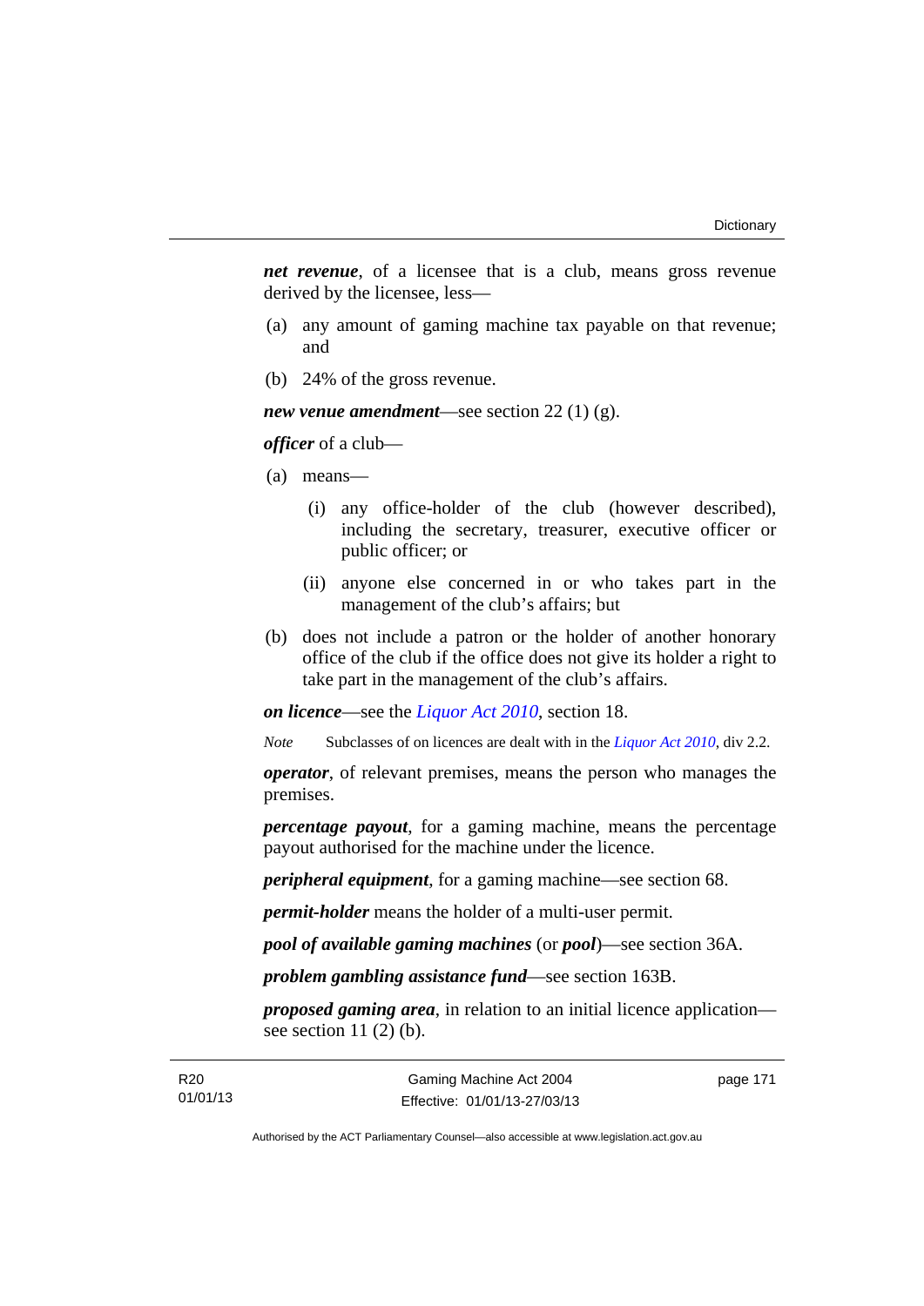***net revenue***, of a licensee that is a club, means gross revenue derived by the licensee, less—

(a) any amount of gaming machine tax payable on that revenue; and

(b) 24% of the gross revenue.

***new venue amendment***—see section 22 (1) (g).

***officer*** of a club—

(a) means—

(i) any office-holder of the club (however described), including the secretary, treasurer, executive officer or public officer; or

(ii) anyone else concerned in or who takes part in the management of the club's affairs; but

(b) does not include a patron or the holder of another honorary office of the club if the office does not give its holder a right to take part in the management of the club's affairs.

***on licence***—see the *Liquor Act 2010*, section 18.

*Note* Subclasses of on licences are dealt with in the *Liquor Act 2010*, div 2.2.

***operator***, of relevant premises, means the person who manages the premises.

***percentage payout***, for a gaming machine, means the percentage payout authorised for the machine under the licence.

***peripheral equipment***, for a gaming machine—see section 68.

***permit-holder*** means the holder of a multi-user permit.

***pool of available gaming machines*** (or ***pool***)—see section 36A.

***problem gambling assistance fund***—see section 163B.

***proposed gaming area***, in relation to an initial licence application—see section 11 (2) (b).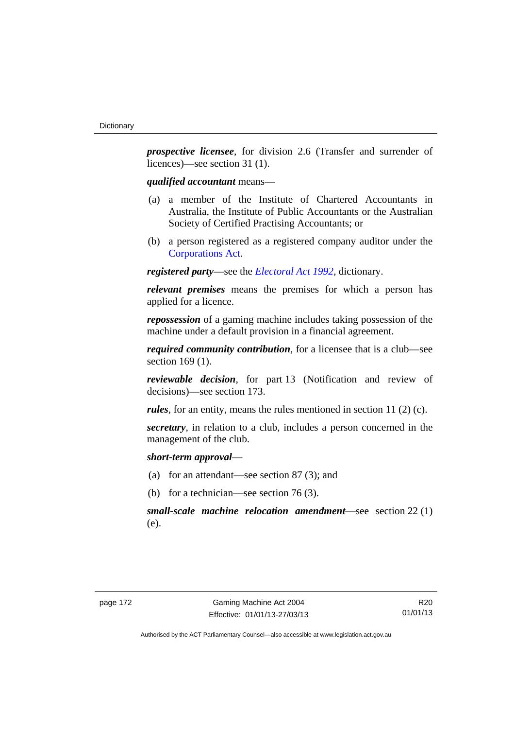***prospective licensee***, for division 2.6 (Transfer and surrender of licences)—see section 31 (1).

***qualified accountant*** means—

(a) a member of the Institute of Chartered Accountants in Australia, the Institute of Public Accountants or the Australian Society of Certified Practising Accountants; or

(b) a person registered as a registered company auditor under the Corporations Act.

***registered party***—see the *Electoral Act 1992*, dictionary.

***relevant premises*** means the premises for which a person has applied for a licence.

***repossession*** of a gaming machine includes taking possession of the machine under a default provision in a financial agreement.

***required community contribution***, for a licensee that is a club—see section 169 (1).

***reviewable decision***, for part 13 (Notification and review of decisions)—see section 173.

***rules***, for an entity, means the rules mentioned in section 11 (2) (c).

***secretary***, in relation to a club, includes a person concerned in the management of the club.

***short-term approval***—

(a) for an attendant—see section 87 (3); and

(b) for a technician—see section 76 (3).

***small-scale machine relocation amendment***—see section 22 (1) (e).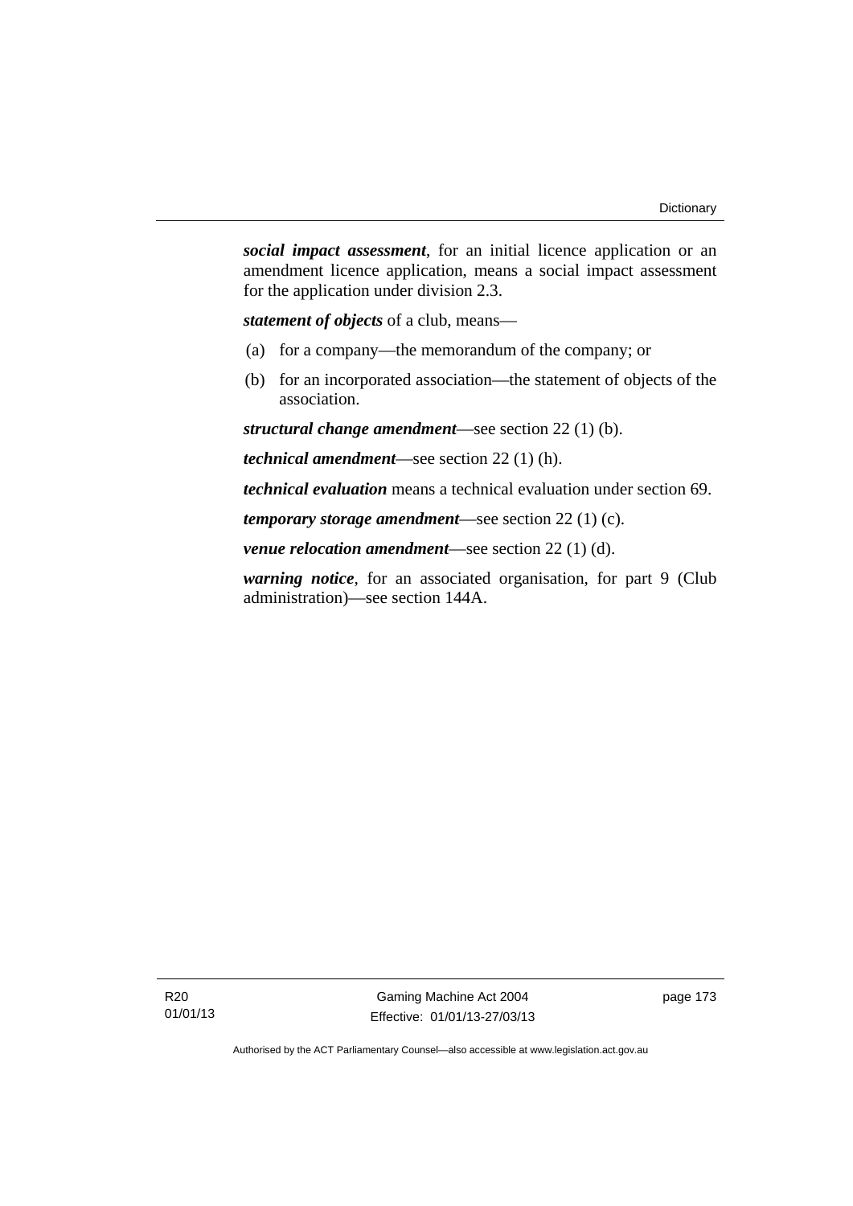***social impact assessment***, for an initial licence application or an amendment licence application, means a social impact assessment for the application under division 2.3.

***statement of objects*** of a club, means—

(a) for a company—the memorandum of the company; or

(b) for an incorporated association—the statement of objects of the association.

***structural change amendment***—see section 22 (1) (b).

***technical amendment***—see section 22 (1) (h).

***technical evaluation*** means a technical evaluation under section 69.

***temporary storage amendment***—see section 22 (1) (c).

***venue relocation amendment***—see section 22 (1) (d).

***warning notice***, for an associated organisation, for part 9 (Club administration)—see section 144A.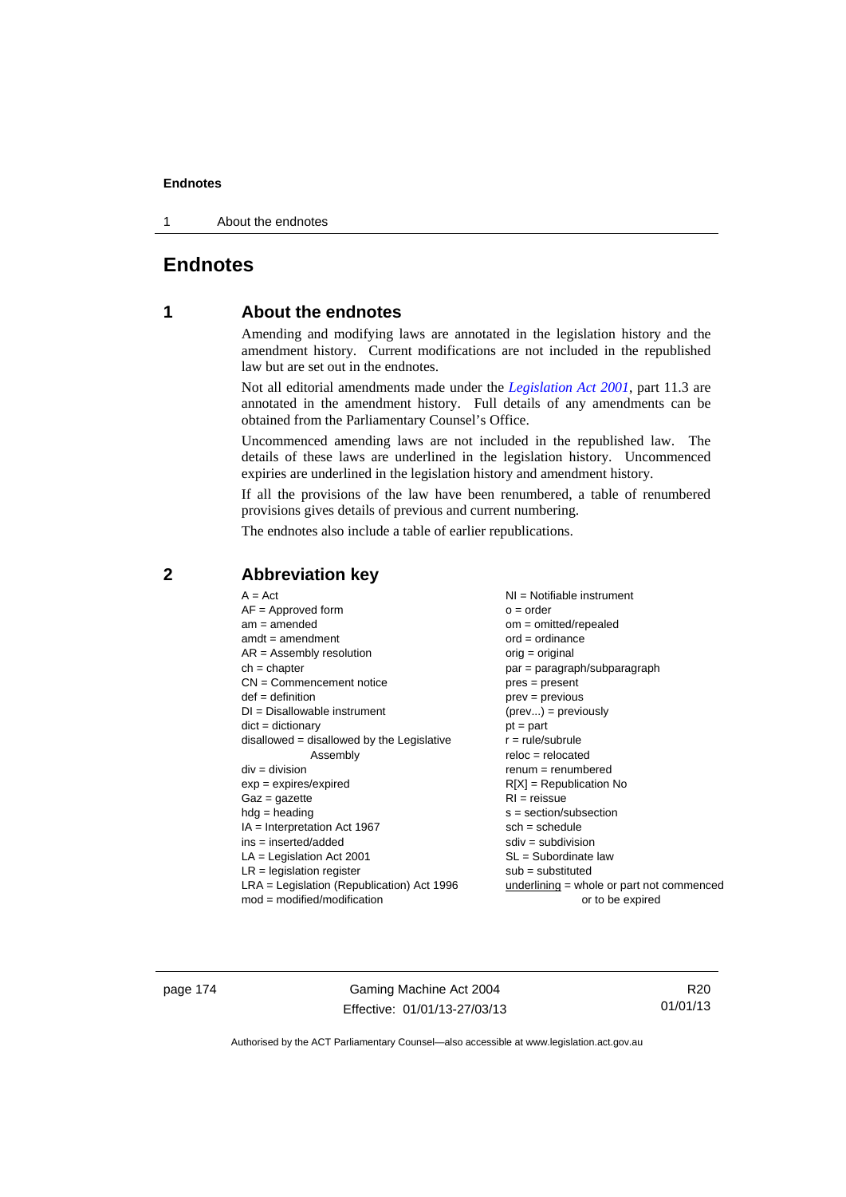# Endnotes

## 1 About the endnotes

Amending and modifying laws are annotated in the legislation history and the amendment history. Current modifications are not included in the republished law but are set out in the endnotes.

Not all editorial amendments made under the *Legislation Act 2001*, part 11.3 are annotated in the amendment history. Full details of any amendments can be obtained from the Parliamentary Counsel's Office.

Uncommenced amending laws are not included in the republished law. The details of these laws are underlined in the legislation history. Uncommenced expiries are underlined in the legislation history and amendment history.

If all the provisions of the law have been renumbered, a table of renumbered provisions gives details of previous and current numbering.

The endnotes also include a table of earlier republications.

## 2 Abbreviation key

A = Act
AF = Approved form
am = amended
amdt = amendment
AR = Assembly resolution
ch = chapter
CN = Commencement notice
def = definition
DI = Disallowable instrument
dict = dictionary
disallowed = disallowed by the Legislative Assembly
div = division
exp = expires/expired
Gaz = gazette
hdg = heading
IA = Interpretation Act 1967
ins = inserted/added
LA = Legislation Act 2001
LR = legislation register
LRA = Legislation (Republication) Act 1996
mod = modified/modification
NI = Notifiable instrument
o = order
om = omitted/repealed
ord = ordinance
orig = original
par = paragraph/subparagraph
pres = present
prev = previous
(prev...) = previously
pt = part
r = rule/subrule
reloc = relocated
renum = renumbered
R[X] = Republication No
RI = reissue
s = section/subsection
sch = schedule
sdiv = subdivision
SL = Subordinate law
sub = substituted
underlining = whole or part not commenced or to be expired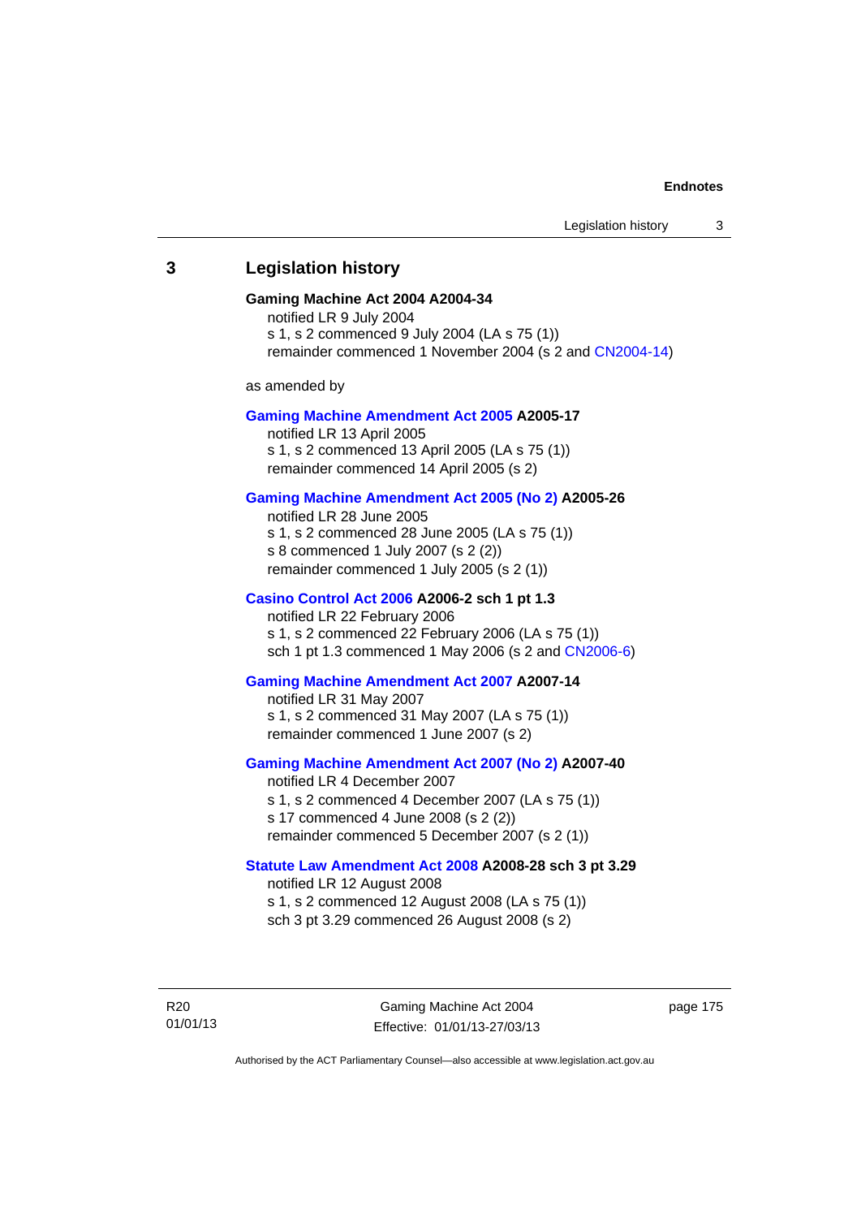## 3 Legislation history

**Gaming Machine Act 2004 A2004-34**

notified LR 9 July 2004

s 1, s 2 commenced 9 July 2004 (LA s 75 (1))

remainder commenced 1 November 2004 (s 2 and CN2004-14)

as amended by

**Gaming Machine Amendment Act 2005 A2005-17**

notified LR 13 April 2005

s 1, s 2 commenced 13 April 2005 (LA s 75 (1))

remainder commenced 14 April 2005 (s 2)

**Gaming Machine Amendment Act 2005 (No 2) A2005-26**

notified LR 28 June 2005

s 1, s 2 commenced 28 June 2005 (LA s 75 (1))

s 8 commenced 1 July 2007 (s 2 (2))

remainder commenced 1 July 2005 (s 2 (1))

**Casino Control Act 2006 A2006-2 sch 1 pt 1.3**

notified LR 22 February 2006

s 1, s 2 commenced 22 February 2006 (LA s 75 (1))

sch 1 pt 1.3 commenced 1 May 2006 (s 2 and CN2006-6)

**Gaming Machine Amendment Act 2007 A2007-14**

notified LR 31 May 2007

s 1, s 2 commenced 31 May 2007 (LA s 75 (1))

remainder commenced 1 June 2007 (s 2)

**Gaming Machine Amendment Act 2007 (No 2) A2007-40**

notified LR 4 December 2007

s 1, s 2 commenced 4 December 2007 (LA s 75 (1))

s 17 commenced 4 June 2008 (s 2 (2))

remainder commenced 5 December 2007 (s 2 (1))

**Statute Law Amendment Act 2008 A2008-28 sch 3 pt 3.29**

notified LR 12 August 2008

s 1, s 2 commenced 12 August 2008 (LA s 75 (1))

sch 3 pt 3.29 commenced 26 August 2008 (s 2)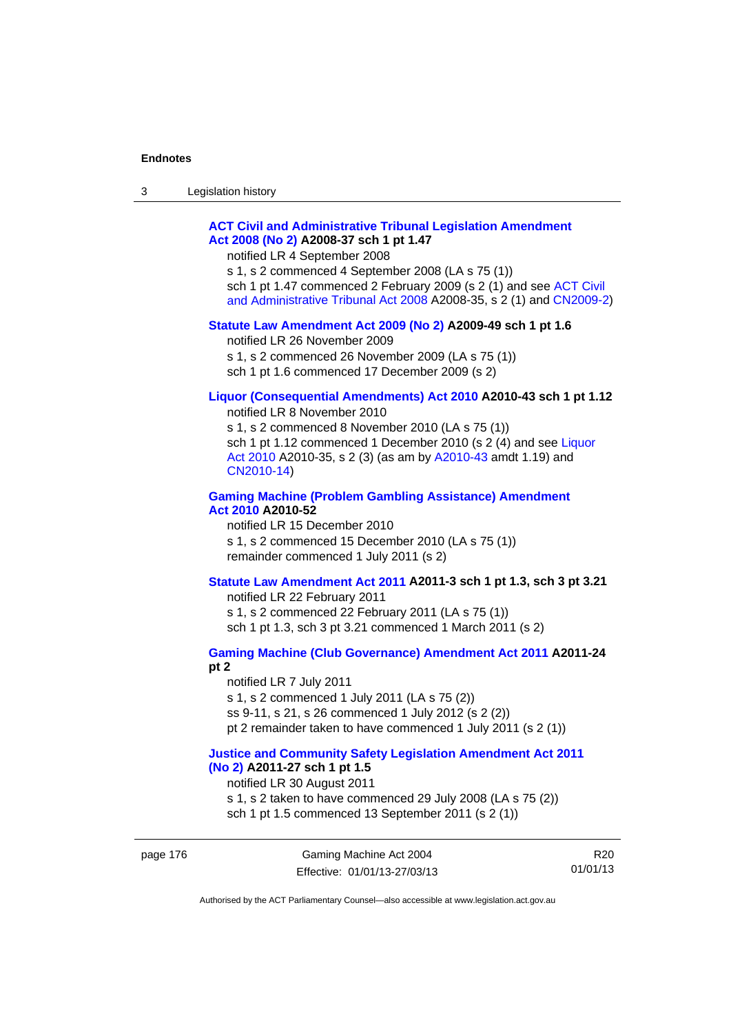**ACT Civil and Administrative Tribunal Legislation Amendment Act 2008 (No 2) A2008-37 sch 1 pt 1.47**

notified LR 4 September 2008

s 1, s 2 commenced 4 September 2008 (LA s 75 (1))

sch 1 pt 1.47 commenced 2 February 2009 (s 2 (1) and see ACT Civil and Administrative Tribunal Act 2008 A2008-35, s 2 (1) and CN2009-2)

**Statute Law Amendment Act 2009 (No 2) A2009-49 sch 1 pt 1.6**

notified LR 26 November 2009

s 1, s 2 commenced 26 November 2009 (LA s 75 (1))

sch 1 pt 1.6 commenced 17 December 2009 (s 2)

**Liquor (Consequential Amendments) Act 2010 A2010-43 sch 1 pt 1.12**

notified LR 8 November 2010

s 1, s 2 commenced 8 November 2010 (LA s 75 (1))

sch 1 pt 1.12 commenced 1 December 2010 (s 2 (4) and see Liquor Act 2010 A2010-35, s 2 (3) (as am by A2010-43 amdt 1.19) and CN2010-14)

**Gaming Machine (Problem Gambling Assistance) Amendment Act 2010 A2010-52**

notified LR 15 December 2010

s 1, s 2 commenced 15 December 2010 (LA s 75 (1))

remainder commenced 1 July 2011 (s 2)

**Statute Law Amendment Act 2011 A2011-3 sch 1 pt 1.3, sch 3 pt 3.21**

notified LR 22 February 2011

s 1, s 2 commenced 22 February 2011 (LA s 75 (1))

sch 1 pt 1.3, sch 3 pt 3.21 commenced 1 March 2011 (s 2)

**Gaming Machine (Club Governance) Amendment Act 2011 A2011-24 pt 2**

notified LR 7 July 2011

s 1, s 2 commenced 1 July 2011 (LA s 75 (2))

ss 9-11, s 21, s 26 commenced 1 July 2012 (s 2 (2))

pt 2 remainder taken to have commenced 1 July 2011 (s 2 (1))

**Justice and Community Safety Legislation Amendment Act 2011 (No 2) A2011-27 sch 1 pt 1.5**

notified LR 30 August 2011

s 1, s 2 taken to have commenced 29 July 2008 (LA s 75 (2))

sch 1 pt 1.5 commenced 13 September 2011 (s 2 (1))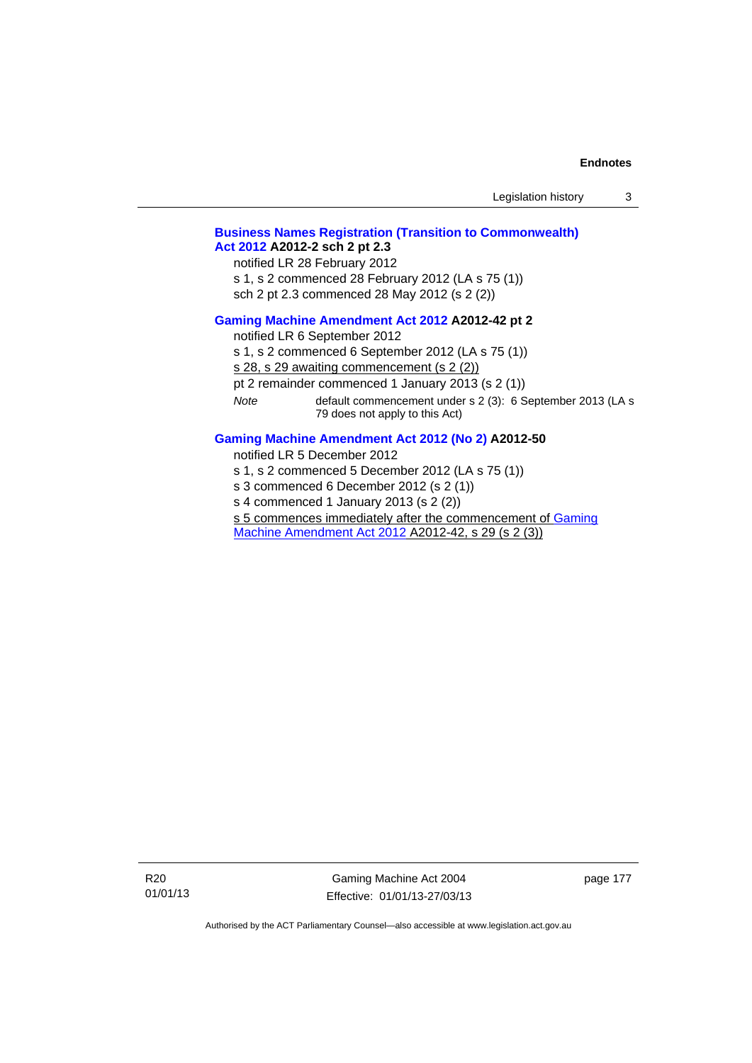**Business Names Registration (Transition to Commonwealth) Act 2012 A2012-2 sch 2 pt 2.3**

notified LR 28 February 2012

s 1, s 2 commenced 28 February 2012 (LA s 75 (1))

sch 2 pt 2.3 commenced 28 May 2012 (s 2 (2))

**Gaming Machine Amendment Act 2012 A2012-42 pt 2**

notified LR 6 September 2012

s 1, s 2 commenced 6 September 2012 (LA s 75 (1))

s 28, s 29 awaiting commencement (s 2 (2))

pt 2 remainder commenced 1 January 2013 (s 2 (1))

*Note* default commencement under s 2 (3): 6 September 2013 (LA s 79 does not apply to this Act)

**Gaming Machine Amendment Act 2012 (No 2) A2012-50**

notified LR 5 December 2012

s 1, s 2 commenced 5 December 2012 (LA s 75 (1))

s 3 commenced 6 December 2012 (s 2 (1))

s 4 commenced 1 January 2013 (s 2 (2))

s 5 commences immediately after the commencement of Gaming Machine Amendment Act 2012 A2012-42, s 29 (s 2 (3))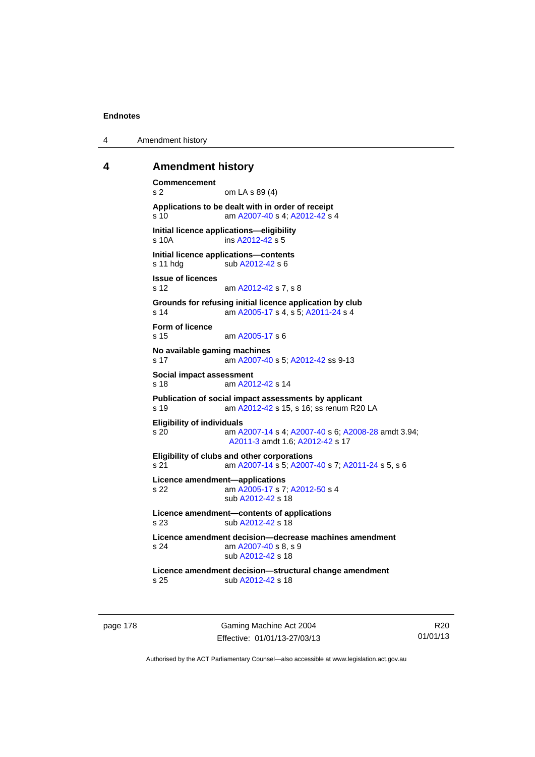## 4 Amendment history

**Commencement**
s 2 om LA s 89 (4)

**Applications to be dealt with in order of receipt**
s 10 am A2007-40 s 4; A2012-42 s 4

**Initial licence applications—eligibility**
s 10A ins A2012-42 s 5

**Initial licence applications—contents**
s 11 hdg sub A2012-42 s 6

**Issue of licences**
s 12 am A2012-42 s 7, s 8

**Grounds for refusing initial licence application by club**
s 14 am A2005-17 s 4, s 5; A2011-24 s 4

**Form of licence**
s 15 am A2005-17 s 6

**No available gaming machines**
s 17 am A2007-40 s 5; A2012-42 ss 9-13

**Social impact assessment**
s 18 am A2012-42 s 14

**Publication of social impact assessments by applicant**
s 19 am A2012-42 s 15, s 16; ss renum R20 LA

**Eligibility of individuals**
s 20 am A2007-14 s 4; A2007-40 s 6; A2008-28 amdt 3.94; A2011-3 amdt 1.6; A2012-42 s 17

**Eligibility of clubs and other corporations**
s 21 am A2007-14 s 5; A2007-40 s 7; A2011-24 s 5, s 6

**Licence amendment—applications**
s 22 am A2005-17 s 7; A2012-50 s 4
sub A2012-42 s 18

**Licence amendment—contents of applications**
s 23 sub A2012-42 s 18

**Licence amendment decision—decrease machines amendment**
s 24 am A2007-40 s 8, s 9
sub A2012-42 s 18

**Licence amendment decision—structural change amendment**
s 25 sub A2012-42 s 18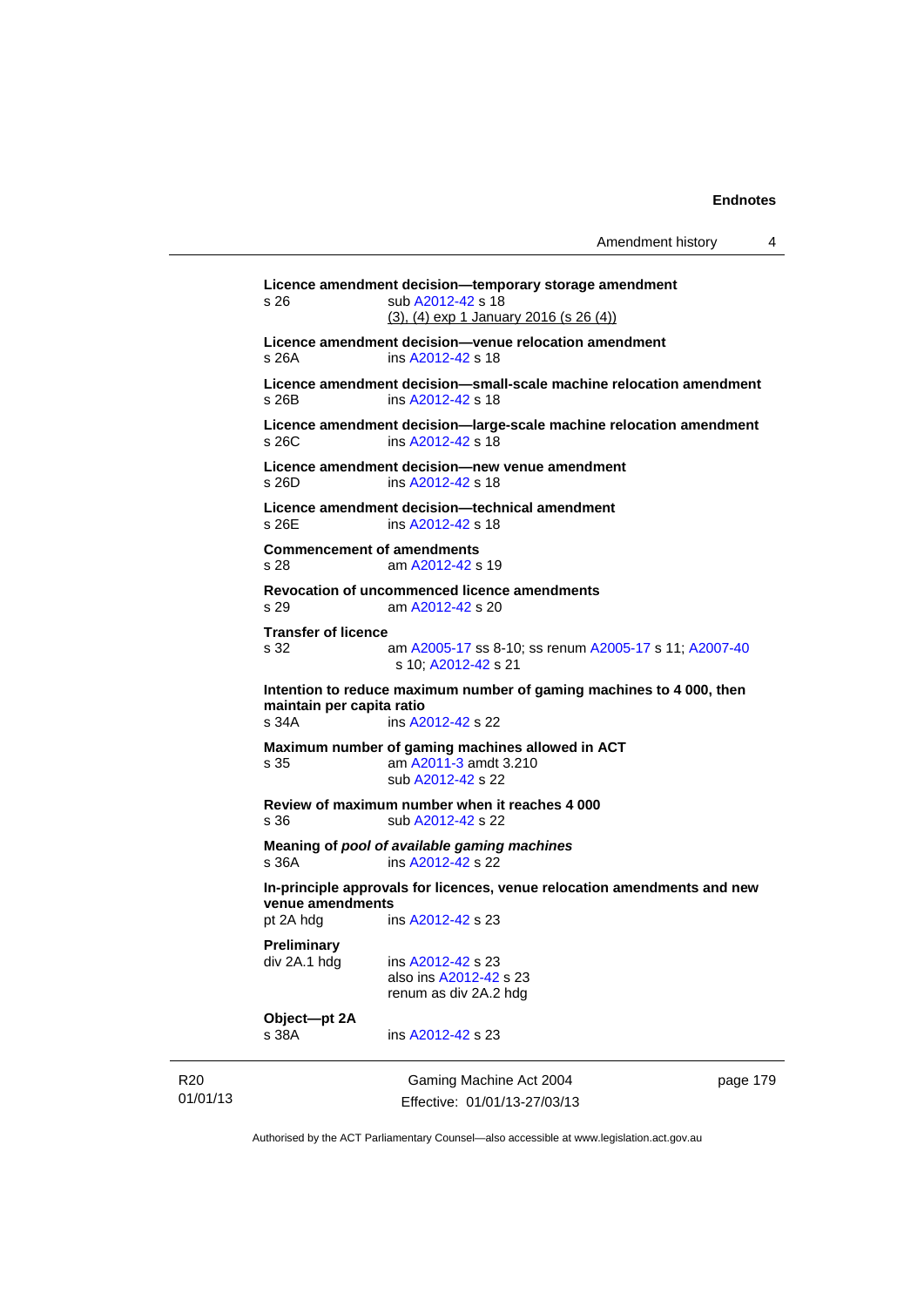**Licence amendment decision—temporary storage amendment**
s 26 sub A2012-42 s 18
(3), (4) exp 1 January 2016 (s 26 (4))

**Licence amendment decision—venue relocation amendment**
s 26A ins A2012-42 s 18

**Licence amendment decision—small-scale machine relocation amendment**
s 26B ins A2012-42 s 18

**Licence amendment decision—large-scale machine relocation amendment**
s 26C ins A2012-42 s 18

**Licence amendment decision—new venue amendment**
s 26D ins A2012-42 s 18

**Licence amendment decision—technical amendment**
s 26E ins A2012-42 s 18

**Commencement of amendments**
s 28 am A2012-42 s 19

**Revocation of uncommenced licence amendments**
s 29 am A2012-42 s 20

**Transfer of licence**
s 32 am A2005-17 ss 8-10; ss renum A2005-17 s 11; A2007-40 s 10; A2012-42 s 21

**Intention to reduce maximum number of gaming machines to 4 000, then maintain per capita ratio**
s 34A ins A2012-42 s 22

**Maximum number of gaming machines allowed in ACT**
s 35 am A2011-3 amdt 3.210
sub A2012-42 s 22

**Review of maximum number when it reaches 4 000**
s 36 sub A2012-42 s 22

**Meaning of *pool of available gaming machines***
s 36A ins A2012-42 s 22

**In-principle approvals for licences, venue relocation amendments and new venue amendments**
pt 2A hdg ins A2012-42 s 23

**Preliminary**
div 2A.1 hdg ins A2012-42 s 23
also ins A2012-42 s 23
renum as div 2A.2 hdg

**Object—pt 2A**
s 38A ins A2012-42 s 23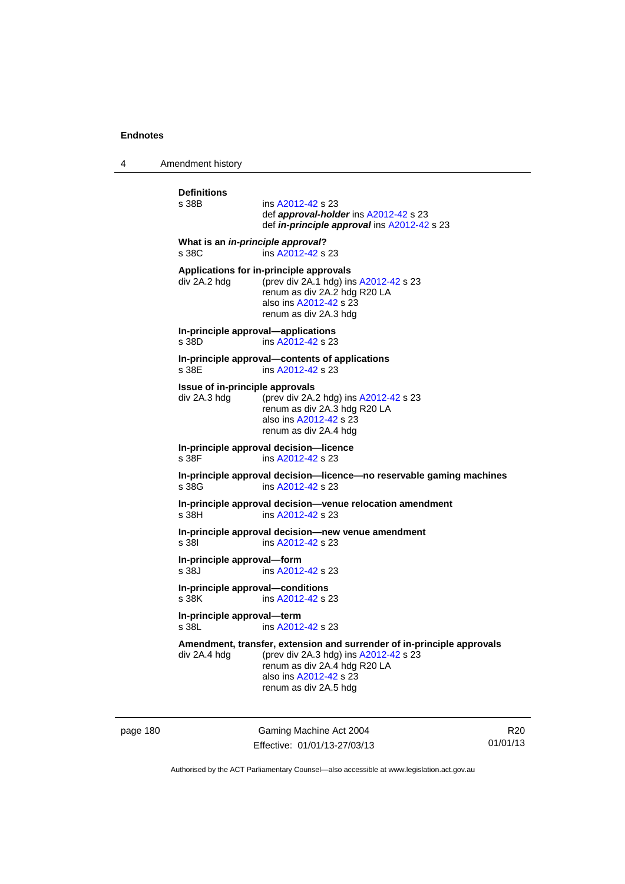**Definitions**
s 38B ins A2012-42 s 23
def ***approval-holder*** ins A2012-42 s 23
def ***in-principle approval*** ins A2012-42 s 23

**What is an *in-principle approval*?**
s 38C ins A2012-42 s 23

**Applications for in-principle approvals**
div 2A.2 hdg (prev div 2A.1 hdg) ins A2012-42 s 23
renum as div 2A.2 hdg R20 LA
also ins A2012-42 s 23
renum as div 2A.3 hdg

**In-principle approval—applications**
s 38D ins A2012-42 s 23

**In-principle approval—contents of applications**
s 38E ins A2012-42 s 23

**Issue of in-principle approvals**
div 2A.3 hdg (prev div 2A.2 hdg) ins A2012-42 s 23
renum as div 2A.3 hdg R20 LA
also ins A2012-42 s 23
renum as div 2A.4 hdg

**In-principle approval decision—licence**
s 38F ins A2012-42 s 23

**In-principle approval decision—licence—no reservable gaming machines**
s 38G ins A2012-42 s 23

**In-principle approval decision—venue relocation amendment**
s 38H ins A2012-42 s 23

**In-principle approval decision—new venue amendment**
s 38I ins A2012-42 s 23

**In-principle approval—form**
s 38J ins A2012-42 s 23

**In-principle approval—conditions**
s 38K ins A2012-42 s 23

**In-principle approval—term**
s 38L ins A2012-42 s 23

**Amendment, transfer, extension and surrender of in-principle approvals**
div 2A.4 hdg (prev div 2A.3 hdg) ins A2012-42 s 23
renum as div 2A.4 hdg R20 LA
also ins A2012-42 s 23
renum as div 2A.5 hdg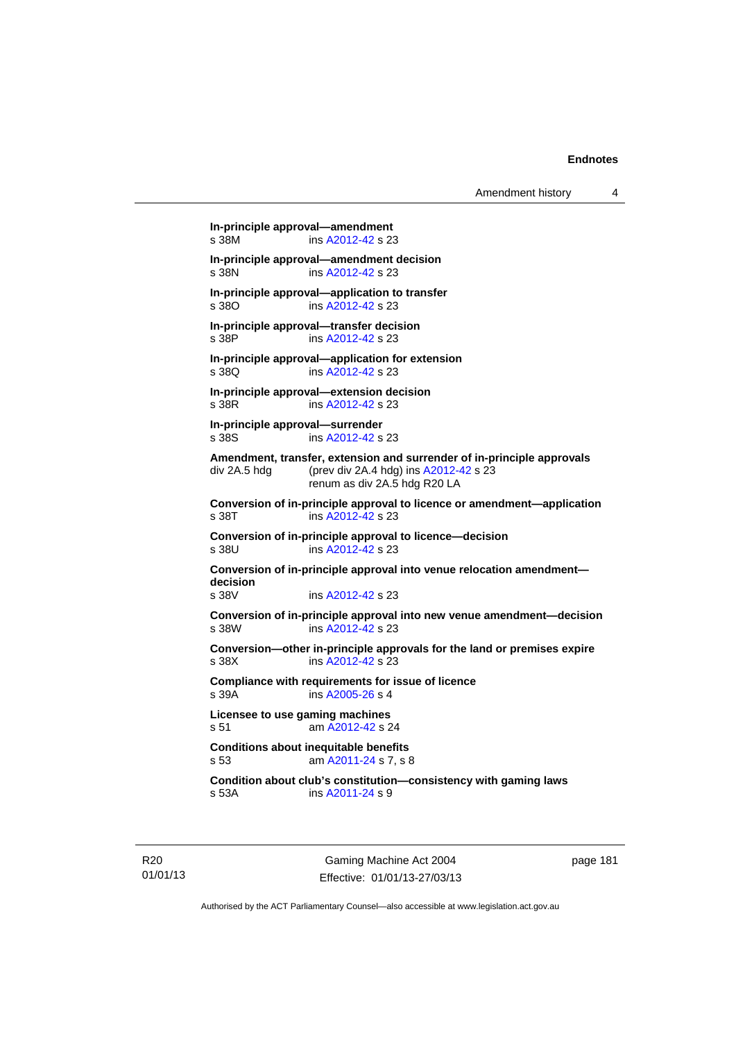**In-principle approval—amendment**
s 38M ins A2012-42 s 23

**In-principle approval—amendment decision**
s 38N ins A2012-42 s 23

**In-principle approval—application to transfer**
s 38O ins A2012-42 s 23

**In-principle approval—transfer decision**
s 38P ins A2012-42 s 23

**In-principle approval—application for extension**
s 38Q ins A2012-42 s 23

**In-principle approval—extension decision**
s 38R ins A2012-42 s 23

**In-principle approval—surrender**
s 38S ins A2012-42 s 23

**Amendment, transfer, extension and surrender of in-principle approvals**
div 2A.5 hdg (prev div 2A.4 hdg) ins A2012-42 s 23
renum as div 2A.5 hdg R20 LA

**Conversion of in-principle approval to licence or amendment—application**
s 38T ins A2012-42 s 23

**Conversion of in-principle approval to licence—decision**
s 38U ins A2012-42 s 23

**Conversion of in-principle approval into venue relocation amendment—decision**
s 38V ins A2012-42 s 23

**Conversion of in-principle approval into new venue amendment—decision**
s 38W ins A2012-42 s 23

**Conversion—other in-principle approvals for the land or premises expire**
s 38X ins A2012-42 s 23

**Compliance with requirements for issue of licence**
s 39A ins A2005-26 s 4

**Licensee to use gaming machines**
s 51 am A2012-42 s 24

**Conditions about inequitable benefits**
s 53 am A2011-24 s 7, s 8

**Condition about club's constitution—consistency with gaming laws**
s 53A ins A2011-24 s 9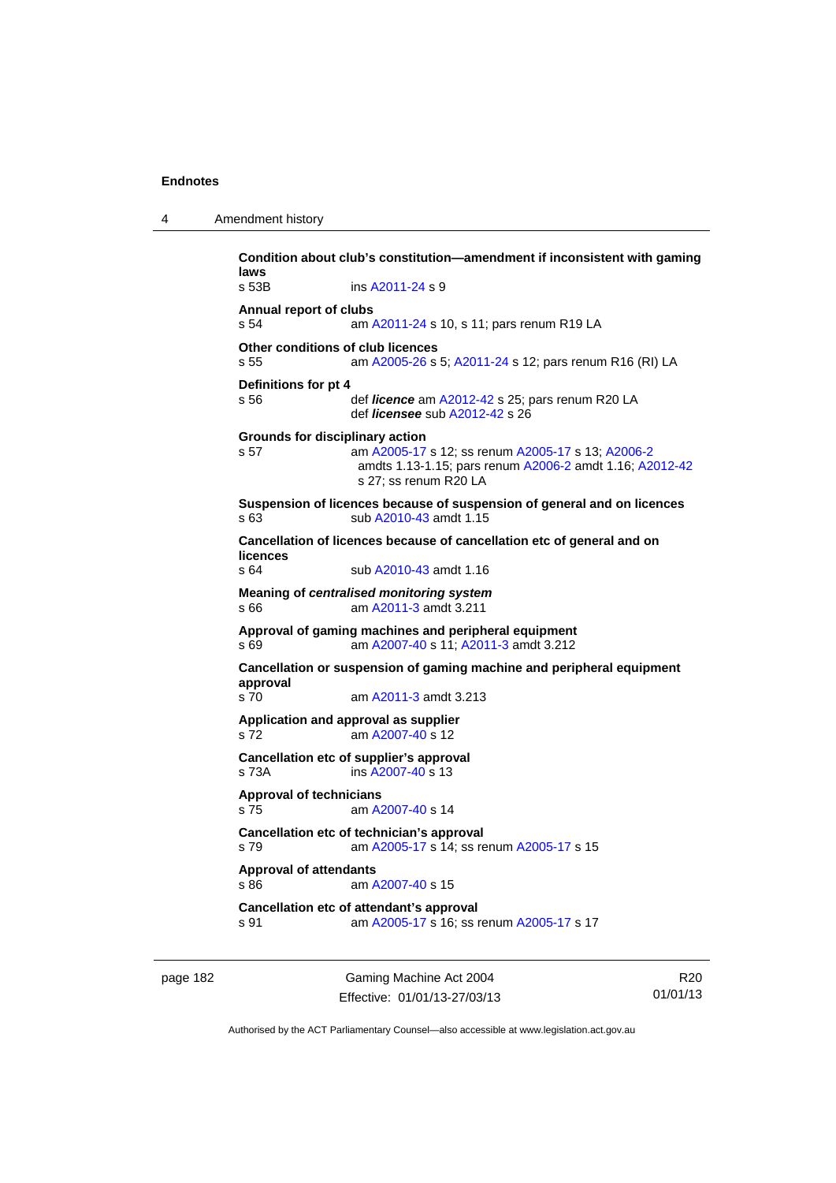**Condition about club's constitution—amendment if inconsistent with gaming laws**

s 53B ins A2011-24 s 9

**Annual report of clubs**

s 54 am A2011-24 s 10, s 11; pars renum R19 LA

**Other conditions of club licences**

s 55 am A2005-26 s 5; A2011-24 s 12; pars renum R16 (RI) LA

**Definitions for pt 4**

s 56 def ***licence*** am A2012-42 s 25; pars renum R20 LA
def ***licensee*** sub A2012-42 s 26

**Grounds for disciplinary action**

s 57 am A2005-17 s 12; ss renum A2005-17 s 13; A2006-2 amdts 1.13-1.15; pars renum A2006-2 amdt 1.16; A2012-42 s 27; ss renum R20 LA

**Suspension of licences because of suspension of general and on licences**

s 63 sub A2010-43 amdt 1.15

**Cancellation of licences because of cancellation etc of general and on licences**

s 64 sub A2010-43 amdt 1.16

**Meaning of *centralised monitoring system***

s 66 am A2011-3 amdt 3.211

**Approval of gaming machines and peripheral equipment**

s 69 am A2007-40 s 11; A2011-3 amdt 3.212

**Cancellation or suspension of gaming machine and peripheral equipment approval**

s 70 am A2011-3 amdt 3.213

**Application and approval as supplier**

s 72 am A2007-40 s 12

**Cancellation etc of supplier's approval**

s 73A ins A2007-40 s 13

**Approval of technicians**

s 75 am A2007-40 s 14

**Cancellation etc of technician's approval**

s 79 am A2005-17 s 14; ss renum A2005-17 s 15

**Approval of attendants**

s 86 am A2007-40 s 15

**Cancellation etc of attendant's approval**

s 91 am A2005-17 s 16; ss renum A2005-17 s 17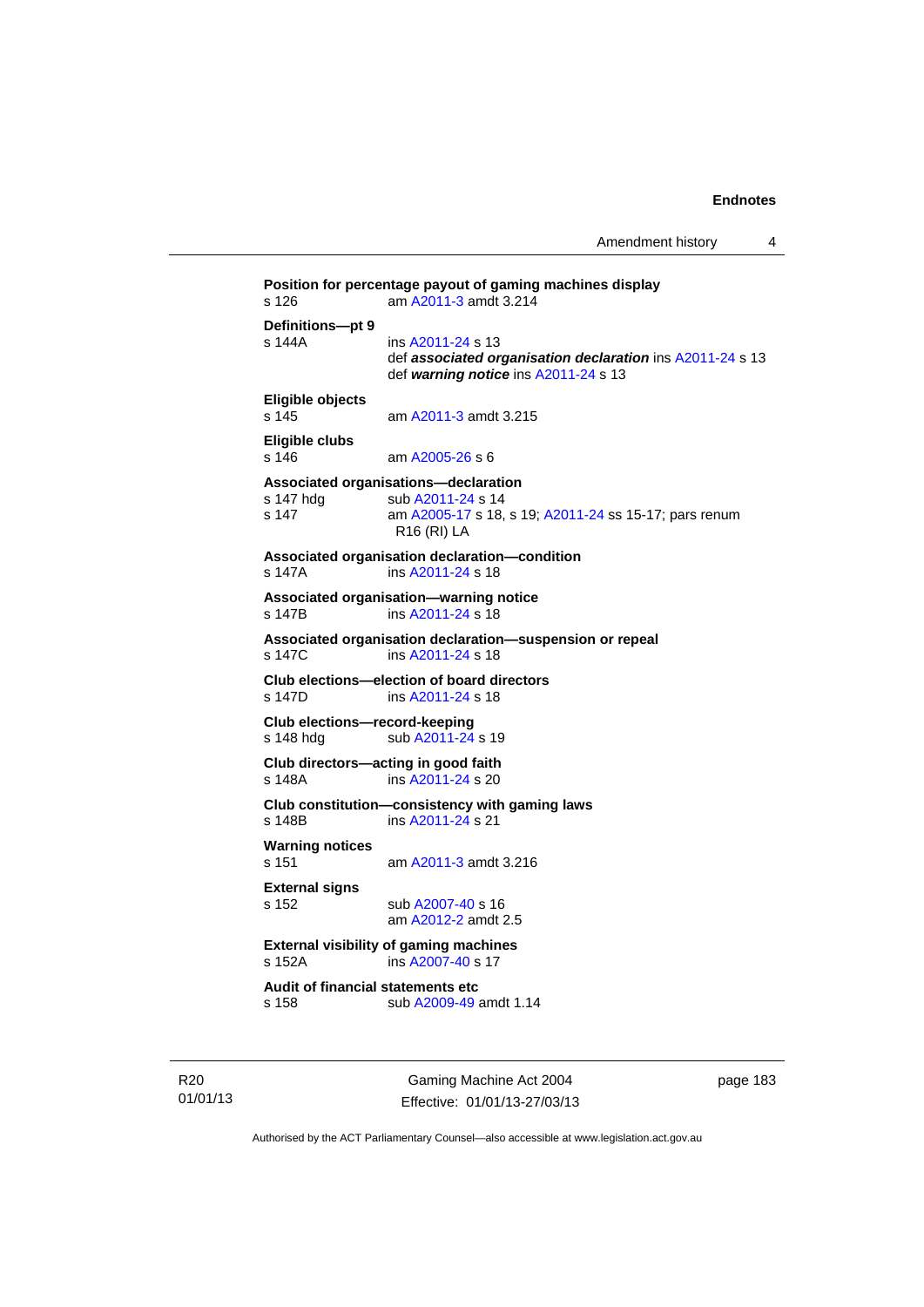**Position for percentage payout of gaming machines display**
s 126 am A2011-3 amdt 3.214

**Definitions—pt 9**
s 144A ins A2011-24 s 13
def ***associated organisation declaration*** ins A2011-24 s 13
def ***warning notice*** ins A2011-24 s 13

**Eligible objects**
s 145 am A2011-3 amdt 3.215

**Eligible clubs**
s 146 am A2005-26 s 6

**Associated organisations—declaration**
s 147 hdg sub A2011-24 s 14
s 147 am A2005-17 s 18, s 19; A2011-24 ss 15-17; pars renum R16 (RI) LA

**Associated organisation declaration—condition**
s 147A ins A2011-24 s 18

**Associated organisation—warning notice**
s 147B ins A2011-24 s 18

**Associated organisation declaration—suspension or repeal**
s 147C ins A2011-24 s 18

**Club elections—election of board directors**
s 147D ins A2011-24 s 18

**Club elections—record-keeping**
s 148 hdg sub A2011-24 s 19

**Club directors—acting in good faith**
s 148A ins A2011-24 s 20

**Club constitution—consistency with gaming laws**
s 148B ins A2011-24 s 21

**Warning notices**
s 151 am A2011-3 amdt 3.216

**External signs**
s 152 sub A2007-40 s 16
am A2012-2 amdt 2.5

**External visibility of gaming machines**
s 152A ins A2007-40 s 17

**Audit of financial statements etc**
s 158 sub A2009-49 amdt 1.14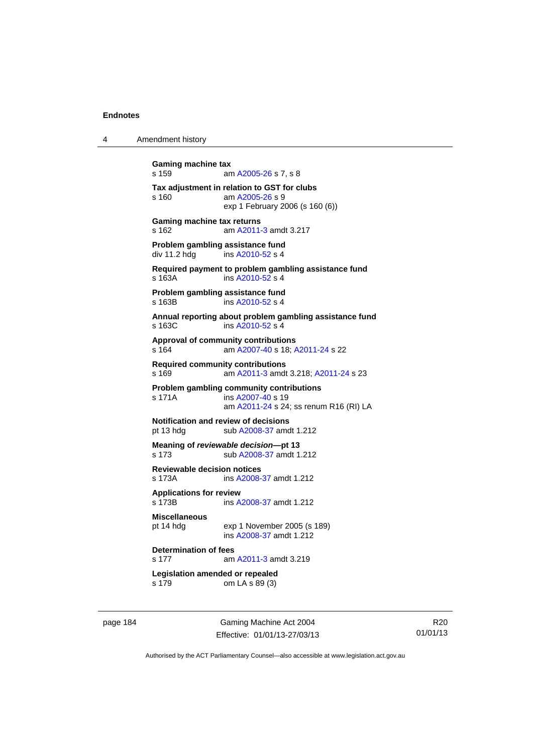**Gaming machine tax**
s 159 am A2005-26 s 7, s 8

**Tax adjustment in relation to GST for clubs**
s 160 am A2005-26 s 9
exp 1 February 2006 (s 160 (6))

**Gaming machine tax returns**
s 162 am A2011-3 amdt 3.217

**Problem gambling assistance fund**
div 11.2 hdg ins A2010-52 s 4

**Required payment to problem gambling assistance fund**
s 163A ins A2010-52 s 4

**Problem gambling assistance fund**
s 163B ins A2010-52 s 4

**Annual reporting about problem gambling assistance fund**
s 163C ins A2010-52 s 4

**Approval of community contributions**
s 164 am A2007-40 s 18; A2011-24 s 22

**Required community contributions**
s 169 am A2011-3 amdt 3.218; A2011-24 s 23

**Problem gambling community contributions**
s 171A ins A2007-40 s 19
am A2011-24 s 24; ss renum R16 (RI) LA

**Notification and review of decisions**
pt 13 hdg sub A2008-37 amdt 1.212

**Meaning of *reviewable decision*—pt 13**
s 173 sub A2008-37 amdt 1.212

**Reviewable decision notices**
s 173A ins A2008-37 amdt 1.212

**Applications for review**
s 173B ins A2008-37 amdt 1.212

**Miscellaneous**
pt 14 hdg exp 1 November 2005 (s 189)
ins A2008-37 amdt 1.212

**Determination of fees**
s 177 am A2011-3 amdt 3.219

**Legislation amended or repealed**
s 179 om LA s 89 (3)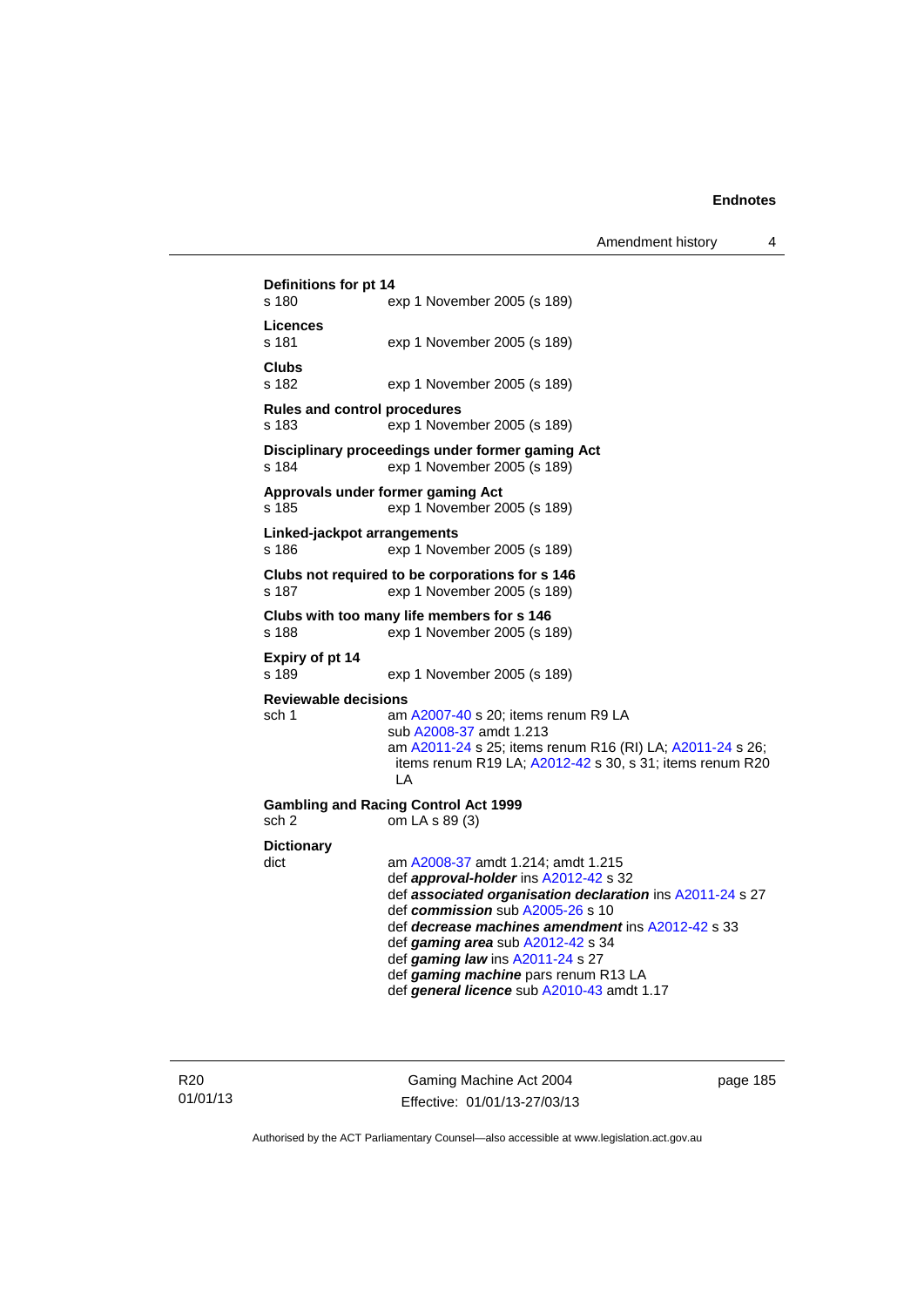**Definitions for pt 14**
s 180 exp 1 November 2005 (s 189)

**Licences**
s 181 exp 1 November 2005 (s 189)

**Clubs**
s 182 exp 1 November 2005 (s 189)

**Rules and control procedures**
s 183 exp 1 November 2005 (s 189)

**Disciplinary proceedings under former gaming Act**
s 184 exp 1 November 2005 (s 189)

**Approvals under former gaming Act**
s 185 exp 1 November 2005 (s 189)

**Linked-jackpot arrangements**
s 186 exp 1 November 2005 (s 189)

**Clubs not required to be corporations for s 146**
s 187 exp 1 November 2005 (s 189)

**Clubs with too many life members for s 146**
s 188 exp 1 November 2005 (s 189)

**Expiry of pt 14**
s 189 exp 1 November 2005 (s 189)

**Reviewable decisions**
sch 1 am A2007-40 s 20; items renum R9 LA
sub A2008-37 amdt 1.213
am A2011-24 s 25; items renum R16 (RI) LA; A2011-24 s 26; items renum R19 LA; A2012-42 s 30, s 31; items renum R20 LA

**Gambling and Racing Control Act 1999**
sch 2 om LA s 89 (3)

**Dictionary**
dict am A2008-37 amdt 1.214; amdt 1.215
def ***approval-holder*** ins A2012-42 s 32
def ***associated organisation declaration*** ins A2011-24 s 27
def ***commission*** sub A2005-26 s 10
def ***decrease machines amendment*** ins A2012-42 s 33
def ***gaming area*** sub A2012-42 s 34
def ***gaming law*** ins A2011-24 s 27
def ***gaming machine*** pars renum R13 LA
def ***general licence*** sub A2010-43 amdt 1.17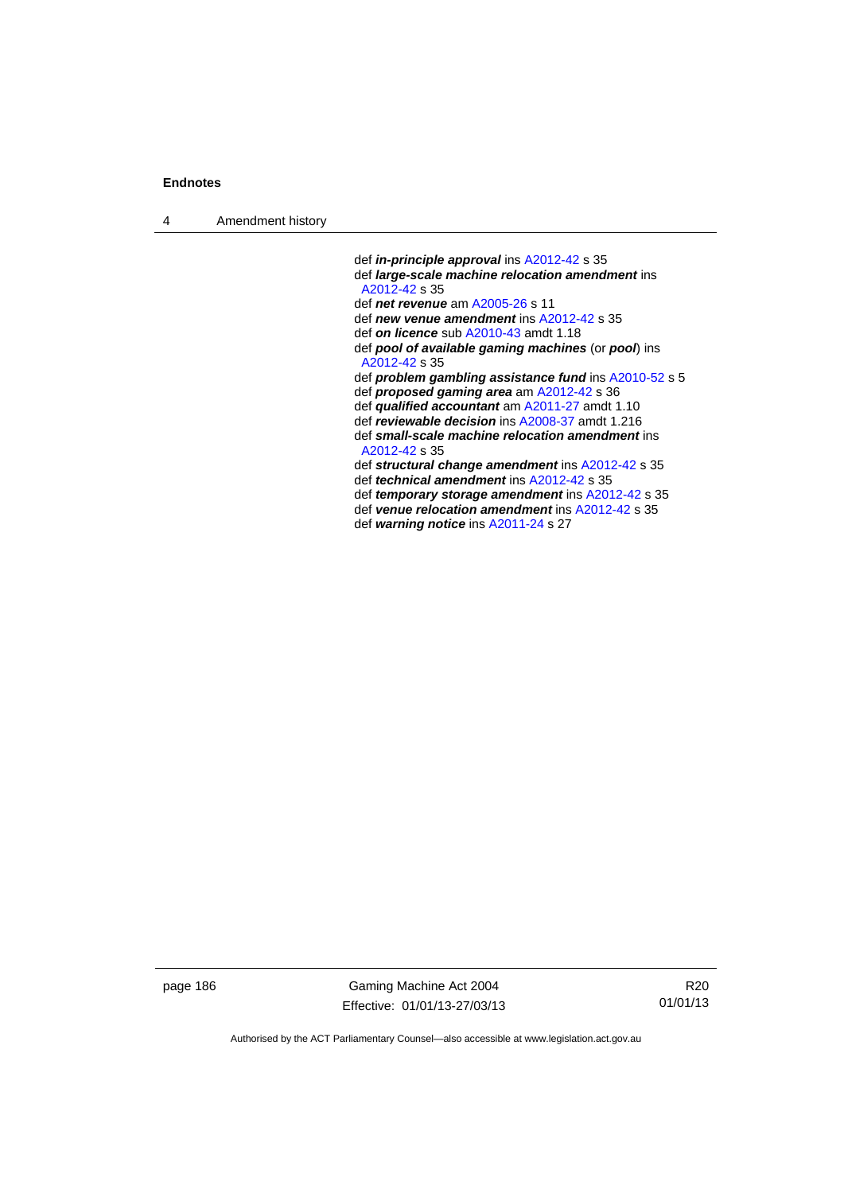def ***in-principle approval*** ins A2012-42 s 35
def ***large-scale machine relocation amendment*** ins A2012-42 s 35
def ***net revenue*** am A2005-26 s 11
def ***new venue amendment*** ins A2012-42 s 35
def ***on licence*** sub A2010-43 amdt 1.18
def ***pool of available gaming machines*** (or ***pool***) ins A2012-42 s 35
def ***problem gambling assistance fund*** ins A2010-52 s 5
def ***proposed gaming area*** am A2012-42 s 36
def ***qualified accountant*** am A2011-27 amdt 1.10
def ***reviewable decision*** ins A2008-37 amdt 1.216
def ***small-scale machine relocation amendment*** ins A2012-42 s 35
def ***structural change amendment*** ins A2012-42 s 35
def ***technical amendment*** ins A2012-42 s 35
def ***temporary storage amendment*** ins A2012-42 s 35
def ***venue relocation amendment*** ins A2012-42 s 35
def ***warning notice*** ins A2011-24 s 27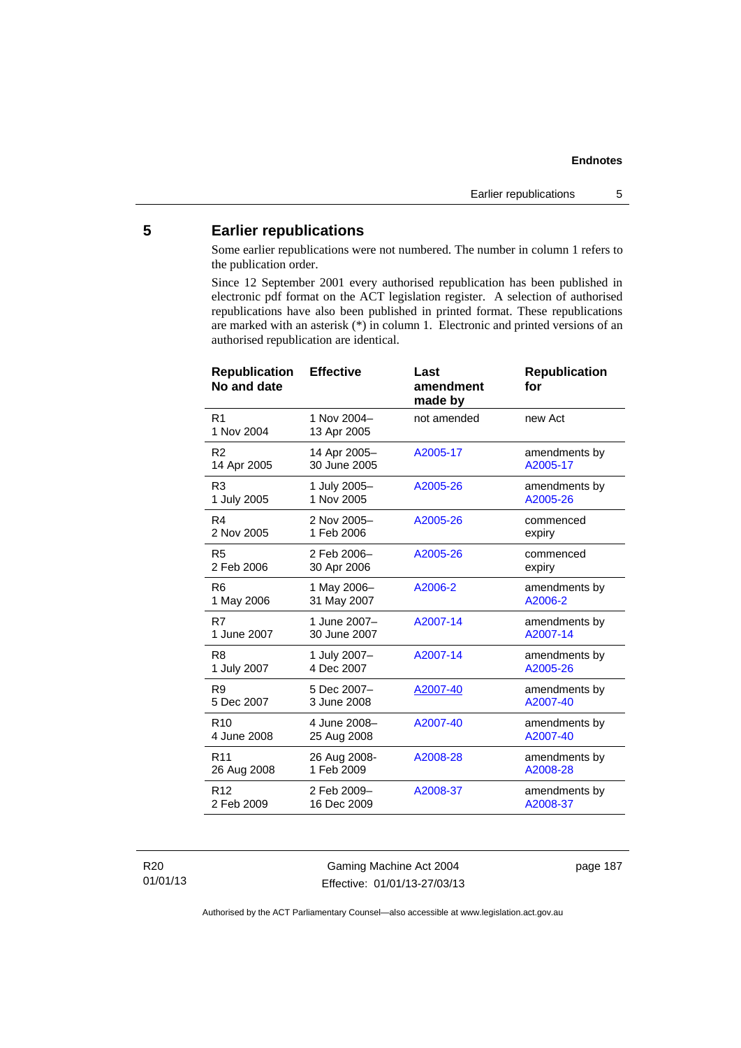## 5 Earlier republications

Some earlier republications were not numbered. The number in column 1 refers to the publication order.

Since 12 September 2001 every authorised republication has been published in electronic pdf format on the ACT legislation register. A selection of authorised republications have also been published in printed format. These republications are marked with an asterisk (*) in column 1. Electronic and printed versions of an authorised republication are identical.

| Republication No and date | Effective | Last amendment made by | Republication for |
|---|---|---|---|
| R1<br>1 Nov 2004 | 1 Nov 2004–<br>13 Apr 2005 | not amended | new Act |
| R2<br>14 Apr 2005 | 14 Apr 2005–<br>30 June 2005 | A2005-17 | amendments by A2005-17 |
| R3<br>1 July 2005 | 1 July 2005–<br>1 Nov 2005 | A2005-26 | amendments by A2005-26 |
| R4<br>2 Nov 2005 | 2 Nov 2005–<br>1 Feb 2006 | A2005-26 | commenced expiry |
| R5<br>2 Feb 2006 | 2 Feb 2006–<br>30 Apr 2006 | A2005-26 | commenced expiry |
| R6<br>1 May 2006 | 1 May 2006–<br>31 May 2007 | A2006-2 | amendments by A2006-2 |
| R7<br>1 June 2007 | 1 June 2007–<br>30 June 2007 | A2007-14 | amendments by A2007-14 |
| R8<br>1 July 2007 | 1 July 2007–<br>4 Dec 2007 | A2007-14 | amendments by A2005-26 |
| R9<br>5 Dec 2007 | 5 Dec 2007–<br>3 June 2008 | A2007-40 | amendments by A2007-40 |
| R10<br>4 June 2008 | 4 June 2008–<br>25 Aug 2008 | A2007-40 | amendments by A2007-40 |
| R11<br>26 Aug 2008 | 26 Aug 2008-<br>1 Feb 2009 | A2008-28 | amendments by A2008-28 |
| R12<br>2 Feb 2009 | 2 Feb 2009–<br>16 Dec 2009 | A2008-37 | amendments by A2008-37 |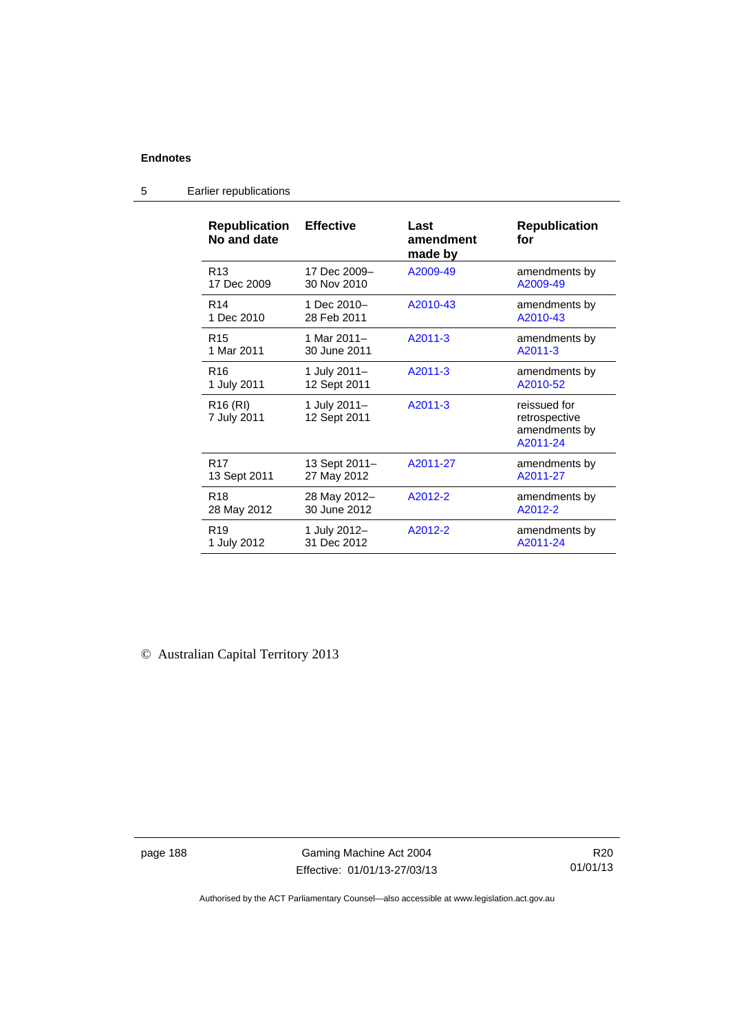## 5 Earlier republications

| Republication No and date | Effective | Last amendment made by | Republication for |
|---|---|---|---|
| R13<br>17 Dec 2009 | 17 Dec 2009–<br>30 Nov 2010 | A2009-49 | amendments by A2009-49 |
| R14<br>1 Dec 2010 | 1 Dec 2010–<br>28 Feb 2011 | A2010-43 | amendments by A2010-43 |
| R15<br>1 Mar 2011 | 1 Mar 2011–<br>30 June 2011 | A2011-3 | amendments by A2011-3 |
| R16<br>1 July 2011 | 1 July 2011–<br>12 Sept 2011 | A2011-3 | amendments by A2010-52 |
| R16 (RI)<br>7 July 2011 | 1 July 2011–<br>12 Sept 2011 | A2011-3 | reissued for retrospective amendments by A2011-24 |
| R17<br>13 Sept 2011 | 13 Sept 2011–<br>27 May 2012 | A2011-27 | amendments by A2011-27 |
| R18<br>28 May 2012 | 28 May 2012–<br>30 June 2012 | A2012-2 | amendments by A2012-2 |
| R19<br>1 July 2012 | 1 July 2012–<br>31 Dec 2012 | A2012-2 | amendments by A2011-24 |

© Australian Capital Territory 2013